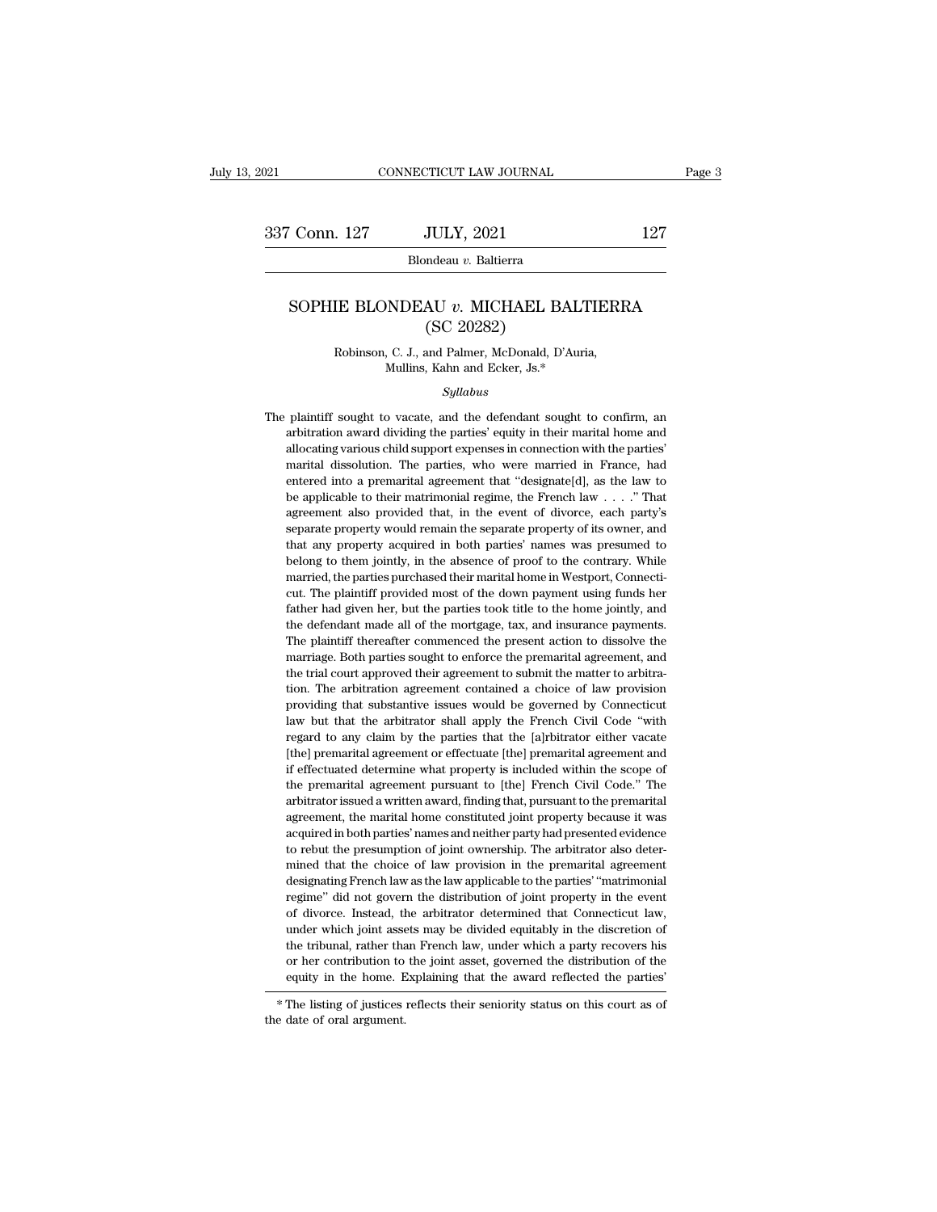# SOPHIE BLONDEAU *v.* MICHAEL BALTIERRA (SC 20282)

Robinson, C. J., and Palmer, McDonald, D'Auria, Mullins, Kahn and Ecker, Js.*

*Syllabus*

The plaintiff sought to vacate, and the defendant sought to confirm, an arbitration award dividing the parties' equity in their marital home and allocating various child support expenses in connection with the parties' marital dissolution. The parties, who were married in France, had entered into a premarital agreement that "designate[d], as the law to be applicable to their matrimonial regime, the French law . . . ." That agreement also provided that, in the event of divorce, each party's separate property would remain the separate property of its owner, and that any property acquired in both parties' names was presumed to belong to them jointly, in the absence of proof to the contrary. While married, the parties purchased their marital home in Westport, Connecticut. The plaintiff provided most of the down payment using funds her father had given her, but the parties took title to the home jointly, and the defendant made all of the mortgage, tax, and insurance payments. The plaintiff thereafter commenced the present action to dissolve the marriage. Both parties sought to enforce the premarital agreement, and the trial court approved their agreement to submit the matter to arbitration. The arbitration agreement contained a choice of law provision providing that substantive issues would be governed by Connecticut law but that the arbitrator shall apply the French Civil Code "with regard to any claim by the parties that the [a]rbitrator either vacate [the] premarital agreement or effectuate [the] premarital agreement and if effectuated determine what property is included within the scope of the premarital agreement pursuant to [the] French Civil Code." The arbitrator issued a written award, finding that, pursuant to the premarital agreement, the marital home constituted joint property because it was acquired in both parties' names and neither party had presented evidence to rebut the presumption of joint ownership. The arbitrator also determined that the choice of law provision in the premarital agreement designating French law as the law applicable to the parties' "matrimonial regime" did not govern the distribution of joint property in the event of divorce. Instead, the arbitrator determined that Connecticut law, under which joint assets may be divided equitably in the discretion of the tribunal, rather than French law, under which a party recovers his or her contribution to the joint asset, governed the distribution of the equity in the home. Explaining that the award reflected the parties'

* The listing of justices reflects their seniority status on this court as of the date of oral argument.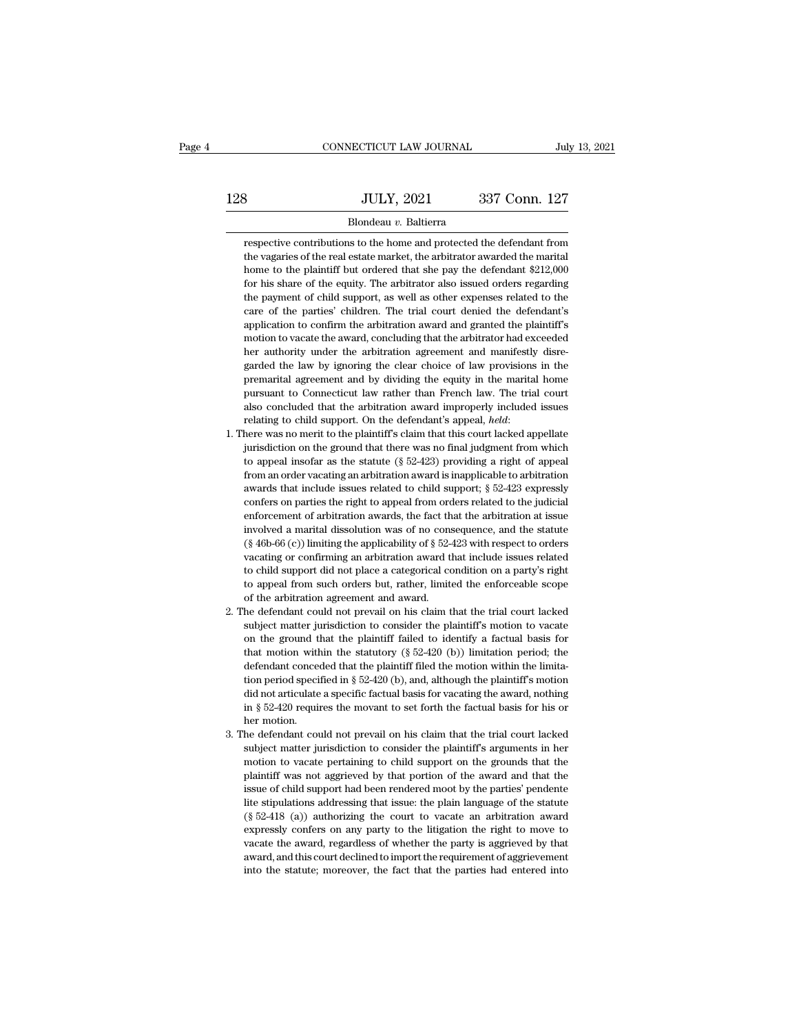respective contributions to the home and protected the defendant from the vagaries of the real estate market, the arbitrator awarded the marital home to the plaintiff but ordered that she pay the defendant $212,000 for his share of the equity. The arbitrator also issued orders regarding the payment of child support, as well as other expenses related to the care of the parties' children. The trial court denied the defendant's application to confirm the arbitration award and granted the plaintiff's motion to vacate the award, concluding that the arbitrator had exceeded her authority under the arbitration agreement and manifestly disregarded the law by ignoring the clear choice of law provisions in the premarital agreement and by dividing the equity in the marital home pursuant to Connecticut law rather than French law. The trial court also concluded that the arbitration award improperly included issues relating to child support. On the defendant's appeal, *held*:

1. There was no merit to the plaintiff's claim that this court lacked appellate jurisdiction on the ground that there was no final judgment from which to appeal insofar as the statute (§ 52-423) providing a right of appeal from an order vacating an arbitration award is inapplicable to arbitration awards that include issues related to child support; § 52-423 expressly confers on parties the right to appeal from orders related to the judicial enforcement of arbitration awards, the fact that the arbitration at issue involved a marital dissolution was of no consequence, and the statute (§ 46b-66 (c)) limiting the applicability of § 52-423 with respect to orders vacating or confirming an arbitration award that include issues related to child support did not place a categorical condition on a party's right to appeal from such orders but, rather, limited the enforceable scope of the arbitration agreement and award.

2. The defendant could not prevail on his claim that the trial court lacked subject matter jurisdiction to consider the plaintiff's motion to vacate on the ground that the plaintiff failed to identify a factual basis for that motion within the statutory (§ 52-420 (b)) limitation period; the defendant conceded that the plaintiff filed the motion within the limitation period specified in § 52-420 (b), and, although the plaintiff's motion did not articulate a specific factual basis for vacating the award, nothing in § 52-420 requires the movant to set forth the factual basis for his or her motion.

3. The defendant could not prevail on his claim that the trial court lacked subject matter jurisdiction to consider the plaintiff's arguments in her motion to vacate pertaining to child support on the grounds that the plaintiff was not aggrieved by that portion of the award and that the issue of child support had been rendered moot by the parties' pendente lite stipulations addressing that issue: the plain language of the statute (§ 52-418 (a)) authorizing the court to vacate an arbitration award expressly confers on any party to the litigation the right to move to vacate the award, regardless of whether the party is aggrieved by that award, and this court declined to import the requirement of aggrievement into the statute; moreover, the fact that the parties had entered into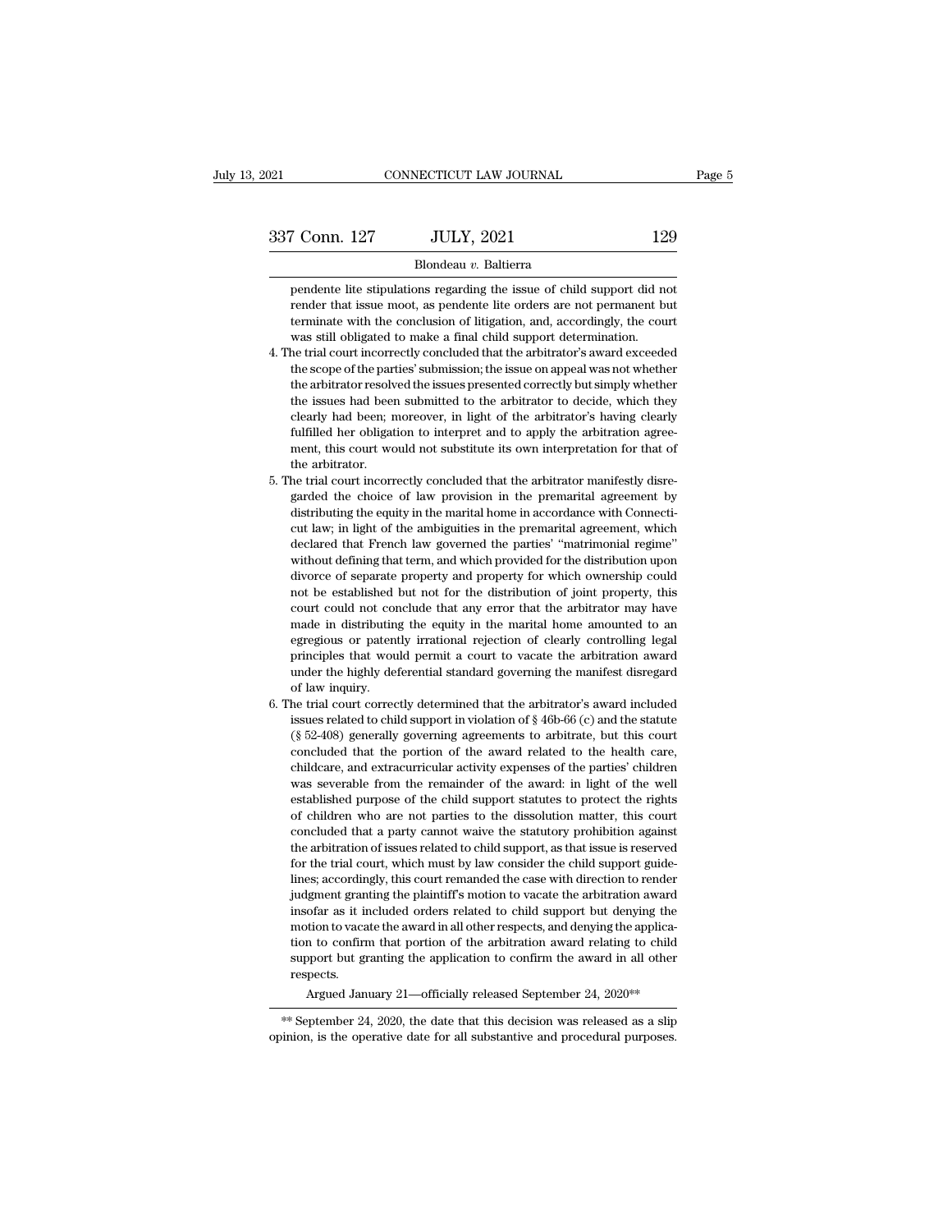pendente lite stipulations regarding the issue of child support did not render that issue moot, as pendente lite orders are not permanent but terminate with the conclusion of litigation, and, accordingly, the court was still obligated to make a final child support determination.

4. The trial court incorrectly concluded that the arbitrator's award exceeded the scope of the parties' submission; the issue on appeal was not whether the arbitrator resolved the issues presented correctly but simply whether the issues had been submitted to the arbitrator to decide, which they clearly had been; moreover, in light of the arbitrator's having clearly fulfilled her obligation to interpret and to apply the arbitration agreement, this court would not substitute its own interpretation for that of the arbitrator.

5. The trial court incorrectly concluded that the arbitrator manifestly disregarded the choice of law provision in the premarital agreement by distributing the equity in the marital home in accordance with Connecticut law; in light of the ambiguities in the premarital agreement, which declared that French law governed the parties' "matrimonial regime" without defining that term, and which provided for the distribution upon divorce of separate property and property for which ownership could not be established but not for the distribution of joint property, this court could not conclude that any error that the arbitrator may have made in distributing the equity in the marital home amounted to an egregious or patently irrational rejection of clearly controlling legal principles that would permit a court to vacate the arbitration award under the highly deferential standard governing the manifest disregard of law inquiry.

6. The trial court correctly determined that the arbitrator's award included issues related to child support in violation of § 46b-66 (c) and the statute (§ 52-408) generally governing agreements to arbitrate, but this court concluded that the portion of the award related to the health care, childcare, and extracurricular activity expenses of the parties' children was severable from the remainder of the award: in light of the well established purpose of the child support statutes to protect the rights of children who are not parties to the dissolution matter, this court concluded that a party cannot waive the statutory prohibition against the arbitration of issues related to child support, as that issue is reserved for the trial court, which must by law consider the child support guidelines; accordingly, this court remanded the case with direction to render judgment granting the plaintiff's motion to vacate the arbitration award insofar as it included orders related to child support but denying the motion to vacate the award in all other respects, and denying the application to confirm that portion of the arbitration award relating to child support but granting the application to confirm the award in all other respects.

Argued January 21—officially released September 24, 2020**

** September 24, 2020, the date that this decision was released as a slip opinion, is the operative date for all substantive and procedural purposes.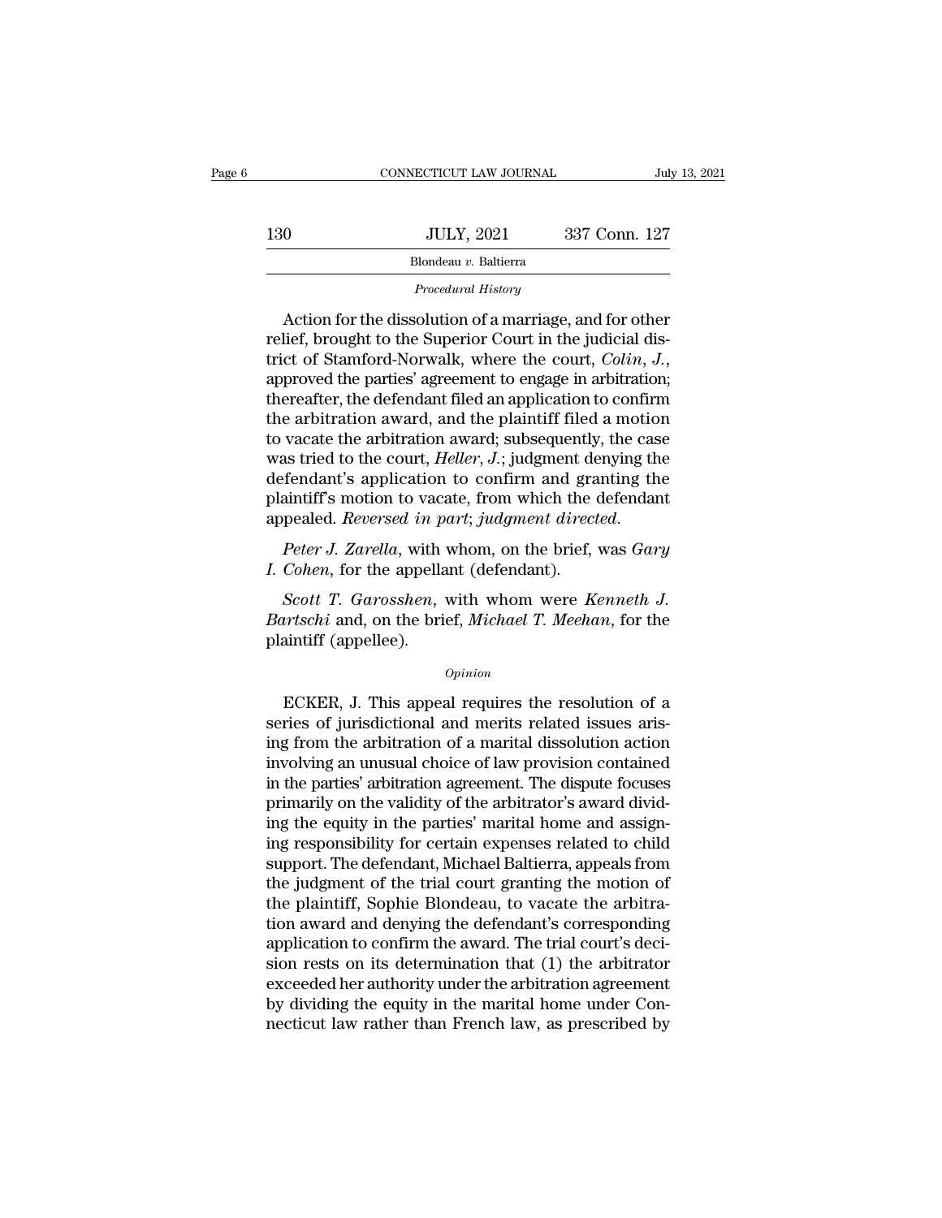*Procedural History*

Action for the dissolution of a marriage, and for other relief, brought to the Superior Court in the judicial district of Stamford-Norwalk, where the court, *Colin, J.*, approved the parties' agreement to engage in arbitration; thereafter, the defendant filed an application to confirm the arbitration award, and the plaintiff filed a motion to vacate the arbitration award; subsequently, the case was tried to the court, *Heller, J.*; judgment denying the defendant's application to confirm and granting the plaintiff's motion to vacate, from which the defendant appealed. *Reversed in part; judgment directed.*

*Peter J. Zarella*, with whom, on the brief, was *Gary I. Cohen*, for the appellant (defendant).

*Scott T. Garosshen*, with whom were *Kenneth J. Bartschi* and, on the brief, *Michael T. Meehan*, for the plaintiff (appellee).

*Opinion*

ECKER, J. This appeal requires the resolution of a series of jurisdictional and merits related issues arising from the arbitration of a marital dissolution action involving an unusual choice of law provision contained in the parties' arbitration agreement. The dispute focuses primarily on the validity of the arbitrator's award dividing the equity in the parties' marital home and assigning responsibility for certain expenses related to child support. The defendant, Michael Baltierra, appeals from the judgment of the trial court granting the motion of the plaintiff, Sophie Blondeau, to vacate the arbitration award and denying the defendant's corresponding application to confirm the award. The trial court's decision rests on its determination that (1) the arbitrator exceeded her authority under the arbitration agreement by dividing the equity in the marital home under Connecticut law rather than French law, as prescribed by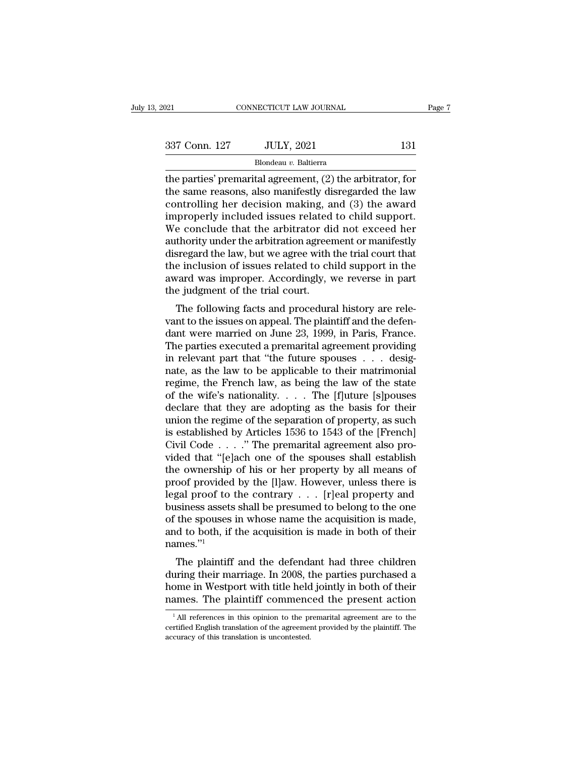the parties' premarital agreement, (2) the arbitrator, for the same reasons, also manifestly disregarded the law controlling her decision making, and (3) the award improperly included issues related to child support. We conclude that the arbitrator did not exceed her authority under the arbitration agreement or manifestly disregard the law, but we agree with the trial court that the inclusion of issues related to child support in the award was improper. Accordingly, we reverse in part the judgment of the trial court.

The following facts and procedural history are relevant to the issues on appeal. The plaintiff and the defendant were married on June 23, 1999, in Paris, France. The parties executed a premarital agreement providing in relevant part that "the future spouses . . . designate, as the law to be applicable to their matrimonial regime, the French law, as being the law of the state of the wife's nationality. . . . The [f]uture [s]pouses declare that they are adopting as the basis for their union the regime of the separation of property, as such is established by Articles 1536 to 1543 of the [French] Civil Code . . . ." The premarital agreement also provided that "[e]ach one of the spouses shall establish the ownership of his or her property by all means of proof provided by the [l]aw. However, unless there is legal proof to the contrary . . . [r]eal property and business assets shall be presumed to belong to the one of the spouses in whose name the acquisition is made, and to both, if the acquisition is made in both of their names."[1]

The plaintiff and the defendant had three children during their marriage. In 2008, the parties purchased a home in Westport with title held jointly in both of their names. The plaintiff commenced the present action

[1] All references in this opinion to the premarital agreement are to the certified English translation of the agreement provided by the plaintiff. The accuracy of this translation is uncontested.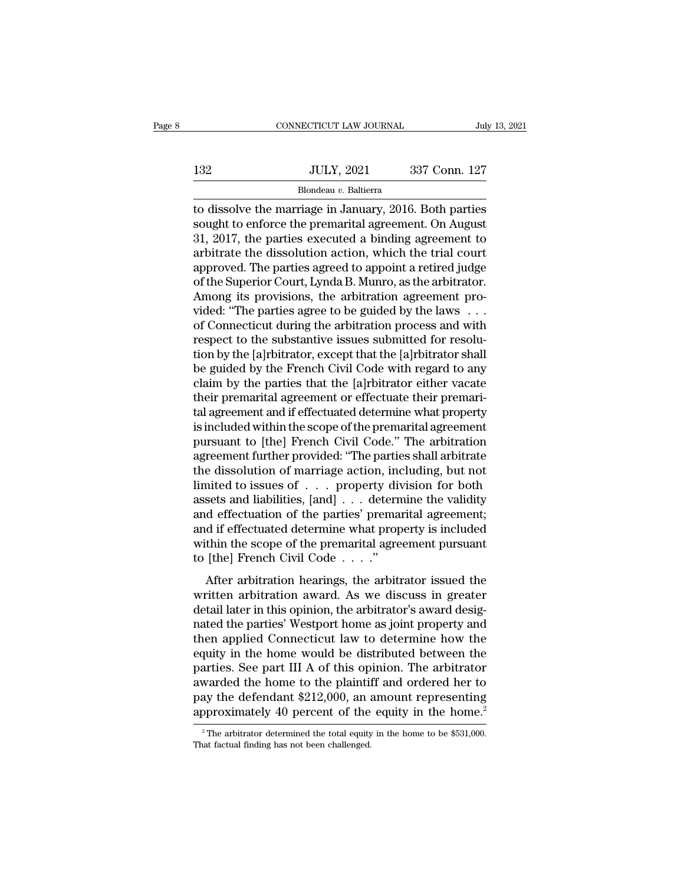to dissolve the marriage in January, 2016. Both parties sought to enforce the premarital agreement. On August 31, 2017, the parties executed a binding agreement to arbitrate the dissolution action, which the trial court approved. The parties agreed to appoint a retired judge of the Superior Court, Lynda B. Munro, as the arbitrator. Among its provisions, the arbitration agreement provided: "The parties agree to be guided by the laws . . . of Connecticut during the arbitration process and with respect to the substantive issues submitted for resolution by the [a]rbitrator, except that the [a]rbitrator shall be guided by the French Civil Code with regard to any claim by the parties that the [a]rbitrator either vacate their premarital agreement or effectuate their premarital agreement and if effectuated determine what property is included within the scope of the premarital agreement pursuant to [the] French Civil Code." The arbitration agreement further provided: "The parties shall arbitrate the dissolution of marriage action, including, but not limited to issues of . . . property division for both assets and liabilities, [and] . . . determine the validity and effectuation of the parties' premarital agreement; and if effectuated determine what property is included within the scope of the premarital agreement pursuant to [the] French Civil Code . . . ."

After arbitration hearings, the arbitrator issued the written arbitration award. As we discuss in greater detail later in this opinion, the arbitrator's award designated the parties' Westport home as joint property and then applied Connecticut law to determine how the equity in the home would be distributed between the parties. See part III A of this opinion. The arbitrator awarded the home to the plaintiff and ordered her to pay the defendant $212,000, an amount representing approximately 40 percent of the equity in the home.[2]

[2] The arbitrator determined the total equity in the home to be $531,000. That factual finding has not been challenged.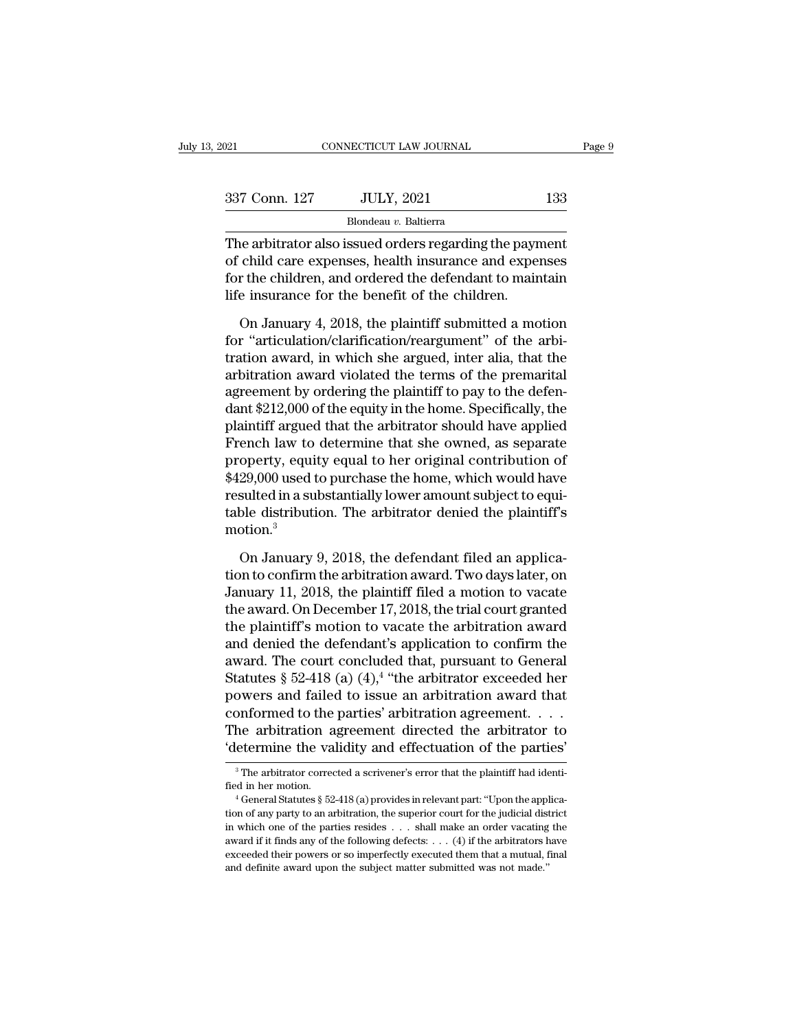The arbitrator also issued orders regarding the payment of child care expenses, health insurance and expenses for the children, and ordered the defendant to maintain life insurance for the benefit of the children.

On January 4, 2018, the plaintiff submitted a motion for "articulation/clarification/reargument" of the arbitration award, in which she argued, inter alia, that the arbitration award violated the terms of the premarital agreement by ordering the plaintiff to pay to the defendant $212,000 of the equity in the home. Specifically, the plaintiff argued that the arbitrator should have applied French law to determine that she owned, as separate property, equity equal to her original contribution of $429,000 used to purchase the home, which would have resulted in a substantially lower amount subject to equitable distribution. The arbitrator denied the plaintiff's motion.[3]

On January 9, 2018, the defendant filed an application to confirm the arbitration award. Two days later, on January 11, 2018, the plaintiff filed a motion to vacate the award. On December 17, 2018, the trial court granted the plaintiff's motion to vacate the arbitration award and denied the defendant's application to confirm the award. The court concluded that, pursuant to General Statutes § 52-418 (a) (4),[4] "the arbitrator exceeded her powers and failed to issue an arbitration award that conformed to the parties' arbitration agreement. . . . The arbitration agreement directed the arbitrator to 'determine the validity and effectuation of the parties'

---

[3] The arbitrator corrected a scrivener's error that the plaintiff had identified in her motion.

[4] General Statutes § 52-418 (a) provides in relevant part: "Upon the application of any party to an arbitration, the superior court for the judicial district in which one of the parties resides . . . shall make an order vacating the award if it finds any of the following defects: . . . (4) if the arbitrators have exceeded their powers or so imperfectly executed them that a mutual, final and definite award upon the subject matter submitted was not made."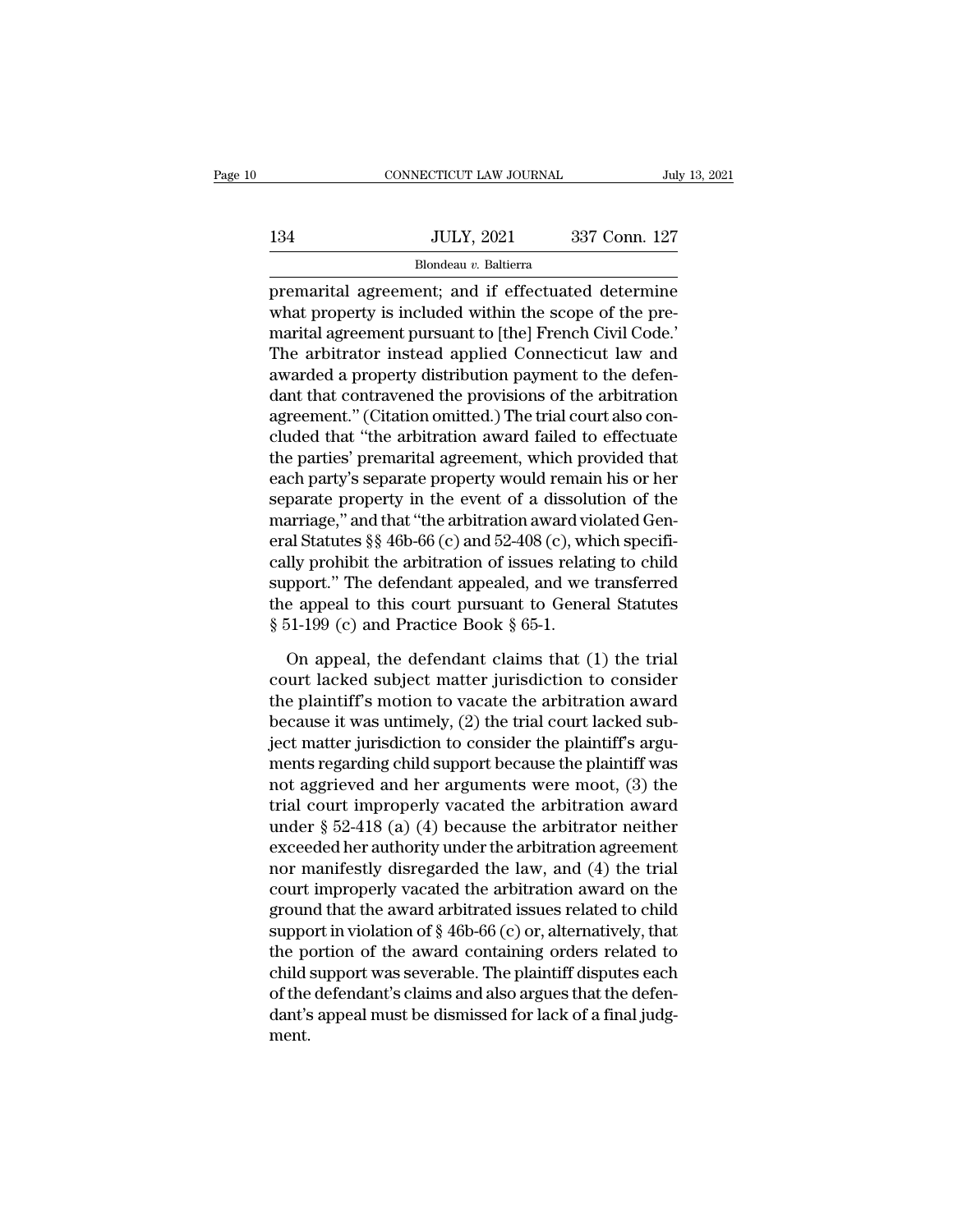premarital agreement; and if effectuated determine what property is included within the scope of the premarital agreement pursuant to [the] French Civil Code.' The arbitrator instead applied Connecticut law and awarded a property distribution payment to the defendant that contravened the provisions of the arbitration agreement." (Citation omitted.) The trial court also concluded that "the arbitration award failed to effectuate the parties' premarital agreement, which provided that each party's separate property would remain his or her separate property in the event of a dissolution of the marriage," and that "the arbitration award violated General Statutes §§ 46b-66 (c) and 52-408 (c), which specifically prohibit the arbitration of issues relating to child support." The defendant appealed, and we transferred the appeal to this court pursuant to General Statutes § 51-199 (c) and Practice Book § 65-1.

On appeal, the defendant claims that (1) the trial court lacked subject matter jurisdiction to consider the plaintiff's motion to vacate the arbitration award because it was untimely, (2) the trial court lacked subject matter jurisdiction to consider the plaintiff's arguments regarding child support because the plaintiff was not aggrieved and her arguments were moot, (3) the trial court improperly vacated the arbitration award under § 52-418 (a) (4) because the arbitrator neither exceeded her authority under the arbitration agreement nor manifestly disregarded the law, and (4) the trial court improperly vacated the arbitration award on the ground that the award arbitrated issues related to child support in violation of § 46b-66 (c) or, alternatively, that the portion of the award containing orders related to child support was severable. The plaintiff disputes each of the defendant's claims and also argues that the defendant's appeal must be dismissed for lack of a final judgment.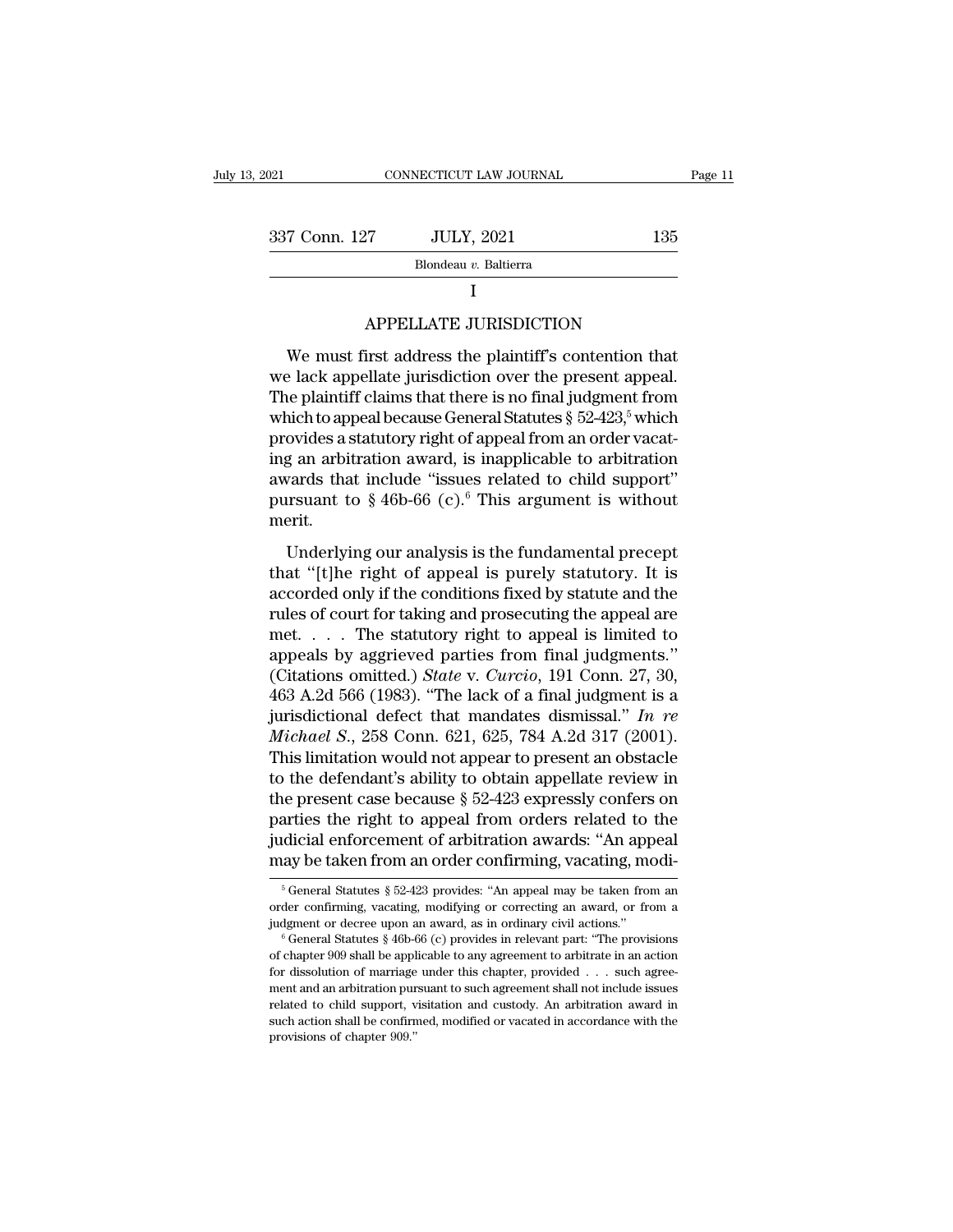## I

## APPELLATE JURISDICTION

We must first address the plaintiff's contention that we lack appellate jurisdiction over the present appeal. The plaintiff claims that there is no final judgment from which to appeal because General Statutes § 52-423,[5] which provides a statutory right of appeal from an order vacating an arbitration award, is inapplicable to arbitration awards that include "issues related to child support" pursuant to § 46b-66 (c).[6] This argument is without merit.

Underlying our analysis is the fundamental precept that "[t]he right of appeal is purely statutory. It is accorded only if the conditions fixed by statute and the rules of court for taking and prosecuting the appeal are met. . . . The statutory right to appeal is limited to appeals by aggrieved parties from final judgments." (Citations omitted.) *State* v. *Curcio*, 191 Conn. 27, 30, 463 A.2d 566 (1983). "The lack of a final judgment is a jurisdictional defect that mandates dismissal." *In re Michael S.*, 258 Conn. 621, 625, 784 A.2d 317 (2001). This limitation would not appear to present an obstacle to the defendant's ability to obtain appellate review in the present case because § 52-423 expressly confers on parties the right to appeal from orders related to the judicial enforcement of arbitration awards: "An appeal may be taken from an order confirming, vacating, modi-

[5] General Statutes § 52-423 provides: "An appeal may be taken from an order confirming, vacating, modifying or correcting an award, or from a judgment or decree upon an award, as in ordinary civil actions."

[6] General Statutes § 46b-66 (c) provides in relevant part: "The provisions of chapter 909 shall be applicable to any agreement to arbitrate in an action for dissolution of marriage under this chapter, provided . . . such agreement and an arbitration pursuant to such agreement shall not include issues related to child support, visitation and custody. An arbitration award in such action shall be confirmed, modified or vacated in accordance with the provisions of chapter 909."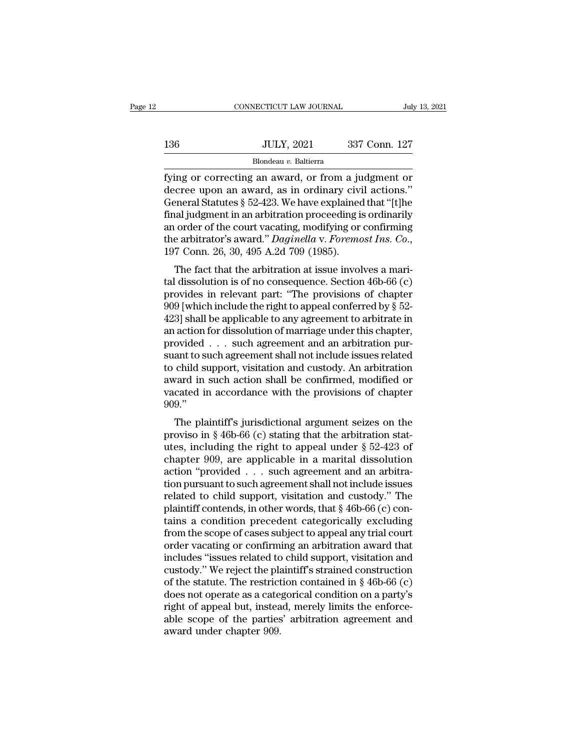fying or correcting an award, or from a judgment or decree upon an award, as in ordinary civil actions." General Statutes § 52-423. We have explained that "[t]he final judgment in an arbitration proceeding is ordinarily an order of the court vacating, modifying or confirming the arbitrator's award." *Daginella* v. *Foremost Ins. Co.*, 197 Conn. 26, 30, 495 A.2d 709 (1985).

The fact that the arbitration at issue involves a marital dissolution is of no consequence. Section 46b-66 (c) provides in relevant part: "The provisions of chapter 909 [which include the right to appeal conferred by § 52-423] shall be applicable to any agreement to arbitrate in an action for dissolution of marriage under this chapter, provided . . . such agreement and an arbitration pursuant to such agreement shall not include issues related to child support, visitation and custody. An arbitration award in such action shall be confirmed, modified or vacated in accordance with the provisions of chapter 909."

The plaintiff's jurisdictional argument seizes on the proviso in § 46b-66 (c) stating that the arbitration statutes, including the right to appeal under § 52-423 of chapter 909, are applicable in a marital dissolution action "provided . . . such agreement and an arbitration pursuant to such agreement shall not include issues related to child support, visitation and custody." The plaintiff contends, in other words, that § 46b-66 (c) contains a condition precedent categorically excluding from the scope of cases subject to appeal any trial court order vacating or confirming an arbitration award that includes "issues related to child support, visitation and custody." We reject the plaintiff's strained construction of the statute. The restriction contained in § 46b-66 (c) does not operate as a categorical condition on a party's right of appeal but, instead, merely limits the enforceable scope of the parties' arbitration agreement and award under chapter 909.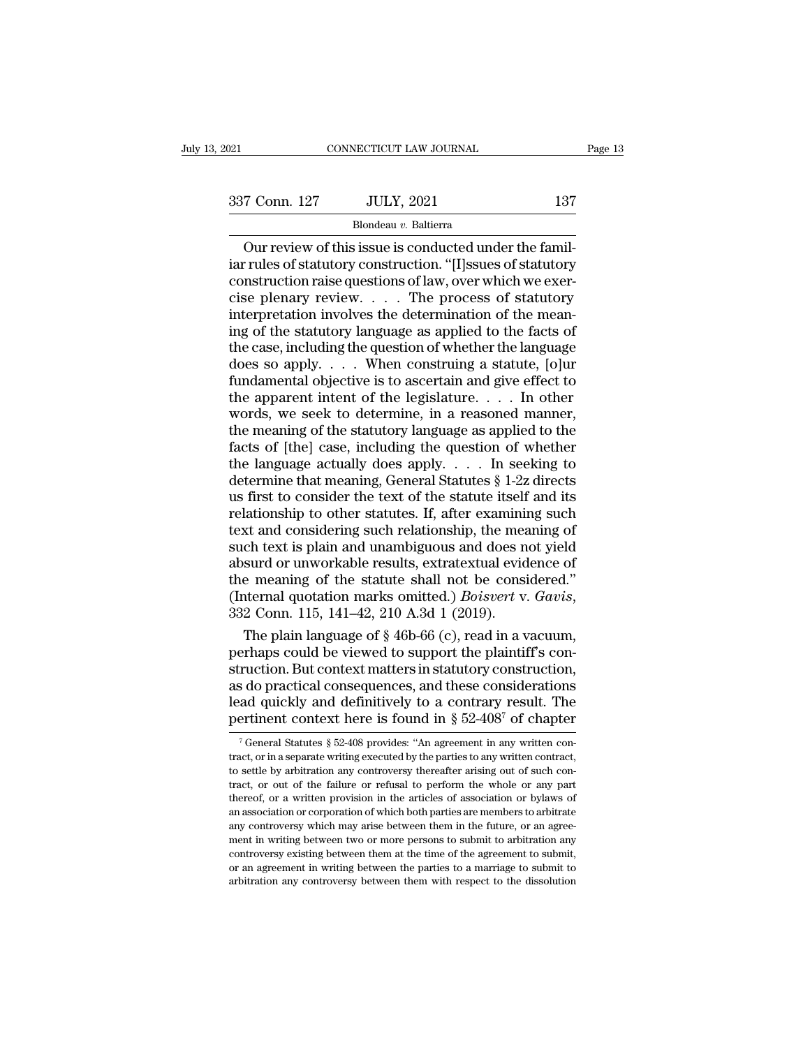Our review of this issue is conducted under the familiar rules of statutory construction. "[I]ssues of statutory construction raise questions of law, over which we exercise plenary review. . . . The process of statutory interpretation involves the determination of the meaning of the statutory language as applied to the facts of the case, including the question of whether the language does so apply. . . . When construing a statute, [o]ur fundamental objective is to ascertain and give effect to the apparent intent of the legislature. . . . In other words, we seek to determine, in a reasoned manner, the meaning of the statutory language as applied to the facts of [the] case, including the question of whether the language actually does apply. . . . In seeking to determine that meaning, General Statutes § 1-2z directs us first to consider the text of the statute itself and its relationship to other statutes. If, after examining such text and considering such relationship, the meaning of such text is plain and unambiguous and does not yield absurd or unworkable results, extratextual evidence of the meaning of the statute shall not be considered." (Internal quotation marks omitted.) *Boisvert* v. *Gavis*, 332 Conn. 115, 141–42, 210 A.3d 1 (2019).

The plain language of § 46b-66 (c), read in a vacuum, perhaps could be viewed to support the plaintiff's construction. But context matters in statutory construction, as do practical consequences, and these considerations lead quickly and definitively to a contrary result. The pertinent context here is found in § 52-408[7] of chapter

[7] General Statutes § 52-408 provides: "An agreement in any written contract, or in a separate writing executed by the parties to any written contract, to settle by arbitration any controversy thereafter arising out of such contract, or out of the failure or refusal to perform the whole or any part thereof, or a written provision in the articles of association or bylaws of an association or corporation of which both parties are members to arbitrate any controversy which may arise between them in the future, or an agreement in writing between two or more persons to submit to arbitration any controversy existing between them at the time of the agreement to submit, or an agreement in writing between the parties to a marriage to submit to arbitration any controversy between them with respect to the dissolution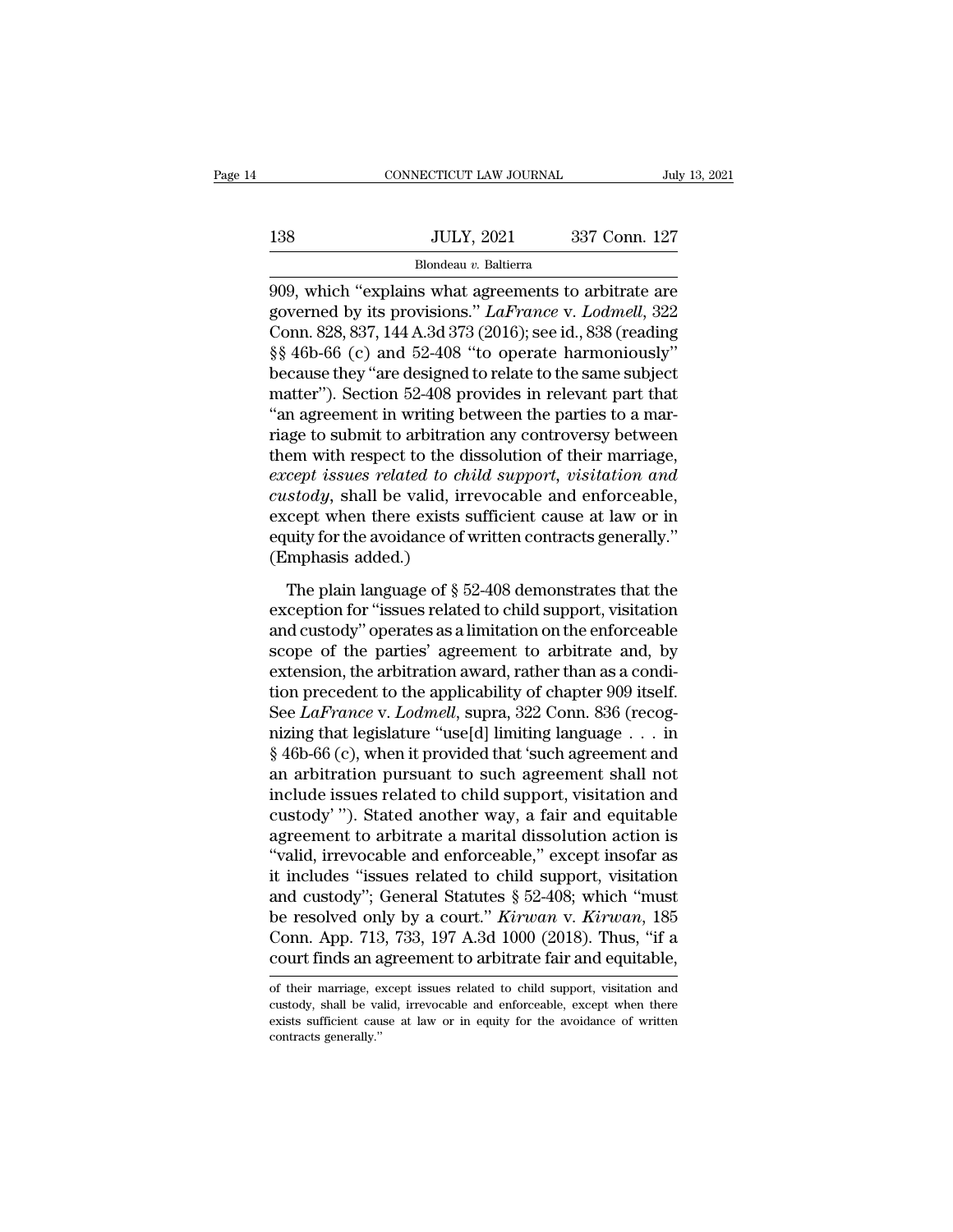909, which "explains what agreements to arbitrate are governed by its provisions." *LaFrance* v. *Lodmell*, 322 Conn. 828, 837, 144 A.3d 373 (2016); see id., 838 (reading §§ 46b-66 (c) and 52-408 "to operate harmoniously" because they "are designed to relate to the same subject matter"). Section 52-408 provides in relevant part that "an agreement in writing between the parties to a marriage to submit to arbitration any controversy between them with respect to the dissolution of their marriage, *except issues related to child support, visitation and custody*, shall be valid, irrevocable and enforceable, except when there exists sufficient cause at law or in equity for the avoidance of written contracts generally." (Emphasis added.)

The plain language of § 52-408 demonstrates that the exception for "issues related to child support, visitation and custody" operates as a limitation on the enforceable scope of the parties' agreement to arbitrate and, by extension, the arbitration award, rather than as a condition precedent to the applicability of chapter 909 itself. See *LaFrance* v. *Lodmell*, supra, 322 Conn. 836 (recognizing that legislature "use[d] limiting language . . . in § 46b-66 (c), when it provided that 'such agreement and an arbitration pursuant to such agreement shall not include issues related to child support, visitation and custody' "). Stated another way, a fair and equitable agreement to arbitrate a marital dissolution action is "valid, irrevocable and enforceable," except insofar as it includes "issues related to child support, visitation and custody"; General Statutes § 52-408; which "must be resolved only by a court." *Kirwan* v. *Kirwan*, 185 Conn. App. 713, 733, 197 A.3d 1000 (2018). Thus, "if a court finds an agreement to arbitrate fair and equitable,

of their marriage, except issues related to child support, visitation and custody, shall be valid, irrevocable and enforceable, except when there exists sufficient cause at law or in equity for the avoidance of written contracts generally."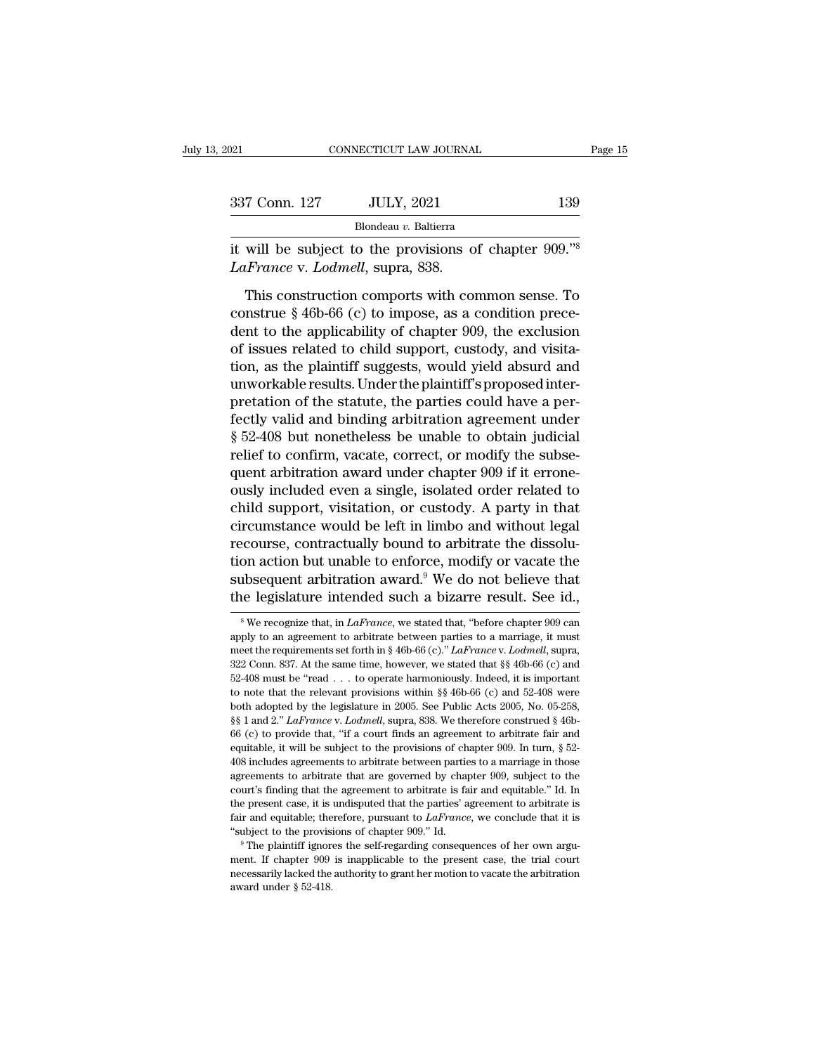it will be subject to the provisions of chapter 909."[8] *LaFrance* v. *Lodmell*, supra, 838.

This construction comports with common sense. To construe § 46b-66 (c) to impose, as a condition precedent to the applicability of chapter 909, the exclusion of issues related to child support, custody, and visitation, as the plaintiff suggests, would yield absurd and unworkable results. Under the plaintiff's proposed interpretation of the statute, the parties could have a perfectly valid and binding arbitration agreement under § 52-408 but nonetheless be unable to obtain judicial relief to confirm, vacate, correct, or modify the subsequent arbitration award under chapter 909 if it erroneously included even a single, isolated order related to child support, visitation, or custody. A party in that circumstance would be left in limbo and without legal recourse, contractually bound to arbitrate the dissolution action but unable to enforce, modify or vacate the subsequent arbitration award.[9] We do not believe that the legislature intended such a bizarre result. See id.,

---

[8] We recognize that, in *LaFrance*, we stated that, "before chapter 909 can apply to an agreement to arbitrate between parties to a marriage, it must meet the requirements set forth in § 46b-66 (c)." *LaFrance* v. *Lodmell*, supra, 322 Conn. 837. At the same time, however, we stated that §§ 46b-66 (c) and 52-408 must be "read . . . to operate harmoniously. Indeed, it is important to note that the relevant provisions within §§ 46b-66 (c) and 52-408 were both adopted by the legislature in 2005. See Public Acts 2005, No. 05-258, §§ 1 and 2." *LaFrance* v. *Lodmell*, supra, 838. We therefore construed § 46b-66 (c) to provide that, "if a court finds an agreement to arbitrate fair and equitable, it will be subject to the provisions of chapter 909. In turn, § 52-408 includes agreements to arbitrate between parties to a marriage in those agreements to arbitrate that are governed by chapter 909, subject to the court's finding that the agreement to arbitrate is fair and equitable." Id. In the present case, it is undisputed that the parties' agreement to arbitrate is fair and equitable; therefore, pursuant to *LaFrance*, we conclude that it is "subject to the provisions of chapter 909." Id.

[9] The plaintiff ignores the self-regarding consequences of her own argument. If chapter 909 is inapplicable to the present case, the trial court necessarily lacked the authority to grant her motion to vacate the arbitration award under § 52-418.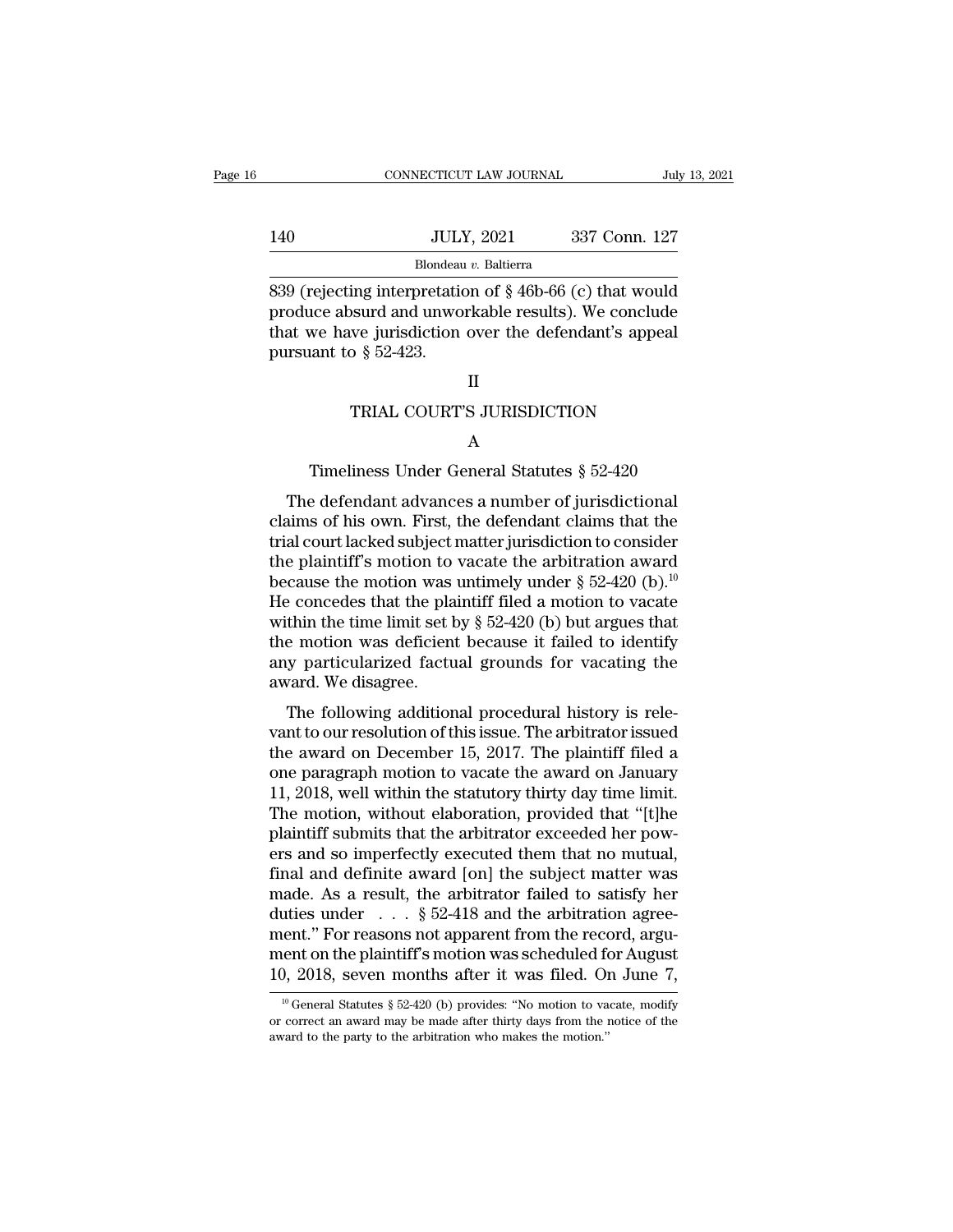839 (rejecting interpretation of § 46b-66 (c) that would produce absurd and unworkable results). We conclude that we have jurisdiction over the defendant's appeal pursuant to § 52-423.

## II

## TRIAL COURT'S JURISDICTION

### A

### Timeliness Under General Statutes § 52-420

The defendant advances a number of jurisdictional claims of his own. First, the defendant claims that the trial court lacked subject matter jurisdiction to consider the plaintiff's motion to vacate the arbitration award because the motion was untimely under § 52-420 (b).[10] He concedes that the plaintiff filed a motion to vacate within the time limit set by § 52-420 (b) but argues that the motion was deficient because it failed to identify any particularized factual grounds for vacating the award. We disagree.

The following additional procedural history is relevant to our resolution of this issue. The arbitrator issued the award on December 15, 2017. The plaintiff filed a one paragraph motion to vacate the award on January 11, 2018, well within the statutory thirty day time limit. The motion, without elaboration, provided that "[t]he plaintiff submits that the arbitrator exceeded her powers and so imperfectly executed them that no mutual, final and definite award [on] the subject matter was made. As a result, the arbitrator failed to satisfy her duties under . . . § 52-418 and the arbitration agreement." For reasons not apparent from the record, argument on the plaintiff's motion was scheduled for August 10, 2018, seven months after it was filed. On June 7,

[10] General Statutes § 52-420 (b) provides: "No motion to vacate, modify or correct an award may be made after thirty days from the notice of the award to the party to the arbitration who makes the motion."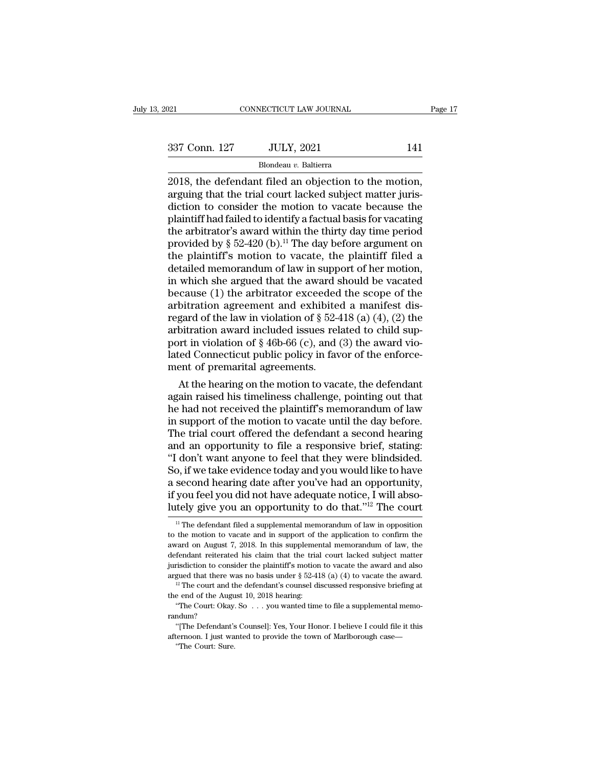2018, the defendant filed an objection to the motion, arguing that the trial court lacked subject matter jurisdiction to consider the motion to vacate because the plaintiff had failed to identify a factual basis for vacating the arbitrator's award within the thirty day time period provided by § 52-420 (b).[11] The day before argument on the plaintiff's motion to vacate, the plaintiff filed a detailed memorandum of law in support of her motion, in which she argued that the award should be vacated because (1) the arbitrator exceeded the scope of the arbitration agreement and exhibited a manifest disregard of the law in violation of § 52-418 (a) (4), (2) the arbitration award included issues related to child support in violation of § 46b-66 (c), and (3) the award violated Connecticut public policy in favor of the enforcement of premarital agreements.

At the hearing on the motion to vacate, the defendant again raised his timeliness challenge, pointing out that he had not received the plaintiff's memorandum of law in support of the motion to vacate until the day before. The trial court offered the defendant a second hearing and an opportunity to file a responsive brief, stating: "I don't want anyone to feel that they were blindsided. So, if we take evidence today and you would like to have a second hearing date after you've had an opportunity, if you feel you did not have adequate notice, I will absolutely give you an opportunity to do that."[12] The court

[11] The defendant filed a supplemental memorandum of law in opposition to the motion to vacate and in support of the application to confirm the award on August 7, 2018. In this supplemental memorandum of law, the defendant reiterated his claim that the trial court lacked subject matter jurisdiction to consider the plaintiff's motion to vacate the award and also argued that there was no basis under § 52-418 (a) (4) to vacate the award.

[12] The court and the defendant's counsel discussed responsive briefing at the end of the August 10, 2018 hearing:

"The Court: Okay. So . . . you wanted time to file a supplemental memorandum?

"[The Defendant's Counsel]: Yes, Your Honor. I believe I could file it this afternoon. I just wanted to provide the town of Marlborough case—

"The Court: Sure.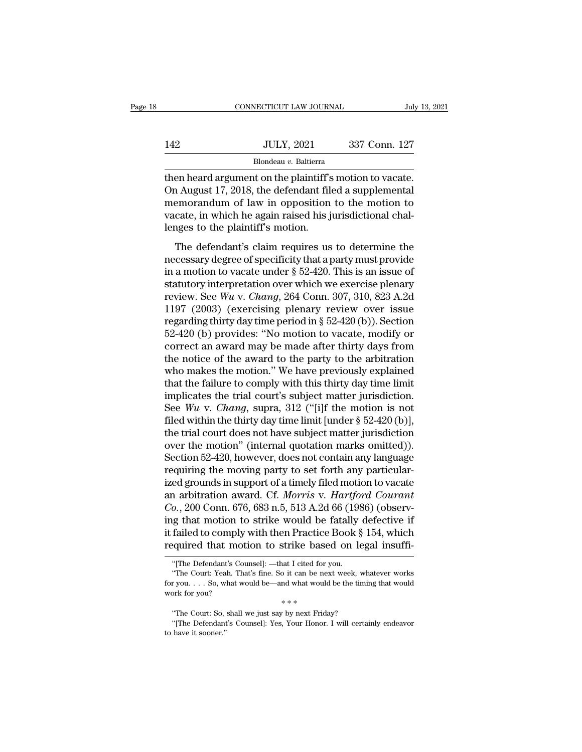then heard argument on the plaintiff's motion to vacate. On August 17, 2018, the defendant filed a supplemental memorandum of law in opposition to the motion to vacate, in which he again raised his jurisdictional challenges to the plaintiff's motion.

The defendant's claim requires us to determine the necessary degree of specificity that a party must provide in a motion to vacate under § 52-420. This is an issue of statutory interpretation over which we exercise plenary review. See *Wu* v. *Chang*, 264 Conn. 307, 310, 823 A.2d 1197 (2003) (exercising plenary review over issue regarding thirty day time period in § 52-420 (b)). Section 52-420 (b) provides: "No motion to vacate, modify or correct an award may be made after thirty days from the notice of the award to the party to the arbitration who makes the motion." We have previously explained that the failure to comply with this thirty day time limit implicates the trial court's subject matter jurisdiction. See *Wu* v. *Chang*, supra, 312 ("[i]f the motion is not filed within the thirty day time limit [under § 52-420 (b)], the trial court does not have subject matter jurisdiction over the motion" (internal quotation marks omitted)). Section 52-420, however, does not contain any language requiring the moving party to set forth any particularized grounds in support of a timely filed motion to vacate an arbitration award. Cf. *Morris* v. *Hartford Courant Co.*, 200 Conn. 676, 683 n.5, 513 A.2d 66 (1986) (observing that motion to strike would be fatally defective if it failed to comply with then Practice Book § 154, which required that motion to strike based on legal insuffi-

"[The Defendant's Counsel]: —that I cited for you.

"The Court: Yeah. That's fine. So it can be next week, whatever works for you. . . . So, what would be—and what would be the timing that would work for you?

\* \* \*

"The Court: So, shall we just say by next Friday?

"[The Defendant's Counsel]: Yes, Your Honor. I will certainly endeavor to have it sooner."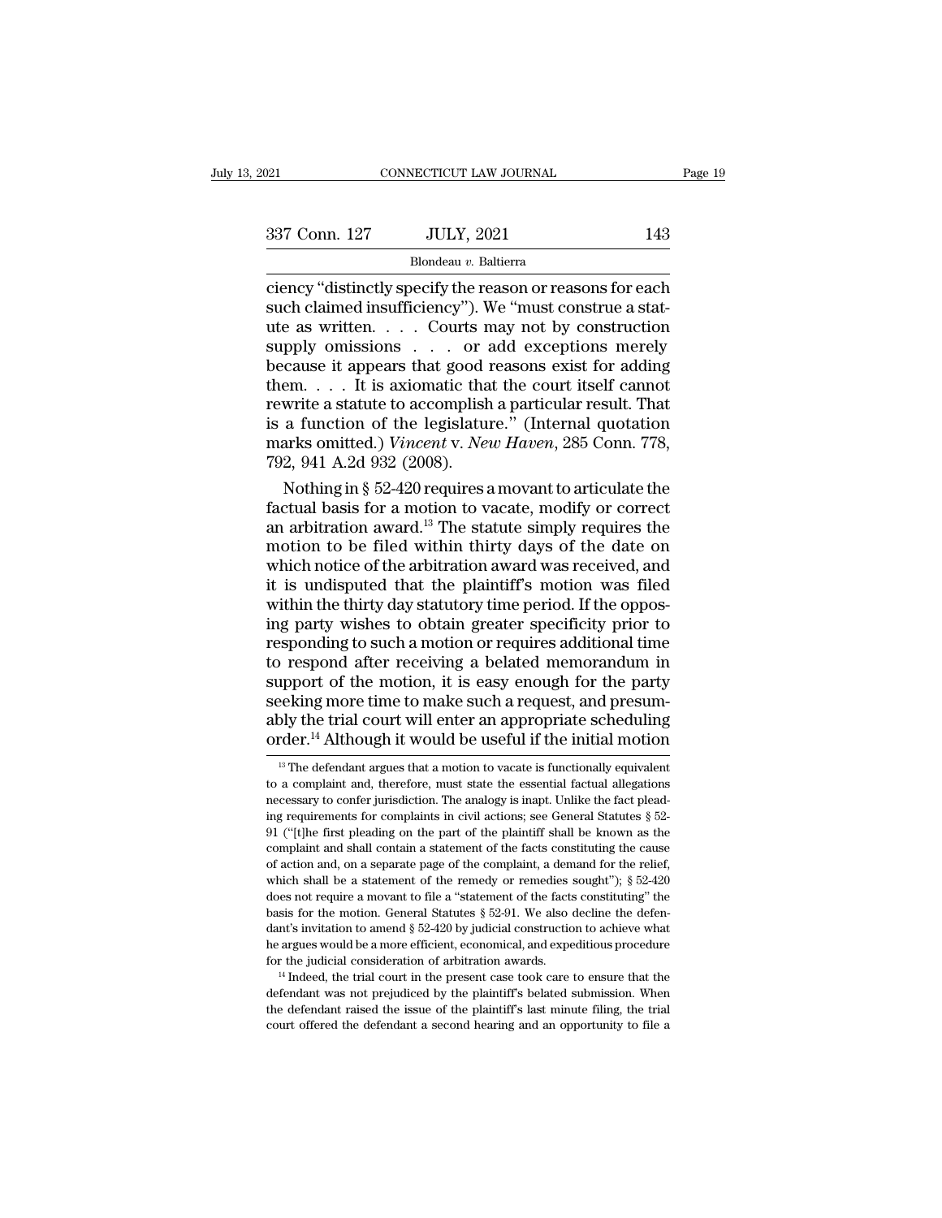ciency "distinctly specify the reason or reasons for each such claimed insufficiency"). We "must construe a statute as written. . . . Courts may not by construction supply omissions . . . or add exceptions merely because it appears that good reasons exist for adding them. . . . It is axiomatic that the court itself cannot rewrite a statute to accomplish a particular result. That is a function of the legislature." (Internal quotation marks omitted.) *Vincent* v. *New Haven*, 285 Conn. 778, 792, 941 A.2d 932 (2008).

Nothing in § 52-420 requires a movant to articulate the factual basis for a motion to vacate, modify or correct an arbitration award.[13] The statute simply requires the motion to be filed within thirty days of the date on which notice of the arbitration award was received, and it is undisputed that the plaintiff's motion was filed within the thirty day statutory time period. If the opposing party wishes to obtain greater specificity prior to responding to such a motion or requires additional time to respond after receiving a belated memorandum in support of the motion, it is easy enough for the party seeking more time to make such a request, and presumably the trial court will enter an appropriate scheduling order.[14] Although it would be useful if the initial motion

[13] The defendant argues that a motion to vacate is functionally equivalent to a complaint and, therefore, must state the essential factual allegations necessary to confer jurisdiction. The analogy is inapt. Unlike the fact pleading requirements for complaints in civil actions; see General Statutes § 52-91 ("[t]he first pleading on the part of the plaintiff shall be known as the complaint and shall contain a statement of the facts constituting the cause of action and, on a separate page of the complaint, a demand for the relief, which shall be a statement of the remedy or remedies sought"); § 52-420 does not require a movant to file a "statement of the facts constituting" the basis for the motion. General Statutes § 52-91. We also decline the defendant's invitation to amend § 52-420 by judicial construction to achieve what he argues would be a more efficient, economical, and expeditious procedure for the judicial consideration of arbitration awards.

[14] Indeed, the trial court in the present case took care to ensure that the defendant was not prejudiced by the plaintiff's belated submission. When the defendant raised the issue of the plaintiff's last minute filing, the trial court offered the defendant a second hearing and an opportunity to file a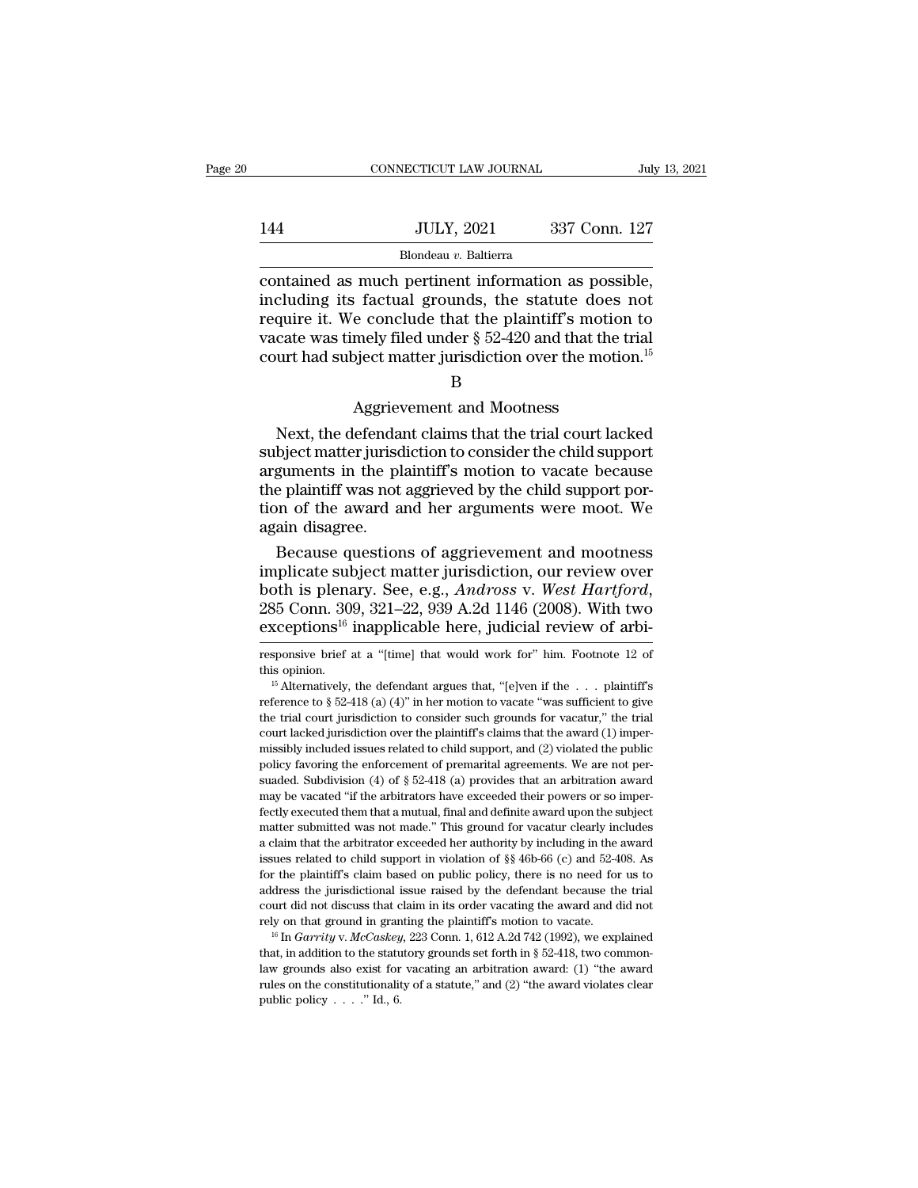contained as much pertinent information as possible, including its factual grounds, the statute does not require it. We conclude that the plaintiff's motion to vacate was timely filed under § 52-420 and that the trial court had subject matter jurisdiction over the motion.[15]

## B

### Aggrievement and Mootness

Next, the defendant claims that the trial court lacked subject matter jurisdiction to consider the child support arguments in the plaintiff's motion to vacate because the plaintiff was not aggrieved by the child support portion of the award and her arguments were moot. We again disagree.

Because questions of aggrievement and mootness implicate subject matter jurisdiction, our review over both is plenary. See, e.g., *Andross* v. *West Hartford*, 285 Conn. 309, 321–22, 939 A.2d 1146 (2008). With two exceptions[16] inapplicable here, judicial review of arbi-

---

responsive brief at a "[time] that would work for" him. Footnote 12 of this opinion.

[15] Alternatively, the defendant argues that, "[e]ven if the . . . plaintiff's reference to § 52-418 (a) (4)" in her motion to vacate "was sufficient to give the trial court jurisdiction to consider such grounds for vacatur," the trial court lacked jurisdiction over the plaintiff's claims that the award (1) impermissibly included issues related to child support, and (2) violated the public policy favoring the enforcement of premarital agreements. We are not persuaded. Subdivision (4) of § 52-418 (a) provides that an arbitration award may be vacated "if the arbitrators have exceeded their powers or so imperfectly executed them that a mutual, final and definite award upon the subject matter submitted was not made." This ground for vacatur clearly includes a claim that the arbitrator exceeded her authority by including in the award issues related to child support in violation of §§ 46b-66 (c) and 52-408. As for the plaintiff's claim based on public policy, there is no need for us to address the jurisdictional issue raised by the defendant because the trial court did not discuss that claim in its order vacating the award and did not rely on that ground in granting the plaintiff's motion to vacate.

[16] In *Garrity* v. *McCaskey*, 223 Conn. 1, 612 A.2d 742 (1992), we explained that, in addition to the statutory grounds set forth in § 52-418, two common-law grounds also exist for vacating an arbitration award: (1) "the award rules on the constitutionality of a statute," and (2) "the award violates clear public policy . . . ." Id., 6.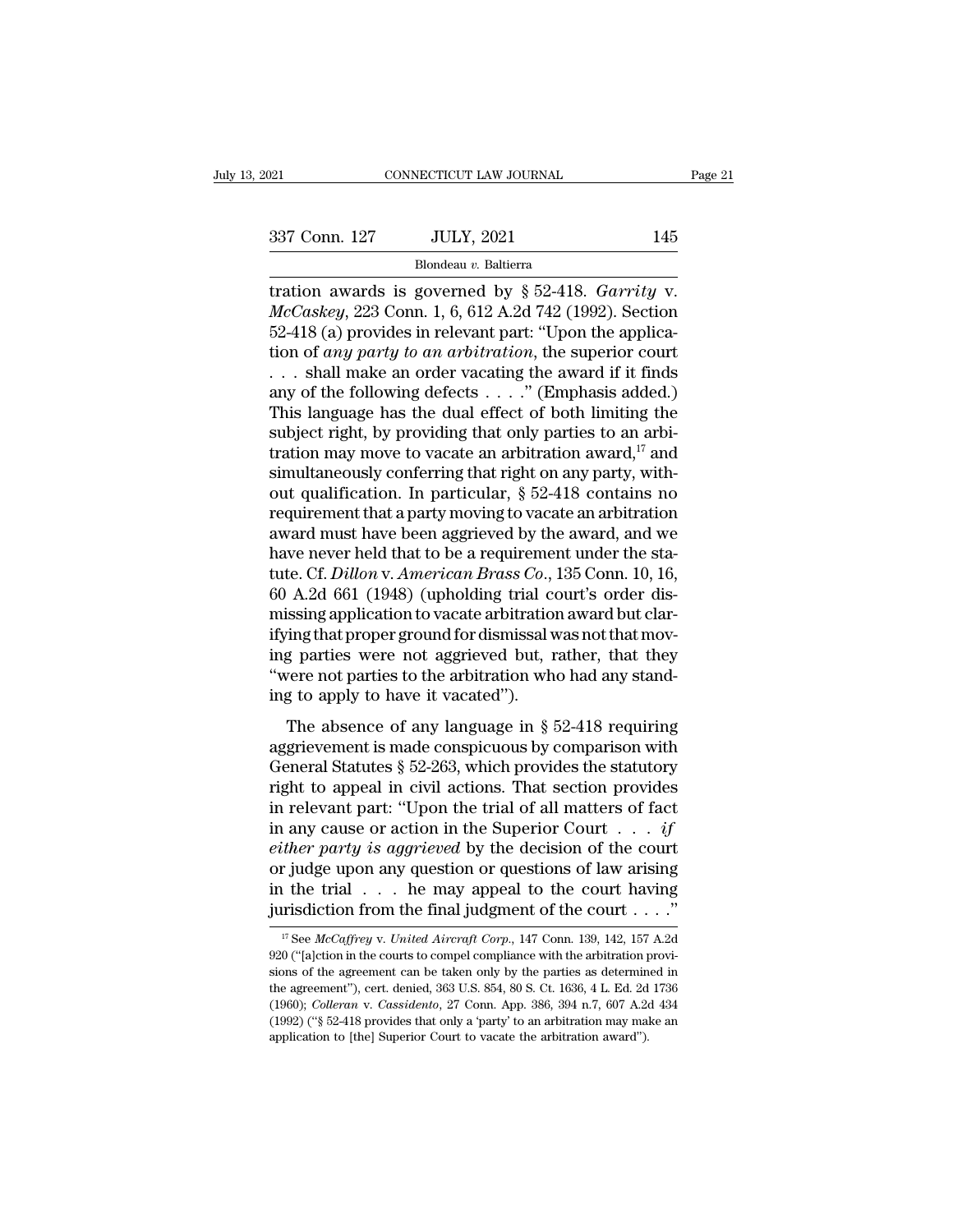tration awards is governed by § 52-418. *Garrity* v. *McCaskey*, 223 Conn. 1, 6, 612 A.2d 742 (1992). Section 52-418 (a) provides in relevant part: "Upon the application of *any party to an arbitration*, the superior court . . . shall make an order vacating the award if it finds any of the following defects . . . ." (Emphasis added.) This language has the dual effect of both limiting the subject right, by providing that only parties to an arbitration may move to vacate an arbitration award,[17] and simultaneously conferring that right on any party, without qualification. In particular, § 52-418 contains no requirement that a party moving to vacate an arbitration award must have been aggrieved by the award, and we have never held that to be a requirement under the statute. Cf. *Dillon* v. *American Brass Co.*, 135 Conn. 10, 16, 60 A.2d 661 (1948) (upholding trial court's order dismissing application to vacate arbitration award but clarifying that proper ground for dismissal was not that moving parties were not aggrieved but, rather, that they "were not parties to the arbitration who had any standing to apply to have it vacated").

The absence of any language in § 52-418 requiring aggrievement is made conspicuous by comparison with General Statutes § 52-263, which provides the statutory right to appeal in civil actions. That section provides in relevant part: "Upon the trial of all matters of fact in any cause or action in the Superior Court . . . *if either party is aggrieved* by the decision of the court or judge upon any question or questions of law arising in the trial . . . he may appeal to the court having jurisdiction from the final judgment of the court . . . ."

[17] See *McCaffrey* v. *United Aircraft Corp.*, 147 Conn. 139, 142, 157 A.2d 920 ("[a]ction in the courts to compel compliance with the arbitration provisions of the agreement can be taken only by the parties as determined in the agreement"), cert. denied, 363 U.S. 854, 80 S. Ct. 1636, 4 L. Ed. 2d 1736 (1960); *Colleran* v. *Cassidento*, 27 Conn. App. 386, 394 n.7, 607 A.2d 434 (1992) ("§ 52-418 provides that only a 'party' to an arbitration may make an application to [the] Superior Court to vacate the arbitration award").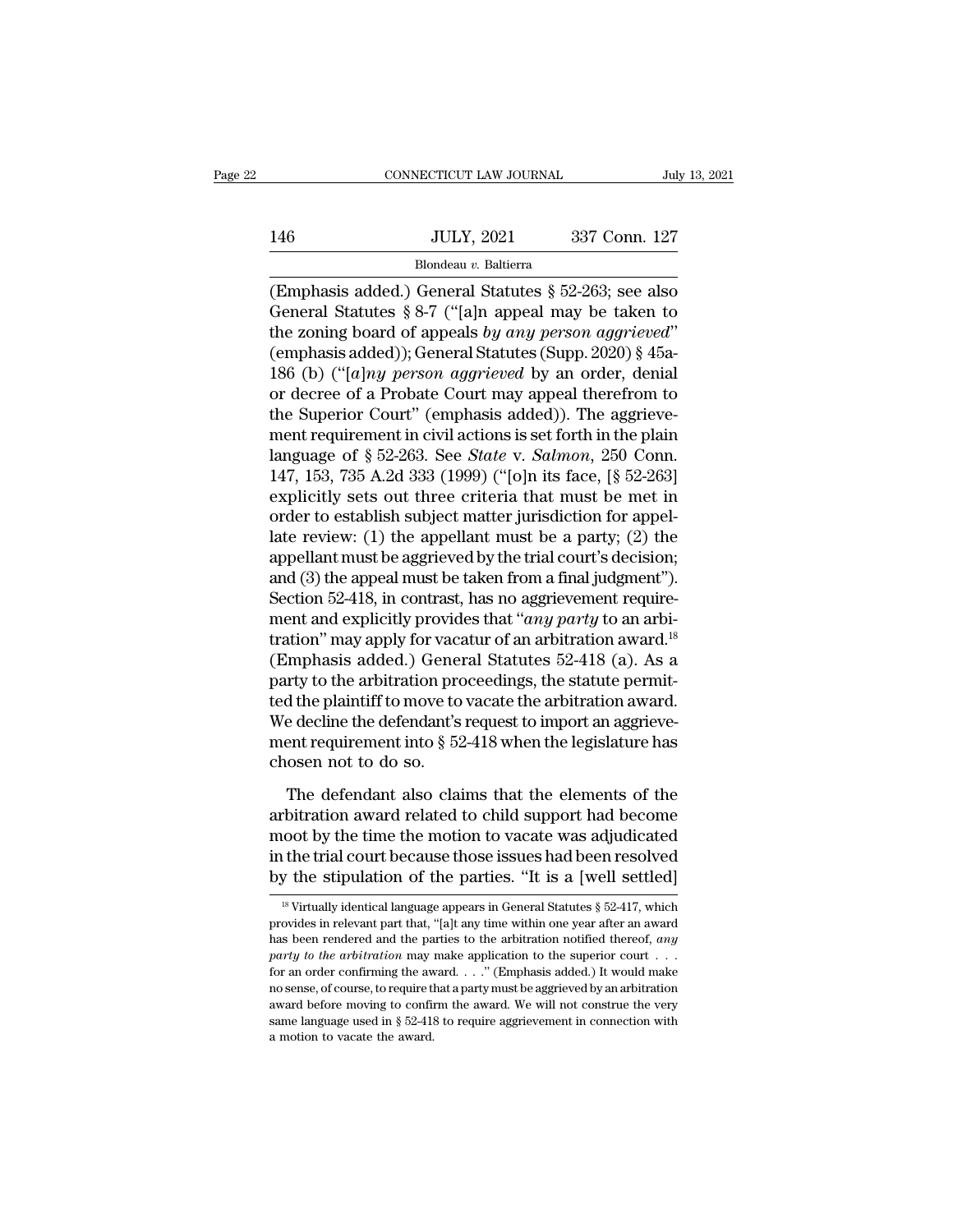(Emphasis added.) General Statutes § 52-263; see also General Statutes § 8-7 ("[a]n appeal may be taken to the zoning board of appeals *by any person aggrieved*" (emphasis added)); General Statutes (Supp. 2020) § 45a-186 (b) ("[*a*]*ny person aggrieved* by an order, denial or decree of a Probate Court may appeal therefrom to the Superior Court" (emphasis added)). The aggrievement requirement in civil actions is set forth in the plain language of § 52-263. See *State* v. *Salmon*, 250 Conn. 147, 153, 735 A.2d 333 (1999) ("[o]n its face, [§ 52-263] explicitly sets out three criteria that must be met in order to establish subject matter jurisdiction for appellate review: (1) the appellant must be a party; (2) the appellant must be aggrieved by the trial court's decision; and (3) the appeal must be taken from a final judgment"). Section 52-418, in contrast, has no aggrievement requirement and explicitly provides that "*any party* to an arbitration" may apply for vacatur of an arbitration award.[18] (Emphasis added.) General Statutes 52-418 (a). As a party to the arbitration proceedings, the statute permitted the plaintiff to move to vacate the arbitration award. We decline the defendant's request to import an aggrievement requirement into § 52-418 when the legislature has chosen not to do so.

The defendant also claims that the elements of the arbitration award related to child support had become moot by the time the motion to vacate was adjudicated in the trial court because those issues had been resolved by the stipulation of the parties. "It is a [well settled]

[18] Virtually identical language appears in General Statutes § 52-417, which provides in relevant part that, "[a]t any time within one year after an award has been rendered and the parties to the arbitration notified thereof, *any party to the arbitration* may make application to the superior court . . . for an order confirming the award. . . ." (Emphasis added.) It would make no sense, of course, to require that a party must be aggrieved by an arbitration award before moving to confirm the award. We will not construe the very same language used in § 52-418 to require aggrievement in connection with a motion to vacate the award.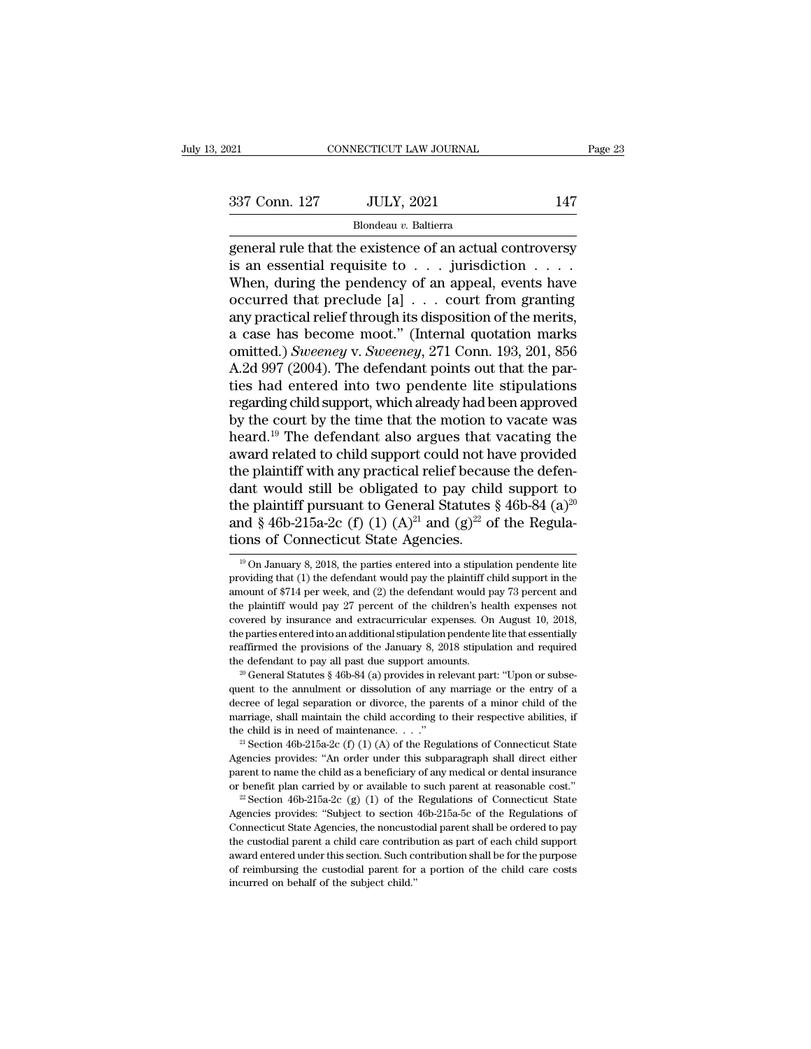general rule that the existence of an actual controversy is an essential requisite to . . . jurisdiction . . . . When, during the pendency of an appeal, events have occurred that preclude [a] . . . court from granting any practical relief through its disposition of the merits, a case has become moot." (Internal quotation marks omitted.) *Sweeney* v. *Sweeney*, 271 Conn. 193, 201, 856 A.2d 997 (2004). The defendant points out that the parties had entered into two pendente lite stipulations regarding child support, which already had been approved by the court by the time that the motion to vacate was heard.[19] The defendant also argues that vacating the award related to child support could not have provided the plaintiff with any practical relief because the defendant would still be obligated to pay child support to the plaintiff pursuant to General Statutes § 46b-84 (a)[20] and § 46b-215a-2c (f) (1) (A)[21] and (g)[22] of the Regulations of Connecticut State Agencies.

[19] On January 8, 2018, the parties entered into a stipulation pendente lite providing that (1) the defendant would pay the plaintiff child support in the amount of $714 per week, and (2) the defendant would pay 73 percent and the plaintiff would pay 27 percent of the children's health expenses not covered by insurance and extracurricular expenses. On August 10, 2018, the parties entered into an additional stipulation pendente lite that essentially reaffirmed the provisions of the January 8, 2018 stipulation and required the defendant to pay all past due support amounts.

[20] General Statutes § 46b-84 (a) provides in relevant part: "Upon or subsequent to the annulment or dissolution of any marriage or the entry of a decree of legal separation or divorce, the parents of a minor child of the marriage, shall maintain the child according to their respective abilities, if the child is in need of maintenance. . . ."

[21] Section 46b-215a-2c (f) (1) (A) of the Regulations of Connecticut State Agencies provides: "An order under this subparagraph shall direct either parent to name the child as a beneficiary of any medical or dental insurance or benefit plan carried by or available to such parent at reasonable cost."

[22] Section 46b-215a-2c (g) (1) of the Regulations of Connecticut State Agencies provides: "Subject to section 46b-215a-5c of the Regulations of Connecticut State Agencies, the noncustodial parent shall be ordered to pay the custodial parent a child care contribution as part of each child support award entered under this section. Such contribution shall be for the purpose of reimbursing the custodial parent for a portion of the child care costs incurred on behalf of the subject child."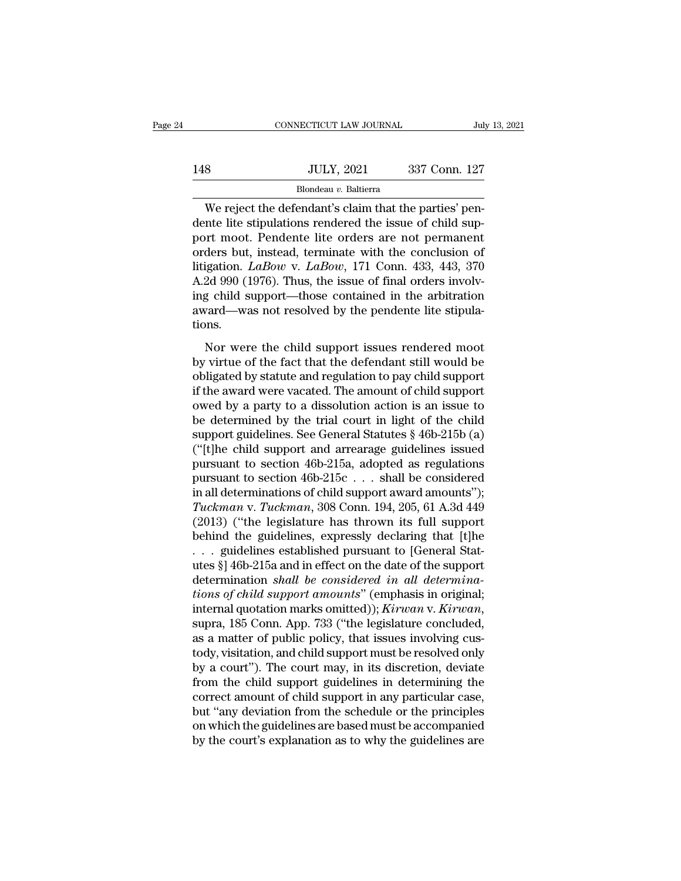We reject the defendant's claim that the parties' pendente lite stipulations rendered the issue of child support moot. Pendente lite orders are not permanent orders but, instead, terminate with the conclusion of litigation. *LaBow* v. *LaBow*, 171 Conn. 433, 443, 370 A.2d 990 (1976). Thus, the issue of final orders involving child support—those contained in the arbitration award—was not resolved by the pendente lite stipulations.

Nor were the child support issues rendered moot by virtue of the fact that the defendant still would be obligated by statute and regulation to pay child support if the award were vacated. The amount of child support owed by a party to a dissolution action is an issue to be determined by the trial court in light of the child support guidelines. See General Statutes § 46b-215b (a) ("[t]he child support and arrearage guidelines issued pursuant to section 46b-215a, adopted as regulations pursuant to section 46b-215c . . . shall be considered in all determinations of child support award amounts"); *Tuckman* v. *Tuckman*, 308 Conn. 194, 205, 61 A.3d 449 (2013) ("the legislature has thrown its full support behind the guidelines, expressly declaring that [t]he . . . guidelines established pursuant to [General Statutes §] 46b-215a and in effect on the date of the support determination *shall be considered in all determinations of child support amounts*" (emphasis in original; internal quotation marks omitted)); *Kirwan* v. *Kirwan*, supra, 185 Conn. App. 733 ("the legislature concluded, as a matter of public policy, that issues involving custody, visitation, and child support must be resolved only by a court"). The court may, in its discretion, deviate from the child support guidelines in determining the correct amount of child support in any particular case, but "any deviation from the schedule or the principles on which the guidelines are based must be accompanied by the court's explanation as to why the guidelines are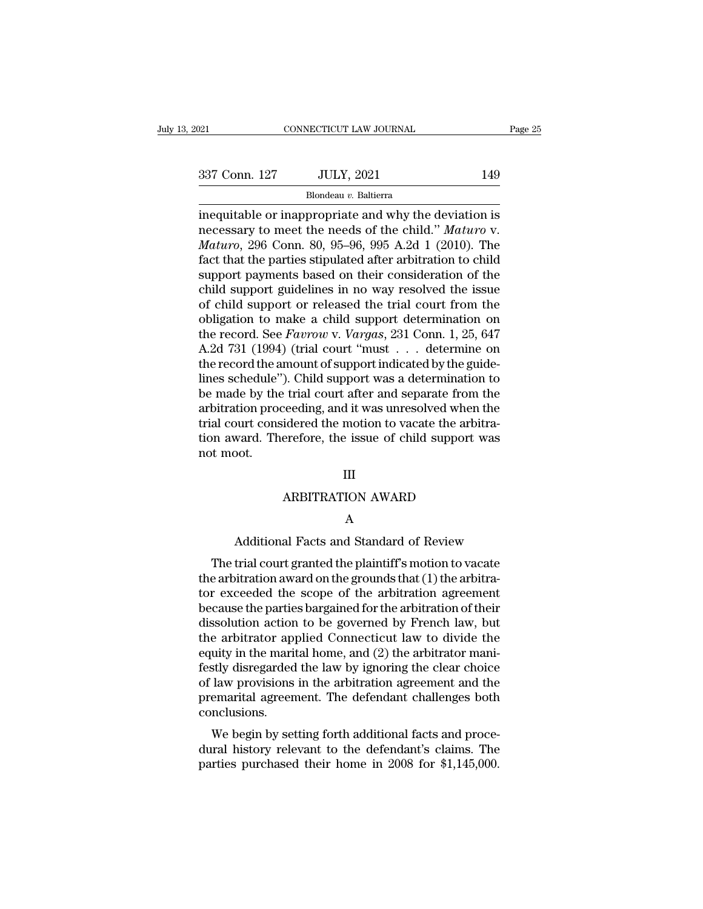inequitable or inappropriate and why the deviation is necessary to meet the needs of the child." *Maturo* v. *Maturo*, 296 Conn. 80, 95–96, 995 A.2d 1 (2010). The fact that the parties stipulated after arbitration to child support payments based on their consideration of the child support guidelines in no way resolved the issue of child support or released the trial court from the obligation to make a child support determination on the record. See *Favrow* v. *Vargas*, 231 Conn. 1, 25, 647 A.2d 731 (1994) (trial court "must . . . determine on the record the amount of support indicated by the guidelines schedule"). Child support was a determination to be made by the trial court after and separate from the arbitration proceeding, and it was unresolved when the trial court considered the motion to vacate the arbitration award. Therefore, the issue of child support was not moot.

## III

## ARBITRATION AWARD

### A

### Additional Facts and Standard of Review

The trial court granted the plaintiff's motion to vacate the arbitration award on the grounds that (1) the arbitrator exceeded the scope of the arbitration agreement because the parties bargained for the arbitration of their dissolution action to be governed by French law, but the arbitrator applied Connecticut law to divide the equity in the marital home, and (2) the arbitrator manifestly disregarded the law by ignoring the clear choice of law provisions in the arbitration agreement and the premarital agreement. The defendant challenges both conclusions.

We begin by setting forth additional facts and procedural history relevant to the defendant's claims. The parties purchased their home in 2008 for $1,145,000.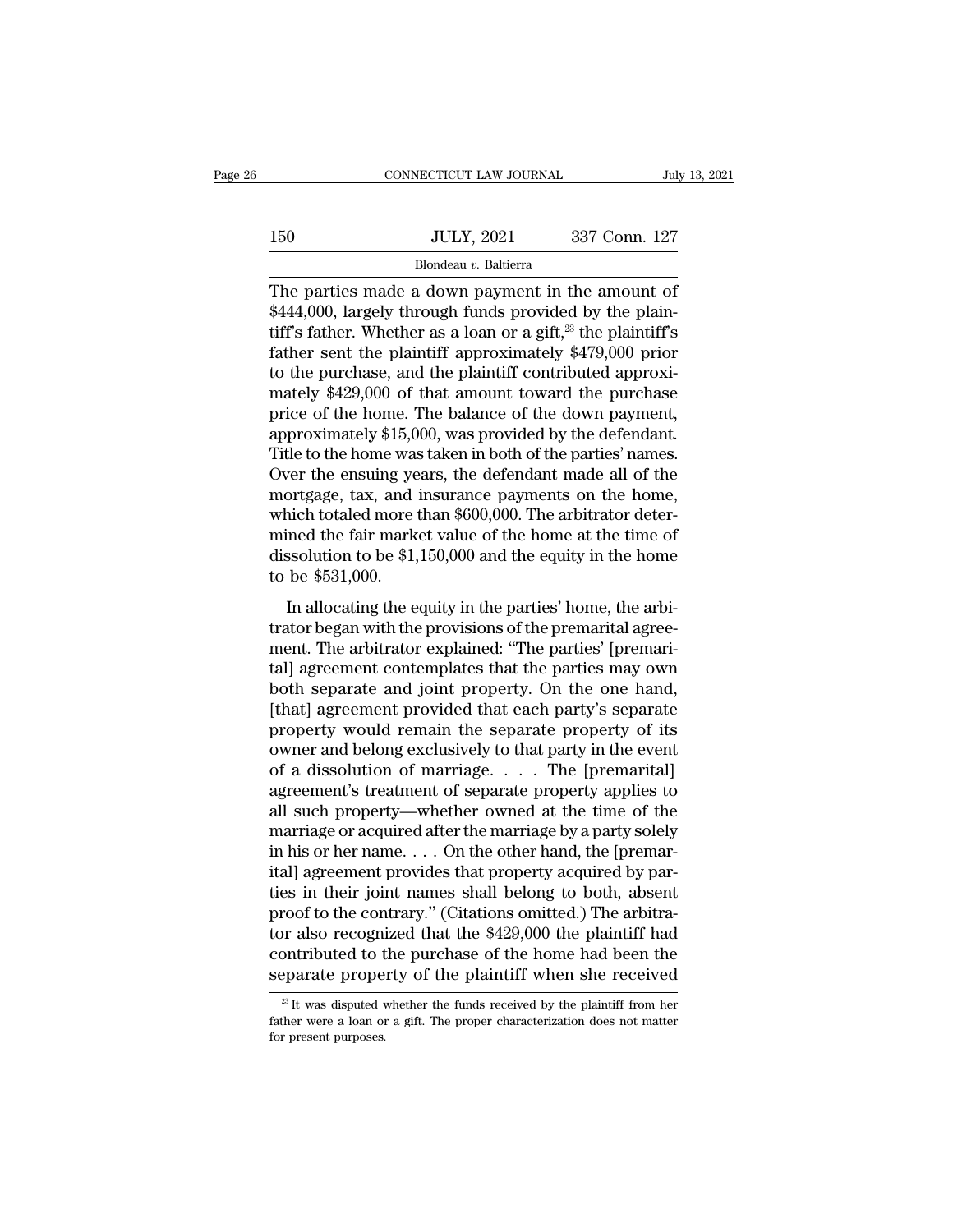The parties made a down payment in the amount of $444,000, largely through funds provided by the plaintiff's father. Whether as a loan or a gift,[23] the plaintiff's father sent the plaintiff approximately $479,000 prior to the purchase, and the plaintiff contributed approximately $429,000 of that amount toward the purchase price of the home. The balance of the down payment, approximately $15,000, was provided by the defendant. Title to the home was taken in both of the parties' names. Over the ensuing years, the defendant made all of the mortgage, tax, and insurance payments on the home, which totaled more than $600,000. The arbitrator determined the fair market value of the home at the time of dissolution to be $1,150,000 and the equity in the home to be $531,000.

In allocating the equity in the parties' home, the arbitrator began with the provisions of the premarital agreement. The arbitrator explained: "The parties' [premarital] agreement contemplates that the parties may own both separate and joint property. On the one hand, [that] agreement provided that each party's separate property would remain the separate property of its owner and belong exclusively to that party in the event of a dissolution of marriage. . . . The [premarital] agreement's treatment of separate property applies to all such property—whether owned at the time of the marriage or acquired after the marriage by a party solely in his or her name. . . . On the other hand, the [premarital] agreement provides that property acquired by parties in their joint names shall belong to both, absent proof to the contrary." (Citations omitted.) The arbitrator also recognized that the $429,000 the plaintiff had contributed to the purchase of the home had been the separate property of the plaintiff when she received

[23] It was disputed whether the funds received by the plaintiff from her father were a loan or a gift. The proper characterization does not matter for present purposes.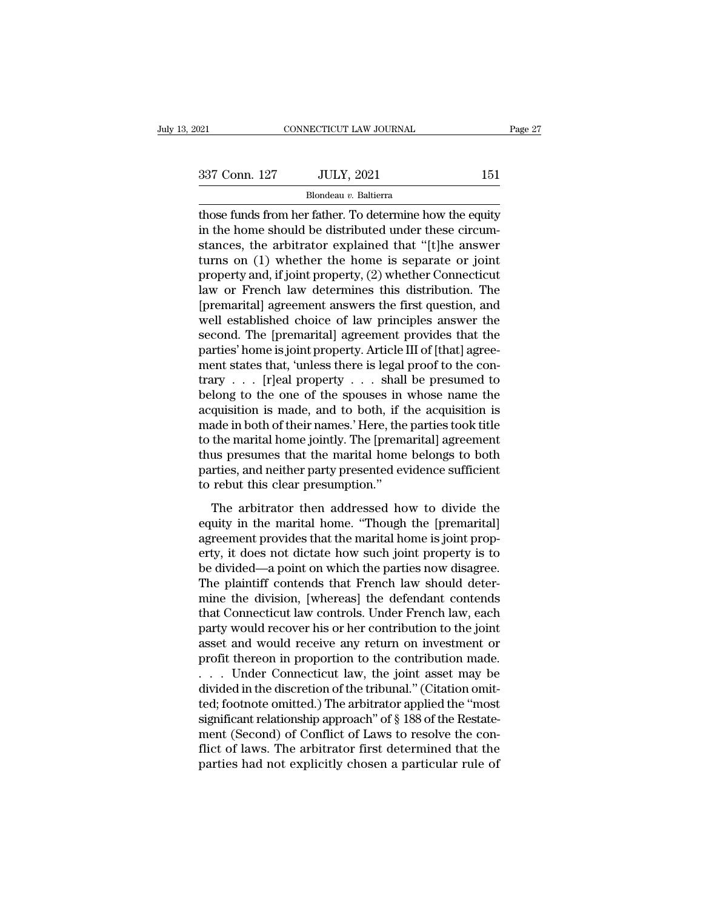those funds from her father. To determine how the equity in the home should be distributed under these circumstances, the arbitrator explained that "[t]he answer turns on (1) whether the home is separate or joint property and, if joint property, (2) whether Connecticut law or French law determines this distribution. The [premarital] agreement answers the first question, and well established choice of law principles answer the second. The [premarital] agreement provides that the parties' home is joint property. Article III of [that] agreement states that, 'unless there is legal proof to the contrary . . . [r]eal property . . . shall be presumed to belong to the one of the spouses in whose name the acquisition is made, and to both, if the acquisition is made in both of their names.' Here, the parties took title to the marital home jointly. The [premarital] agreement thus presumes that the marital home belongs to both parties, and neither party presented evidence sufficient to rebut this clear presumption."

The arbitrator then addressed how to divide the equity in the marital home. "Though the [premarital] agreement provides that the marital home is joint property, it does not dictate how such joint property is to be divided—a point on which the parties now disagree. The plaintiff contends that French law should determine the division, [whereas] the defendant contends that Connecticut law controls. Under French law, each party would recover his or her contribution to the joint asset and would receive any return on investment or profit thereon in proportion to the contribution made. . . . Under Connecticut law, the joint asset may be divided in the discretion of the tribunal." (Citation omitted; footnote omitted.) The arbitrator applied the "most significant relationship approach" of § 188 of the Restatement (Second) of Conflict of Laws to resolve the conflict of laws. The arbitrator first determined that the parties had not explicitly chosen a particular rule of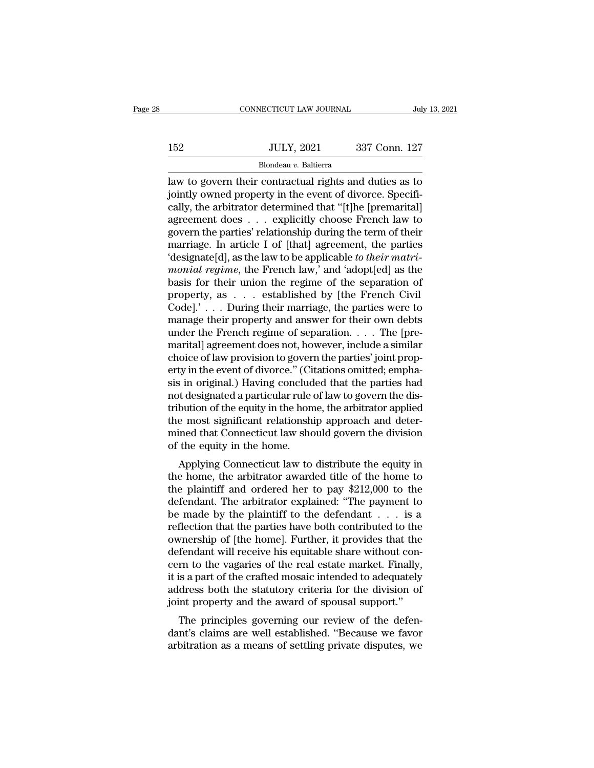law to govern their contractual rights and duties as to jointly owned property in the event of divorce. Specifically, the arbitrator determined that "[t]he [premarital] agreement does . . . explicitly choose French law to govern the parties' relationship during the term of their marriage. In article I of [that] agreement, the parties 'designate[d], as the law to be applicable *to their matrimonial regime*, the French law,' and 'adopt[ed] as the basis for their union the regime of the separation of property, as . . . established by [the French Civil Code].' . . . During their marriage, the parties were to manage their property and answer for their own debts under the French regime of separation. . . . The [premarital] agreement does not, however, include a similar choice of law provision to govern the parties' joint property in the event of divorce." (Citations omitted; emphasis in original.) Having concluded that the parties had not designated a particular rule of law to govern the distribution of the equity in the home, the arbitrator applied the most significant relationship approach and determined that Connecticut law should govern the division of the equity in the home.

Applying Connecticut law to distribute the equity in the home, the arbitrator awarded title of the home to the plaintiff and ordered her to pay $212,000 to the defendant. The arbitrator explained: "The payment to be made by the plaintiff to the defendant . . . is a reflection that the parties have both contributed to the ownership of [the home]. Further, it provides that the defendant will receive his equitable share without concern to the vagaries of the real estate market. Finally, it is a part of the crafted mosaic intended to adequately address both the statutory criteria for the division of joint property and the award of spousal support."

The principles governing our review of the defendant's claims are well established. "Because we favor arbitration as a means of settling private disputes, we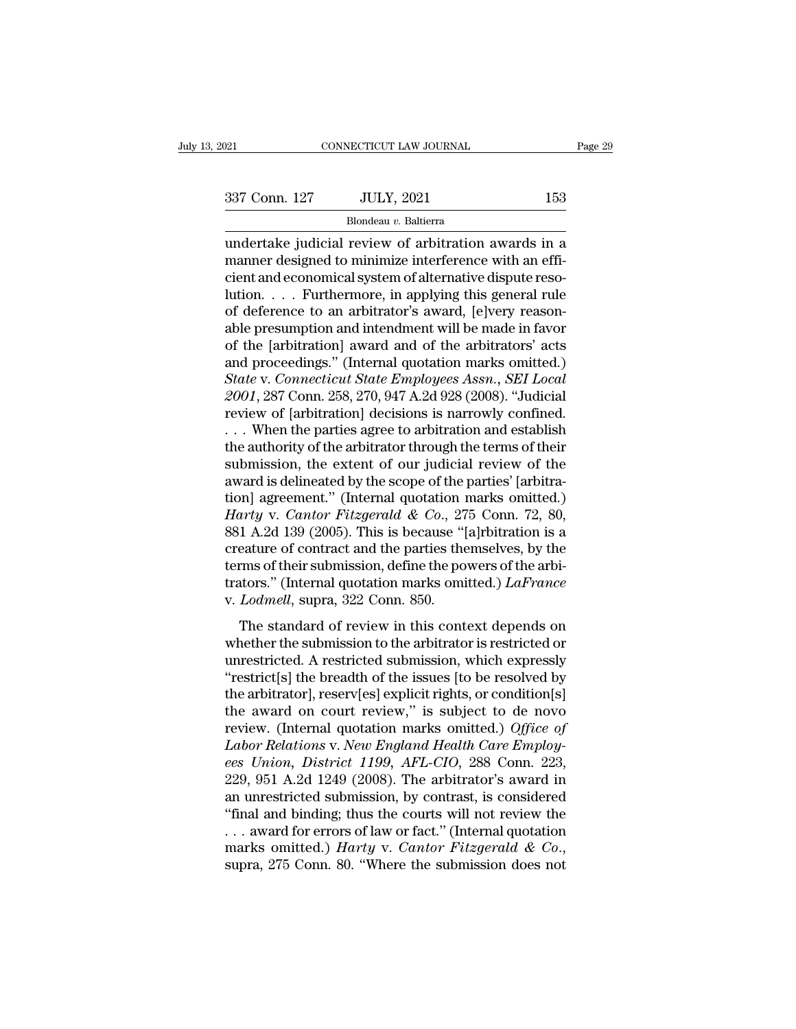undertake judicial review of arbitration awards in a manner designed to minimize interference with an efficient and economical system of alternative dispute resolution. . . . Furthermore, in applying this general rule of deference to an arbitrator's award, [e]very reasonable presumption and intendment will be made in favor of the [arbitration] award and of the arbitrators' acts and proceedings." (Internal quotation marks omitted.) *State* v. *Connecticut State Employees Assn., SEI Local 2001*, 287 Conn. 258, 270, 947 A.2d 928 (2008). "Judicial review of [arbitration] decisions is narrowly confined. . . . When the parties agree to arbitration and establish the authority of the arbitrator through the terms of their submission, the extent of our judicial review of the award is delineated by the scope of the parties' [arbitration] agreement." (Internal quotation marks omitted.) *Harty* v. *Cantor Fitzgerald & Co.*, 275 Conn. 72, 80, 881 A.2d 139 (2005). This is because "[a]rbitration is a creature of contract and the parties themselves, by the terms of their submission, define the powers of the arbitrators." (Internal quotation marks omitted.) *LaFrance* v. *Lodmell*, supra, 322 Conn. 850.

The standard of review in this context depends on whether the submission to the arbitrator is restricted or unrestricted. A restricted submission, which expressly "restrict[s] the breadth of the issues [to be resolved by the arbitrator], reserv[es] explicit rights, or condition[s] the award on court review," is subject to de novo review. (Internal quotation marks omitted.) *Office of Labor Relations* v. *New England Health Care Employees Union, District 1199, AFL-CIO*, 288 Conn. 223, 229, 951 A.2d 1249 (2008). The arbitrator's award in an unrestricted submission, by contrast, is considered "final and binding; thus the courts will not review the . . . award for errors of law or fact." (Internal quotation marks omitted.) *Harty* v. *Cantor Fitzgerald & Co.*, supra, 275 Conn. 80. "Where the submission does not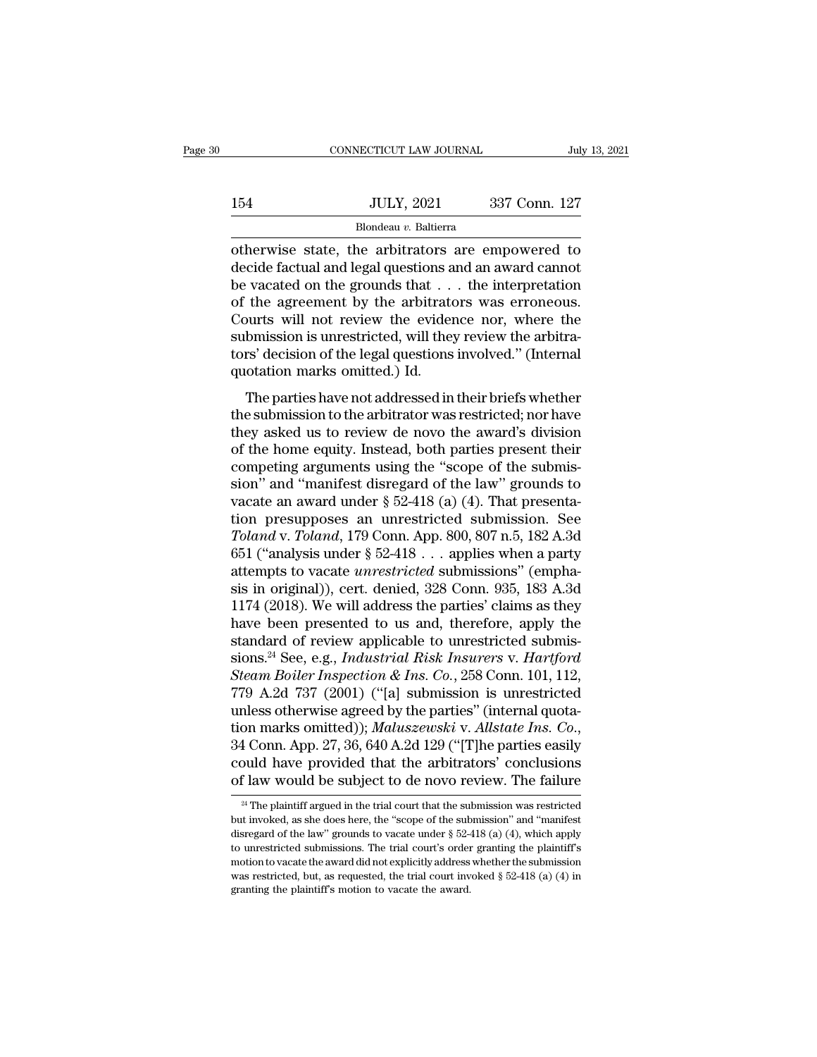otherwise state, the arbitrators are empowered to decide factual and legal questions and an award cannot be vacated on the grounds that . . . the interpretation of the agreement by the arbitrators was erroneous. Courts will not review the evidence nor, where the submission is unrestricted, will they review the arbitrators' decision of the legal questions involved." (Internal quotation marks omitted.) Id.

The parties have not addressed in their briefs whether the submission to the arbitrator was restricted; nor have they asked us to review de novo the award's division of the home equity. Instead, both parties present their competing arguments using the "scope of the submission" and "manifest disregard of the law" grounds to vacate an award under § 52-418 (a) (4). That presentation presupposes an unrestricted submission. See *Toland* v. *Toland*, 179 Conn. App. 800, 807 n.5, 182 A.3d 651 ("analysis under § 52-418 . . . applies when a party attempts to vacate *unrestricted* submissions" (emphasis in original)), cert. denied, 328 Conn. 935, 183 A.3d 1174 (2018). We will address the parties' claims as they have been presented to us and, therefore, apply the standard of review applicable to unrestricted submissions.[24] See, e.g., *Industrial Risk Insurers* v. *Hartford Steam Boiler Inspection & Ins. Co.*, 258 Conn. 101, 112, 779 A.2d 737 (2001) ("[a] submission is unrestricted unless otherwise agreed by the parties" (internal quotation marks omitted)); *Maluszewski* v. *Allstate Ins. Co.*, 34 Conn. App. 27, 36, 640 A.2d 129 ("[T]he parties easily could have provided that the arbitrators' conclusions of law would be subject to de novo review. The failure

---

[24] The plaintiff argued in the trial court that the submission was restricted but invoked, as she does here, the "scope of the submission" and "manifest disregard of the law" grounds to vacate under § 52-418 (a) (4), which apply to unrestricted submissions. The trial court's order granting the plaintiff's motion to vacate the award did not explicitly address whether the submission was restricted, but, as requested, the trial court invoked § 52-418 (a) (4) in granting the plaintiff's motion to vacate the award.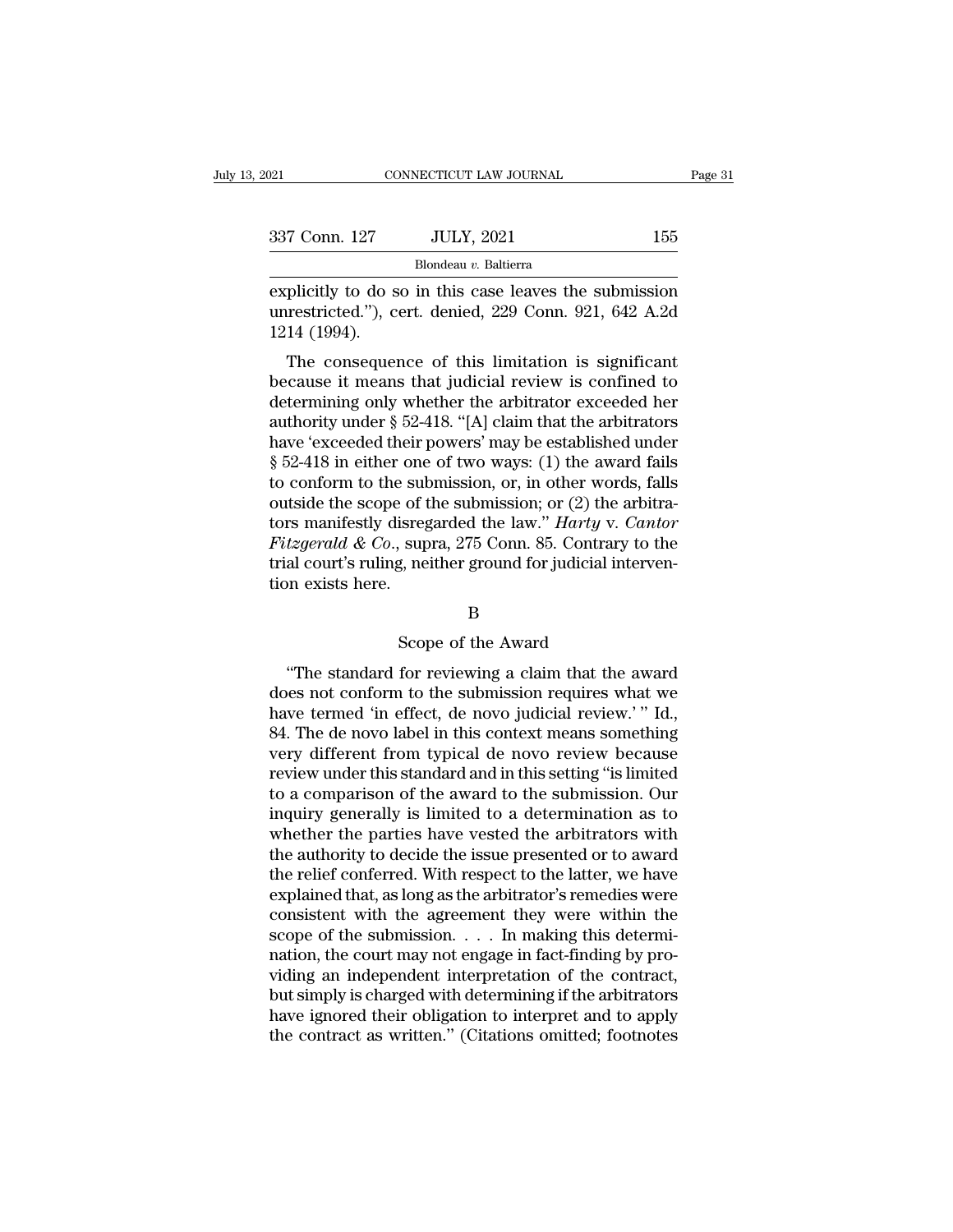explicitly to do so in this case leaves the submission unrestricted."), cert. denied, 229 Conn. 921, 642 A.2d 1214 (1994).

The consequence of this limitation is significant because it means that judicial review is confined to determining only whether the arbitrator exceeded her authority under § 52-418. "[A] claim that the arbitrators have 'exceeded their powers' may be established under § 52-418 in either one of two ways: (1) the award fails to conform to the submission, or, in other words, falls outside the scope of the submission; or (2) the arbitrators manifestly disregarded the law." *Harty* v. *Cantor Fitzgerald & Co.*, supra, 275 Conn. 85. Contrary to the trial court's ruling, neither ground for judicial intervention exists here.

B

Scope of the Award

"The standard for reviewing a claim that the award does not conform to the submission requires what we have termed 'in effect, de novo judicial review.' " Id., 84. The de novo label in this context means something very different from typical de novo review because review under this standard and in this setting "is limited to a comparison of the award to the submission. Our inquiry generally is limited to a determination as to whether the parties have vested the arbitrators with the authority to decide the issue presented or to award the relief conferred. With respect to the latter, we have explained that, as long as the arbitrator's remedies were consistent with the agreement they were within the scope of the submission. . . . In making this determination, the court may not engage in fact-finding by providing an independent interpretation of the contract, but simply is charged with determining if the arbitrators have ignored their obligation to interpret and to apply the contract as written." (Citations omitted; footnotes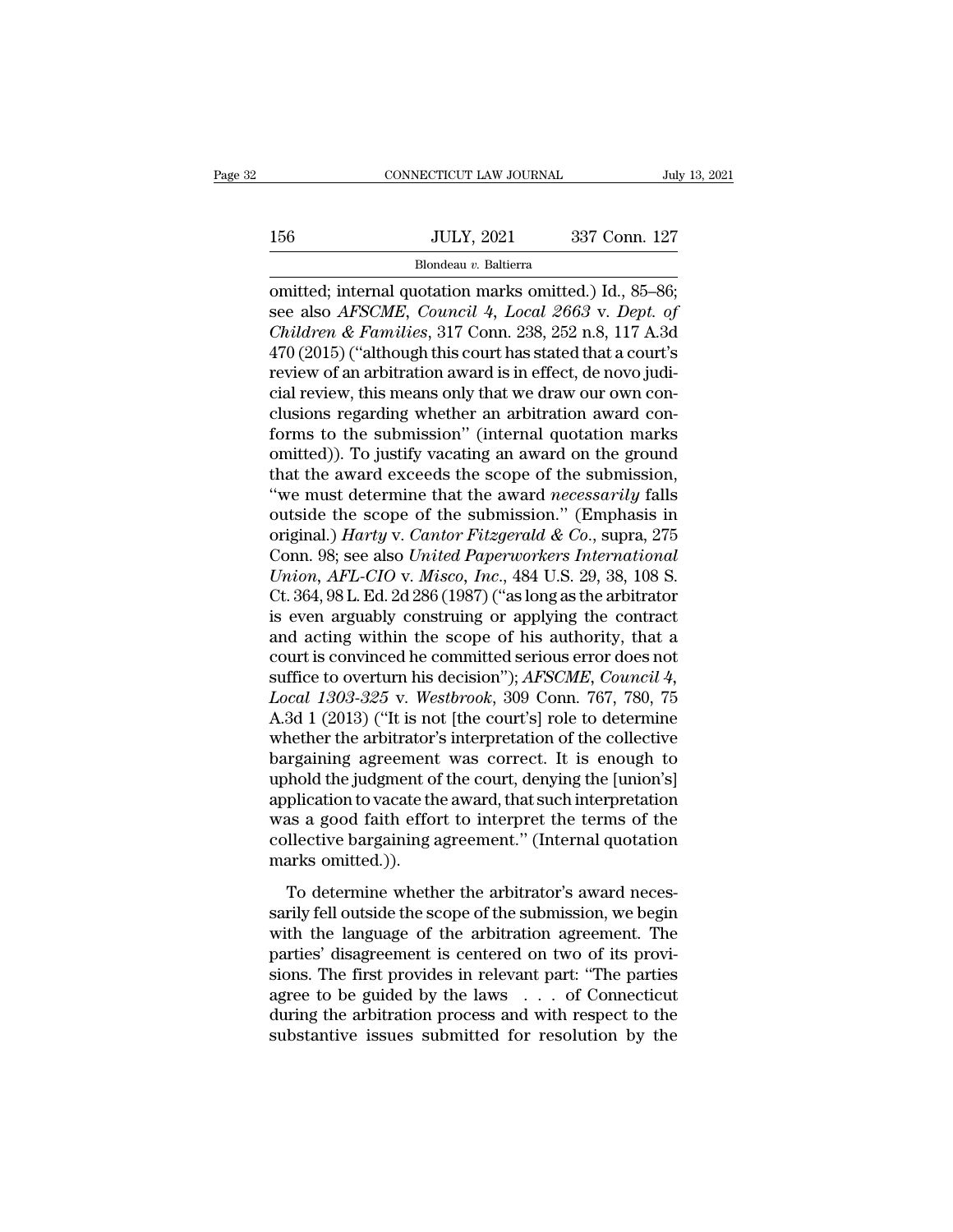omitted; internal quotation marks omitted.) Id., 85–86; see also *AFSCME, Council 4, Local 2663* v. *Dept. of Children & Families*, 317 Conn. 238, 252 n.8, 117 A.3d 470 (2015) ("although this court has stated that a court's review of an arbitration award is in effect, de novo judicial review, this means only that we draw our own conclusions regarding whether an arbitration award conforms to the submission" (internal quotation marks omitted)). To justify vacating an award on the ground that the award exceeds the scope of the submission, "we must determine that the award *necessarily* falls outside the scope of the submission." (Emphasis in original.) *Harty* v. *Cantor Fitzgerald & Co.*, supra, 275 Conn. 98; see also *United Paperworkers International Union, AFL-CIO* v. *Misco, Inc.*, 484 U.S. 29, 38, 108 S. Ct. 364, 98 L. Ed. 2d 286 (1987) ("as long as the arbitrator is even arguably construing or applying the contract and acting within the scope of his authority, that a court is convinced he committed serious error does not suffice to overturn his decision"); *AFSCME, Council 4, Local 1303-325* v. *Westbrook*, 309 Conn. 767, 780, 75 A.3d 1 (2013) ("It is not [the court's] role to determine whether the arbitrator's interpretation of the collective bargaining agreement was correct. It is enough to uphold the judgment of the court, denying the [union's] application to vacate the award, that such interpretation was a good faith effort to interpret the terms of the collective bargaining agreement." (Internal quotation marks omitted.)).

To determine whether the arbitrator's award necessarily fell outside the scope of the submission, we begin with the language of the arbitration agreement. The parties' disagreement is centered on two of its provisions. The first provides in relevant part: "The parties agree to be guided by the laws . . . of Connecticut during the arbitration process and with respect to the substantive issues submitted for resolution by the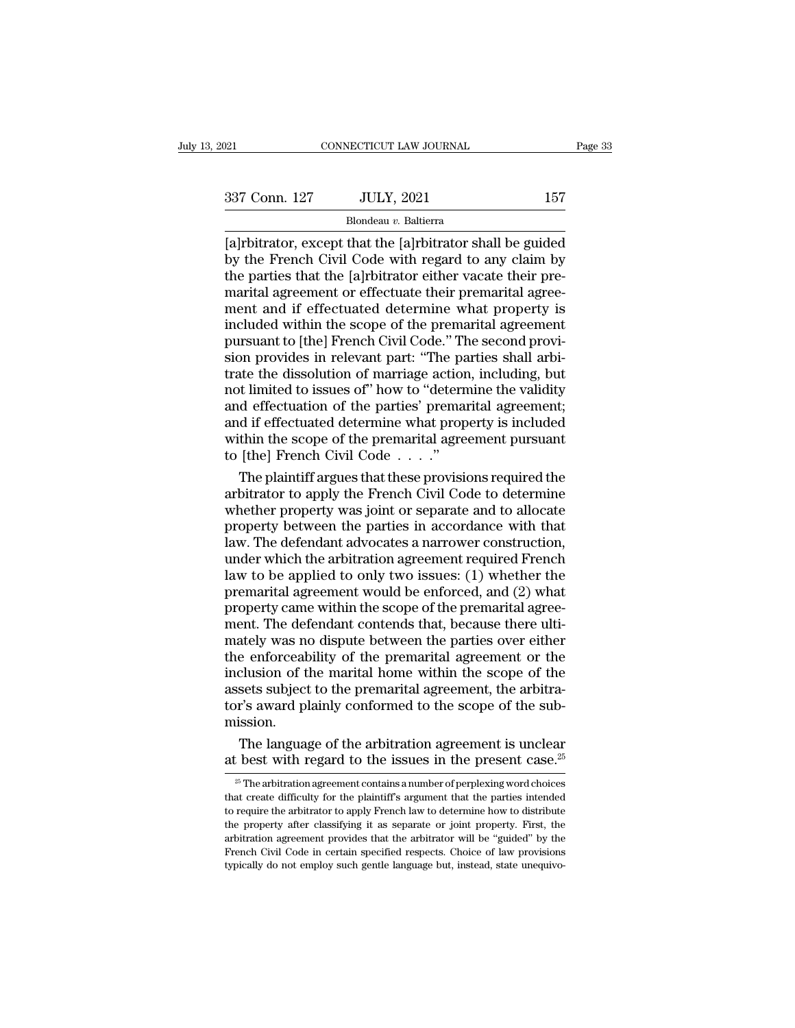[a]rbitrator, except that the [a]rbitrator shall be guided by the French Civil Code with regard to any claim by the parties that the [a]rbitrator either vacate their premarital agreement or effectuate their premarital agreement and if effectuated determine what property is included within the scope of the premarital agreement pursuant to [the] French Civil Code." The second provision provides in relevant part: "The parties shall arbitrate the dissolution of marriage action, including, but not limited to issues of" how to "determine the validity and effectuation of the parties' premarital agreement; and if effectuated determine what property is included within the scope of the premarital agreement pursuant to [the] French Civil Code . . . ."

The plaintiff argues that these provisions required the arbitrator to apply the French Civil Code to determine whether property was joint or separate and to allocate property between the parties in accordance with that law. The defendant advocates a narrower construction, under which the arbitration agreement required French law to be applied to only two issues: (1) whether the premarital agreement would be enforced, and (2) what property came within the scope of the premarital agreement. The defendant contends that, because there ultimately was no dispute between the parties over either the enforceability of the premarital agreement or the inclusion of the marital home within the scope of the assets subject to the premarital agreement, the arbitrator's award plainly conformed to the scope of the submission.

The language of the arbitration agreement is unclear at best with regard to the issues in the present case.[25]

[25] The arbitration agreement contains a number of perplexing word choices that create difficulty for the plaintiff's argument that the parties intended to require the arbitrator to apply French law to determine how to distribute the property after classifying it as separate or joint property. First, the arbitration agreement provides that the arbitrator will be "guided" by the French Civil Code in certain specified respects. Choice of law provisions typically do not employ such gentle language but, instead, state unequivo-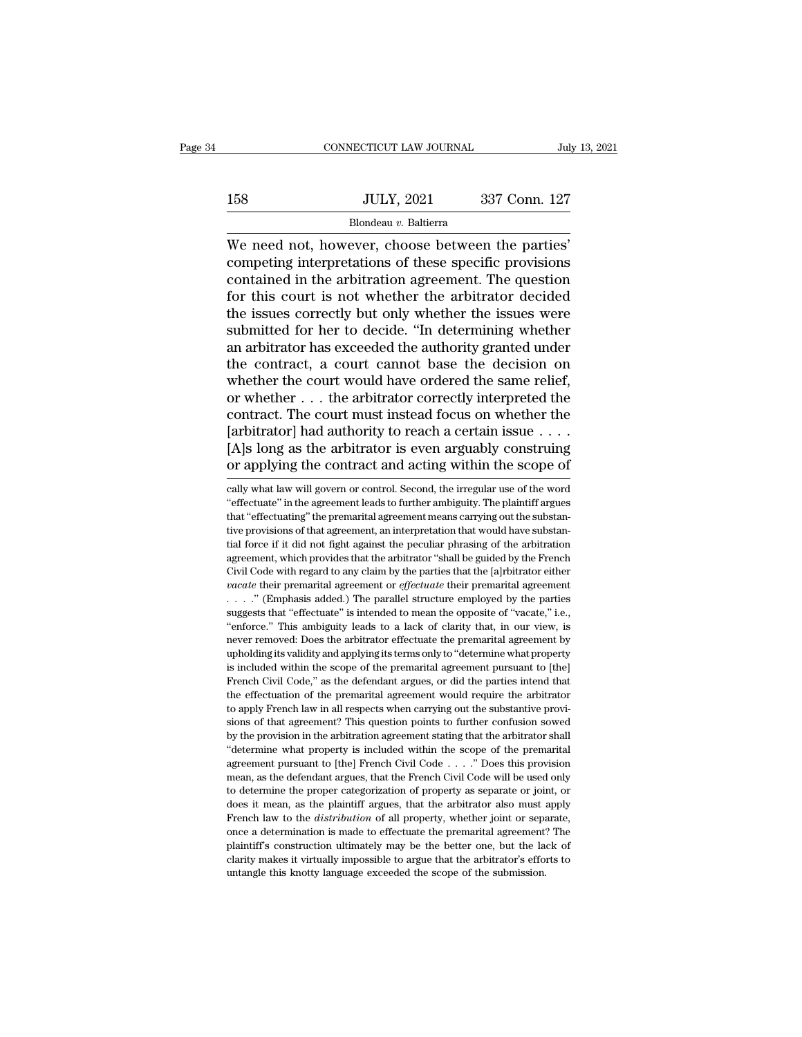We need not, however, choose between the parties' competing interpretations of these specific provisions contained in the arbitration agreement. The question for this court is not whether the arbitrator decided the issues correctly but only whether the issues were submitted for her to decide. "In determining whether an arbitrator has exceeded the authority granted under the contract, a court cannot base the decision on whether the court would have ordered the same relief, or whether . . . the arbitrator correctly interpreted the contract. The court must instead focus on whether the [arbitrator] had authority to reach a certain issue . . . . [A]s long as the arbitrator is even arguably construing or applying the contract and acting within the scope of

cally what law will govern or control. Second, the irregular use of the word "effectuate" in the agreement leads to further ambiguity. The plaintiff argues that "effectuating" the premarital agreement means carrying out the substantive provisions of that agreement, an interpretation that would have substantial force if it did not fight against the peculiar phrasing of the arbitration agreement, which provides that the arbitrator "shall be guided by the French Civil Code with regard to any claim by the parties that the [a]rbitrator either *vacate* their premarital agreement or *effectuate* their premarital agreement . . . ." (Emphasis added.) The parallel structure employed by the parties suggests that "effectuate" is intended to mean the opposite of "vacate," i.e., "enforce." This ambiguity leads to a lack of clarity that, in our view, is never removed: Does the arbitrator effectuate the premarital agreement by upholding its validity and applying its terms only to "determine what property is included within the scope of the premarital agreement pursuant to [the] French Civil Code," as the defendant argues, or did the parties intend that the effectuation of the premarital agreement would require the arbitrator to apply French law in all respects when carrying out the substantive provisions of that agreement? This question points to further confusion sowed by the provision in the arbitration agreement stating that the arbitrator shall "determine what property is included within the scope of the premarital agreement pursuant to [the] French Civil Code . . . ." Does this provision mean, as the defendant argues, that the French Civil Code will be used only to determine the proper categorization of property as separate or joint, or does it mean, as the plaintiff argues, that the arbitrator also must apply French law to the *distribution* of all property, whether joint or separate, once a determination is made to effectuate the premarital agreement? The plaintiff's construction ultimately may be the better one, but the lack of clarity makes it virtually impossible to argue that the arbitrator's efforts to untangle this knotty language exceeded the scope of the submission.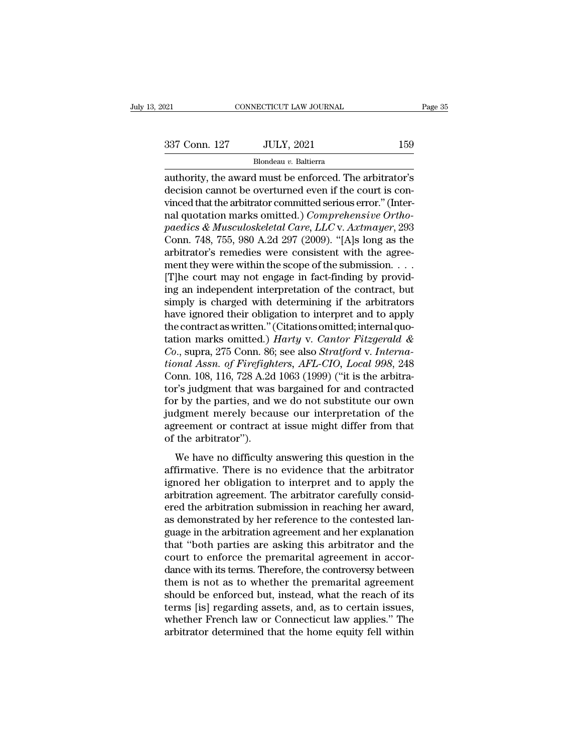authority, the award must be enforced. The arbitrator's decision cannot be overturned even if the court is convinced that the arbitrator committed serious error." (Internal quotation marks omitted.) *Comprehensive Orthopaedics & Musculoskeletal Care, LLC* v. *Axtmayer*, 293 Conn. 748, 755, 980 A.2d 297 (2009). "[A]s long as the arbitrator's remedies were consistent with the agreement they were within the scope of the submission. . . . [T]he court may not engage in fact-finding by providing an independent interpretation of the contract, but simply is charged with determining if the arbitrators have ignored their obligation to interpret and to apply the contract as written." (Citations omitted; internal quotation marks omitted.) *Harty* v. *Cantor Fitzgerald & Co.*, supra, 275 Conn. 86; see also *Stratford* v. *International Assn. of Firefighters, AFL-CIO, Local 998*, 248 Conn. 108, 116, 728 A.2d 1063 (1999) ("it is the arbitrator's judgment that was bargained for and contracted for by the parties, and we do not substitute our own judgment merely because our interpretation of the agreement or contract at issue might differ from that of the arbitrator").

We have no difficulty answering this question in the affirmative. There is no evidence that the arbitrator ignored her obligation to interpret and to apply the arbitration agreement. The arbitrator carefully considered the arbitration submission in reaching her award, as demonstrated by her reference to the contested language in the arbitration agreement and her explanation that "both parties are asking this arbitrator and the court to enforce the premarital agreement in accordance with its terms. Therefore, the controversy between them is not as to whether the premarital agreement should be enforced but, instead, what the reach of its terms [is] regarding assets, and, as to certain issues, whether French law or Connecticut law applies." The arbitrator determined that the home equity fell within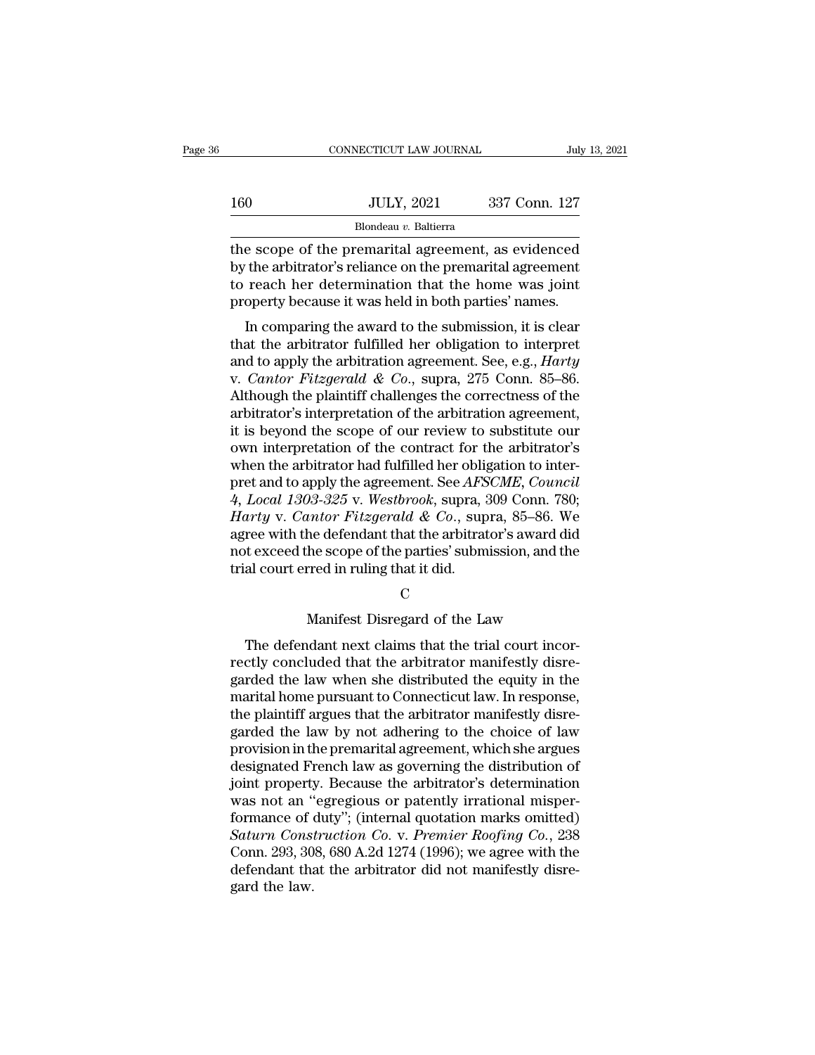the scope of the premarital agreement, as evidenced by the arbitrator's reliance on the premarital agreement to reach her determination that the home was joint property because it was held in both parties' names.

In comparing the award to the submission, it is clear that the arbitrator fulfilled her obligation to interpret and to apply the arbitration agreement. See, e.g., *Harty* v. *Cantor Fitzgerald & Co.*, supra, 275 Conn. 85–86. Although the plaintiff challenges the correctness of the arbitrator's interpretation of the arbitration agreement, it is beyond the scope of our review to substitute our own interpretation of the contract for the arbitrator's when the arbitrator had fulfilled her obligation to interpret and to apply the agreement. See *AFSCME, Council 4, Local 1303-325* v. *Westbrook*, supra, 309 Conn. 780; *Harty* v. *Cantor Fitzgerald & Co.*, supra, 85–86. We agree with the defendant that the arbitrator's award did not exceed the scope of the parties' submission, and the trial court erred in ruling that it did.

### C

### Manifest Disregard of the Law

The defendant next claims that the trial court incorrectly concluded that the arbitrator manifestly disregarded the law when she distributed the equity in the marital home pursuant to Connecticut law. In response, the plaintiff argues that the arbitrator manifestly disregarded the law by not adhering to the choice of law provision in the premarital agreement, which she argues designated French law as governing the distribution of joint property. Because the arbitrator's determination was not an "egregious or patently irrational misperformance of duty"; (internal quotation marks omitted) *Saturn Construction Co.* v. *Premier Roofing Co.*, 238 Conn. 293, 308, 680 A.2d 1274 (1996); we agree with the defendant that the arbitrator did not manifestly disregard the law.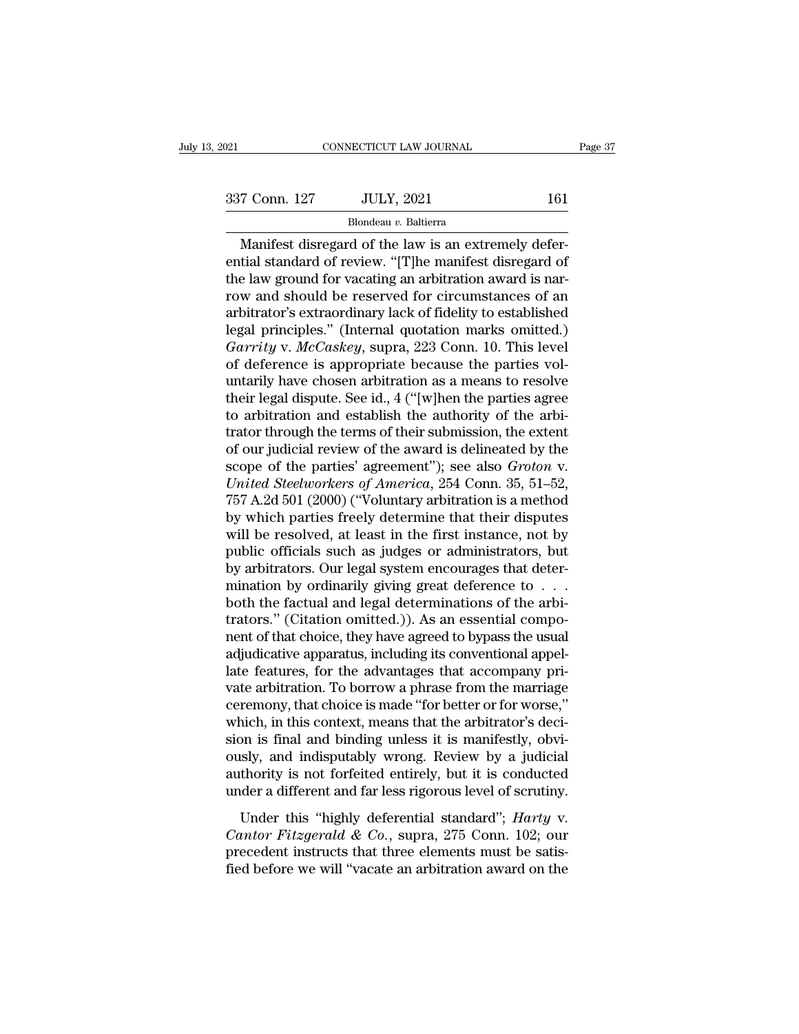Manifest disregard of the law is an extremely deferential standard of review. "[T]he manifest disregard of the law ground for vacating an arbitration award is narrow and should be reserved for circumstances of an arbitrator's extraordinary lack of fidelity to established legal principles." (Internal quotation marks omitted.) *Garrity* v. *McCaskey*, supra, 223 Conn. 10. This level of deference is appropriate because the parties voluntarily have chosen arbitration as a means to resolve their legal dispute. See id., 4 ("[w]hen the parties agree to arbitration and establish the authority of the arbitrator through the terms of their submission, the extent of our judicial review of the award is delineated by the scope of the parties' agreement"); see also *Groton* v. *United Steelworkers of America*, 254 Conn. 35, 51–52, 757 A.2d 501 (2000) ("Voluntary arbitration is a method by which parties freely determine that their disputes will be resolved, at least in the first instance, not by public officials such as judges or administrators, but by arbitrators. Our legal system encourages that determination by ordinarily giving great deference to . . . both the factual and legal determinations of the arbitrators." (Citation omitted.)). As an essential component of that choice, they have agreed to bypass the usual adjudicative apparatus, including its conventional appellate features, for the advantages that accompany private arbitration. To borrow a phrase from the marriage ceremony, that choice is made "for better or for worse," which, in this context, means that the arbitrator's decision is final and binding unless it is manifestly, obviously, and indisputably wrong. Review by a judicial authority is not forfeited entirely, but it is conducted under a different and far less rigorous level of scrutiny.

Under this "highly deferential standard"; *Harty* v. *Cantor Fitzgerald & Co.*, supra, 275 Conn. 102; our precedent instructs that three elements must be satisfied before we will "vacate an arbitration award on the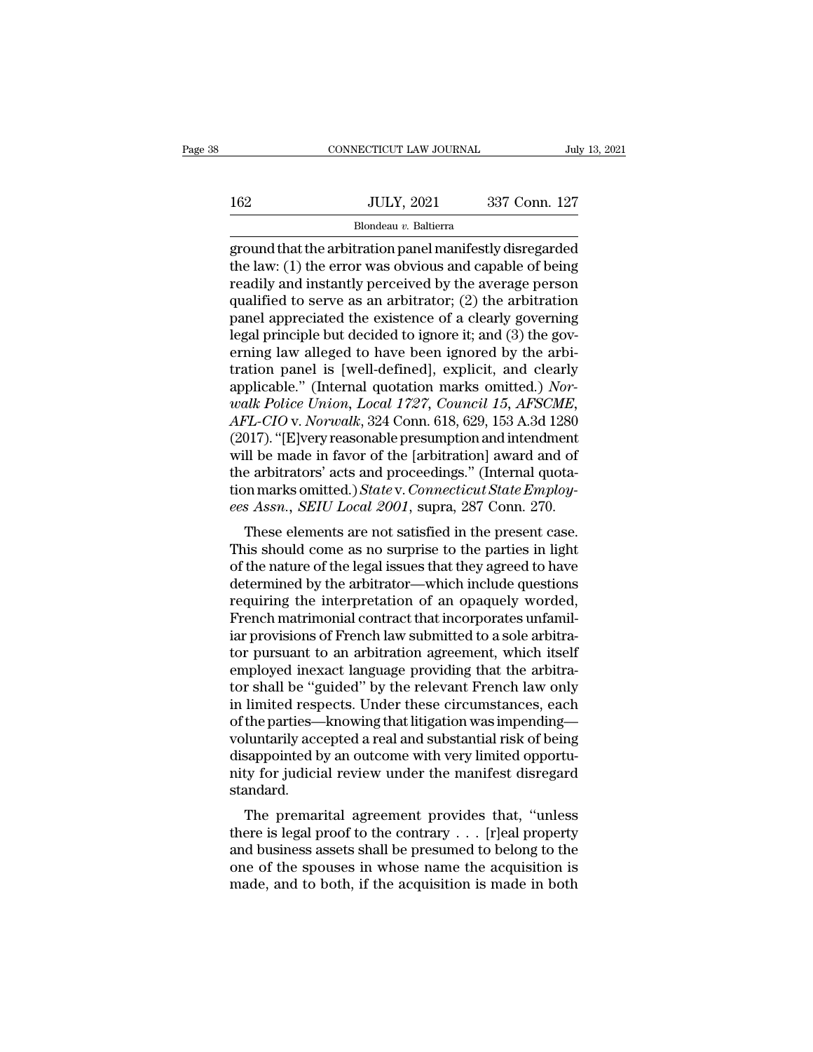ground that the arbitration panel manifestly disregarded the law: (1) the error was obvious and capable of being readily and instantly perceived by the average person qualified to serve as an arbitrator; (2) the arbitration panel appreciated the existence of a clearly governing legal principle but decided to ignore it; and (3) the governing law alleged to have been ignored by the arbitration panel is [well-defined], explicit, and clearly applicable." (Internal quotation marks omitted.) *Norwalk Police Union, Local 1727, Council 15, AFSCME, AFL-CIO* v. *Norwalk*, 324 Conn. 618, 629, 153 A.3d 1280 (2017). "[E]very reasonable presumption and intendment will be made in favor of the [arbitration] award and of the arbitrators' acts and proceedings." (Internal quotation marks omitted.) *State* v. *Connecticut State Employees Assn., SEIU Local 2001*, supra, 287 Conn. 270.

These elements are not satisfied in the present case. This should come as no surprise to the parties in light of the nature of the legal issues that they agreed to have determined by the arbitrator—which include questions requiring the interpretation of an opaquely worded, French matrimonial contract that incorporates unfamiliar provisions of French law submitted to a sole arbitrator pursuant to an arbitration agreement, which itself employed inexact language providing that the arbitrator shall be "guided" by the relevant French law only in limited respects. Under these circumstances, each of the parties—knowing that litigation was impending—voluntarily accepted a real and substantial risk of being disappointed by an outcome with very limited opportunity for judicial review under the manifest disregard standard.

The premarital agreement provides that, "unless there is legal proof to the contrary . . . [r]eal property and business assets shall be presumed to belong to the one of the spouses in whose name the acquisition is made, and to both, if the acquisition is made in both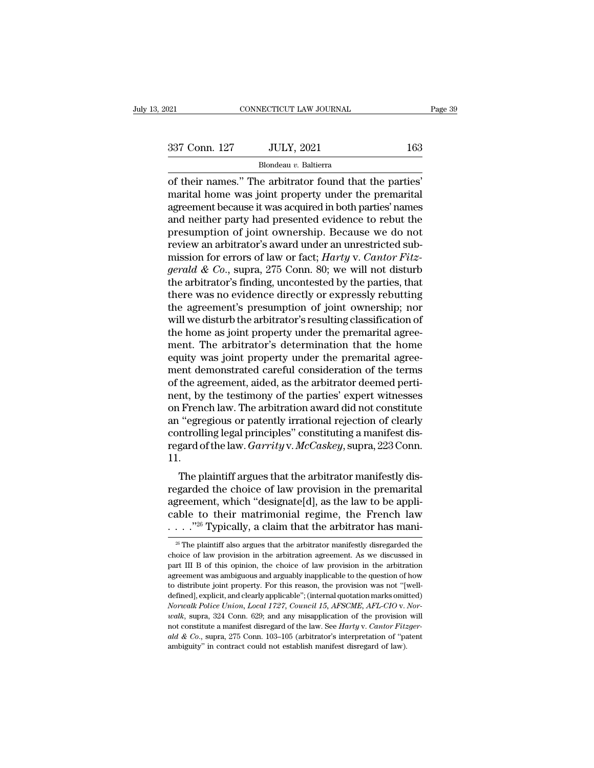of their names." The arbitrator found that the parties' marital home was joint property under the premarital agreement because it was acquired in both parties' names and neither party had presented evidence to rebut the presumption of joint ownership. Because we do not review an arbitrator's award under an unrestricted submission for errors of law or fact; *Harty* v. *Cantor Fitzgerald & Co.*, supra, 275 Conn. 80; we will not disturb the arbitrator's finding, uncontested by the parties, that there was no evidence directly or expressly rebutting the agreement's presumption of joint ownership; nor will we disturb the arbitrator's resulting classification of the home as joint property under the premarital agreement. The arbitrator's determination that the home equity was joint property under the premarital agreement demonstrated careful consideration of the terms of the agreement, aided, as the arbitrator deemed pertinent, by the testimony of the parties' expert witnesses on French law. The arbitration award did not constitute an "egregious or patently irrational rejection of clearly controlling legal principles" constituting a manifest disregard of the law. *Garrity* v. *McCaskey*, supra, 223 Conn. 11.

The plaintiff argues that the arbitrator manifestly disregarded the choice of law provision in the premarital agreement, which "designate[d], as the law to be applicable to their matrimonial regime, the French law . . . ."[26] Typically, a claim that the arbitrator has mani-

[26] The plaintiff also argues that the arbitrator manifestly disregarded the choice of law provision in the arbitration agreement. As we discussed in part III B of this opinion, the choice of law provision in the arbitration agreement was ambiguous and arguably inapplicable to the question of how to distribute joint property. For this reason, the provision was not "[well-defined], explicit, and clearly applicable"; (internal quotation marks omitted) *Norwalk Police Union, Local 1727, Council 15, AFSCME, AFL-CIO* v. *Norwalk*, supra, 324 Conn. 629; and any misapplication of the provision will not constitute a manifest disregard of the law. See *Harty* v. *Cantor Fitzgerald & Co.*, supra, 275 Conn. 103–105 (arbitrator's interpretation of "patent ambiguity" in contract could not establish manifest disregard of law).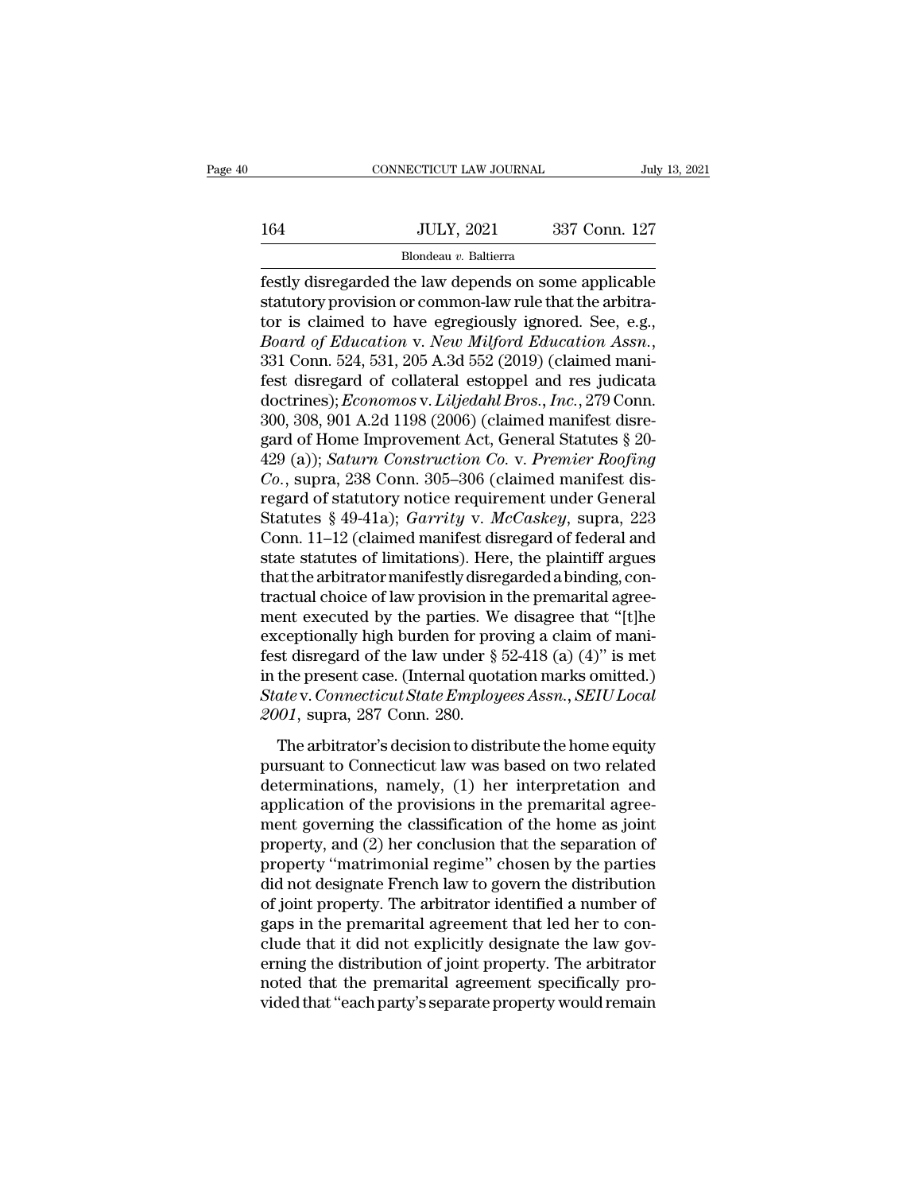festly disregarded the law depends on some applicable statutory provision or common-law rule that the arbitrator is claimed to have egregiously ignored. See, e.g., *Board of Education* v. *New Milford Education Assn.*, 331 Conn. 524, 531, 205 A.3d 552 (2019) (claimed manifest disregard of collateral estoppel and res judicata doctrines); *Economos* v. *Liljedahl Bros., Inc.*, 279 Conn. 300, 308, 901 A.2d 1198 (2006) (claimed manifest disregard of Home Improvement Act, General Statutes § 20-429 (a)); *Saturn Construction Co.* v. *Premier Roofing Co.*, supra, 238 Conn. 305–306 (claimed manifest disregard of statutory notice requirement under General Statutes § 49-41a); *Garrity* v. *McCaskey*, supra, 223 Conn. 11–12 (claimed manifest disregard of federal and state statutes of limitations). Here, the plaintiff argues that the arbitrator manifestly disregarded a binding, contractual choice of law provision in the premarital agreement executed by the parties. We disagree that "[t]he exceptionally high burden for proving a claim of manifest disregard of the law under § 52-418 (a) (4)" is met in the present case. (Internal quotation marks omitted.) *State* v. *Connecticut State Employees Assn., SEIU Local 2001*, supra, 287 Conn. 280.

The arbitrator's decision to distribute the home equity pursuant to Connecticut law was based on two related determinations, namely, (1) her interpretation and application of the provisions in the premarital agreement governing the classification of the home as joint property, and (2) her conclusion that the separation of property "matrimonial regime" chosen by the parties did not designate French law to govern the distribution of joint property. The arbitrator identified a number of gaps in the premarital agreement that led her to conclude that it did not explicitly designate the law governing the distribution of joint property. The arbitrator noted that the premarital agreement specifically provided that "each party's separate property would remain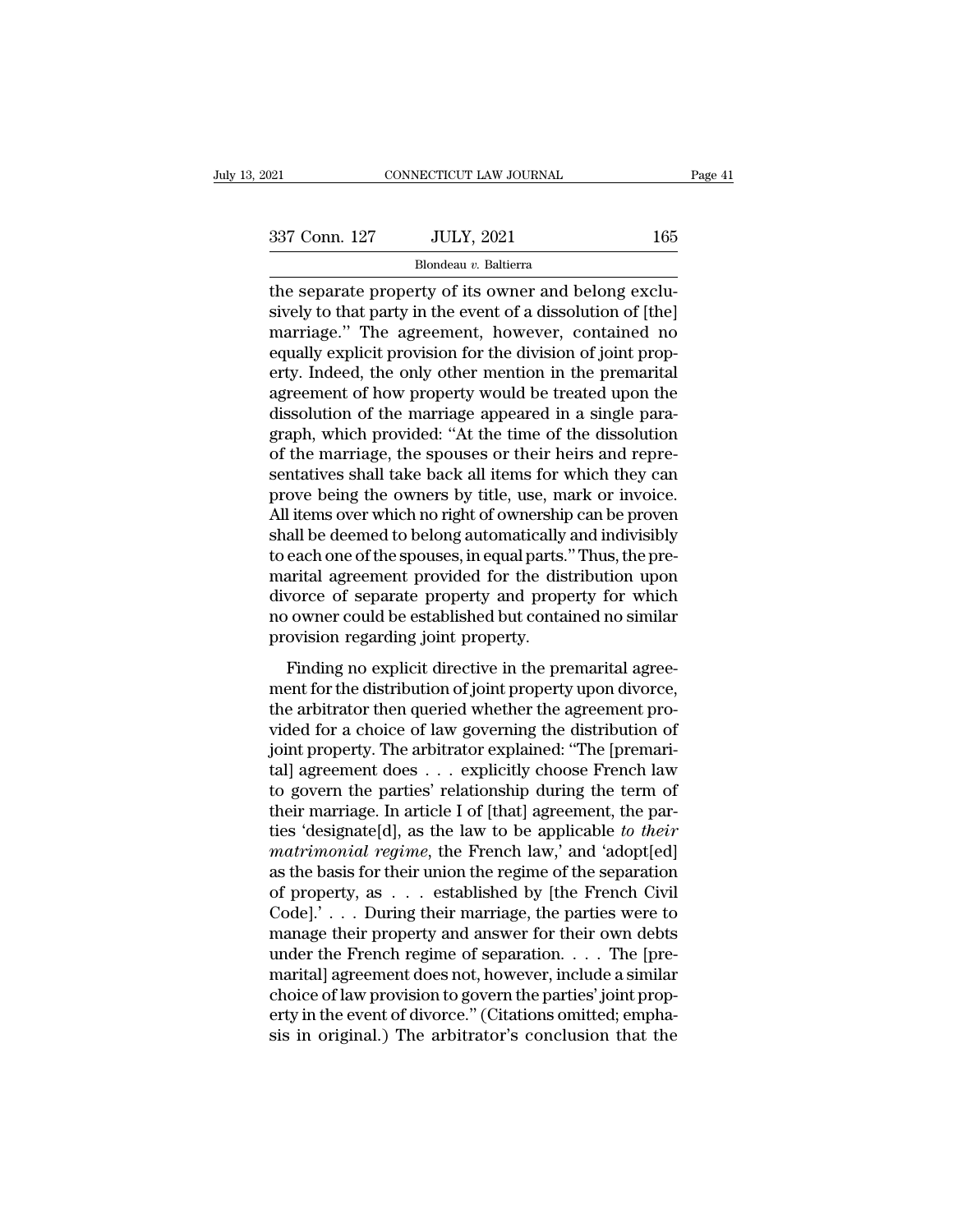the separate property of its owner and belong exclusively to that party in the event of a dissolution of [the] marriage." The agreement, however, contained no equally explicit provision for the division of joint property. Indeed, the only other mention in the premarital agreement of how property would be treated upon the dissolution of the marriage appeared in a single paragraph, which provided: "At the time of the dissolution of the marriage, the spouses or their heirs and representatives shall take back all items for which they can prove being the owners by title, use, mark or invoice. All items over which no right of ownership can be proven shall be deemed to belong automatically and indivisibly to each one of the spouses, in equal parts." Thus, the premarital agreement provided for the distribution upon divorce of separate property and property for which no owner could be established but contained no similar provision regarding joint property.

Finding no explicit directive in the premarital agreement for the distribution of joint property upon divorce, the arbitrator then queried whether the agreement provided for a choice of law governing the distribution of joint property. The arbitrator explained: "The [premarital] agreement does . . . explicitly choose French law to govern the parties' relationship during the term of their marriage. In article I of [that] agreement, the parties 'designate[d], as the law to be applicable *to their matrimonial regime*, the French law,' and 'adopt[ed] as the basis for their union the regime of the separation of property, as . . . established by [the French Civil Code].' . . . During their marriage, the parties were to manage their property and answer for their own debts under the French regime of separation. . . . The [premarital] agreement does not, however, include a similar choice of law provision to govern the parties' joint property in the event of divorce." (Citations omitted; emphasis in original.) The arbitrator's conclusion that the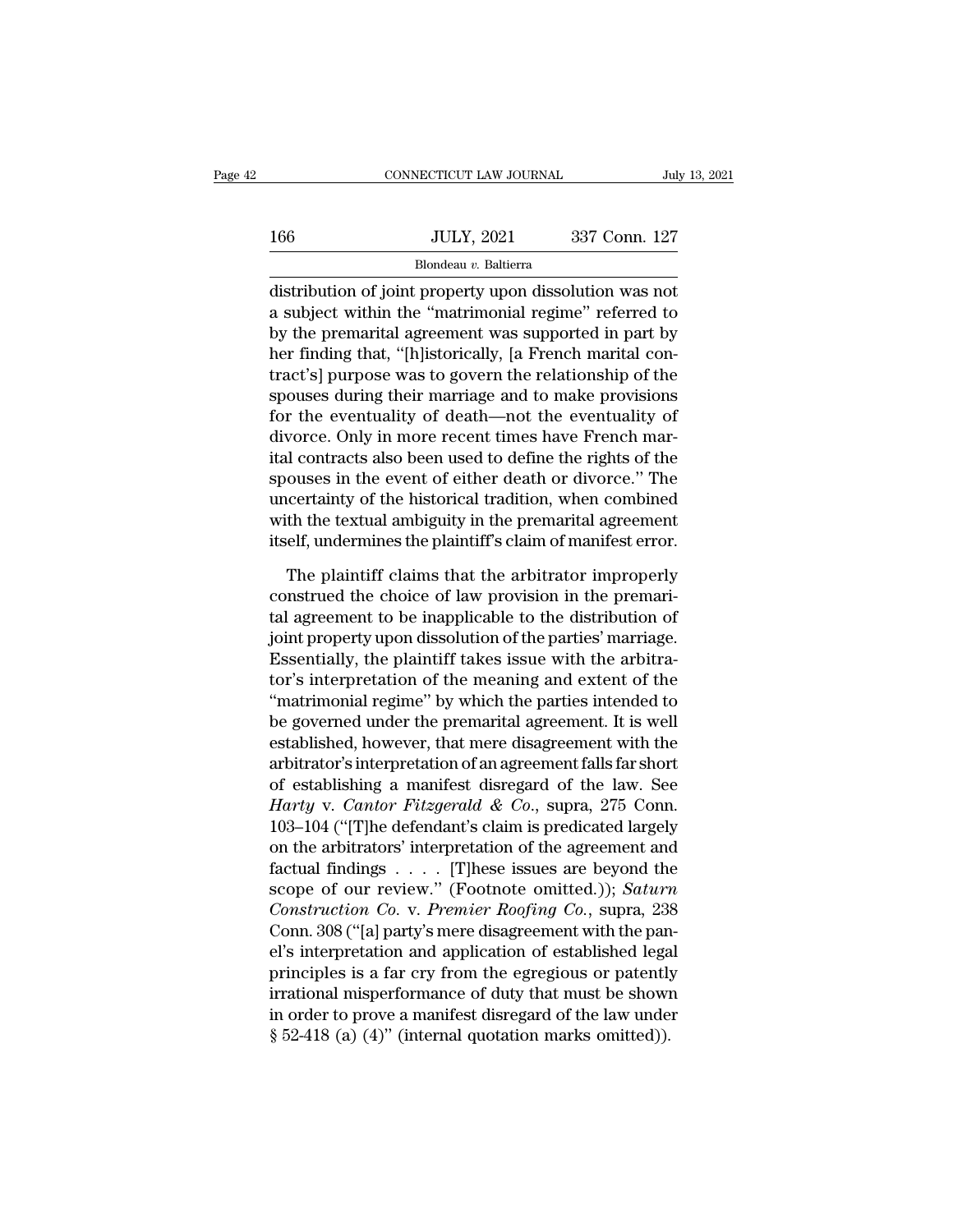distribution of joint property upon dissolution was not a subject within the "matrimonial regime" referred to by the premarital agreement was supported in part by her finding that, "[h]istorically, [a French marital contract's] purpose was to govern the relationship of the spouses during their marriage and to make provisions for the eventuality of death—not the eventuality of divorce. Only in more recent times have French marital contracts also been used to define the rights of the spouses in the event of either death or divorce." The uncertainty of the historical tradition, when combined with the textual ambiguity in the premarital agreement itself, undermines the plaintiff's claim of manifest error.

The plaintiff claims that the arbitrator improperly construed the choice of law provision in the premarital agreement to be inapplicable to the distribution of joint property upon dissolution of the parties' marriage. Essentially, the plaintiff takes issue with the arbitrator's interpretation of the meaning and extent of the "matrimonial regime" by which the parties intended to be governed under the premarital agreement. It is well established, however, that mere disagreement with the arbitrator's interpretation of an agreement falls far short of establishing a manifest disregard of the law. See *Harty* v. *Cantor Fitzgerald & Co.*, supra, 275 Conn. 103–104 ("[T]he defendant's claim is predicated largely on the arbitrators' interpretation of the agreement and factual findings . . . . [T]hese issues are beyond the scope of our review." (Footnote omitted.)); *Saturn Construction Co.* v. *Premier Roofing Co.*, supra, 238 Conn. 308 ("[a] party's mere disagreement with the panel's interpretation and application of established legal principles is a far cry from the egregious or patently irrational misperformance of duty that must be shown in order to prove a manifest disregard of the law under § 52-418 (a) (4)" (internal quotation marks omitted)).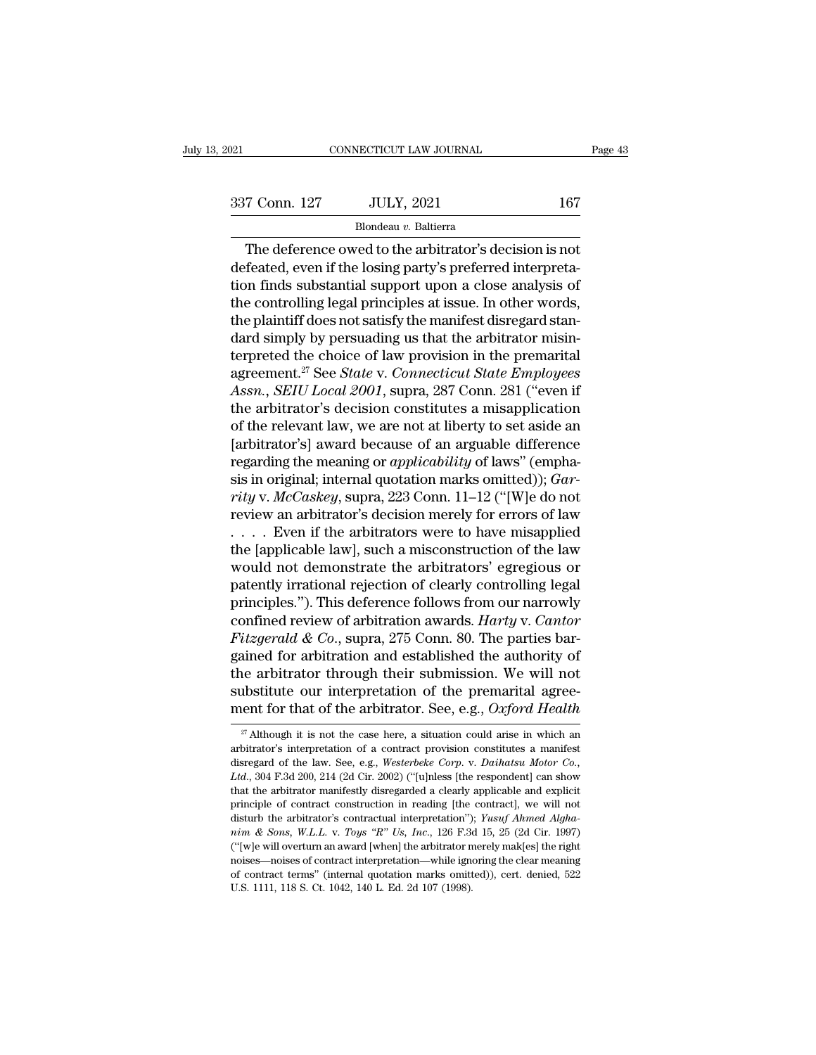The deference owed to the arbitrator's decision is not defeated, even if the losing party's preferred interpretation finds substantial support upon a close analysis of the controlling legal principles at issue. In other words, the plaintiff does not satisfy the manifest disregard standard simply by persuading us that the arbitrator misinterpreted the choice of law provision in the premarital agreement.[27] See *State* v. *Connecticut State Employees Assn., SEIU Local 2001*, supra, 287 Conn. 281 ("even if the arbitrator's decision constitutes a misapplication of the relevant law, we are not at liberty to set aside an [arbitrator's] award because of an arguable difference regarding the meaning or *applicability* of laws" (emphasis in original; internal quotation marks omitted)); *Garrity* v. *McCaskey*, supra, 223 Conn. 11–12 ("[W]e do not review an arbitrator's decision merely for errors of law . . . . Even if the arbitrators were to have misapplied the [applicable law], such a misconstruction of the law would not demonstrate the arbitrators' egregious or patently irrational rejection of clearly controlling legal principles."). This deference follows from our narrowly confined review of arbitration awards. *Harty* v. *Cantor Fitzgerald & Co.*, supra, 275 Conn. 80. The parties bargained for arbitration and established the authority of the arbitrator through their submission. We will not substitute our interpretation of the premarital agreement for that of the arbitrator. See, e.g., *Oxford Health*

[27] Although it is not the case here, a situation could arise in which an arbitrator's interpretation of a contract provision constitutes a manifest disregard of the law. See, e.g., *Westerbeke Corp.* v. *Daihatsu Motor Co., Ltd.*, 304 F.3d 200, 214 (2d Cir. 2002) ("[u]nless [the respondent] can show that the arbitrator manifestly disregarded a clearly applicable and explicit principle of contract construction in reading [the contract], we will not disturb the arbitrator's contractual interpretation"); *Yusuf Ahmed Alghanim & Sons, W.L.L.* v. *Toys "R" Us, Inc.*, 126 F.3d 15, 25 (2d Cir. 1997) ("[w]e will overturn an award [when] the arbitrator merely mak[es] the right noises—noises of contract interpretation—while ignoring the clear meaning of contract terms" (internal quotation marks omitted)), cert. denied, 522 U.S. 1111, 118 S. Ct. 1042, 140 L. Ed. 2d 107 (1998).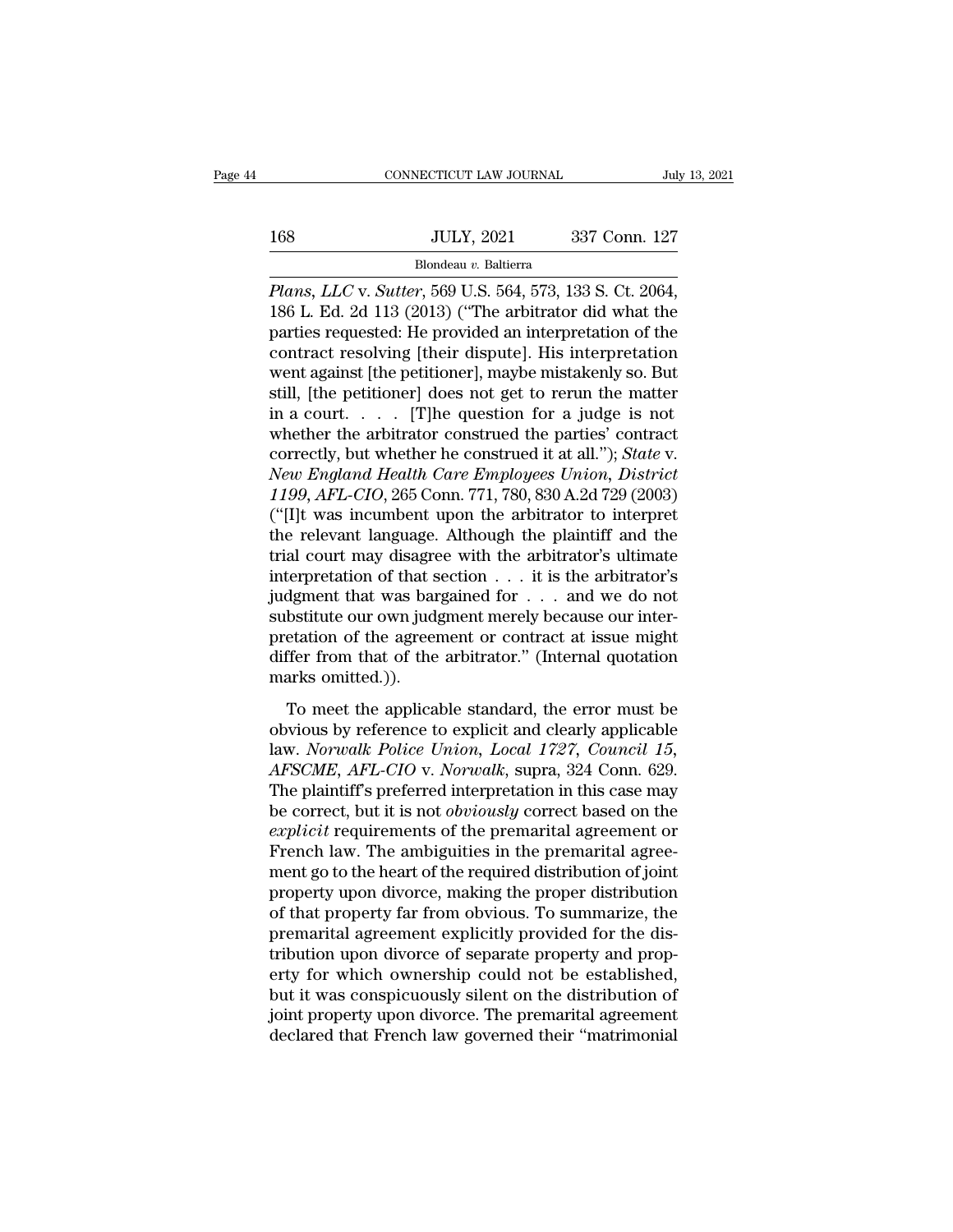*Plans, LLC* v. *Sutter*, 569 U.S. 564, 573, 133 S. Ct. 2064, 186 L. Ed. 2d 113 (2013) ("The arbitrator did what the parties requested: He provided an interpretation of the contract resolving [their dispute]. His interpretation went against [the petitioner], maybe mistakenly so. But still, [the petitioner] does not get to rerun the matter in a court. . . . [T]he question for a judge is not whether the arbitrator construed the parties' contract correctly, but whether he construed it at all."); *State* v. *New England Health Care Employees Union, District 1199, AFL-CIO*, 265 Conn. 771, 780, 830 A.2d 729 (2003) ("[I]t was incumbent upon the arbitrator to interpret the relevant language. Although the plaintiff and the trial court may disagree with the arbitrator's ultimate interpretation of that section . . . it is the arbitrator's judgment that was bargained for . . . and we do not substitute our own judgment merely because our interpretation of the agreement or contract at issue might differ from that of the arbitrator." (Internal quotation marks omitted.)).

To meet the applicable standard, the error must be obvious by reference to explicit and clearly applicable law. *Norwalk Police Union, Local 1727, Council 15, AFSCME, AFL-CIO* v. *Norwalk*, supra, 324 Conn. 629. The plaintiff's preferred interpretation in this case may be correct, but it is not *obviously* correct based on the *explicit* requirements of the premarital agreement or French law. The ambiguities in the premarital agreement go to the heart of the required distribution of joint property upon divorce, making the proper distribution of that property far from obvious. To summarize, the premarital agreement explicitly provided for the distribution upon divorce of separate property and property for which ownership could not be established, but it was conspicuously silent on the distribution of joint property upon divorce. The premarital agreement declared that French law governed their "matrimonial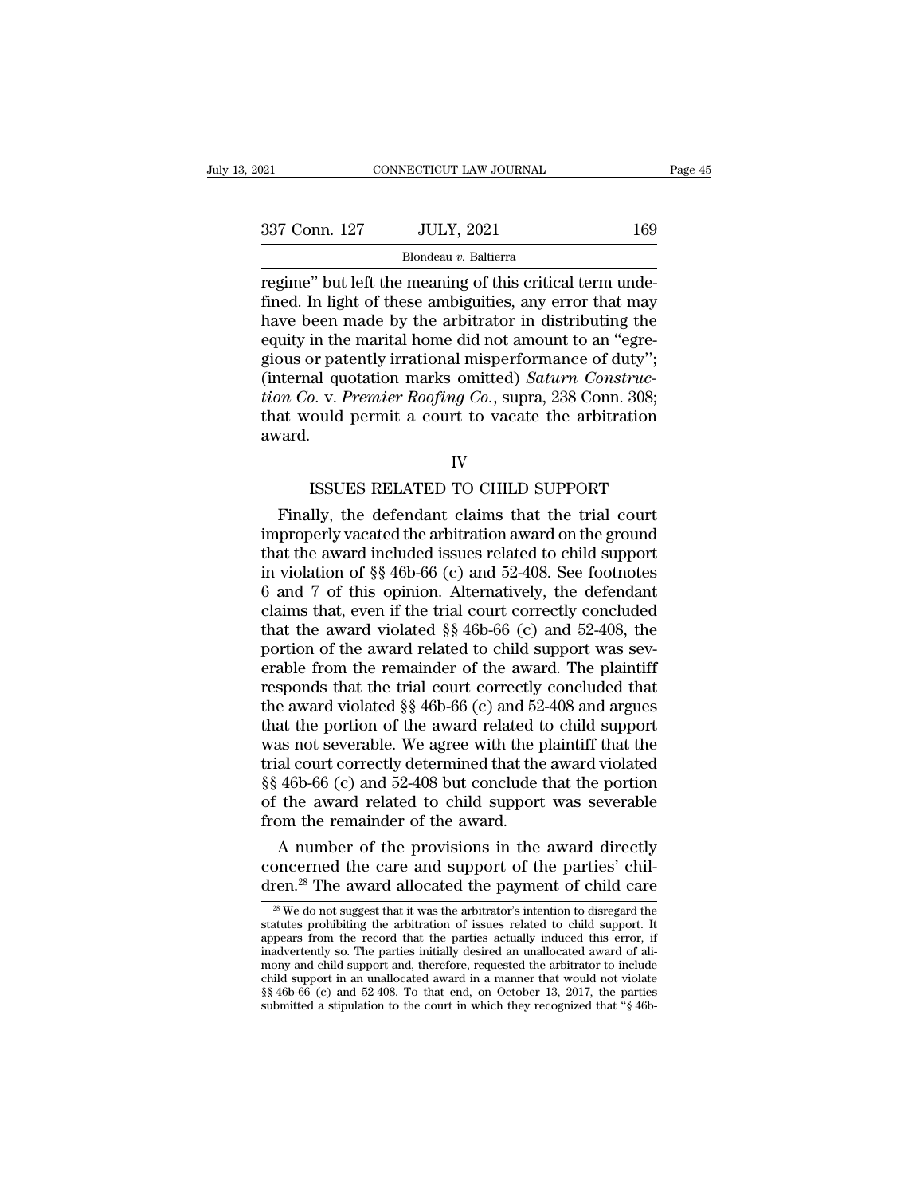regime" but left the meaning of this critical term undefined. In light of these ambiguities, any error that may have been made by the arbitrator in distributing the equity in the marital home did not amount to an "egregious or patently irrational misperformance of duty"; (internal quotation marks omitted) *Saturn Construction Co.* v. *Premier Roofing Co.*, supra, 238 Conn. 308; that would permit a court to vacate the arbitration award.

## IV

## ISSUES RELATED TO CHILD SUPPORT

Finally, the defendant claims that the trial court improperly vacated the arbitration award on the ground that the award included issues related to child support in violation of §§ 46b-66 (c) and 52-408. See footnotes 6 and 7 of this opinion. Alternatively, the defendant claims that, even if the trial court correctly concluded that the award violated §§ 46b-66 (c) and 52-408, the portion of the award related to child support was severable from the remainder of the award. The plaintiff responds that the trial court correctly concluded that the award violated §§ 46b-66 (c) and 52-408 and argues that the portion of the award related to child support was not severable. We agree with the plaintiff that the trial court correctly determined that the award violated §§ 46b-66 (c) and 52-408 but conclude that the portion of the award related to child support was severable from the remainder of the award.

A number of the provisions in the award directly concerned the care and support of the parties' children.[28] The award allocated the payment of child care

[28] We do not suggest that it was the arbitrator's intention to disregard the statutes prohibiting the arbitration of issues related to child support. It appears from the record that the parties actually induced this error, if inadvertently so. The parties initially desired an unallocated award of alimony and child support and, therefore, requested the arbitrator to include child support in an unallocated award in a manner that would not violate §§ 46b-66 (c) and 52-408. To that end, on October 13, 2017, the parties submitted a stipulation to the court in which they recognized that "§ 46b-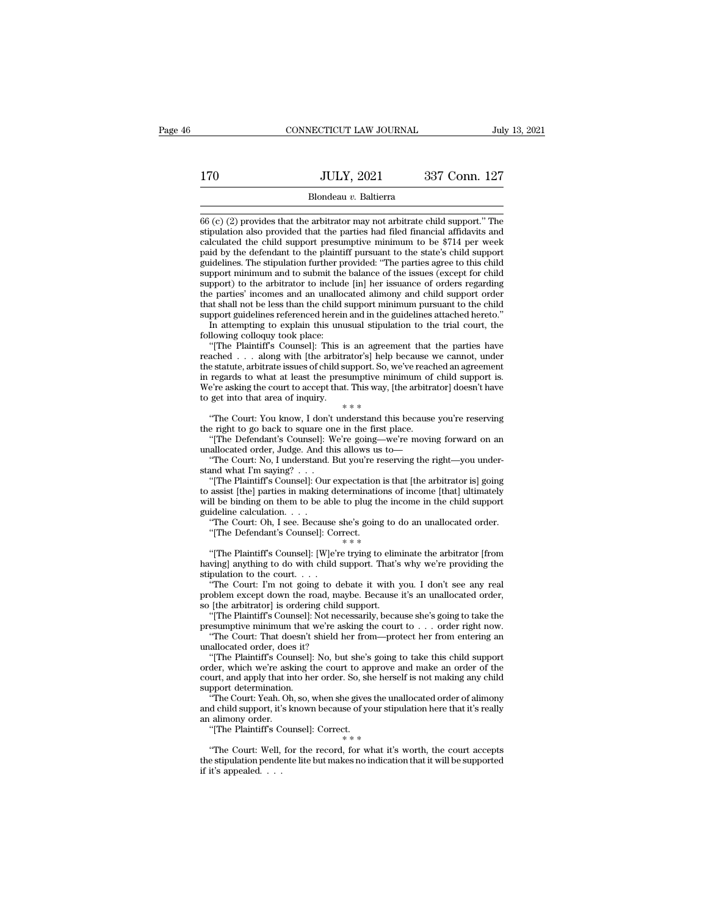66 (c) (2) provides that the arbitrator may not arbitrate child support." The stipulation also provided that the parties had filed financial affidavits and calculated the child support presumptive minimum to be $714 per week paid by the defendant to the plaintiff pursuant to the state's child support guidelines. The stipulation further provided: "The parties agree to this child support minimum and to submit the balance of the issues (except for child support) to the arbitrator to include [in] her issuance of orders regarding the parties' incomes and an unallocated alimony and child support order that shall not be less than the child support minimum pursuant to the child support guidelines referenced herein and in the guidelines attached hereto."

In attempting to explain this unusual stipulation to the trial court, the following colloquy took place:

"[The Plaintiff's Counsel]: This is an agreement that the parties have reached . . . along with [the arbitrator's] help because we cannot, under the statute, arbitrate issues of child support. So, we've reached an agreement in regards to what at least the presumptive minimum of child support is. We're asking the court to accept that. This way, [the arbitrator] doesn't have to get into that area of inquiry.

\* \* \*

"The Court: You know, I don't understand this because you're reserving the right to go back to square one in the first place.

"[The Defendant's Counsel]: We're going—we're moving forward on an unallocated order, Judge. And this allows us to—

"The Court: No, I understand. But you're reserving the right—you understand what I'm saying? . . .

"[The Plaintiff's Counsel]: Our expectation is that [the arbitrator is] going to assist [the] parties in making determinations of income [that] ultimately will be binding on them to be able to plug the income in the child support guideline calculation. . . .

"The Court: Oh, I see. Because she's going to do an unallocated order.

"[The Defendant's Counsel]: Correct.

\* \* \*

"[The Plaintiff's Counsel]: [W]e're trying to eliminate the arbitrator [from having] anything to do with child support. That's why we're providing the stipulation to the court. . . .

"The Court: I'm not going to debate it with you. I don't see any real problem except down the road, maybe. Because it's an unallocated order, so [the arbitrator] is ordering child support.

"[The Plaintiff's Counsel]: Not necessarily, because she's going to take the presumptive minimum that we're asking the court to . . . order right now.

"The Court: That doesn't shield her from—protect her from entering an unallocated order, does it?

"[The Plaintiff's Counsel]: No, but she's going to take this child support order, which we're asking the court to approve and make an order of the court, and apply that into her order. So, she herself is not making any child support determination.

"The Court: Yeah. Oh, so, when she gives the unallocated order of alimony and child support, it's known because of your stipulation here that it's really an alimony order.

"[The Plaintiff's Counsel]: Correct.

\* \* \*

"The Court: Well, for the record, for what it's worth, the court accepts the stipulation pendente lite but makes no indication that it will be supported if it's appealed. . . .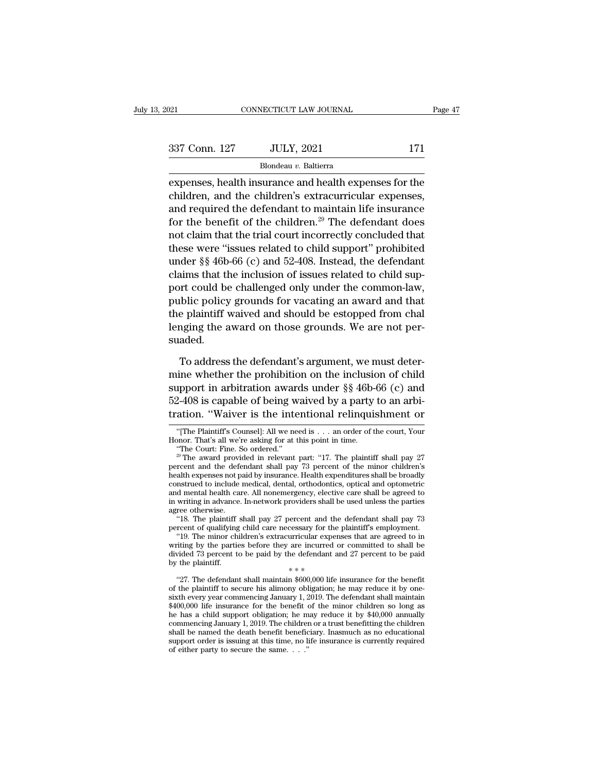expenses, health insurance and health expenses for the children, and the children's extracurricular expenses, and required the defendant to maintain life insurance for the benefit of the children.[29] The defendant does not claim that the trial court incorrectly concluded that these were "issues related to child support" prohibited under §§ 46b-66 (c) and 52-408. Instead, the defendant claims that the inclusion of issues related to child support could be challenged only under the common-law, public policy grounds for vacating an award and that the plaintiff waived and should be estopped from challenging the award on those grounds. We are not persuaded.

To address the defendant's argument, we must determine whether the prohibition on the inclusion of child support in arbitration awards under §§ 46b-66 (c) and 52-408 is capable of being waived by a party to an arbitration. "Waiver is the intentional relinquishment or

"[The Plaintiff's Counsel]: All we need is . . . an order of the court, Your Honor. That's all we're asking for at this point in time.

"The Court: Fine. So ordered."

[29] The award provided in relevant part: "17. The plaintiff shall pay 27 percent and the defendant shall pay 73 percent of the minor children's health expenses not paid by insurance. Health expenditures shall be broadly construed to include medical, dental, orthodontics, optical and optometric and mental health care. All nonemergency, elective care shall be agreed to in writing in advance. In-network providers shall be used unless the parties agree otherwise.

"18. The plaintiff shall pay 27 percent and the defendant shall pay 73 percent of qualifying child care necessary for the plaintiff's employment.

"19. The minor children's extracurricular expenses that are agreed to in writing by the parties before they are incurred or committed to shall be divided 73 percent to be paid by the defendant and 27 percent to be paid by the plaintiff.

\* \* \*

"27. The defendant shall maintain $600,000 life insurance for the benefit of the plaintiff to secure his alimony obligation; he may reduce it by one-sixth every year commencing January 1, 2019. The defendant shall maintain $400,000 life insurance for the benefit of the minor children so long as he has a child support obligation; he may reduce it by $40,000 annually commencing January 1, 2019. The children or a trust benefitting the children shall be named the death benefit beneficiary. Inasmuch as no educational support order is issuing at this time, no life insurance is currently required of either party to secure the same. . . ."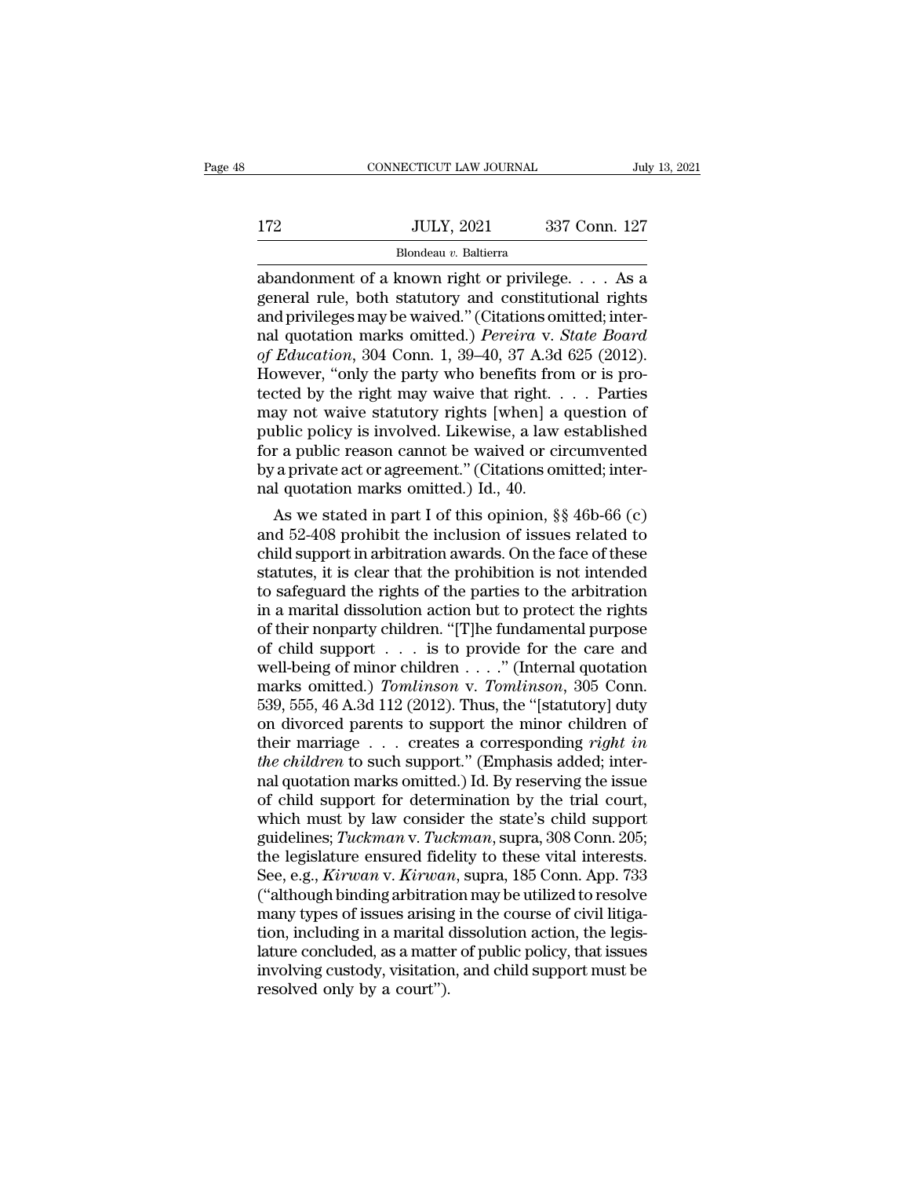abandonment of a known right or privilege. . . . As a general rule, both statutory and constitutional rights and privileges may be waived." (Citations omitted; internal quotation marks omitted.) *Pereira* v. *State Board of Education*, 304 Conn. 1, 39–40, 37 A.3d 625 (2012). However, "only the party who benefits from or is protected by the right may waive that right. . . . Parties may not waive statutory rights [when] a question of public policy is involved. Likewise, a law established for a public reason cannot be waived or circumvented by a private act or agreement." (Citations omitted; internal quotation marks omitted.) Id., 40.

As we stated in part I of this opinion, §§ 46b-66 (c) and 52-408 prohibit the inclusion of issues related to child support in arbitration awards. On the face of these statutes, it is clear that the prohibition is not intended to safeguard the rights of the parties to the arbitration in a marital dissolution action but to protect the rights of their nonparty children. "[T]he fundamental purpose of child support . . . is to provide for the care and well-being of minor children . . . ." (Internal quotation marks omitted.) *Tomlinson* v. *Tomlinson*, 305 Conn. 539, 555, 46 A.3d 112 (2012). Thus, the "[statutory] duty on divorced parents to support the minor children of their marriage . . . creates a corresponding *right in the children* to such support." (Emphasis added; internal quotation marks omitted.) Id. By reserving the issue of child support for determination by the trial court, which must by law consider the state's child support guidelines; *Tuckman* v. *Tuckman*, supra, 308 Conn. 205; the legislature ensured fidelity to these vital interests. See, e.g., *Kirwan* v. *Kirwan*, supra, 185 Conn. App. 733 ("although binding arbitration may be utilized to resolve many types of issues arising in the course of civil litigation, including in a marital dissolution action, the legislature concluded, as a matter of public policy, that issues involving custody, visitation, and child support must be resolved only by a court").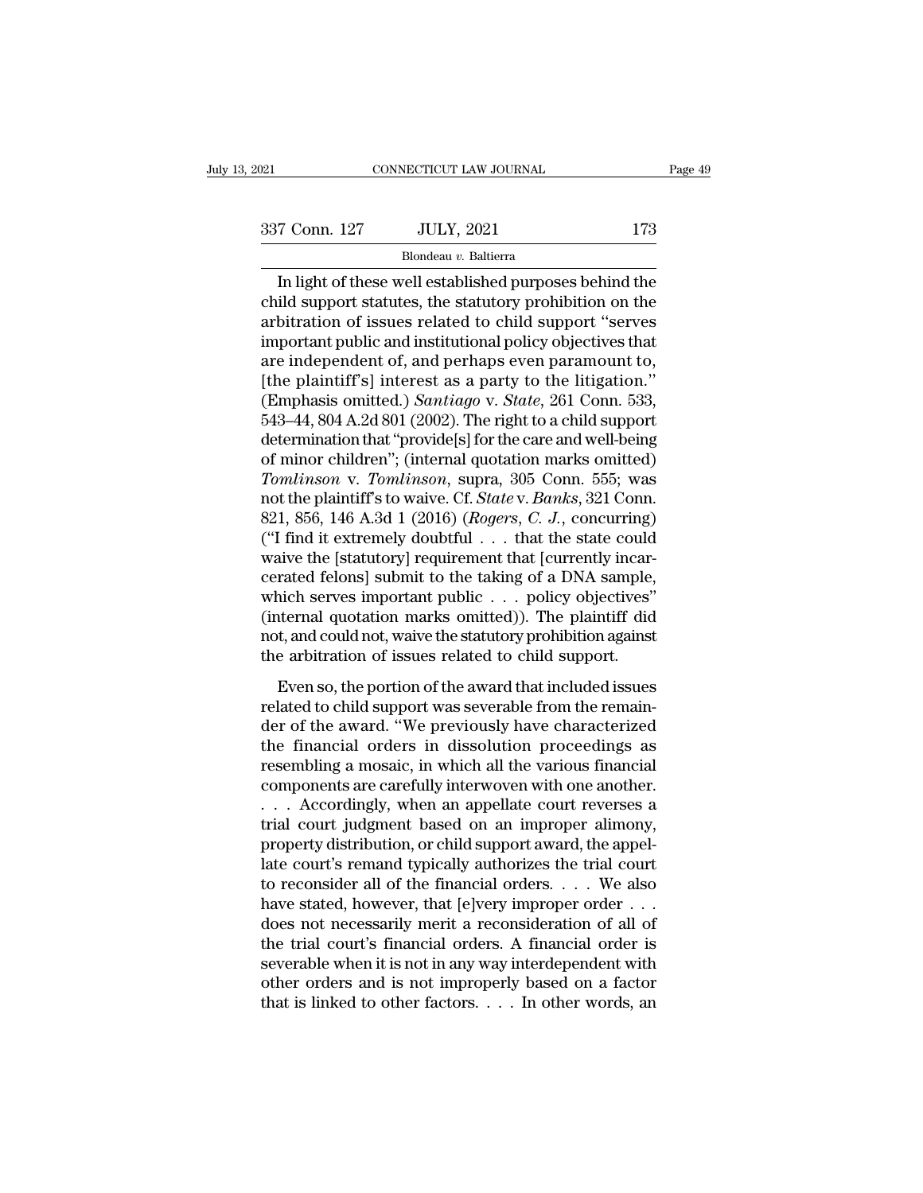In light of these well established purposes behind the child support statutes, the statutory prohibition on the arbitration of issues related to child support "serves important public and institutional policy objectives that are independent of, and perhaps even paramount to, [the plaintiff's] interest as a party to the litigation." (Emphasis omitted.) *Santiago* v. *State*, 261 Conn. 533, 543–44, 804 A.2d 801 (2002). The right to a child support determination that "provide[s] for the care and well-being of minor children"; (internal quotation marks omitted) *Tomlinson* v. *Tomlinson*, supra, 305 Conn. 555; was not the plaintiff's to waive. Cf. *State* v. *Banks*, 321 Conn. 821, 856, 146 A.3d 1 (2016) (*Rogers, C. J.*, concurring) ("I find it extremely doubtful . . . that the state could waive the [statutory] requirement that [currently incarcerated felons] submit to the taking of a DNA sample, which serves important public . . . policy objectives" (internal quotation marks omitted)). The plaintiff did not, and could not, waive the statutory prohibition against the arbitration of issues related to child support.

Even so, the portion of the award that included issues related to child support was severable from the remainder of the award. "We previously have characterized the financial orders in dissolution proceedings as resembling a mosaic, in which all the various financial components are carefully interwoven with one another. . . . Accordingly, when an appellate court reverses a trial court judgment based on an improper alimony, property distribution, or child support award, the appellate court's remand typically authorizes the trial court to reconsider all of the financial orders. . . . We also have stated, however, that [e]very improper order . . . does not necessarily merit a reconsideration of all of the trial court's financial orders. A financial order is severable when it is not in any way interdependent with other orders and is not improperly based on a factor that is linked to other factors. . . . In other words, an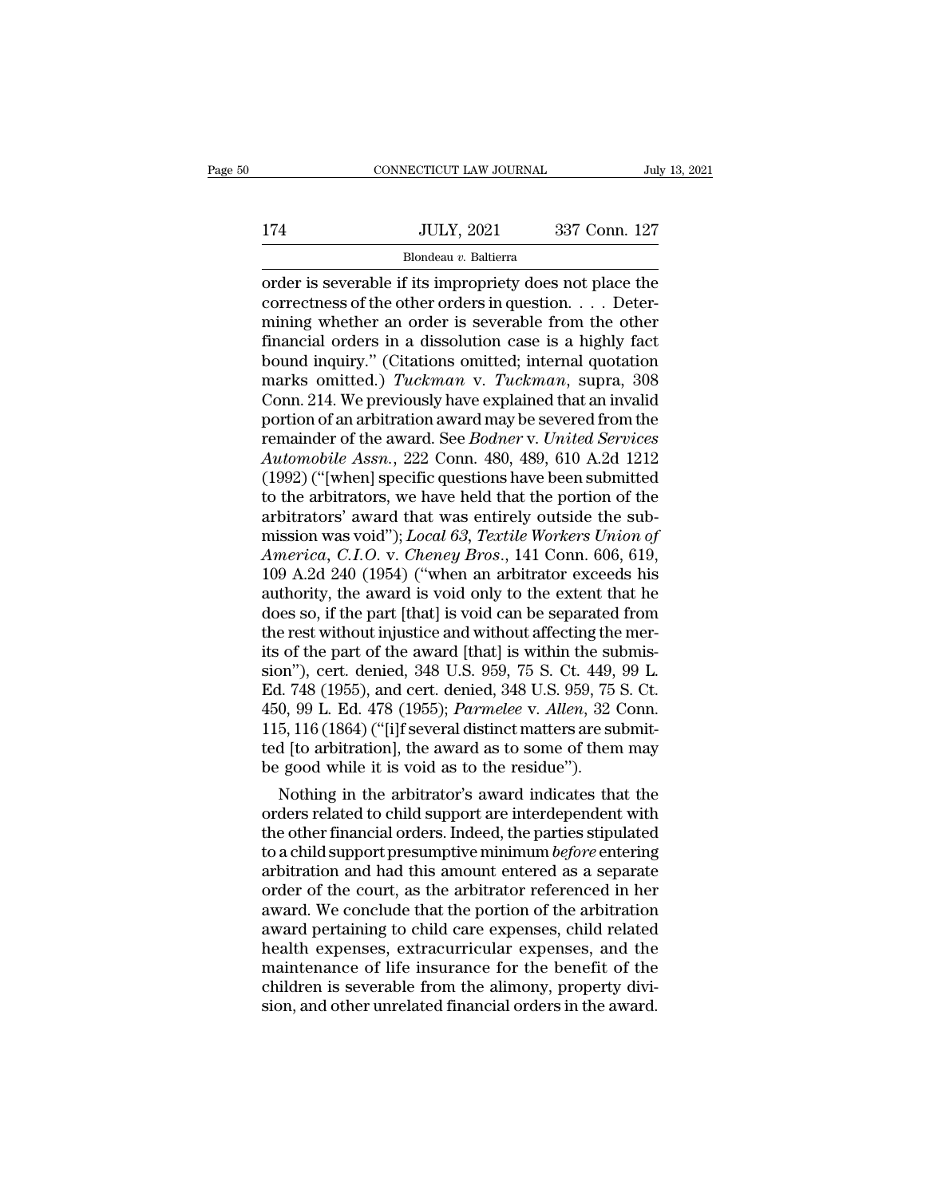order is severable if its impropriety does not place the correctness of the other orders in question. . . . Determining whether an order is severable from the other financial orders in a dissolution case is a highly fact bound inquiry." (Citations omitted; internal quotation marks omitted.) *Tuckman* v. *Tuckman*, supra, 308 Conn. 214. We previously have explained that an invalid portion of an arbitration award may be severed from the remainder of the award. See *Bodner* v. *United Services Automobile Assn.*, 222 Conn. 480, 489, 610 A.2d 1212 (1992) ("[when] specific questions have been submitted to the arbitrators, we have held that the portion of the arbitrators' award that was entirely outside the submission was void"); *Local 63, Textile Workers Union of America, C.I.O.* v. *Cheney Bros.*, 141 Conn. 606, 619, 109 A.2d 240 (1954) ("when an arbitrator exceeds his authority, the award is void only to the extent that he does so, if the part [that] is void can be separated from the rest without injustice and without affecting the merits of the part of the award [that] is within the submission"), cert. denied, 348 U.S. 959, 75 S. Ct. 449, 99 L. Ed. 748 (1955), and cert. denied, 348 U.S. 959, 75 S. Ct. 450, 99 L. Ed. 478 (1955); *Parmelee* v. *Allen*, 32 Conn. 115, 116 (1864) ("[i]f several distinct matters are submitted [to arbitration], the award as to some of them may be good while it is void as to the residue").

Nothing in the arbitrator's award indicates that the orders related to child support are interdependent with the other financial orders. Indeed, the parties stipulated to a child support presumptive minimum *before* entering arbitration and had this amount entered as a separate order of the court, as the arbitrator referenced in her award. We conclude that the portion of the arbitration award pertaining to child care expenses, child related health expenses, extracurricular expenses, and the maintenance of life insurance for the benefit of the children is severable from the alimony, property division, and other unrelated financial orders in the award.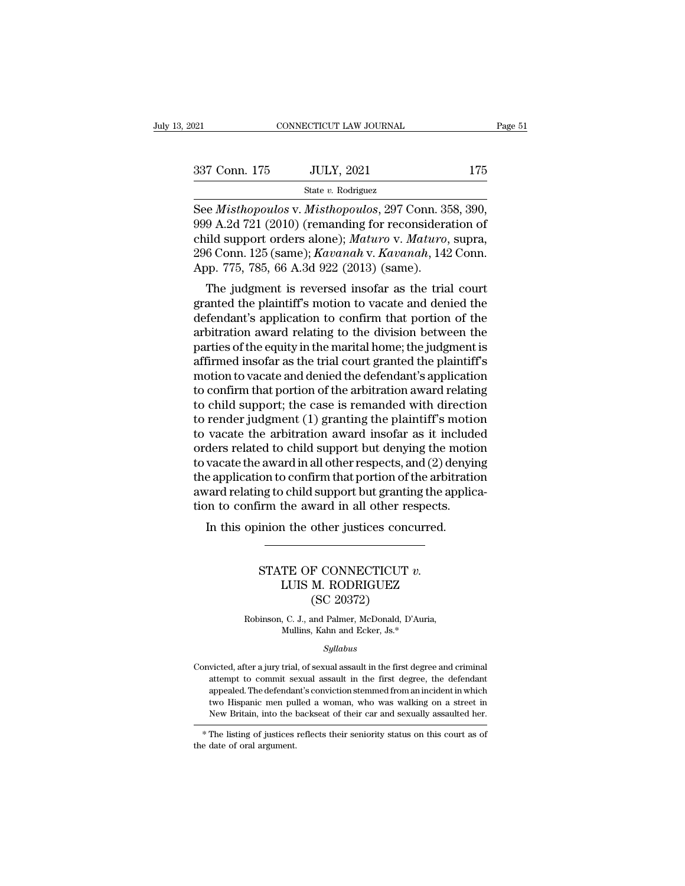See *Misthopoulos* v. *Misthopoulos*, 297 Conn. 358, 390, 999 A.2d 721 (2010) (remanding for reconsideration of child support orders alone); *Maturo* v. *Maturo*, supra, 296 Conn. 125 (same); *Kavanah* v. *Kavanah*, 142 Conn. App. 775, 785, 66 A.3d 922 (2013) (same).

The judgment is reversed insofar as the trial court granted the plaintiff's motion to vacate and denied the defendant's application to confirm that portion of the arbitration award relating to the division between the parties of the equity in the marital home; the judgment is affirmed insofar as the trial court granted the plaintiff's motion to vacate and denied the defendant's application to confirm that portion of the arbitration award relating to child support; the case is remanded with direction to render judgment (1) granting the plaintiff's motion to vacate the arbitration award insofar as it included orders related to child support but denying the motion to vacate the award in all other respects, and (2) denying the application to confirm that portion of the arbitration award relating to child support but granting the application to confirm the award in all other respects.

In this opinion the other justices concurred.

---

# STATE OF CONNECTICUT *v.* LUIS M. RODRIGUEZ
## (SC 20372)

Robinson, C. J., and Palmer, McDonald, D'Auria, Mullins, Kahn and Ecker, Js.*

*Syllabus*

Convicted, after a jury trial, of sexual assault in the first degree and criminal attempt to commit sexual assault in the first degree, the defendant appealed. The defendant's conviction stemmed from an incident in which two Hispanic men pulled a woman, who was walking on a street in New Britain, into the backseat of their car and sexually assaulted her.

* The listing of justices reflects their seniority status on this court as of the date of oral argument.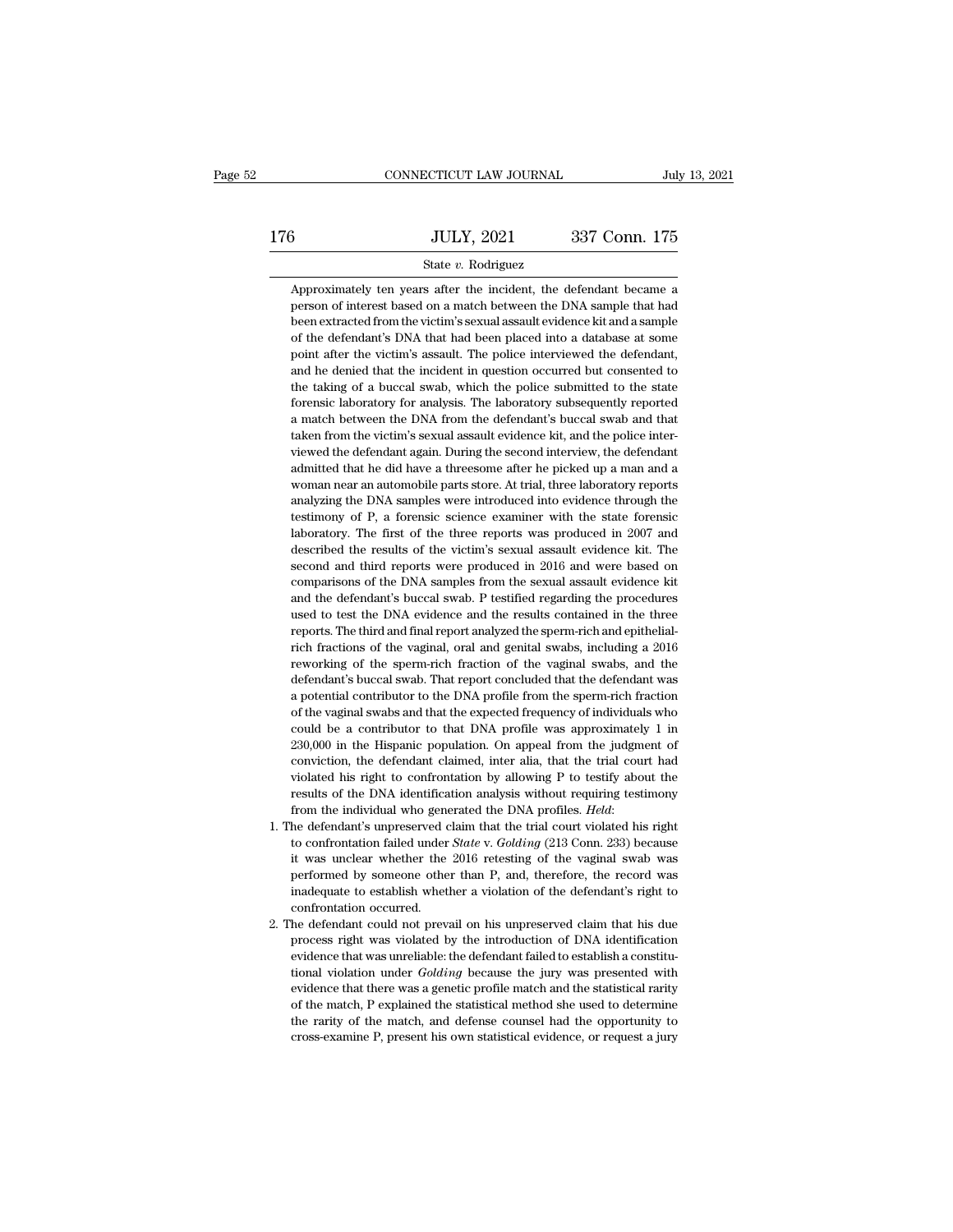Approximately ten years after the incident, the defendant became a person of interest based on a match between the DNA sample that had been extracted from the victim's sexual assault evidence kit and a sample of the defendant's DNA that had been placed into a database at some point after the victim's assault. The police interviewed the defendant, and he denied that the incident in question occurred but consented to the taking of a buccal swab, which the police submitted to the state forensic laboratory for analysis. The laboratory subsequently reported a match between the DNA from the defendant's buccal swab and that taken from the victim's sexual assault evidence kit, and the police interviewed the defendant again. During the second interview, the defendant admitted that he did have a threesome after he picked up a man and a woman near an automobile parts store. At trial, three laboratory reports analyzing the DNA samples were introduced into evidence through the testimony of P, a forensic science examiner with the state forensic laboratory. The first of the three reports was produced in 2007 and described the results of the victim's sexual assault evidence kit. The second and third reports were produced in 2016 and were based on comparisons of the DNA samples from the sexual assault evidence kit and the defendant's buccal swab. P testified regarding the procedures used to test the DNA evidence and the results contained in the three reports. The third and final report analyzed the sperm-rich and epithelial-rich fractions of the vaginal, oral and genital swabs, including a 2016 reworking of the sperm-rich fraction of the vaginal swabs, and the defendant's buccal swab. That report concluded that the defendant was a potential contributor to the DNA profile from the sperm-rich fraction of the vaginal swabs and that the expected frequency of individuals who could be a contributor to that DNA profile was approximately 1 in 230,000 in the Hispanic population. On appeal from the judgment of conviction, the defendant claimed, inter alia, that the trial court had violated his right to confrontation by allowing P to testify about the results of the DNA identification analysis without requiring testimony from the individual who generated the DNA profiles. *Held*:

1. The defendant's unpreserved claim that the trial court violated his right to confrontation failed under *State* v. *Golding* (213 Conn. 233) because it was unclear whether the 2016 retesting of the vaginal swab was performed by someone other than P, and, therefore, the record was inadequate to establish whether a violation of the defendant's right to confrontation occurred.
2. The defendant could not prevail on his unpreserved claim that his due process right was violated by the introduction of DNA identification evidence that was unreliable: the defendant failed to establish a constitutional violation under *Golding* because the jury was presented with evidence that there was a genetic profile match and the statistical rarity of the match, P explained the statistical method she used to determine the rarity of the match, and defense counsel had the opportunity to cross-examine P, present his own statistical evidence, or request a jury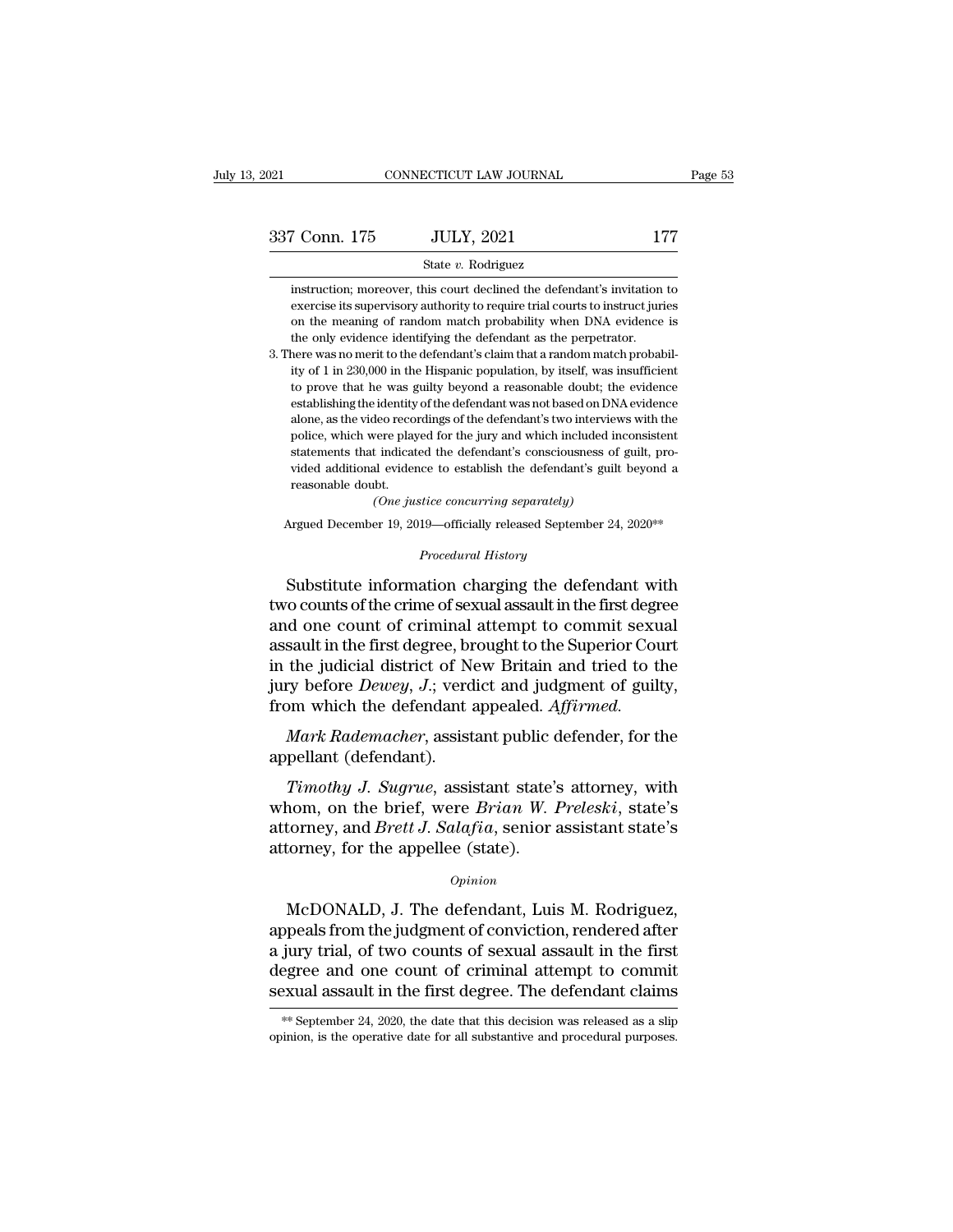instruction; moreover, this court declined the defendant's invitation to exercise its supervisory authority to require trial courts to instruct juries on the meaning of random match probability when DNA evidence is the only evidence identifying the defendant as the perpetrator.

3. There was no merit to the defendant's claim that a random match probability of 1 in 230,000 in the Hispanic population, by itself, was insufficient to prove that he was guilty beyond a reasonable doubt; the evidence establishing the identity of the defendant was not based on DNA evidence alone, as the video recordings of the defendant's two interviews with the police, which were played for the jury and which included inconsistent statements that indicated the defendant's consciousness of guilt, provided additional evidence to establish the defendant's guilt beyond a reasonable doubt.

*(One justice concurring separately)*

Argued December 19, 2019—officially released September 24, 2020**

*Procedural History*

Substitute information charging the defendant with two counts of the crime of sexual assault in the first degree and one count of criminal attempt to commit sexual assault in the first degree, brought to the Superior Court in the judicial district of New Britain and tried to the jury before *Dewey, J.*; verdict and judgment of guilty, from which the defendant appealed. *Affirmed.*

*Mark Rademacher*, assistant public defender, for the appellant (defendant).

*Timothy J. Sugrue*, assistant state's attorney, with whom, on the brief, were *Brian W. Preleski*, state's attorney, and *Brett J. Salafia*, senior assistant state's attorney, for the appellee (state).

*Opinion*

McDONALD, J. The defendant, Luis M. Rodriguez, appeals from the judgment of conviction, rendered after a jury trial, of two counts of sexual assault in the first degree and one count of criminal attempt to commit sexual assault in the first degree. The defendant claims

** September 24, 2020, the date that this decision was released as a slip opinion, is the operative date for all substantive and procedural purposes.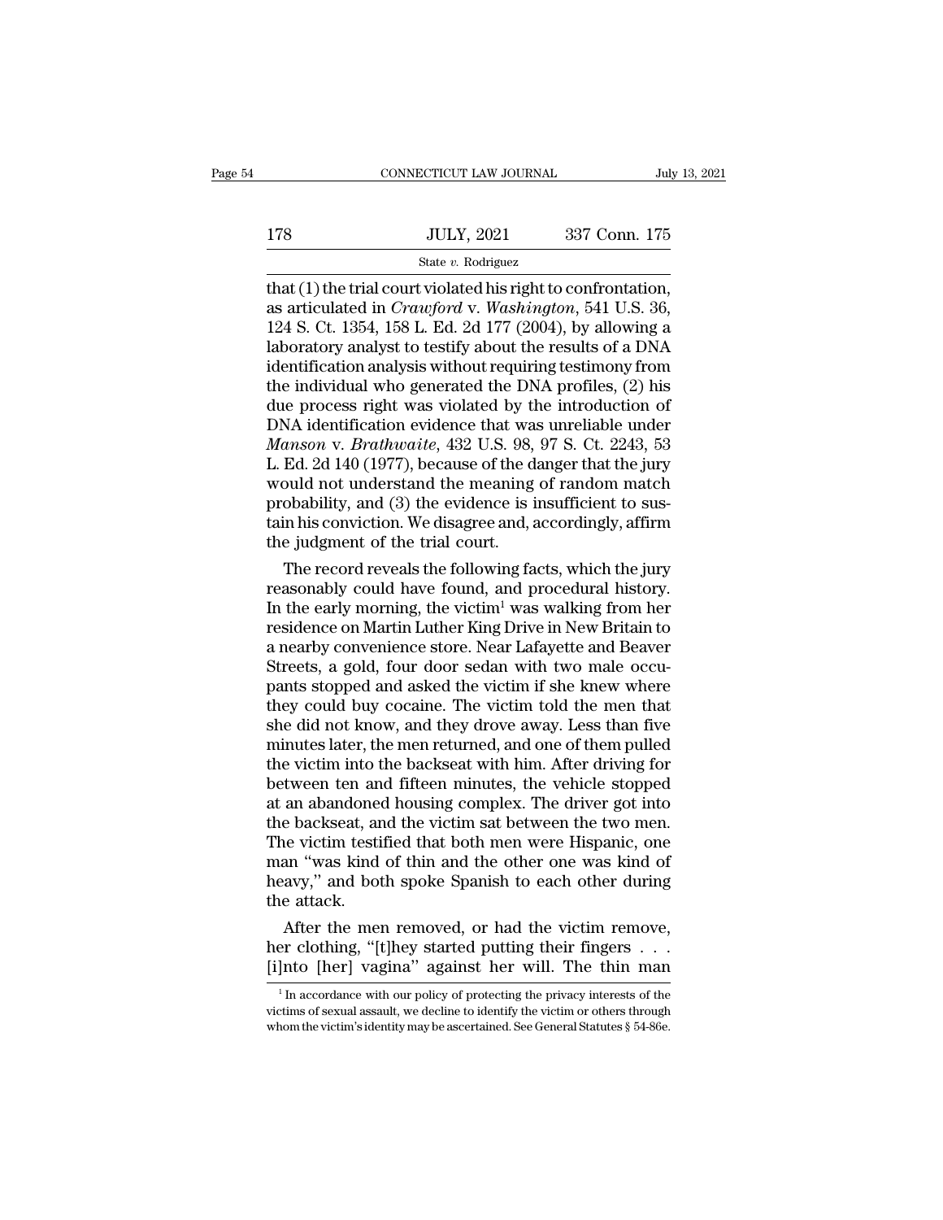that (1) the trial court violated his right to confrontation, as articulated in *Crawford* v. *Washington*, 541 U.S. 36, 124 S. Ct. 1354, 158 L. Ed. 2d 177 (2004), by allowing a laboratory analyst to testify about the results of a DNA identification analysis without requiring testimony from the individual who generated the DNA profiles, (2) his due process right was violated by the introduction of DNA identification evidence that was unreliable under *Manson* v. *Brathwaite*, 432 U.S. 98, 97 S. Ct. 2243, 53 L. Ed. 2d 140 (1977), because of the danger that the jury would not understand the meaning of random match probability, and (3) the evidence is insufficient to sustain his conviction. We disagree and, accordingly, affirm the judgment of the trial court.

The record reveals the following facts, which the jury reasonably could have found, and procedural history. In the early morning, the victim[1] was walking from her residence on Martin Luther King Drive in New Britain to a nearby convenience store. Near Lafayette and Beaver Streets, a gold, four door sedan with two male occupants stopped and asked the victim if she knew where they could buy cocaine. The victim told the men that she did not know, and they drove away. Less than five minutes later, the men returned, and one of them pulled the victim into the backseat with him. After driving for between ten and fifteen minutes, the vehicle stopped at an abandoned housing complex. The driver got into the backseat, and the victim sat between the two men. The victim testified that both men were Hispanic, one man "was kind of thin and the other one was kind of heavy," and both spoke Spanish to each other during the attack.

After the men removed, or had the victim remove, her clothing, "[t]hey started putting their fingers . . . [i]nto [her] vagina" against her will. The thin man

[1] In accordance with our policy of protecting the privacy interests of the victims of sexual assault, we decline to identify the victim or others through whom the victim's identity may be ascertained. See General Statutes § 54-86e.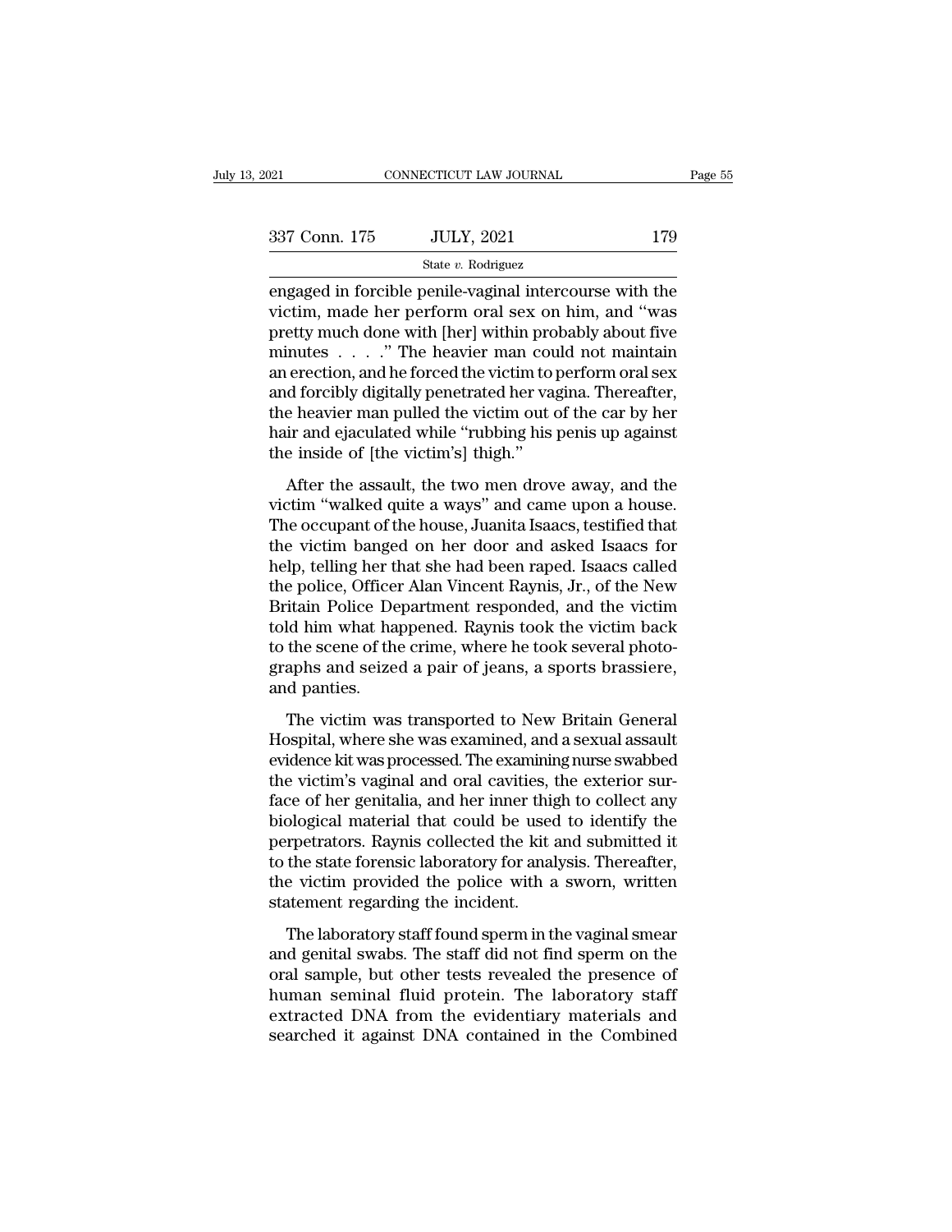engaged in forcible penile-vaginal intercourse with the victim, made her perform oral sex on him, and "was pretty much done with [her] within probably about five minutes . . . ." The heavier man could not maintain an erection, and he forced the victim to perform oral sex and forcibly digitally penetrated her vagina. Thereafter, the heavier man pulled the victim out of the car by her hair and ejaculated while "rubbing his penis up against the inside of [the victim's] thigh."

After the assault, the two men drove away, and the victim "walked quite a ways" and came upon a house. The occupant of the house, Juanita Isaacs, testified that the victim banged on her door and asked Isaacs for help, telling her that she had been raped. Isaacs called the police, Officer Alan Vincent Raynis, Jr., of the New Britain Police Department responded, and the victim told him what happened. Raynis took the victim back to the scene of the crime, where he took several photographs and seized a pair of jeans, a sports brassiere, and panties.

The victim was transported to New Britain General Hospital, where she was examined, and a sexual assault evidence kit was processed. The examining nurse swabbed the victim's vaginal and oral cavities, the exterior surface of her genitalia, and her inner thigh to collect any biological material that could be used to identify the perpetrators. Raynis collected the kit and submitted it to the state forensic laboratory for analysis. Thereafter, the victim provided the police with a sworn, written statement regarding the incident.

The laboratory staff found sperm in the vaginal smear and genital swabs. The staff did not find sperm on the oral sample, but other tests revealed the presence of human seminal fluid protein. The laboratory staff extracted DNA from the evidentiary materials and searched it against DNA contained in the Combined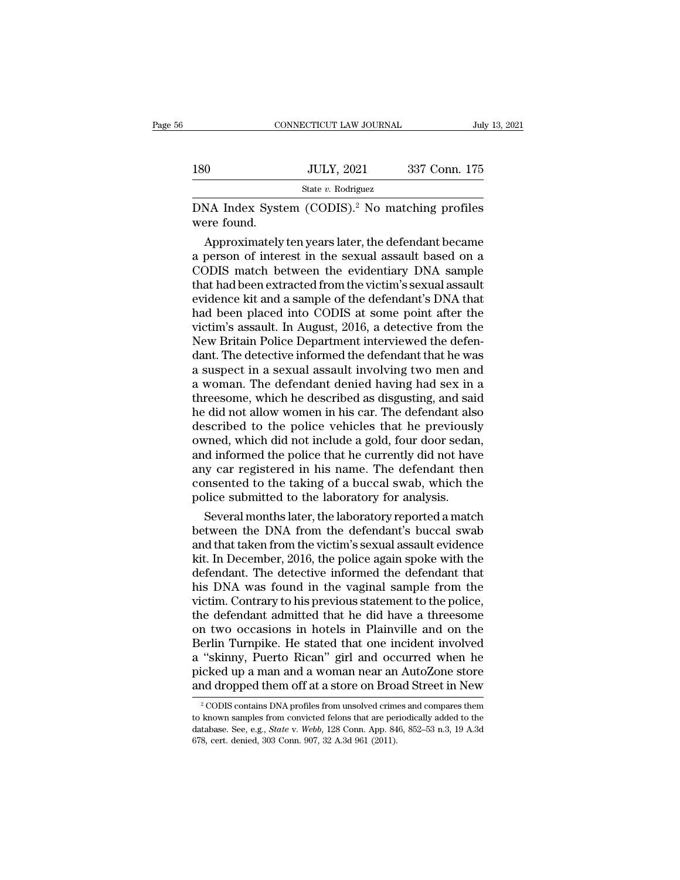DNA Index System (CODIS).[2] No matching profiles were found.

Approximately ten years later, the defendant became a person of interest in the sexual assault based on a CODIS match between the evidentiary DNA sample that had been extracted from the victim's sexual assault evidence kit and a sample of the defendant's DNA that had been placed into CODIS at some point after the victim's assault. In August, 2016, a detective from the New Britain Police Department interviewed the defendant. The detective informed the defendant that he was a suspect in a sexual assault involving two men and a woman. The defendant denied having had sex in a threesome, which he described as disgusting, and said he did not allow women in his car. The defendant also described to the police vehicles that he previously owned, which did not include a gold, four door sedan, and informed the police that he currently did not have any car registered in his name. The defendant then consented to the taking of a buccal swab, which the police submitted to the laboratory for analysis.

Several months later, the laboratory reported a match between the DNA from the defendant's buccal swab and that taken from the victim's sexual assault evidence kit. In December, 2016, the police again spoke with the defendant. The detective informed the defendant that his DNA was found in the vaginal sample from the victim. Contrary to his previous statement to the police, the defendant admitted that he did have a threesome on two occasions in hotels in Plainville and on the Berlin Turnpike. He stated that one incident involved a "skinny, Puerto Rican" girl and occurred when he picked up a man and a woman near an AutoZone store and dropped them off at a store on Broad Street in New

[2] CODIS contains DNA profiles from unsolved crimes and compares them to known samples from convicted felons that are periodically added to the database. See, e.g., *State* v. *Webb*, 128 Conn. App. 846, 852–53 n.3, 19 A.3d 678, cert. denied, 303 Conn. 907, 32 A.3d 961 (2011).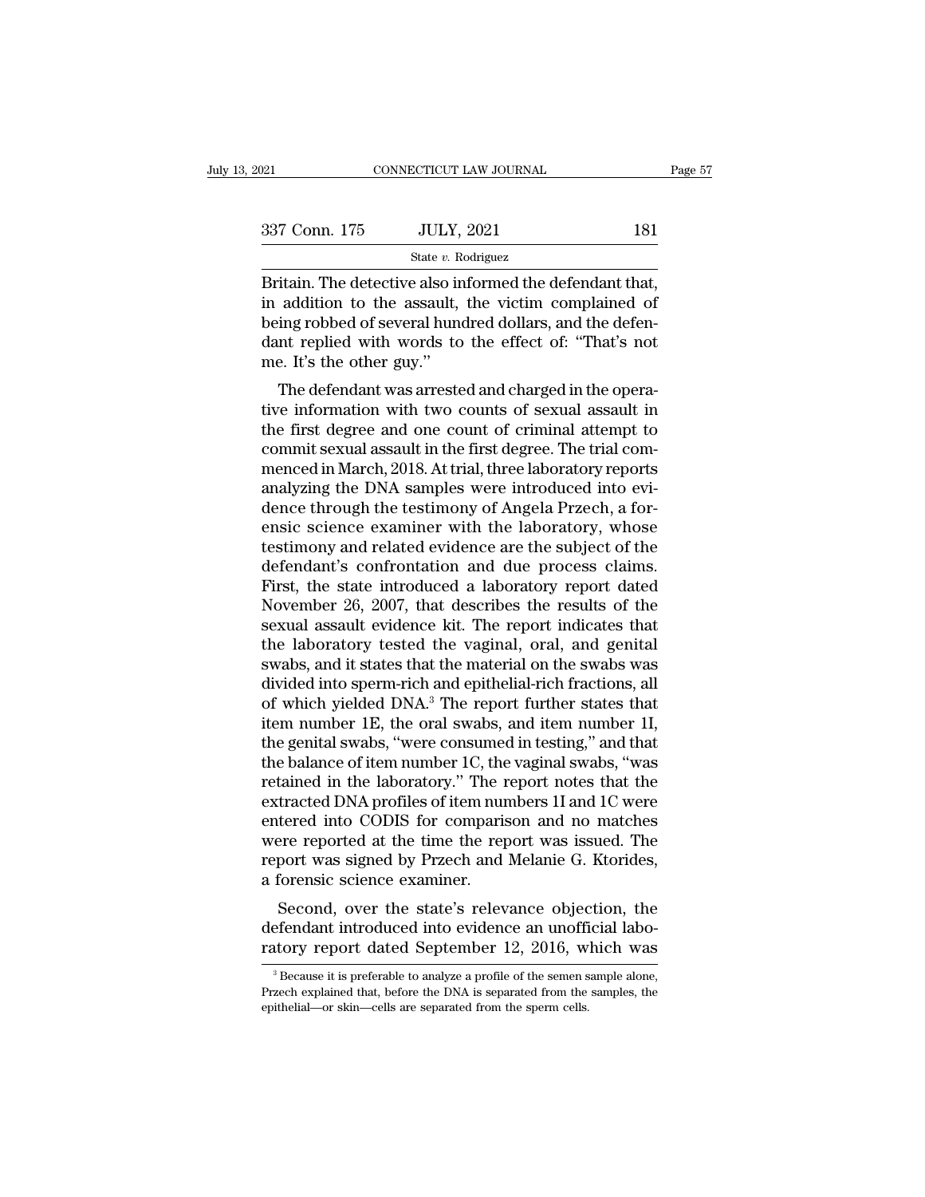Britain. The detective also informed the defendant that, in addition to the assault, the victim complained of being robbed of several hundred dollars, and the defendant replied with words to the effect of: "That's not me. It's the other guy."

The defendant was arrested and charged in the operative information with two counts of sexual assault in the first degree and one count of criminal attempt to commit sexual assault in the first degree. The trial commenced in March, 2018. At trial, three laboratory reports analyzing the DNA samples were introduced into evidence through the testimony of Angela Przech, a forensic science examiner with the laboratory, whose testimony and related evidence are the subject of the defendant's confrontation and due process claims. First, the state introduced a laboratory report dated November 26, 2007, that describes the results of the sexual assault evidence kit. The report indicates that the laboratory tested the vaginal, oral, and genital swabs, and it states that the material on the swabs was divided into sperm-rich and epithelial-rich fractions, all of which yielded DNA.[3] The report further states that item number 1E, the oral swabs, and item number 1I, the genital swabs, "were consumed in testing," and that the balance of item number 1C, the vaginal swabs, "was retained in the laboratory." The report notes that the extracted DNA profiles of item numbers 1I and 1C were entered into CODIS for comparison and no matches were reported at the time the report was issued. The report was signed by Przech and Melanie G. Ktorides, a forensic science examiner.

Second, over the state's relevance objection, the defendant introduced into evidence an unofficial laboratory report dated September 12, 2016, which was

[3] Because it is preferable to analyze a profile of the semen sample alone, Przech explained that, before the DNA is separated from the samples, the epithelial—or skin—cells are separated from the sperm cells.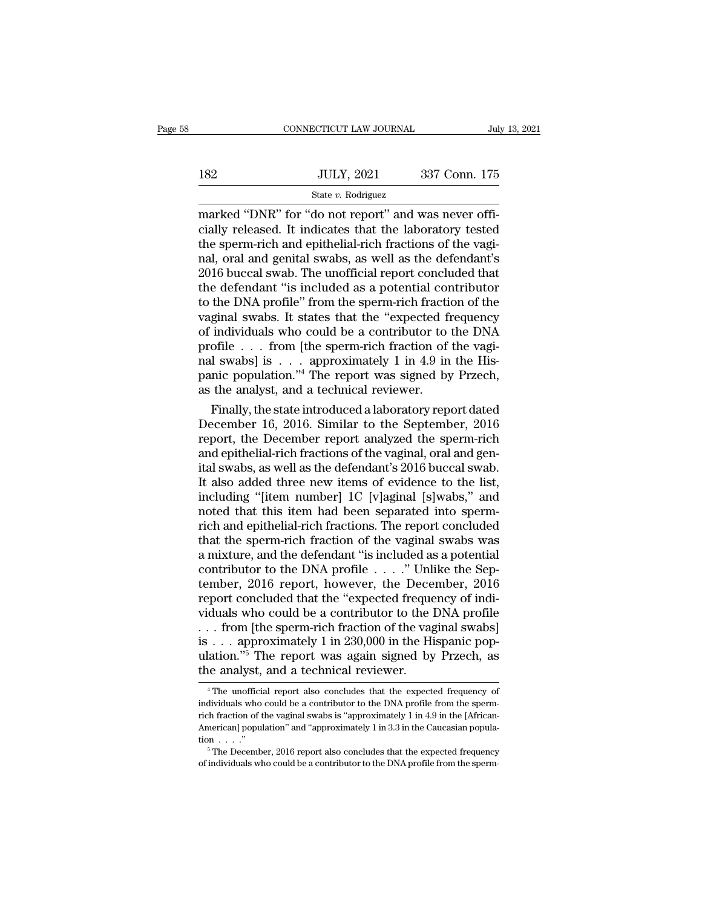marked "DNR" for "do not report" and was never officially released. It indicates that the laboratory tested the sperm-rich and epithelial-rich fractions of the vaginal, oral and genital swabs, as well as the defendant's 2016 buccal swab. The unofficial report concluded that the defendant "is included as a potential contributor to the DNA profile" from the sperm-rich fraction of the vaginal swabs. It states that the "expected frequency of individuals who could be a contributor to the DNA profile . . . from [the sperm-rich fraction of the vaginal swabs] is . . . approximately 1 in 4.9 in the Hispanic population."[4] The report was signed by Przech, as the analyst, and a technical reviewer.

Finally, the state introduced a laboratory report dated December 16, 2016. Similar to the September, 2016 report, the December report analyzed the sperm-rich and epithelial-rich fractions of the vaginal, oral and genital swabs, as well as the defendant's 2016 buccal swab. It also added three new items of evidence to the list, including "[item number] 1C [v]aginal [s]wabs," and noted that this item had been separated into sperm-rich and epithelial-rich fractions. The report concluded that the sperm-rich fraction of the vaginal swabs was a mixture, and the defendant "is included as a potential contributor to the DNA profile . . . ." Unlike the September, 2016 report, however, the December, 2016 report concluded that the "expected frequency of individuals who could be a contributor to the DNA profile . . . from [the sperm-rich fraction of the vaginal swabs] is . . . approximately 1 in 230,000 in the Hispanic population."[5] The report was again signed by Przech, as the analyst, and a technical reviewer.

[4] The unofficial report also concludes that the expected frequency of individuals who could be a contributor to the DNA profile from the sperm-rich fraction of the vaginal swabs is "approximately 1 in 4.9 in the [African-American] population" and "approximately 1 in 3.3 in the Caucasian population . . . ."

[5] The December, 2016 report also concludes that the expected frequency of individuals who could be a contributor to the DNA profile from the sperm-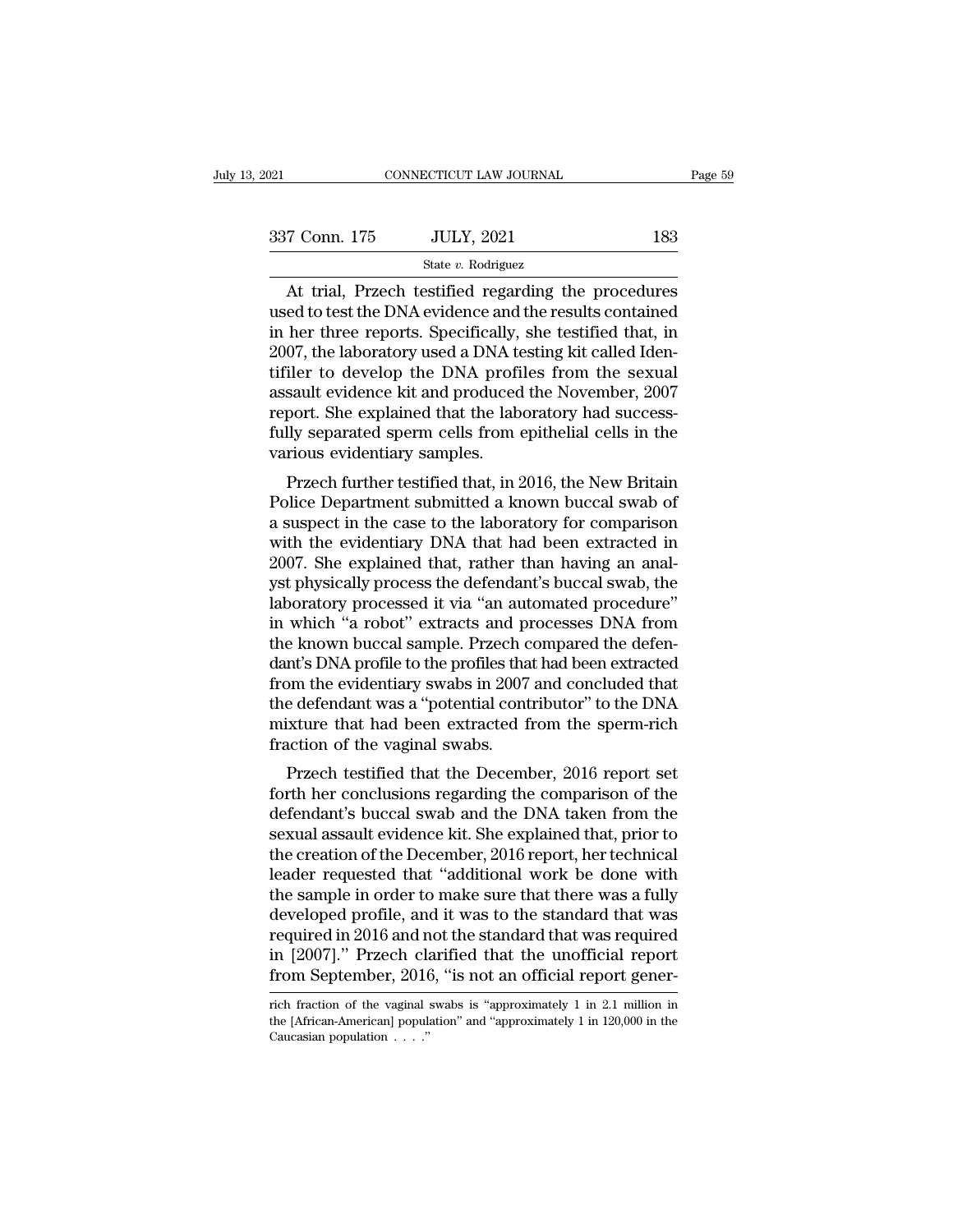At trial, Przech testified regarding the procedures used to test the DNA evidence and the results contained in her three reports. Specifically, she testified that, in 2007, the laboratory used a DNA testing kit called Identifiler to develop the DNA profiles from the sexual assault evidence kit and produced the November, 2007 report. She explained that the laboratory had successfully separated sperm cells from epithelial cells in the various evidentiary samples.

Przech further testified that, in 2016, the New Britain Police Department submitted a known buccal swab of a suspect in the case to the laboratory for comparison with the evidentiary DNA that had been extracted in 2007. She explained that, rather than having an analyst physically process the defendant's buccal swab, the laboratory processed it via "an automated procedure" in which "a robot" extracts and processes DNA from the known buccal sample. Przech compared the defendant's DNA profile to the profiles that had been extracted from the evidentiary swabs in 2007 and concluded that the defendant was a "potential contributor" to the DNA mixture that had been extracted from the sperm-rich fraction of the vaginal swabs.

Przech testified that the December, 2016 report set forth her conclusions regarding the comparison of the defendant's buccal swab and the DNA taken from the sexual assault evidence kit. She explained that, prior to the creation of the December, 2016 report, her technical leader requested that "additional work be done with the sample in order to make sure that there was a fully developed profile, and it was to the standard that was required in 2016 and not the standard that was required in [2007]." Przech clarified that the unofficial report from September, 2016, "is not an official report gener-

rich fraction of the vaginal swabs is "approximately 1 in 2.1 million in the [African-American] population" and "approximately 1 in 120,000 in the Caucasian population . . . ."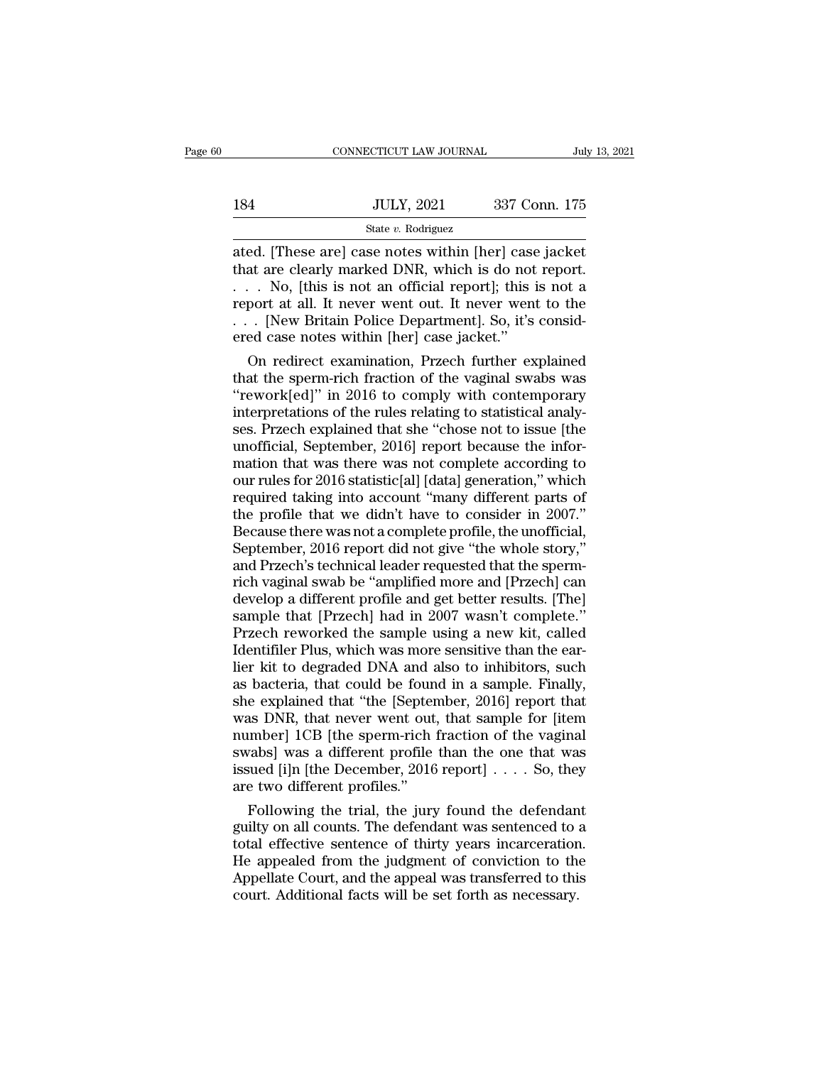ated. [These are] case notes within [her] case jacket that are clearly marked DNR, which is do not report. . . . No, [this is not an official report]; this is not a report at all. It never went out. It never went to the . . . [New Britain Police Department]. So, it's considered case notes within [her] case jacket."

On redirect examination, Przech further explained that the sperm-rich fraction of the vaginal swabs was "rework[ed]" in 2016 to comply with contemporary interpretations of the rules relating to statistical analyses. Przech explained that she "chose not to issue [the unofficial, September, 2016] report because the information that was there was not complete according to our rules for 2016 statistic[al] [data] generation," which required taking into account "many different parts of the profile that we didn't have to consider in 2007." Because there was not a complete profile, the unofficial, September, 2016 report did not give "the whole story," and Przech's technical leader requested that the sperm-rich vaginal swab be "amplified more and [Przech] can develop a different profile and get better results. [The] sample that [Przech] had in 2007 wasn't complete." Przech reworked the sample using a new kit, called Identifiler Plus, which was more sensitive than the earlier kit to degraded DNA and also to inhibitors, such as bacteria, that could be found in a sample. Finally, she explained that "the [September, 2016] report that was DNR, that never went out, that sample for [item number] 1CB [the sperm-rich fraction of the vaginal swabs] was a different profile than the one that was issued [i]n [the December, 2016 report] . . . . So, they are two different profiles."

Following the trial, the jury found the defendant guilty on all counts. The defendant was sentenced to a total effective sentence of thirty years incarceration. He appealed from the judgment of conviction to the Appellate Court, and the appeal was transferred to this court. Additional facts will be set forth as necessary.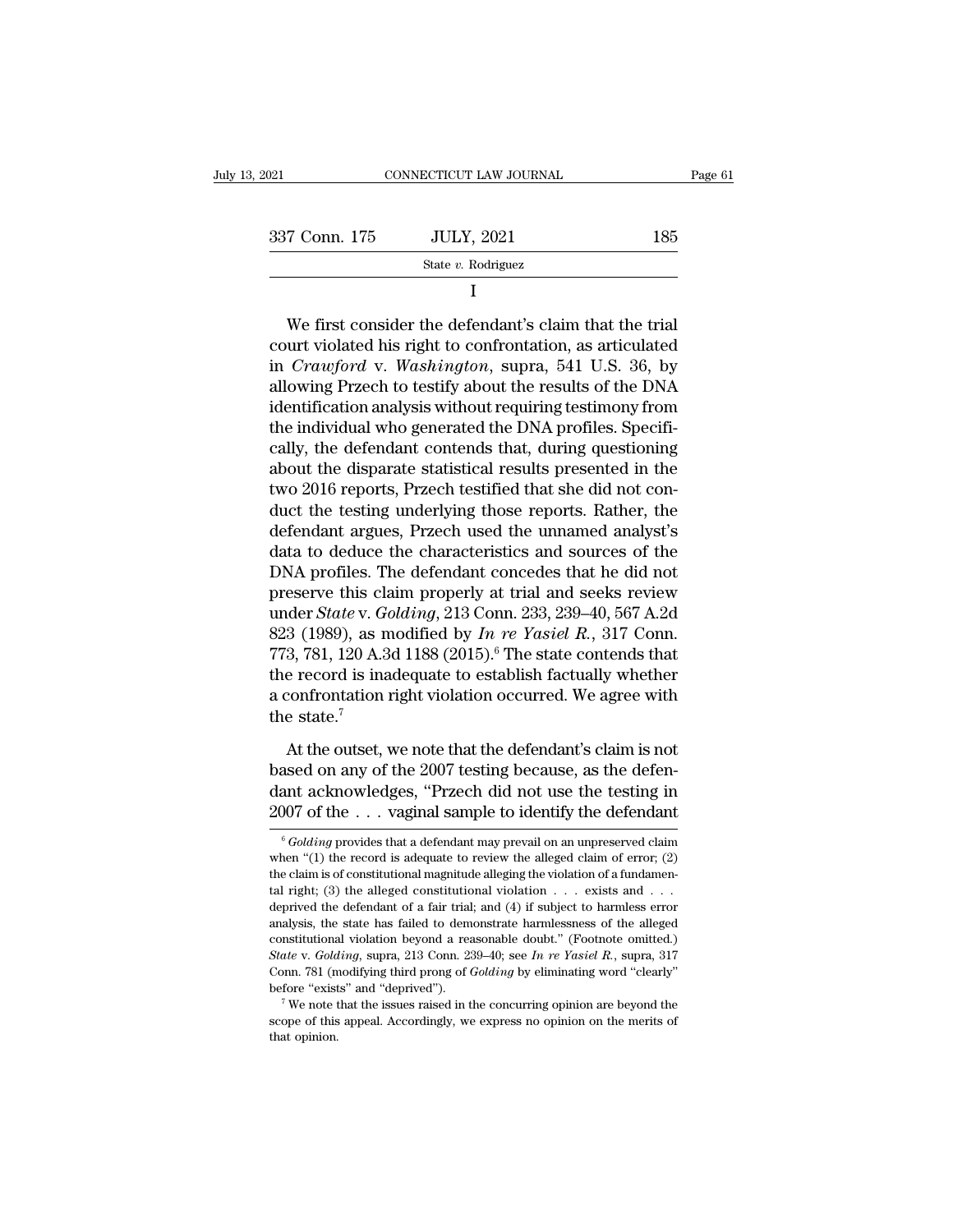I

We first consider the defendant's claim that the trial court violated his right to confrontation, as articulated in *Crawford* v. *Washington*, supra, 541 U.S. 36, by allowing Przech to testify about the results of the DNA identification analysis without requiring testimony from the individual who generated the DNA profiles. Specifically, the defendant contends that, during questioning about the disparate statistical results presented in the two 2016 reports, Przech testified that she did not conduct the testing underlying those reports. Rather, the defendant argues, Przech used the unnamed analyst's data to deduce the characteristics and sources of the DNA profiles. The defendant concedes that he did not preserve this claim properly at trial and seeks review under *State* v. *Golding*, 213 Conn. 233, 239–40, 567 A.2d 823 (1989), as modified by *In re Yasiel R.*, 317 Conn. 773, 781, 120 A.3d 1188 (2015).[6] The state contends that the record is inadequate to establish factually whether a confrontation right violation occurred. We agree with the state.[7]

At the outset, we note that the defendant's claim is not based on any of the 2007 testing because, as the defendant acknowledges, "Przech did not use the testing in 2007 of the . . . vaginal sample to identify the defendant

[6] *Golding* provides that a defendant may prevail on an unpreserved claim when "(1) the record is adequate to review the alleged claim of error; (2) the claim is of constitutional magnitude alleging the violation of a fundamental right; (3) the alleged constitutional violation . . . exists and . . . deprived the defendant of a fair trial; and (4) if subject to harmless error analysis, the state has failed to demonstrate harmlessness of the alleged constitutional violation beyond a reasonable doubt." (Footnote omitted.) *State* v. *Golding*, supra, 213 Conn. 239–40; see *In re Yasiel R.*, supra, 317 Conn. 781 (modifying third prong of *Golding* by eliminating word "clearly" before "exists" and "deprived").

[7] We note that the issues raised in the concurring opinion are beyond the scope of this appeal. Accordingly, we express no opinion on the merits of that opinion.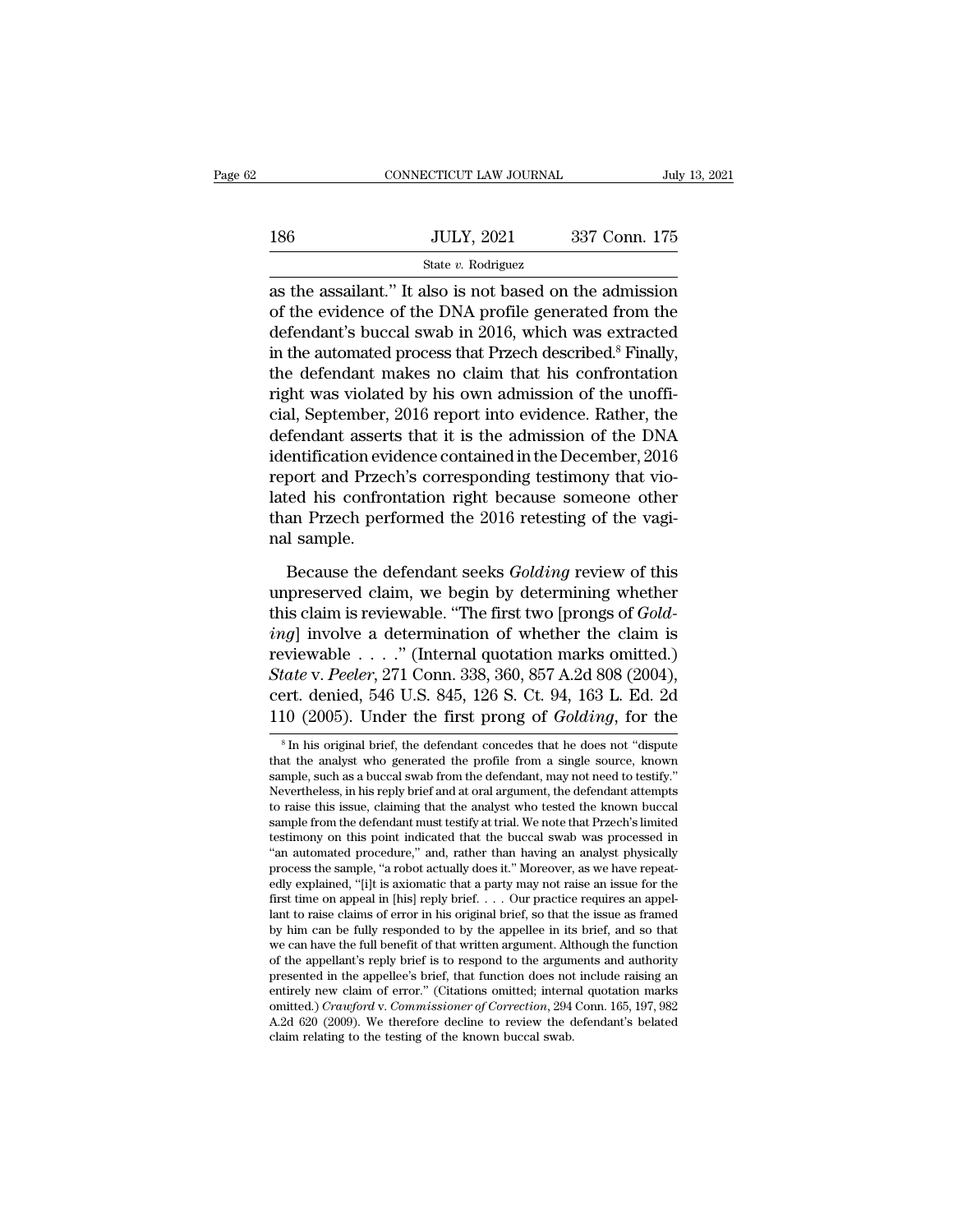as the assailant." It also is not based on the admission of the evidence of the DNA profile generated from the defendant's buccal swab in 2016, which was extracted in the automated process that Przech described.[8] Finally, the defendant makes no claim that his confrontation right was violated by his own admission of the unofficial, September, 2016 report into evidence. Rather, the defendant asserts that it is the admission of the DNA identification evidence contained in the December, 2016 report and Przech's corresponding testimony that violated his confrontation right because someone other than Przech performed the 2016 retesting of the vaginal sample.

Because the defendant seeks *Golding* review of this unpreserved claim, we begin by determining whether this claim is reviewable. "The first two [prongs of *Golding*] involve a determination of whether the claim is reviewable . . . ." (Internal quotation marks omitted.) *State* v. *Peeler*, 271 Conn. 338, 360, 857 A.2d 808 (2004), cert. denied, 546 U.S. 845, 126 S. Ct. 94, 163 L. Ed. 2d 110 (2005). Under the first prong of *Golding*, for the

[8] In his original brief, the defendant concedes that he does not "dispute that the analyst who generated the profile from a single source, known sample, such as a buccal swab from the defendant, may not need to testify." Nevertheless, in his reply brief and at oral argument, the defendant attempts to raise this issue, claiming that the analyst who tested the known buccal sample from the defendant must testify at trial. We note that Przech's limited testimony on this point indicated that the buccal swab was processed in "an automated procedure," and, rather than having an analyst physically process the sample, "a robot actually does it." Moreover, as we have repeatedly explained, "[i]t is axiomatic that a party may not raise an issue for the first time on appeal in [his] reply brief. . . . Our practice requires an appellant to raise claims of error in his original brief, so that the issue as framed by him can be fully responded to by the appellee in its brief, and so that we can have the full benefit of that written argument. Although the function of the appellant's reply brief is to respond to the arguments and authority presented in the appellee's brief, that function does not include raising an entirely new claim of error." (Citations omitted; internal quotation marks omitted.) *Crawford* v. *Commissioner of Correction*, 294 Conn. 165, 197, 982 A.2d 620 (2009). We therefore decline to review the defendant's belated claim relating to the testing of the known buccal swab.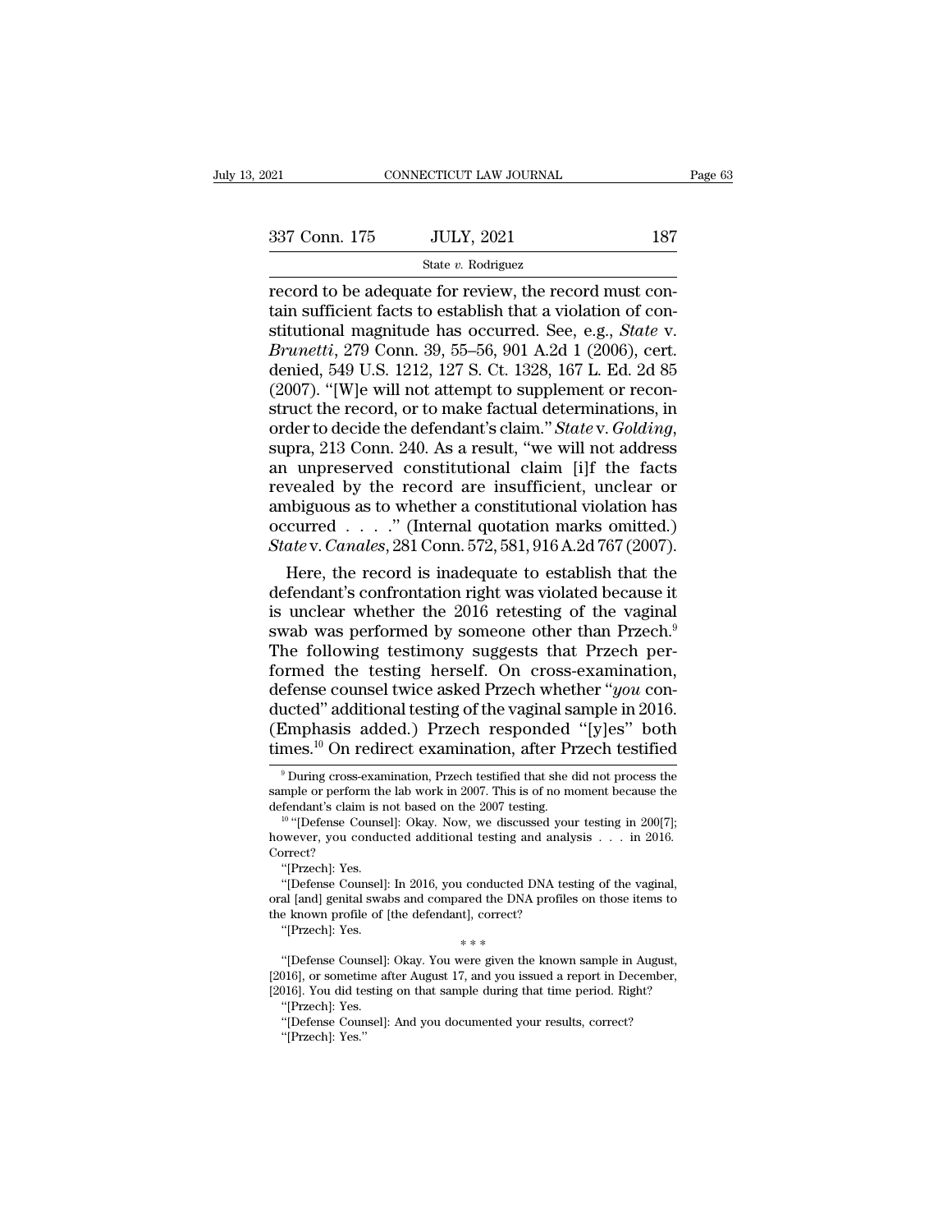record to be adequate for review, the record must contain sufficient facts to establish that a violation of constitutional magnitude has occurred. See, e.g., *State* v. *Brunetti*, 279 Conn. 39, 55–56, 901 A.2d 1 (2006), cert. denied, 549 U.S. 1212, 127 S. Ct. 1328, 167 L. Ed. 2d 85 (2007). "[W]e will not attempt to supplement or reconstruct the record, or to make factual determinations, in order to decide the defendant's claim." *State* v. *Golding*, supra, 213 Conn. 240. As a result, "we will not address an unpreserved constitutional claim [i]f the facts revealed by the record are insufficient, unclear or ambiguous as to whether a constitutional violation has occurred . . . ." (Internal quotation marks omitted.) *State* v. *Canales*, 281 Conn. 572, 581, 916 A.2d 767 (2007).

Here, the record is inadequate to establish that the defendant's confrontation right was violated because it is unclear whether the 2016 retesting of the vaginal swab was performed by someone other than Przech.[9] The following testimony suggests that Przech performed the testing herself. On cross-examination, defense counsel twice asked Przech whether "*you* conducted" additional testing of the vaginal sample in 2016. (Emphasis added.) Przech responded "[y]es" both times.[10] On redirect examination, after Przech testified

---

[9] During cross-examination, Przech testified that she did not process the sample or perform the lab work in 2007. This is of no moment because the defendant's claim is not based on the 2007 testing.

[10] "[Defense Counsel]: Okay. Now, we discussed your testing in 200[7]; however, you conducted additional testing and analysis . . . in 2016. Correct?

"[Przech]: Yes.

"[Defense Counsel]: In 2016, you conducted DNA testing of the vaginal, oral [and] genital swabs and compared the DNA profiles on those items to the known profile of [the defendant], correct?

"[Przech]: Yes.

\* \* \*

"[Defense Counsel]: Okay. You were given the known sample in August, [2016], or sometime after August 17, and you issued a report in December, [2016]. You did testing on that sample during that time period. Right?

"[Przech]: Yes.

"[Defense Counsel]: And you documented your results, correct?

"[Przech]: Yes."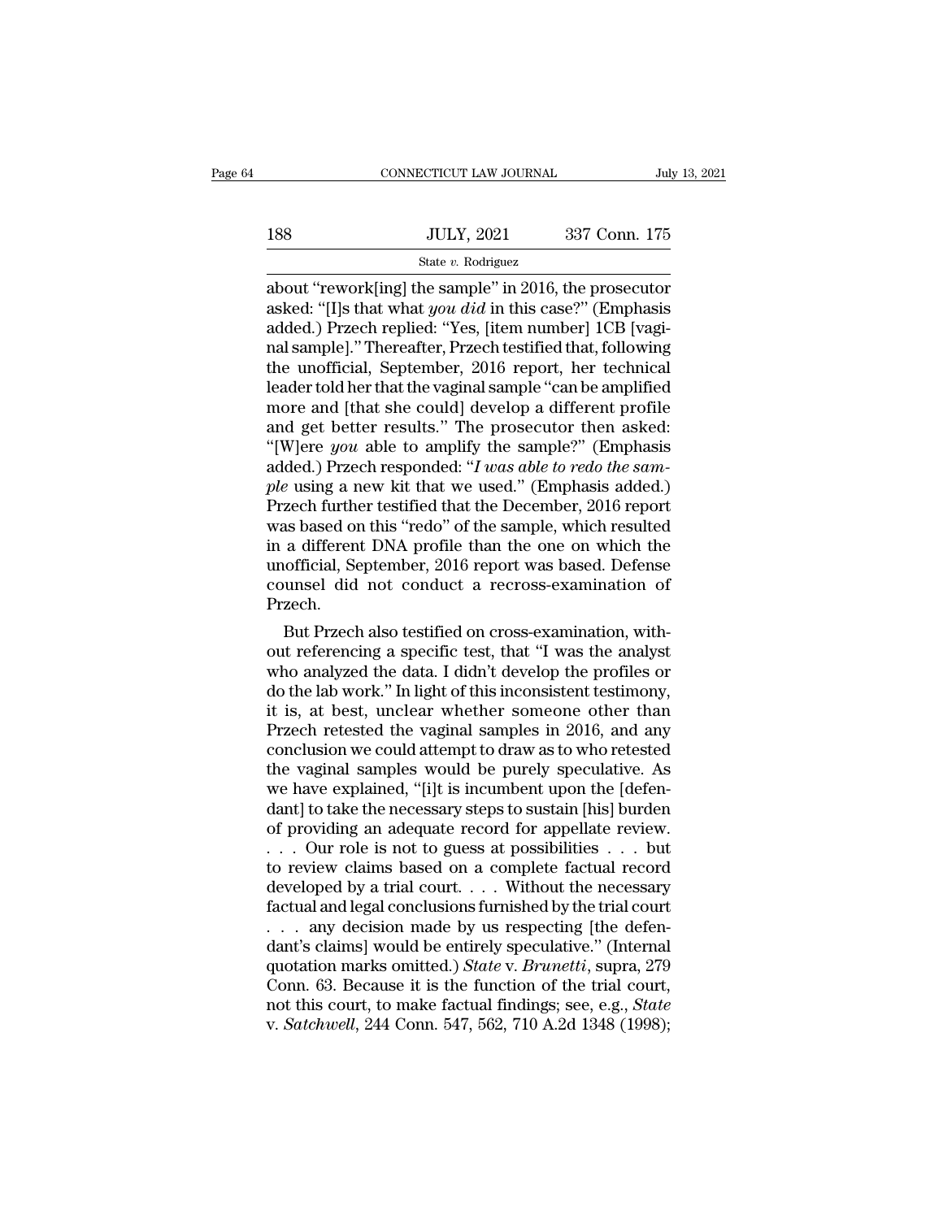about "rework[ing] the sample" in 2016, the prosecutor asked: "[I]s that what *you did* in this case?" (Emphasis added.) Przech replied: "Yes, [item number] 1CB [vaginal sample]." Thereafter, Przech testified that, following the unofficial, September, 2016 report, her technical leader told her that the vaginal sample "can be amplified more and [that she could] develop a different profile and get better results." The prosecutor then asked: "[W]ere *you* able to amplify the sample?" (Emphasis added.) Przech responded: "*I was able to redo the sample* using a new kit that we used." (Emphasis added.) Przech further testified that the December, 2016 report was based on this "redo" of the sample, which resulted in a different DNA profile than the one on which the unofficial, September, 2016 report was based. Defense counsel did not conduct a recross-examination of Przech.

But Przech also testified on cross-examination, without referencing a specific test, that "I was the analyst who analyzed the data. I didn't develop the profiles or do the lab work." In light of this inconsistent testimony, it is, at best, unclear whether someone other than Przech retested the vaginal samples in 2016, and any conclusion we could attempt to draw as to who retested the vaginal samples would be purely speculative. As we have explained, "[i]t is incumbent upon the [defendant] to take the necessary steps to sustain [his] burden of providing an adequate record for appellate review. . . . Our role is not to guess at possibilities . . . but to review claims based on a complete factual record developed by a trial court. . . . Without the necessary factual and legal conclusions furnished by the trial court . . . any decision made by us respecting [the defendant's claims] would be entirely speculative." (Internal quotation marks omitted.) *State* v. *Brunetti*, supra, 279 Conn. 63. Because it is the function of the trial court, not this court, to make factual findings; see, e.g., *State* v. *Satchwell*, 244 Conn. 547, 562, 710 A.2d 1348 (1998);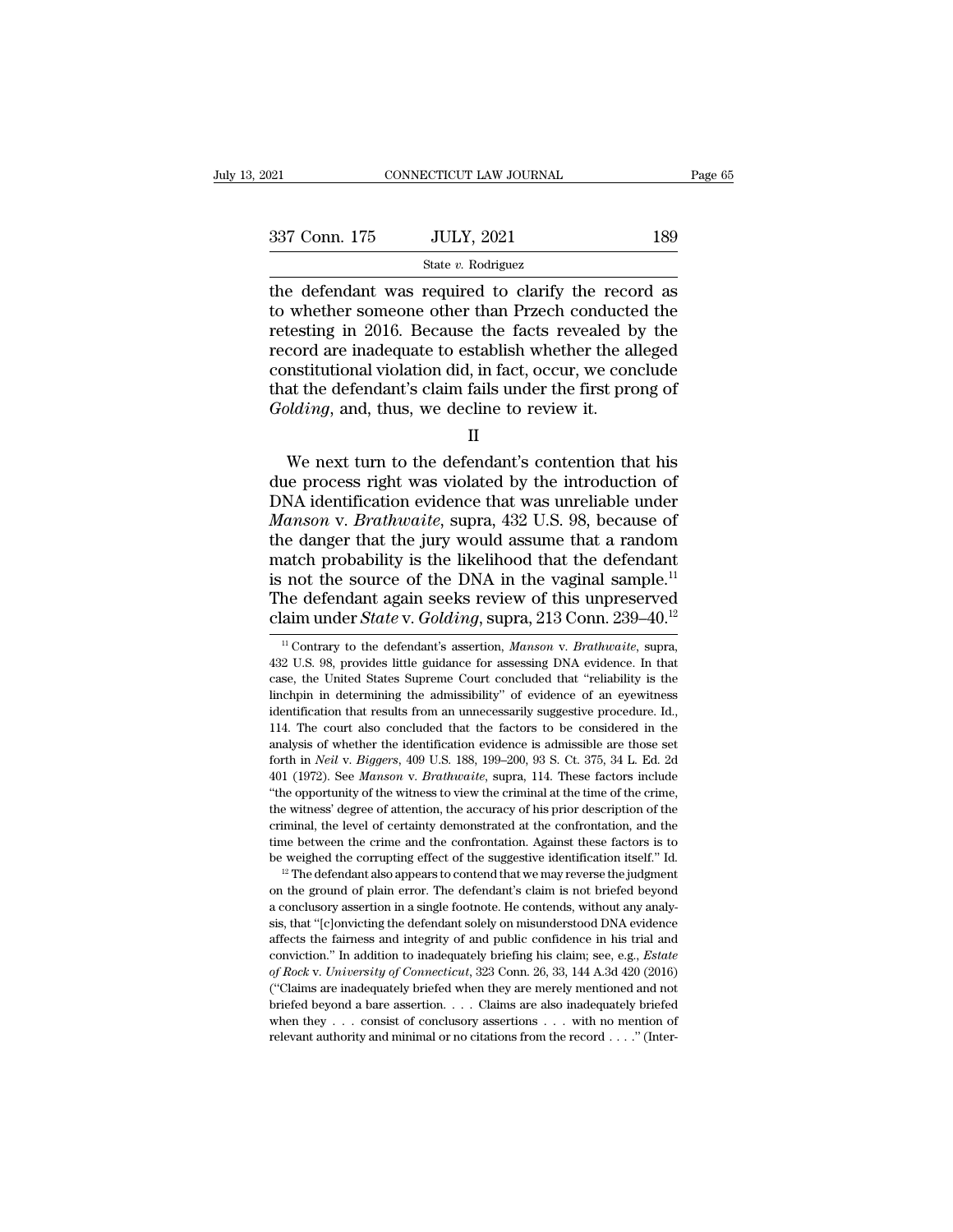the defendant was required to clarify the record as to whether someone other than Przech conducted the retesting in 2016. Because the facts revealed by the record are inadequate to establish whether the alleged constitutional violation did, in fact, occur, we conclude that the defendant's claim fails under the first prong of *Golding*, and, thus, we decline to review it.

## II

We next turn to the defendant's contention that his due process right was violated by the introduction of DNA identification evidence that was unreliable under *Manson* v. *Brathwaite*, supra, 432 U.S. 98, because of the danger that the jury would assume that a random match probability is the likelihood that the defendant is not the source of the DNA in the vaginal sample.[11] The defendant again seeks review of this unpreserved claim under *State* v. *Golding*, supra, 213 Conn. 239–40.[12]

[11] Contrary to the defendant's assertion, *Manson* v. *Brathwaite*, supra, 432 U.S. 98, provides little guidance for assessing DNA evidence. In that case, the United States Supreme Court concluded that "reliability is the linchpin in determining the admissibility" of evidence of an eyewitness identification that results from an unnecessarily suggestive procedure. Id., 114. The court also concluded that the factors to be considered in the analysis of whether the identification evidence is admissible are those set forth in *Neil* v. *Biggers*, 409 U.S. 188, 199–200, 93 S. Ct. 375, 34 L. Ed. 2d 401 (1972). See *Manson* v. *Brathwaite*, supra, 114. These factors include "the opportunity of the witness to view the criminal at the time of the crime, the witness' degree of attention, the accuracy of his prior description of the criminal, the level of certainty demonstrated at the confrontation, and the time between the crime and the confrontation. Against these factors is to be weighed the corrupting effect of the suggestive identification itself." Id.

[12] The defendant also appears to contend that we may reverse the judgment on the ground of plain error. The defendant's claim is not briefed beyond a conclusory assertion in a single footnote. He contends, without any analysis, that "[c]onvicting the defendant solely on misunderstood DNA evidence affects the fairness and integrity of and public confidence in his trial and conviction." In addition to inadequately briefing his claim; see, e.g., *Estate of Rock* v. *University of Connecticut*, 323 Conn. 26, 33, 144 A.3d 420 (2016) ("Claims are inadequately briefed when they are merely mentioned and not briefed beyond a bare assertion. . . . Claims are also inadequately briefed when they . . . consist of conclusory assertions . . . with no mention of relevant authority and minimal or no citations from the record . . . ." (Inter-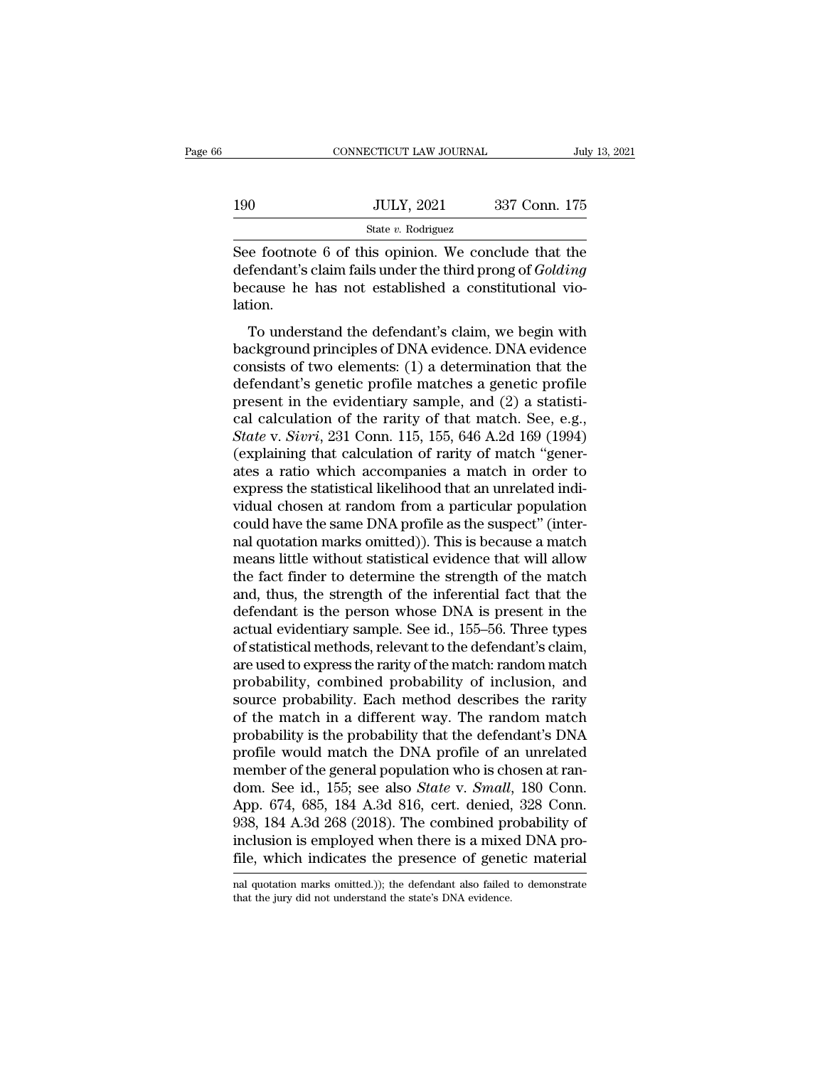See footnote 6 of this opinion. We conclude that the defendant's claim fails under the third prong of *Golding* because he has not established a constitutional violation.

To understand the defendant's claim, we begin with background principles of DNA evidence. DNA evidence consists of two elements: (1) a determination that the defendant's genetic profile matches a genetic profile present in the evidentiary sample, and (2) a statistical calculation of the rarity of that match. See, e.g., *State* v. *Sivri*, 231 Conn. 115, 155, 646 A.2d 169 (1994) (explaining that calculation of rarity of match "generates a ratio which accompanies a match in order to express the statistical likelihood that an unrelated individual chosen at random from a particular population could have the same DNA profile as the suspect" (internal quotation marks omitted)). This is because a match means little without statistical evidence that will allow the fact finder to determine the strength of the match and, thus, the strength of the inferential fact that the defendant is the person whose DNA is present in the actual evidentiary sample. See id., 155–56. Three types of statistical methods, relevant to the defendant's claim, are used to express the rarity of the match: random match probability, combined probability of inclusion, and source probability. Each method describes the rarity of the match in a different way. The random match probability is the probability that the defendant's DNA profile would match the DNA profile of an unrelated member of the general population who is chosen at random. See id., 155; see also *State* v. *Small*, 180 Conn. App. 674, 685, 184 A.3d 816, cert. denied, 328 Conn. 938, 184 A.3d 268 (2018). The combined probability of inclusion is employed when there is a mixed DNA profile, which indicates the presence of genetic material

nal quotation marks omitted.)); the defendant also failed to demonstrate that the jury did not understand the state's DNA evidence.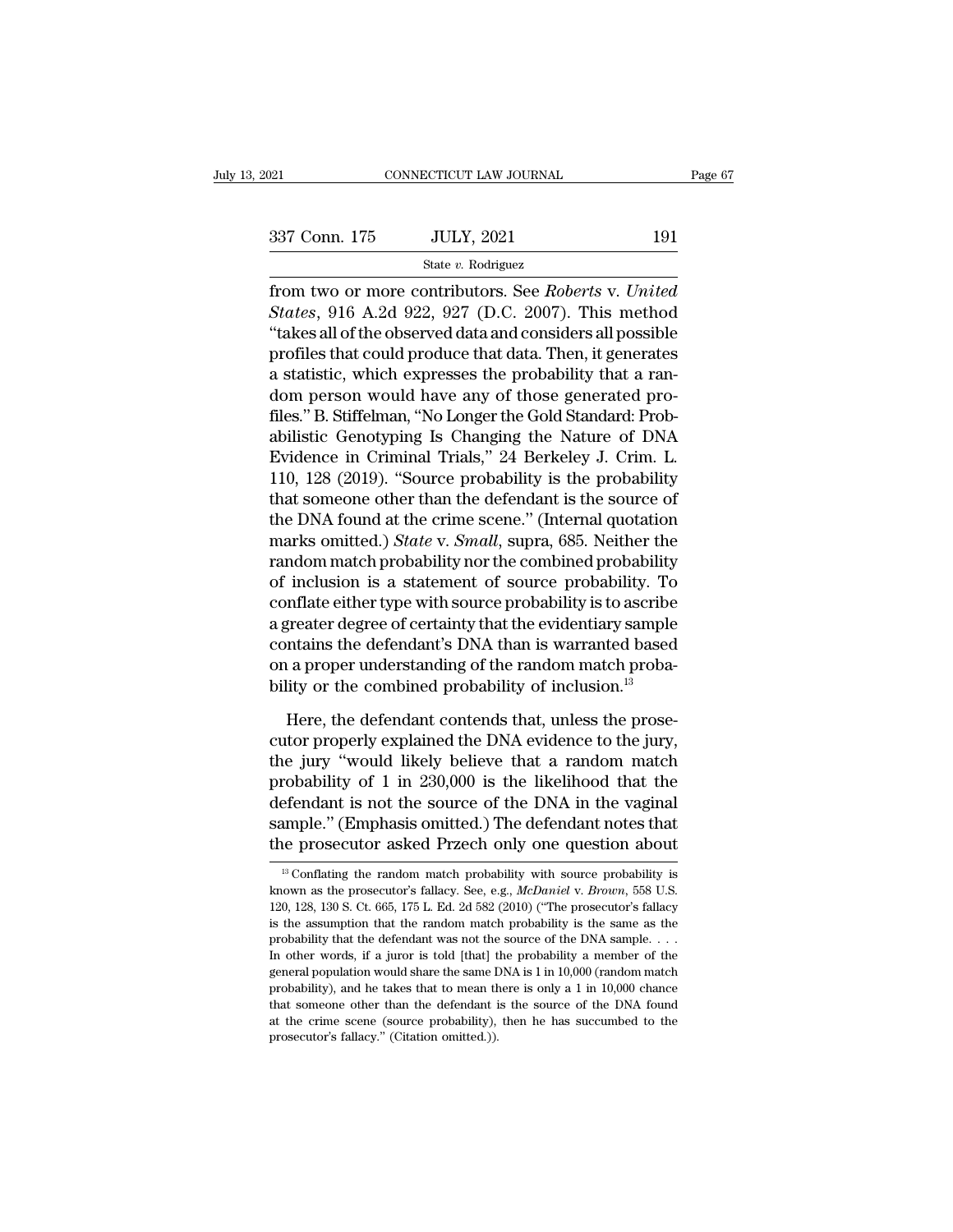from two or more contributors. See *Roberts* v. *United States*, 916 A.2d 922, 927 (D.C. 2007). This method "takes all of the observed data and considers all possible profiles that could produce that data. Then, it generates a statistic, which expresses the probability that a random person would have any of those generated profiles." B. Stiffelman, "No Longer the Gold Standard: Probabilistic Genotyping Is Changing the Nature of DNA Evidence in Criminal Trials," 24 Berkeley J. Crim. L. 110, 128 (2019). "Source probability is the probability that someone other than the defendant is the source of the DNA found at the crime scene." (Internal quotation marks omitted.) *State* v. *Small*, supra, 685. Neither the random match probability nor the combined probability of inclusion is a statement of source probability. To conflate either type with source probability is to ascribe a greater degree of certainty that the evidentiary sample contains the defendant's DNA than is warranted based on a proper understanding of the random match probability or the combined probability of inclusion.[13]

Here, the defendant contends that, unless the prosecutor properly explained the DNA evidence to the jury, the jury "would likely believe that a random match probability of 1 in 230,000 is the likelihood that the defendant is not the source of the DNA in the vaginal sample." (Emphasis omitted.) The defendant notes that the prosecutor asked Przech only one question about

[13] Conflating the random match probability with source probability is known as the prosecutor's fallacy. See, e.g., *McDaniel* v. *Brown*, 558 U.S. 120, 128, 130 S. Ct. 665, 175 L. Ed. 2d 582 (2010) ("The prosecutor's fallacy is the assumption that the random match probability is the same as the probability that the defendant was not the source of the DNA sample. . . . In other words, if a juror is told [that] the probability a member of the general population would share the same DNA is 1 in 10,000 (random match probability), and he takes that to mean there is only a 1 in 10,000 chance that someone other than the defendant is the source of the DNA found at the crime scene (source probability), then he has succumbed to the prosecutor's fallacy." (Citation omitted.)).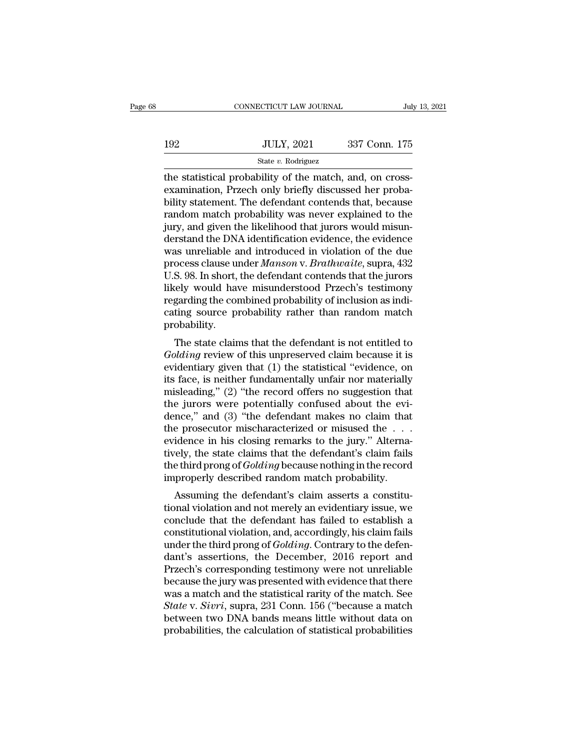the statistical probability of the match, and, on cross-examination, Przech only briefly discussed her probability statement. The defendant contends that, because random match probability was never explained to the jury, and given the likelihood that jurors would misunderstand the DNA identification evidence, the evidence was unreliable and introduced in violation of the due process clause under *Manson* v. *Brathwaite*, supra, 432 U.S. 98. In short, the defendant contends that the jurors likely would have misunderstood Przech's testimony regarding the combined probability of inclusion as indicating source probability rather than random match probability.

The state claims that the defendant is not entitled to *Golding* review of this unpreserved claim because it is evidentiary given that (1) the statistical "evidence, on its face, is neither fundamentally unfair nor materially misleading," (2) "the record offers no suggestion that the jurors were potentially confused about the evidence," and (3) "the defendant makes no claim that the prosecutor mischaracterized or misused the . . . evidence in his closing remarks to the jury." Alternatively, the state claims that the defendant's claim fails the third prong of *Golding* because nothing in the record improperly described random match probability.

Assuming the defendant's claim asserts a constitutional violation and not merely an evidentiary issue, we conclude that the defendant has failed to establish a constitutional violation, and, accordingly, his claim fails under the third prong of *Golding*. Contrary to the defendant's assertions, the December, 2016 report and Przech's corresponding testimony were not unreliable because the jury was presented with evidence that there was a match and the statistical rarity of the match. See *State* v. *Sivri*, supra, 231 Conn. 156 ("because a match between two DNA bands means little without data on probabilities, the calculation of statistical probabilities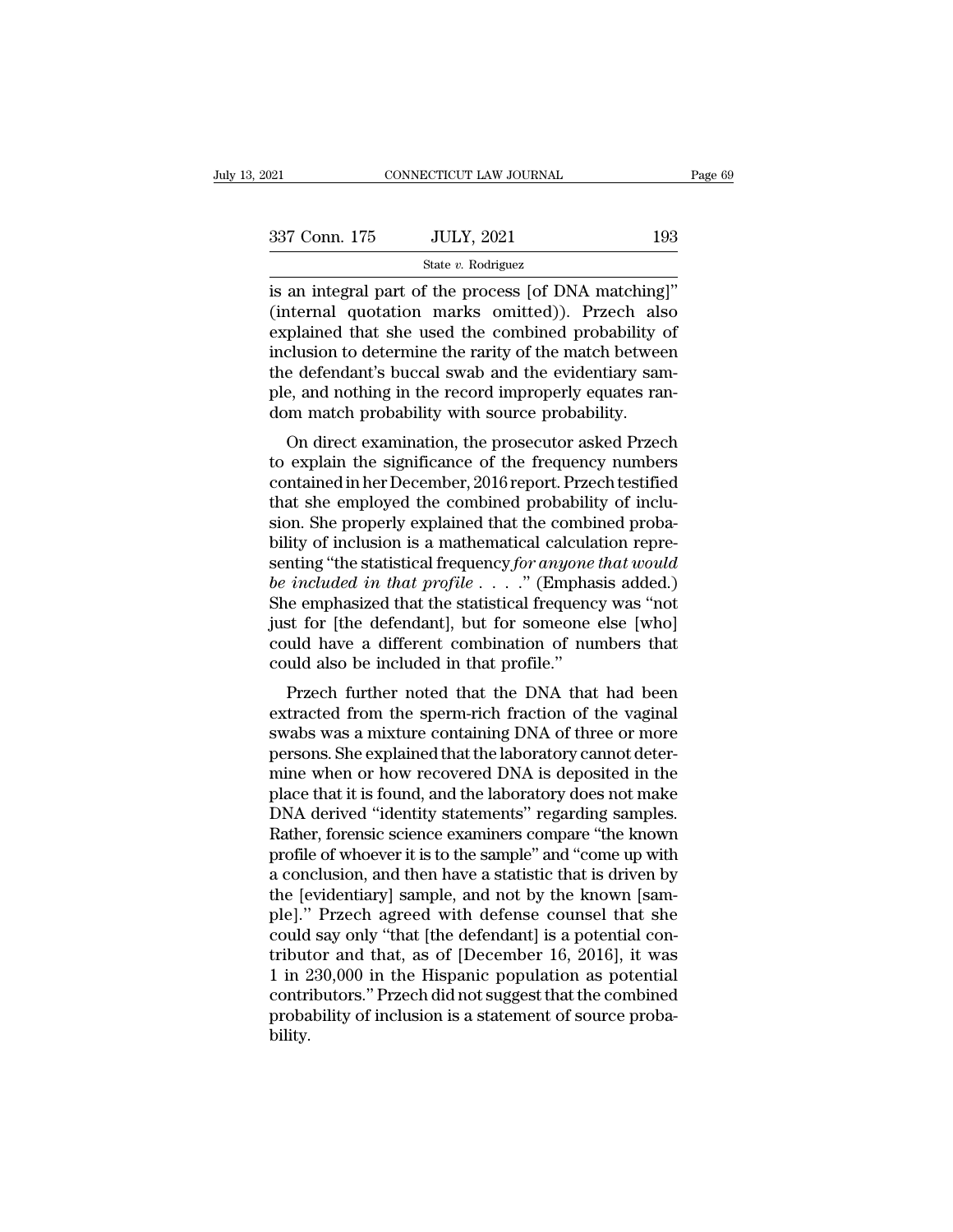is an integral part of the process [of DNA matching]" (internal quotation marks omitted)). Przech also explained that she used the combined probability of inclusion to determine the rarity of the match between the defendant's buccal swab and the evidentiary sample, and nothing in the record improperly equates random match probability with source probability.

On direct examination, the prosecutor asked Przech to explain the significance of the frequency numbers contained in her December, 2016 report. Przech testified that she employed the combined probability of inclusion. She properly explained that the combined probability of inclusion is a mathematical calculation representing "the statistical frequency *for anyone that would be included in that profile* . . . ." (Emphasis added.) She emphasized that the statistical frequency was "not just for [the defendant], but for someone else [who] could have a different combination of numbers that could also be included in that profile."

Przech further noted that the DNA that had been extracted from the sperm-rich fraction of the vaginal swabs was a mixture containing DNA of three or more persons. She explained that the laboratory cannot determine when or how recovered DNA is deposited in the place that it is found, and the laboratory does not make DNA derived "identity statements" regarding samples. Rather, forensic science examiners compare "the known profile of whoever it is to the sample" and "come up with a conclusion, and then have a statistic that is driven by the [evidentiary] sample, and not by the known [sample]." Przech agreed with defense counsel that she could say only "that [the defendant] is a potential contributor and that, as of [December 16, 2016], it was 1 in 230,000 in the Hispanic population as potential contributors." Przech did not suggest that the combined probability of inclusion is a statement of source probability.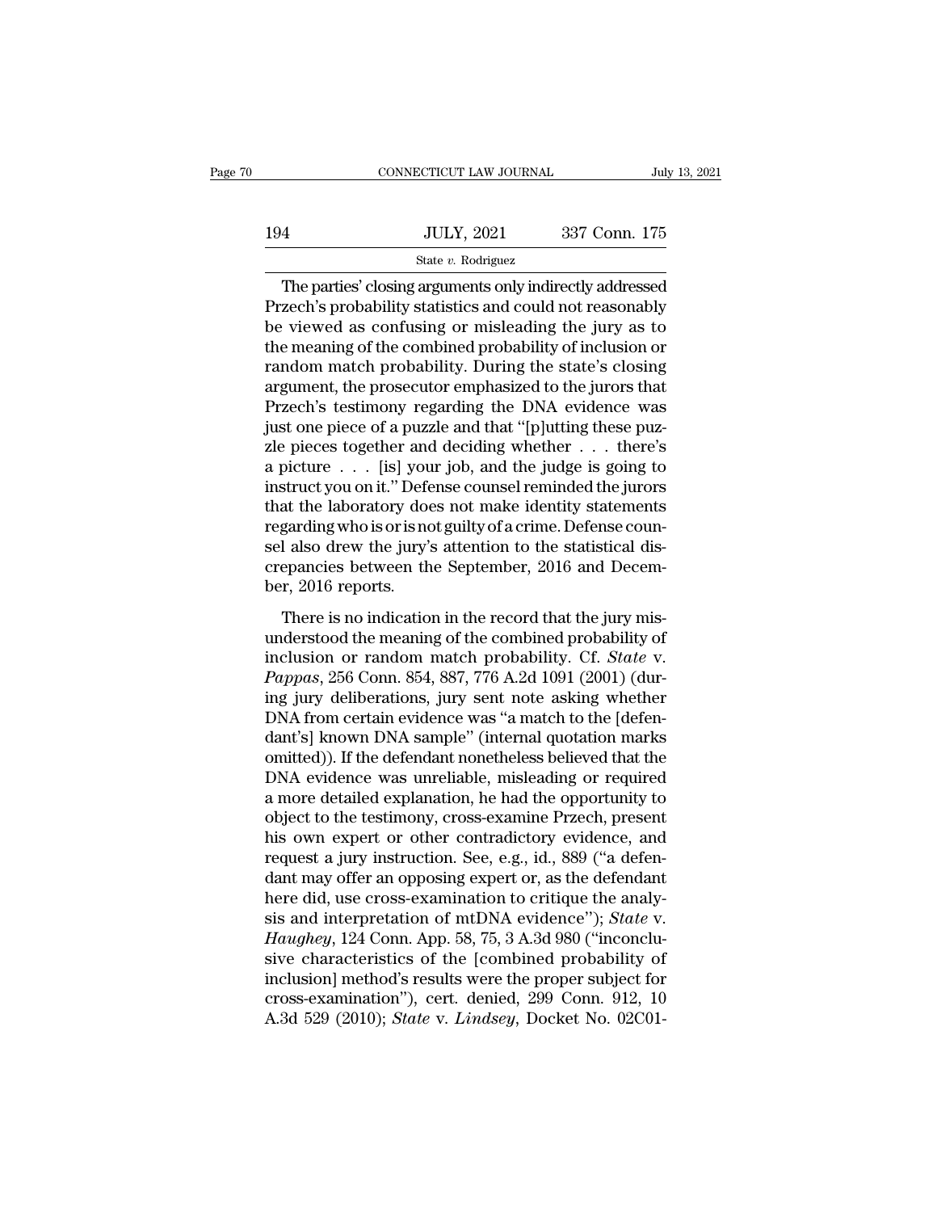The parties' closing arguments only indirectly addressed Przech's probability statistics and could not reasonably be viewed as confusing or misleading the jury as to the meaning of the combined probability of inclusion or random match probability. During the state's closing argument, the prosecutor emphasized to the jurors that Przech's testimony regarding the DNA evidence was just one piece of a puzzle and that "[p]utting these puzzle pieces together and deciding whether . . . there's a picture . . . [is] your job, and the judge is going to instruct you on it." Defense counsel reminded the jurors that the laboratory does not make identity statements regarding who is or is not guilty of a crime. Defense counsel also drew the jury's attention to the statistical discrepancies between the September, 2016 and December, 2016 reports.

There is no indication in the record that the jury misunderstood the meaning of the combined probability of inclusion or random match probability. Cf. *State* v. *Pappas*, 256 Conn. 854, 887, 776 A.2d 1091 (2001) (during jury deliberations, jury sent note asking whether DNA from certain evidence was "a match to the [defendant's] known DNA sample" (internal quotation marks omitted)). If the defendant nonetheless believed that the DNA evidence was unreliable, misleading or required a more detailed explanation, he had the opportunity to object to the testimony, cross-examine Przech, present his own expert or other contradictory evidence, and request a jury instruction. See, e.g., id., 889 ("a defendant may offer an opposing expert or, as the defendant here did, use cross-examination to critique the analysis and interpretation of mtDNA evidence"); *State* v. *Haughey*, 124 Conn. App. 58, 75, 3 A.3d 980 ("inconclusive characteristics of the [combined probability of inclusion] method's results were the proper subject for cross-examination"), cert. denied, 299 Conn. 912, 10 A.3d 529 (2010); *State* v. *Lindsey*, Docket No. 02C01-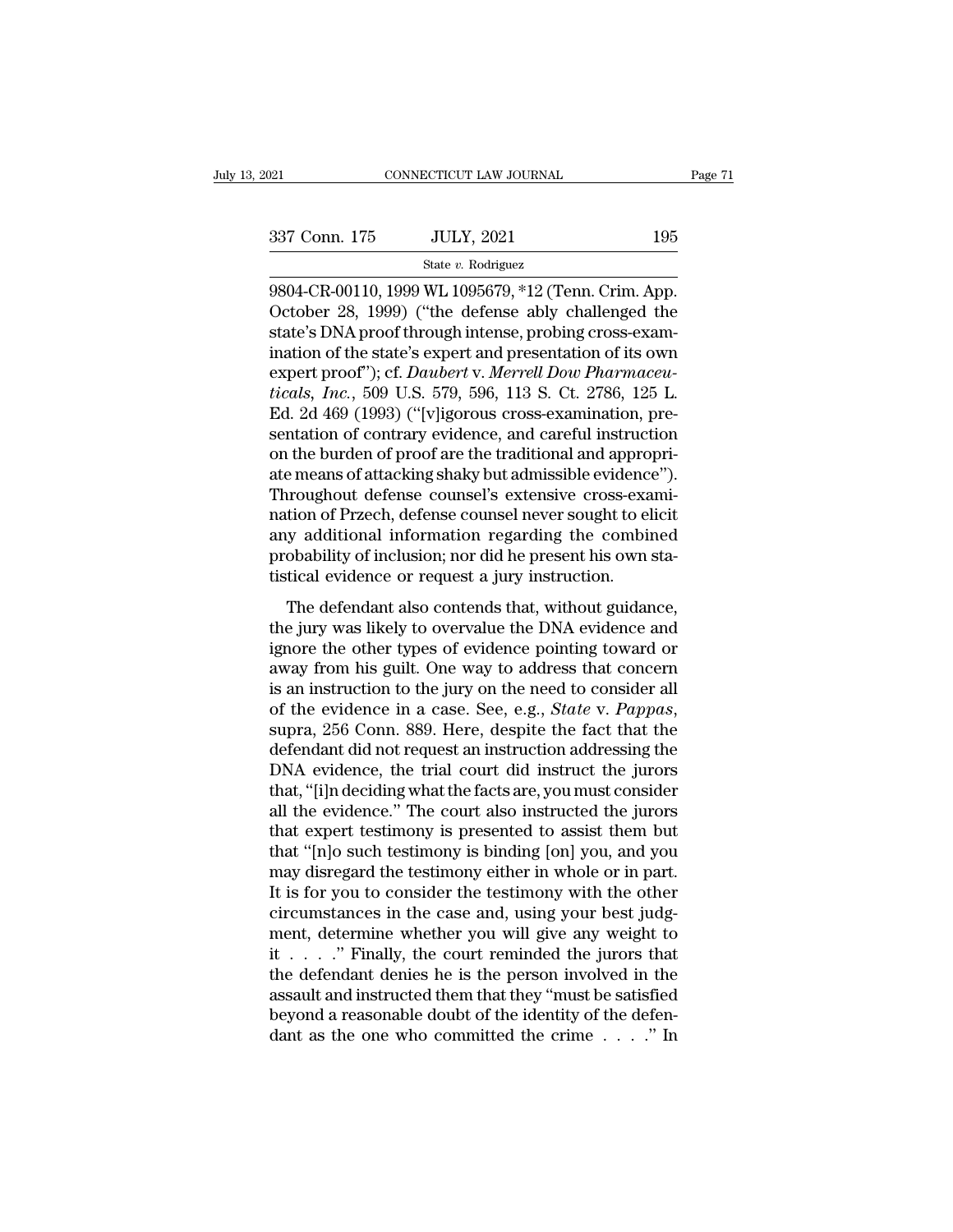9804-CR-00110, 1999 WL 1095679, *12 (Tenn. Crim. App. October 28, 1999) ("the defense ably challenged the state's DNA proof through intense, probing cross-examination of the state's expert and presentation of its own expert proof"); cf. *Daubert* v. *Merrell Dow Pharmaceuticals, Inc.*, 509 U.S. 579, 596, 113 S. Ct. 2786, 125 L. Ed. 2d 469 (1993) ("[v]igorous cross-examination, presentation of contrary evidence, and careful instruction on the burden of proof are the traditional and appropriate means of attacking shaky but admissible evidence"). Throughout defense counsel's extensive cross-examination of Przech, defense counsel never sought to elicit any additional information regarding the combined probability of inclusion; nor did he present his own statistical evidence or request a jury instruction.

The defendant also contends that, without guidance, the jury was likely to overvalue the DNA evidence and ignore the other types of evidence pointing toward or away from his guilt. One way to address that concern is an instruction to the jury on the need to consider all of the evidence in a case. See, e.g., *State* v. *Pappas*, supra, 256 Conn. 889. Here, despite the fact that the defendant did not request an instruction addressing the DNA evidence, the trial court did instruct the jurors that, "[i]n deciding what the facts are, you must consider all the evidence." The court also instructed the jurors that expert testimony is presented to assist them but that "[n]o such testimony is binding [on] you, and you may disregard the testimony either in whole or in part. It is for you to consider the testimony with the other circumstances in the case and, using your best judgment, determine whether you will give any weight to it . . . ." Finally, the court reminded the jurors that the defendant denies he is the person involved in the assault and instructed them that they "must be satisfied beyond a reasonable doubt of the identity of the defendant as the one who committed the crime . . . ." In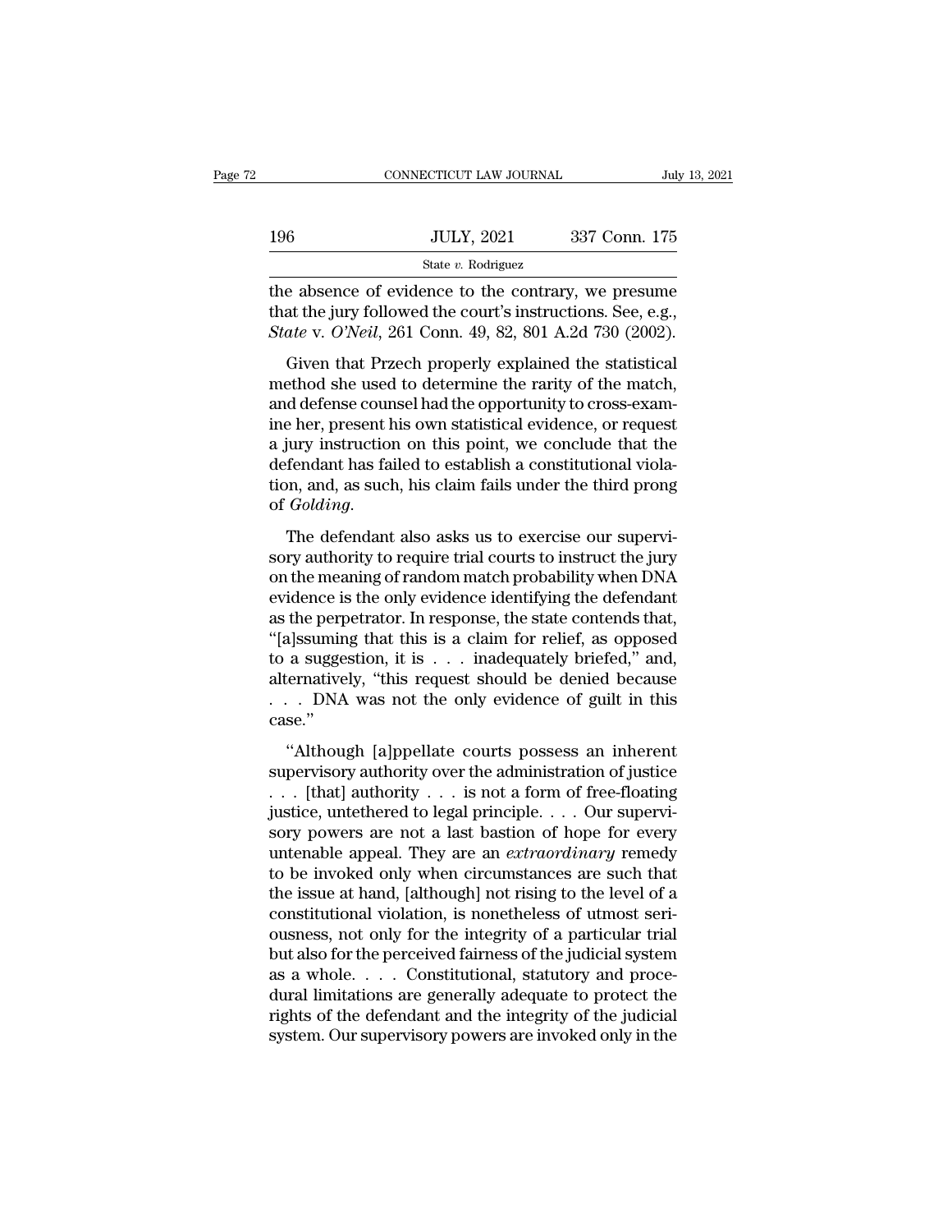the absence of evidence to the contrary, we presume that the jury followed the court's instructions. See, e.g., *State* v. *O'Neil*, 261 Conn. 49, 82, 801 A.2d 730 (2002).

Given that Przech properly explained the statistical method she used to determine the rarity of the match, and defense counsel had the opportunity to cross-examine her, present his own statistical evidence, or request a jury instruction on this point, we conclude that the defendant has failed to establish a constitutional violation, and, as such, his claim fails under the third prong of *Golding*.

The defendant also asks us to exercise our supervisory authority to require trial courts to instruct the jury on the meaning of random match probability when DNA evidence is the only evidence identifying the defendant as the perpetrator. In response, the state contends that, "[a]ssuming that this is a claim for relief, as opposed to a suggestion, it is . . . inadequately briefed," and, alternatively, "this request should be denied because . . . DNA was not the only evidence of guilt in this case."

"Although [a]ppellate courts possess an inherent supervisory authority over the administration of justice . . . [that] authority . . . is not a form of free-floating justice, untethered to legal principle. . . . Our supervisory powers are not a last bastion of hope for every untenable appeal. They are an *extraordinary* remedy to be invoked only when circumstances are such that the issue at hand, [although] not rising to the level of a constitutional violation, is nonetheless of utmost seriousness, not only for the integrity of a particular trial but also for the perceived fairness of the judicial system as a whole. . . . Constitutional, statutory and procedural limitations are generally adequate to protect the rights of the defendant and the integrity of the judicial system. Our supervisory powers are invoked only in the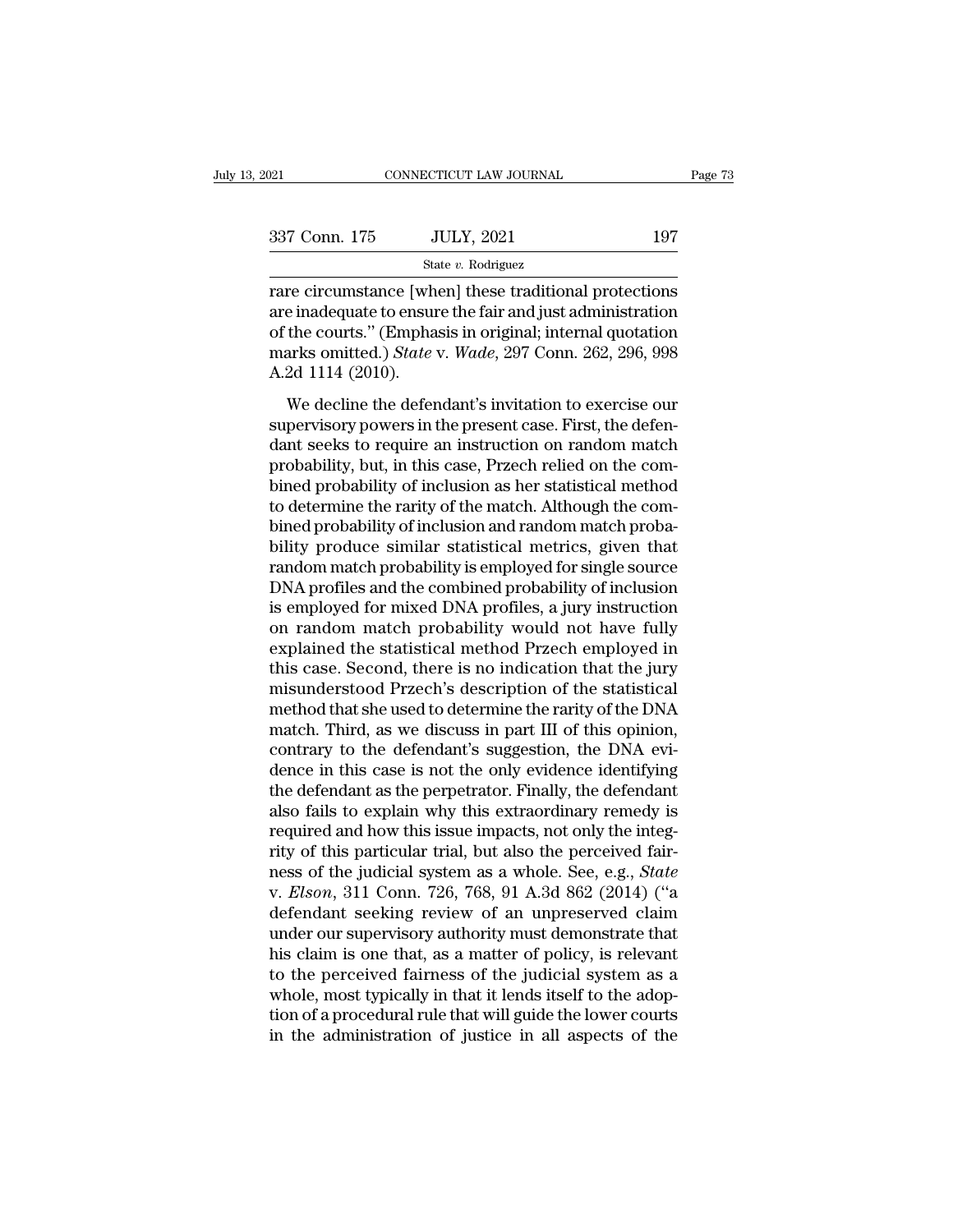rare circumstance [when] these traditional protections are inadequate to ensure the fair and just administration of the courts." (Emphasis in original; internal quotation marks omitted.) *State* v. *Wade*, 297 Conn. 262, 296, 998 A.2d 1114 (2010).

We decline the defendant's invitation to exercise our supervisory powers in the present case. First, the defendant seeks to require an instruction on random match probability, but, in this case, Przech relied on the combined probability of inclusion as her statistical method to determine the rarity of the match. Although the combined probability of inclusion and random match probability produce similar statistical metrics, given that random match probability is employed for single source DNA profiles and the combined probability of inclusion is employed for mixed DNA profiles, a jury instruction on random match probability would not have fully explained the statistical method Przech employed in this case. Second, there is no indication that the jury misunderstood Przech's description of the statistical method that she used to determine the rarity of the DNA match. Third, as we discuss in part III of this opinion, contrary to the defendant's suggestion, the DNA evidence in this case is not the only evidence identifying the defendant as the perpetrator. Finally, the defendant also fails to explain why this extraordinary remedy is required and how this issue impacts, not only the integrity of this particular trial, but also the perceived fairness of the judicial system as a whole. See, e.g., *State* v. *Elson*, 311 Conn. 726, 768, 91 A.3d 862 (2014) ("a defendant seeking review of an unpreserved claim under our supervisory authority must demonstrate that his claim is one that, as a matter of policy, is relevant to the perceived fairness of the judicial system as a whole, most typically in that it lends itself to the adoption of a procedural rule that will guide the lower courts in the administration of justice in all aspects of the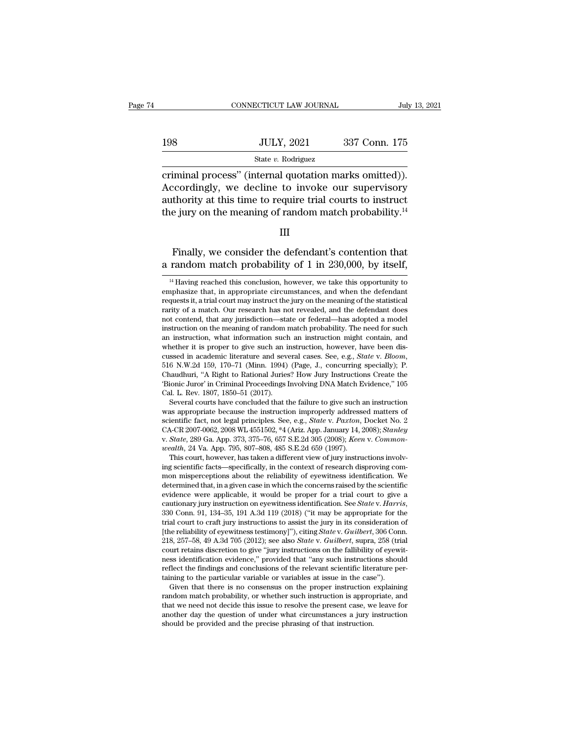criminal process" (internal quotation marks omitted)). Accordingly, we decline to invoke our supervisory authority at this time to require trial courts to instruct the jury on the meaning of random match probability.[14]

III

Finally, we consider the defendant's contention that a random match probability of 1 in 230,000, by itself,

---

[14] Having reached this conclusion, however, we take this opportunity to emphasize that, in appropriate circumstances, and when the defendant requests it, a trial court may instruct the jury on the meaning of the statistical rarity of a match. Our research has not revealed, and the defendant does not contend, that any jurisdiction—state or federal—has adopted a model instruction on the meaning of random match probability. The need for such an instruction, what information such an instruction might contain, and whether it is proper to give such an instruction, however, have been discussed in academic literature and several cases. See, e.g., *State* v. *Bloom*, 516 N.W.2d 159, 170–71 (Minn. 1994) (Page, J., concurring specially); P. Chaudhuri, "A Right to Rational Juries? How Jury Instructions Create the 'Bionic Juror' in Criminal Proceedings Involving DNA Match Evidence," 105 Cal. L. Rev. 1807, 1850–51 (2017).

Several courts have concluded that the failure to give such an instruction was appropriate because the instruction improperly addressed matters of scientific fact, not legal principles. See, e.g., *State* v. *Paxton*, Docket No. 2 CA-CR 2007-0062, 2008 WL 4551502, *4 (Ariz. App. January 14, 2008); *Stanley* v. *State*, 289 Ga. App. 373, 375–76, 657 S.E.2d 305 (2008); *Keen* v. *Commonwealth*, 24 Va. App. 795, 807–808, 485 S.E.2d 659 (1997).

This court, however, has taken a different view of jury instructions involving scientific facts—specifically, in the context of research disproving common misperceptions about the reliability of eyewitness identification. We determined that, in a given case in which the concerns raised by the scientific evidence were applicable, it would be proper for a trial court to give a cautionary jury instruction on eyewitness identification. See *State* v. *Harris*, 330 Conn. 91, 134–35, 191 A.3d 119 (2018) ("it may be appropriate for the trial court to craft jury instructions to assist the jury in its consideration of [the reliability of eyewitness testimony]"), citing *State* v. *Guilbert*, 306 Conn. 218, 257–58, 49 A.3d 705 (2012); see also *State* v. *Guilbert*, supra, 258 (trial court retains discretion to give "jury instructions on the fallibility of eyewitness identification evidence," provided that "any such instructions should reflect the findings and conclusions of the relevant scientific literature pertaining to the particular variable or variables at issue in the case").

Given that there is no consensus on the proper instruction explaining random match probability, or whether such instruction is appropriate, and that we need not decide this issue to resolve the present case, we leave for another day the question of under what circumstances a jury instruction should be provided and the precise phrasing of that instruction.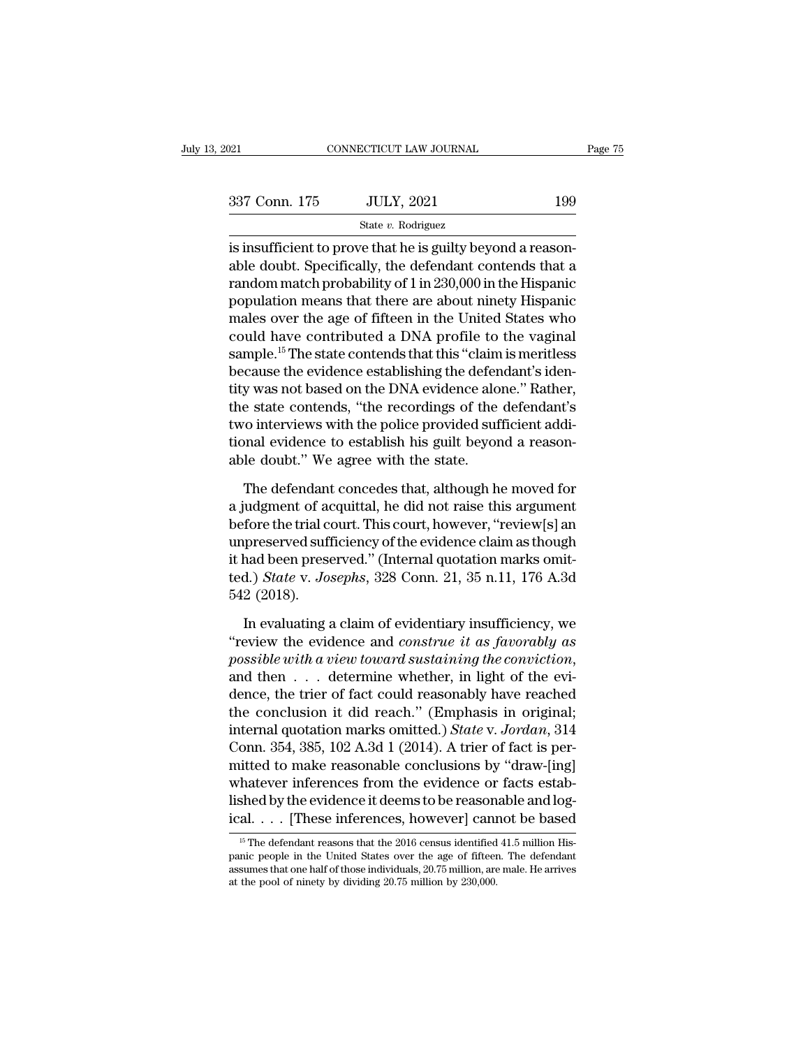is insufficient to prove that he is guilty beyond a reasonable doubt. Specifically, the defendant contends that a random match probability of 1 in 230,000 in the Hispanic population means that there are about ninety Hispanic males over the age of fifteen in the United States who could have contributed a DNA profile to the vaginal sample.[15] The state contends that this "claim is meritless because the evidence establishing the defendant's identity was not based on the DNA evidence alone." Rather, the state contends, "the recordings of the defendant's two interviews with the police provided sufficient additional evidence to establish his guilt beyond a reasonable doubt." We agree with the state.

The defendant concedes that, although he moved for a judgment of acquittal, he did not raise this argument before the trial court. This court, however, "review[s] an unpreserved sufficiency of the evidence claim as though it had been preserved." (Internal quotation marks omitted.) *State* v. *Josephs*, 328 Conn. 21, 35 n.11, 176 A.3d 542 (2018).

In evaluating a claim of evidentiary insufficiency, we "review the evidence and *construe it as favorably as possible with a view toward sustaining the conviction*, and then . . . determine whether, in light of the evidence, the trier of fact could reasonably have reached the conclusion it did reach." (Emphasis in original; internal quotation marks omitted.) *State* v. *Jordan*, 314 Conn. 354, 385, 102 A.3d 1 (2014). A trier of fact is permitted to make reasonable conclusions by "draw-[ing] whatever inferences from the evidence or facts established by the evidence it deems to be reasonable and logical. . . . [These inferences, however] cannot be based

[15] The defendant reasons that the 2016 census identified 41.5 million Hispanic people in the United States over the age of fifteen. The defendant assumes that one half of those individuals, 20.75 million, are male. He arrives at the pool of ninety by dividing 20.75 million by 230,000.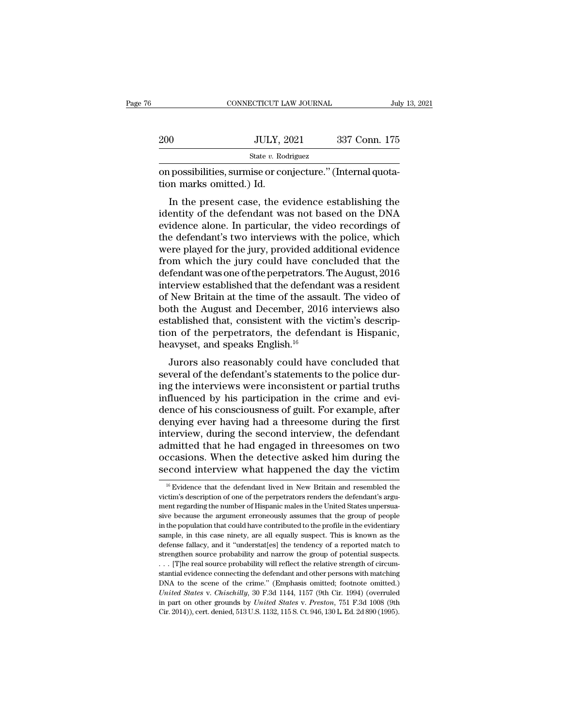on possibilities, surmise or conjecture." (Internal quotation marks omitted.) Id.

In the present case, the evidence establishing the identity of the defendant was not based on the DNA evidence alone. In particular, the video recordings of the defendant's two interviews with the police, which were played for the jury, provided additional evidence from which the jury could have concluded that the defendant was one of the perpetrators. The August, 2016 interview established that the defendant was a resident of New Britain at the time of the assault. The video of both the August and December, 2016 interviews also established that, consistent with the victim's description of the perpetrators, the defendant is Hispanic, heavyset, and speaks English.[16]

Jurors also reasonably could have concluded that several of the defendant's statements to the police during the interviews were inconsistent or partial truths influenced by his participation in the crime and evidence of his consciousness of guilt. For example, after denying ever having had a threesome during the first interview, during the second interview, the defendant admitted that he had engaged in threesomes on two occasions. When the detective asked him during the second interview what happened the day the victim

[16] Evidence that the defendant lived in New Britain and resembled the victim's description of one of the perpetrators renders the defendant's argument regarding the number of Hispanic males in the United States unpersuasive because the argument erroneously assumes that the group of people in the population that could have contributed to the profile in the evidentiary sample, in this case ninety, are all equally suspect. This is known as the defense fallacy, and it "understat[es] the tendency of a reported match to strengthen source probability and narrow the group of potential suspects. . . . [T]he real source probability will reflect the relative strength of circumstantial evidence connecting the defendant and other persons with matching DNA to the scene of the crime." (Emphasis omitted; footnote omitted.) *United States* v. *Chischilly*, 30 F.3d 1144, 1157 (9th Cir. 1994) (overruled in part on other grounds by *United States* v. *Preston*, 751 F.3d 1008 (9th Cir. 2014)), cert. denied, 513 U.S. 1132, 115 S. Ct. 946, 130 L. Ed. 2d 890 (1995).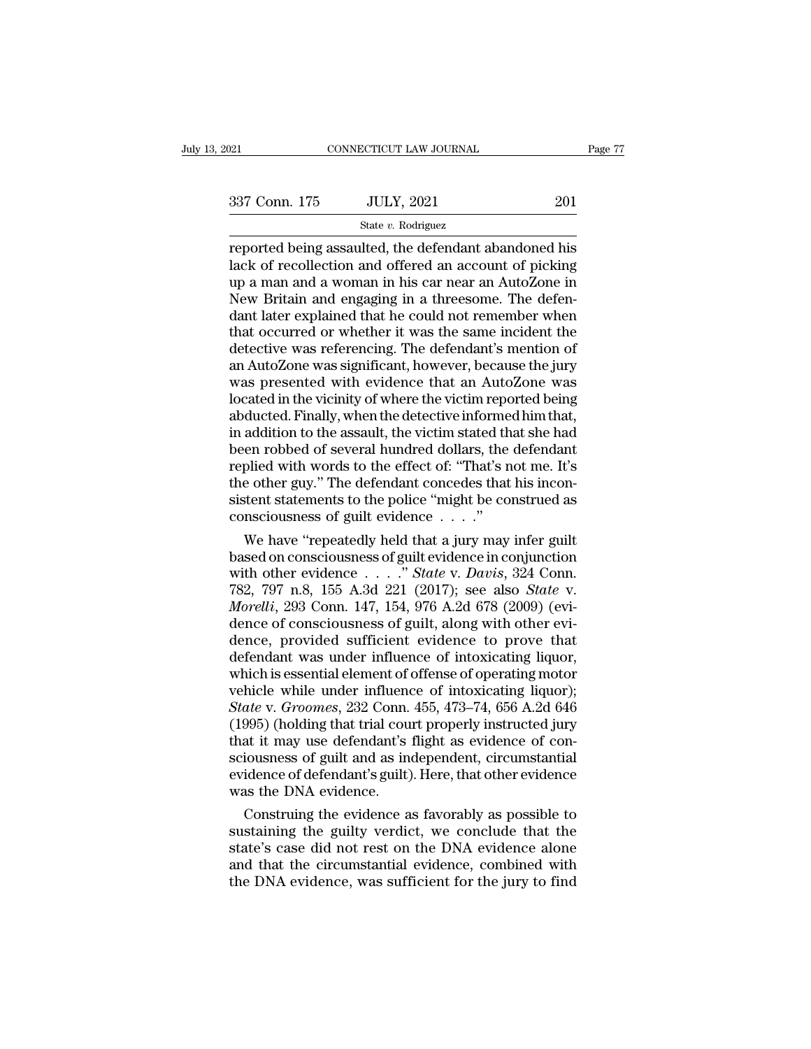reported being assaulted, the defendant abandoned his lack of recollection and offered an account of picking up a man and a woman in his car near an AutoZone in New Britain and engaging in a threesome. The defendant later explained that he could not remember when that occurred or whether it was the same incident the detective was referencing. The defendant's mention of an AutoZone was significant, however, because the jury was presented with evidence that an AutoZone was located in the vicinity of where the victim reported being abducted. Finally, when the detective informed him that, in addition to the assault, the victim stated that she had been robbed of several hundred dollars, the defendant replied with words to the effect of: "That's not me. It's the other guy." The defendant concedes that his inconsistent statements to the police "might be construed as consciousness of guilt evidence . . . ."

We have "repeatedly held that a jury may infer guilt based on consciousness of guilt evidence in conjunction with other evidence . . . ." *State* v. *Davis*, 324 Conn. 782, 797 n.8, 155 A.3d 221 (2017); see also *State* v. *Morelli*, 293 Conn. 147, 154, 976 A.2d 678 (2009) (evidence of consciousness of guilt, along with other evidence, provided sufficient evidence to prove that defendant was under influence of intoxicating liquor, which is essential element of offense of operating motor vehicle while under influence of intoxicating liquor); *State* v. *Groomes*, 232 Conn. 455, 473–74, 656 A.2d 646 (1995) (holding that trial court properly instructed jury that it may use defendant's flight as evidence of consciousness of guilt and as independent, circumstantial evidence of defendant's guilt). Here, that other evidence was the DNA evidence.

Construing the evidence as favorably as possible to sustaining the guilty verdict, we conclude that the state's case did not rest on the DNA evidence alone and that the circumstantial evidence, combined with the DNA evidence, was sufficient for the jury to find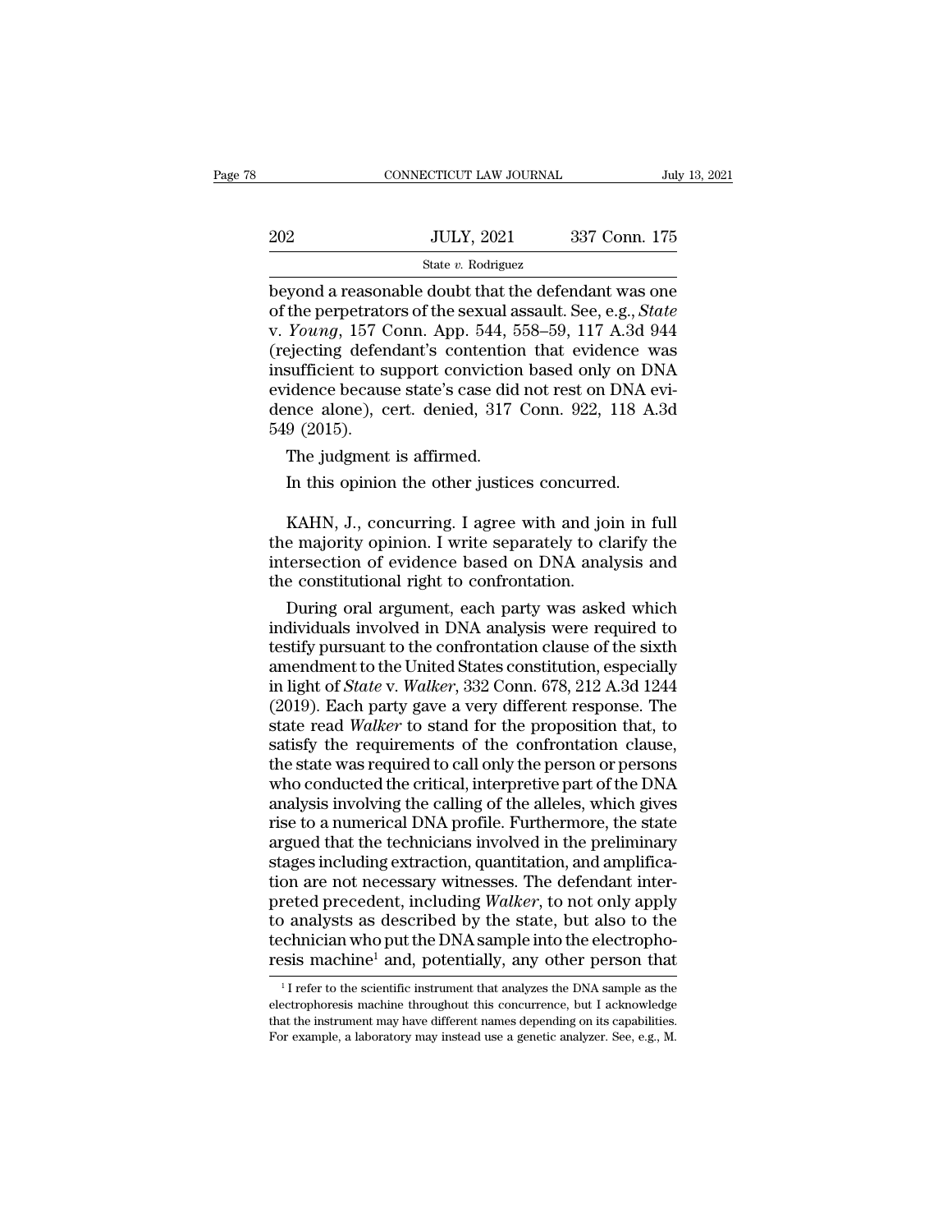beyond a reasonable doubt that the defendant was one of the perpetrators of the sexual assault. See, e.g., *State* v. *Young*, 157 Conn. App. 544, 558–59, 117 A.3d 944 (rejecting defendant's contention that evidence was insufficient to support conviction based only on DNA evidence because state's case did not rest on DNA evidence alone), cert. denied, 317 Conn. 922, 118 A.3d 549 (2015).

The judgment is affirmed.

In this opinion the other justices concurred.

KAHN, J., concurring. I agree with and join in full the majority opinion. I write separately to clarify the intersection of evidence based on DNA analysis and the constitutional right to confrontation.

During oral argument, each party was asked which individuals involved in DNA analysis were required to testify pursuant to the confrontation clause of the sixth amendment to the United States constitution, especially in light of *State* v. *Walker*, 332 Conn. 678, 212 A.3d 1244 (2019). Each party gave a very different response. The state read *Walker* to stand for the proposition that, to satisfy the requirements of the confrontation clause, the state was required to call only the person or persons who conducted the critical, interpretive part of the DNA analysis involving the calling of the alleles, which gives rise to a numerical DNA profile. Furthermore, the state argued that the technicians involved in the preliminary stages including extraction, quantitation, and amplification are not necessary witnesses. The defendant interpreted precedent, including *Walker*, to not only apply to analysts as described by the state, but also to the technician who put the DNA sample into the electrophoresis machine[1] and, potentially, any other person that

[1] I refer to the scientific instrument that analyzes the DNA sample as the electrophoresis machine throughout this concurrence, but I acknowledge that the instrument may have different names depending on its capabilities. For example, a laboratory may instead use a genetic analyzer. See, e.g., M.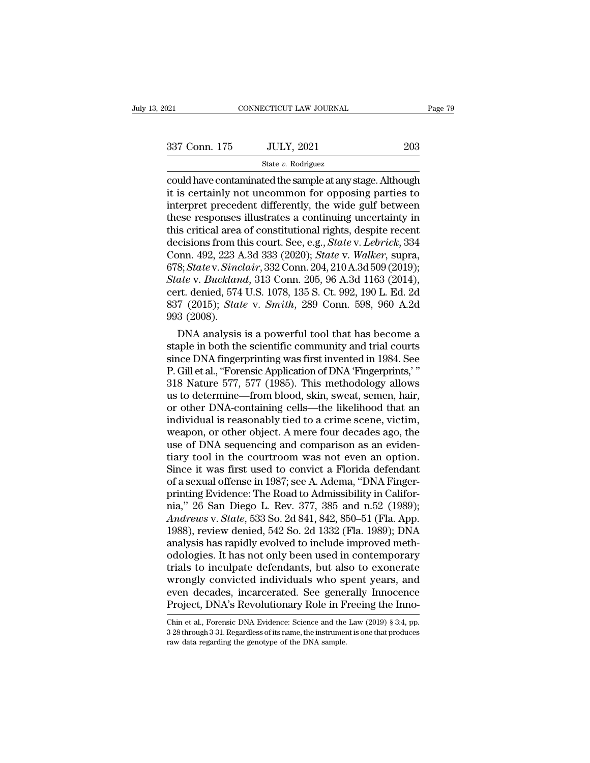could have contaminated the sample at any stage. Although it is certainly not uncommon for opposing parties to interpret precedent differently, the wide gulf between these responses illustrates a continuing uncertainty in this critical area of constitutional rights, despite recent decisions from this court. See, e.g., *State* v. *Lebrick*, 334 Conn. 492, 223 A.3d 333 (2020); *State* v. *Walker*, supra, 678; *State* v. *Sinclair*, 332 Conn. 204, 210 A.3d 509 (2019); *State* v. *Buckland*, 313 Conn. 205, 96 A.3d 1163 (2014), cert. denied, 574 U.S. 1078, 135 S. Ct. 992, 190 L. Ed. 2d 837 (2015); *State* v. *Smith*, 289 Conn. 598, 960 A.2d 993 (2008).

DNA analysis is a powerful tool that has become a staple in both the scientific community and trial courts since DNA fingerprinting was first invented in 1984. See P. Gill et al., "Forensic Application of DNA 'Fingerprints,' " 318 Nature 577, 577 (1985). This methodology allows us to determine—from blood, skin, sweat, semen, hair, or other DNA-containing cells—the likelihood that an individual is reasonably tied to a crime scene, victim, weapon, or other object. A mere four decades ago, the use of DNA sequencing and comparison as an evidentiary tool in the courtroom was not even an option. Since it was first used to convict a Florida defendant of a sexual offense in 1987; see A. Adema, "DNA Fingerprinting Evidence: The Road to Admissibility in California," 26 San Diego L. Rev. 377, 385 and n.52 (1989); *Andrews* v. *State*, 533 So. 2d 841, 842, 850–51 (Fla. App. 1988), review denied, 542 So. 2d 1332 (Fla. 1989); DNA analysis has rapidly evolved to include improved methodologies. It has not only been used in contemporary trials to inculpate defendants, but also to exonerate wrongly convicted individuals who spent years, and even decades, incarcerated. See generally Innocence Project, DNA's Revolutionary Role in Freeing the Inno-

---

Chin et al., Forensic DNA Evidence: Science and the Law (2019) § 3:4, pp. 3-28 through 3-31. Regardless of its name, the instrument is one that produces raw data regarding the genotype of the DNA sample.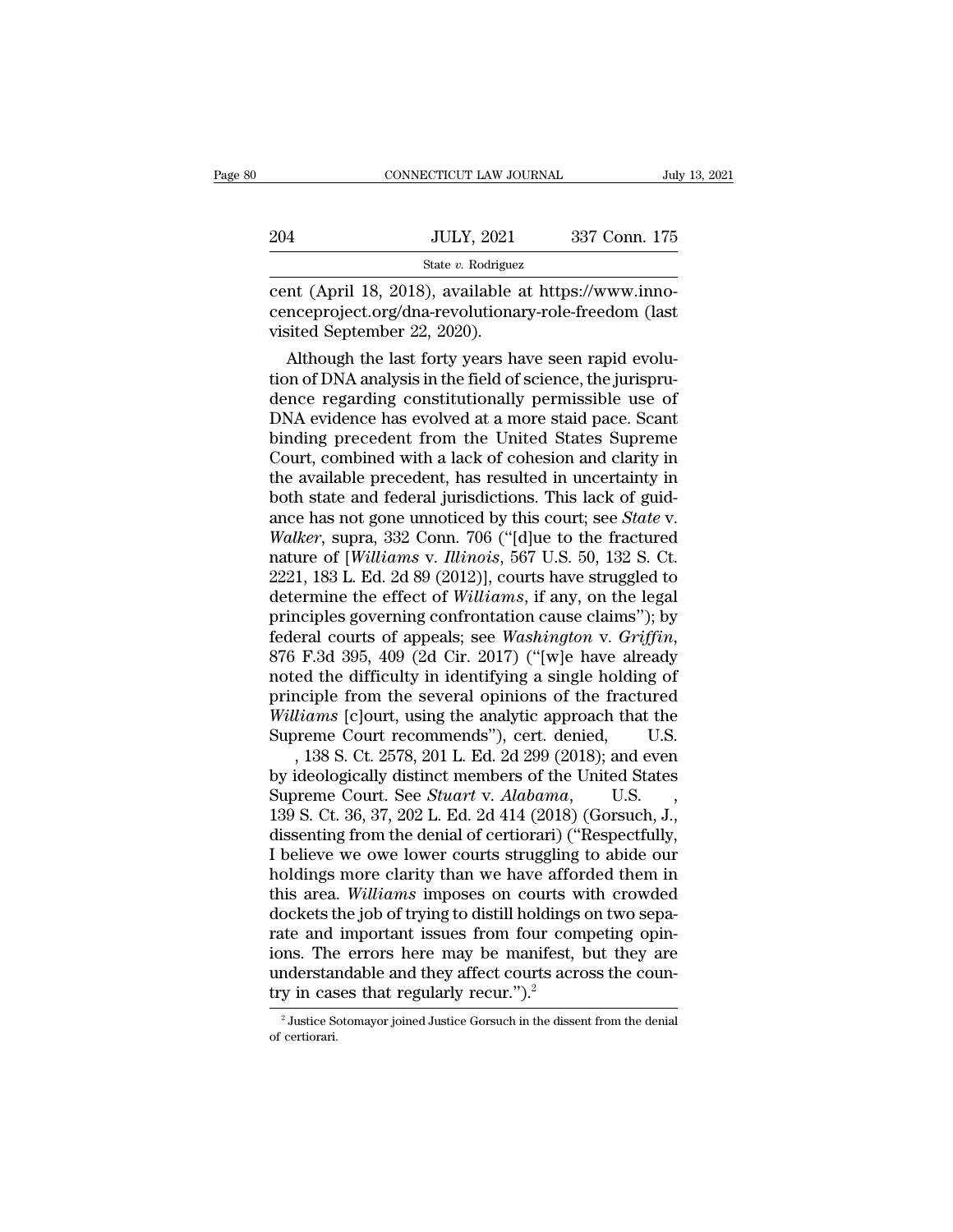cent (April 18, 2018), available at https://www.innocenceproject.org/dna-revolutionary-role-freedom (last visited September 22, 2020).

Although the last forty years have seen rapid evolution of DNA analysis in the field of science, the jurisprudence regarding constitutionally permissible use of DNA evidence has evolved at a more staid pace. Scant binding precedent from the United States Supreme Court, combined with a lack of cohesion and clarity in the available precedent, has resulted in uncertainty in both state and federal jurisdictions. This lack of guidance has not gone unnoticed by this court; see *State* v. *Walker*, supra, 332 Conn. 706 ("[d]ue to the fractured nature of [*Williams* v. *Illinois*, 567 U.S. 50, 132 S. Ct. 2221, 183 L. Ed. 2d 89 (2012)], courts have struggled to determine the effect of *Williams*, if any, on the legal principles governing confrontation cause claims"); by federal courts of appeals; see *Washington* v. *Griffin*, 876 F.3d 395, 409 (2d Cir. 2017) ("[w]e have already noted the difficulty in identifying a single holding of principle from the several opinions of the fractured *Williams* [c]ourt, using the analytic approach that the Supreme Court recommends"), cert. denied, U.S. , 138 S. Ct. 2578, 201 L. Ed. 2d 299 (2018); and even by ideologically distinct members of the United States Supreme Court. See *Stuart* v. *Alabama*, U.S. , 139 S. Ct. 36, 37, 202 L. Ed. 2d 414 (2018) (Gorsuch, J., dissenting from the denial of certiorari) ("Respectfully, I believe we owe lower courts struggling to abide our holdings more clarity than we have afforded them in this area. *Williams* imposes on courts with crowded dockets the job of trying to distill holdings on two separate and important issues from four competing opinions. The errors here may be manifest, but they are understandable and they affect courts across the country in cases that regularly recur.").[2]

[2] Justice Sotomayor joined Justice Gorsuch in the dissent from the denial of certiorari.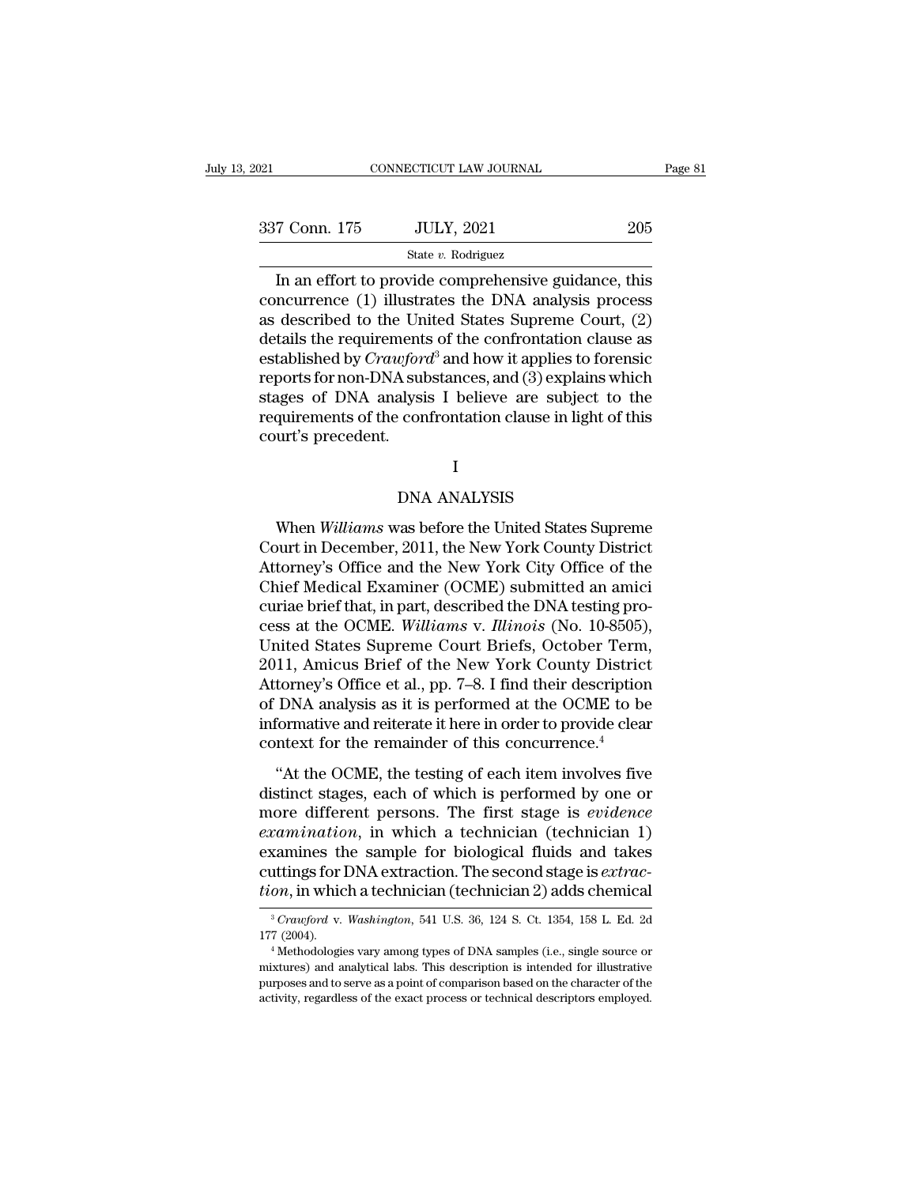In an effort to provide comprehensive guidance, this concurrence (1) illustrates the DNA analysis process as described to the United States Supreme Court, (2) details the requirements of the confrontation clause as established by *Crawford*[3] and how it applies to forensic reports for non-DNA substances, and (3) explains which stages of DNA analysis I believe are subject to the requirements of the confrontation clause in light of this court's precedent.

# I

## DNA ANALYSIS

When *Williams* was before the United States Supreme Court in December, 2011, the New York County District Attorney's Office and the New York City Office of the Chief Medical Examiner (OCME) submitted an amici curiae brief that, in part, described the DNA testing process at the OCME. *Williams* v. *Illinois* (No. 10-8505), United States Supreme Court Briefs, October Term, 2011, Amicus Brief of the New York County District Attorney's Office et al., pp. 7–8. I find their description of DNA analysis as it is performed at the OCME to be informative and reiterate it here in order to provide clear context for the remainder of this concurrence.[4]

"At the OCME, the testing of each item involves five distinct stages, each of which is performed by one or more different persons. The first stage is *evidence examination*, in which a technician (technician 1) examines the sample for biological fluids and takes cuttings for DNA extraction. The second stage is *extraction*, in which a technician (technician 2) adds chemical

---

[3] *Crawford* v. *Washington*, 541 U.S. 36, 124 S. Ct. 1354, 158 L. Ed. 2d 177 (2004).

[4] Methodologies vary among types of DNA samples (i.e., single source or mixtures) and analytical labs. This description is intended for illustrative purposes and to serve as a point of comparison based on the character of the activity, regardless of the exact process or technical descriptors employed.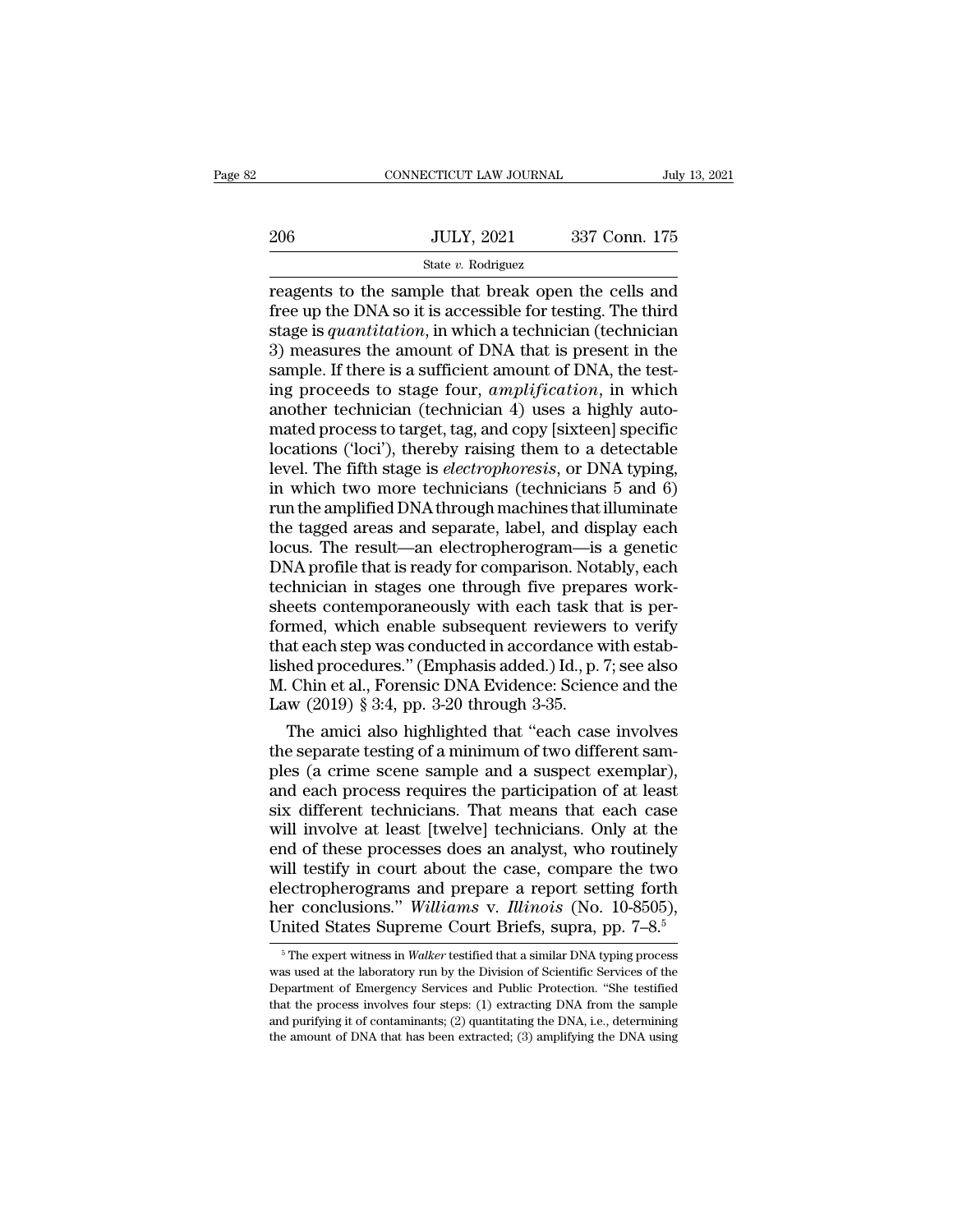reagents to the sample that break open the cells and free up the DNA so it is accessible for testing. The third stage is *quantitation*, in which a technician (technician 3) measures the amount of DNA that is present in the sample. If there is a sufficient amount of DNA, the testing proceeds to stage four, *amplification*, in which another technician (technician 4) uses a highly automated process to target, tag, and copy [sixteen] specific locations ('loci'), thereby raising them to a detectable level. The fifth stage is *electrophoresis*, or DNA typing, in which two more technicians (technicians 5 and 6) run the amplified DNA through machines that illuminate the tagged areas and separate, label, and display each locus. The result—an electropherogram—is a genetic DNA profile that is ready for comparison. Notably, each technician in stages one through five prepares worksheets contemporaneously with each task that is performed, which enable subsequent reviewers to verify that each step was conducted in accordance with established procedures." (Emphasis added.) Id., p. 7; see also M. Chin et al., Forensic DNA Evidence: Science and the Law (2019) § 3:4, pp. 3-20 through 3-35.

The amici also highlighted that "each case involves the separate testing of a minimum of two different samples (a crime scene sample and a suspect exemplar), and each process requires the participation of at least six different technicians. That means that each case will involve at least [twelve] technicians. Only at the end of these processes does an analyst, who routinely will testify in court about the case, compare the two electropherograms and prepare a report setting forth her conclusions." *Williams* v. *Illinois* (No. 10-8505), United States Supreme Court Briefs, supra, pp. 7–8.[5]

[5] The expert witness in *Walker* testified that a similar DNA typing process was used at the laboratory run by the Division of Scientific Services of the Department of Emergency Services and Public Protection. "She testified that the process involves four steps: (1) extracting DNA from the sample and purifying it of contaminants; (2) quantitating the DNA, i.e., determining the amount of DNA that has been extracted; (3) amplifying the DNA using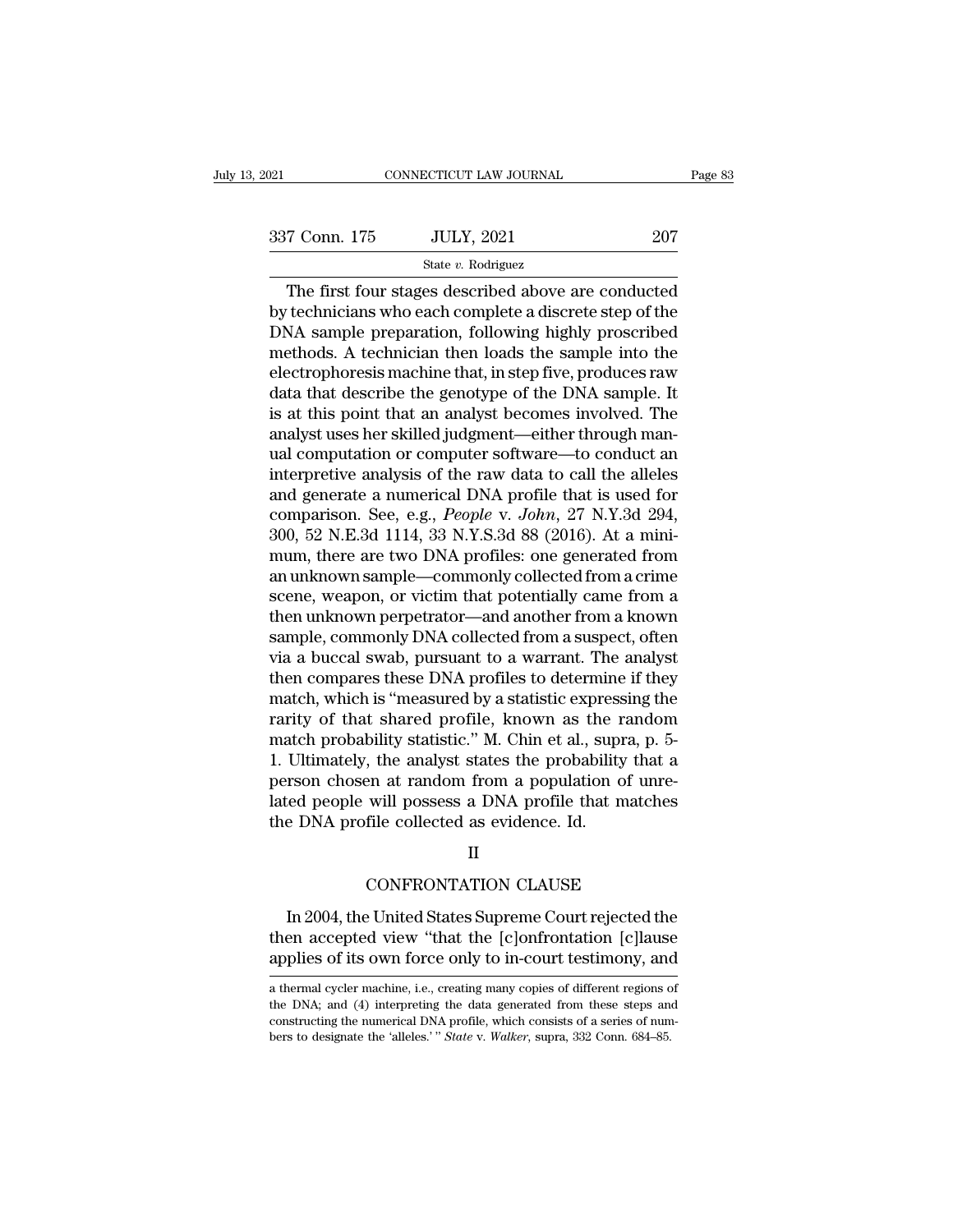The first four stages described above are conducted by technicians who each complete a discrete step of the DNA sample preparation, following highly proscribed methods. A technician then loads the sample into the electrophoresis machine that, in step five, produces raw data that describe the genotype of the DNA sample. It is at this point that an analyst becomes involved. The analyst uses her skilled judgment—either through manual computation or computer software—to conduct an interpretive analysis of the raw data to call the alleles and generate a numerical DNA profile that is used for comparison. See, e.g., *People* v. *John*, 27 N.Y.3d 294, 300, 52 N.E.3d 1114, 33 N.Y.S.3d 88 (2016). At a minimum, there are two DNA profiles: one generated from an unknown sample—commonly collected from a crime scene, weapon, or victim that potentially came from a then unknown perpetrator—and another from a known sample, commonly DNA collected from a suspect, often via a buccal swab, pursuant to a warrant. The analyst then compares these DNA profiles to determine if they match, which is "measured by a statistic expressing the rarity of that shared profile, known as the random match probability statistic." M. Chin et al., supra, p. 5-1. Ultimately, the analyst states the probability that a person chosen at random from a population of unrelated people will possess a DNA profile that matches the DNA profile collected as evidence. Id.

## II

## CONFRONTATION CLAUSE

In 2004, the United States Supreme Court rejected the then accepted view "that the [c]onfrontation [c]lause applies of its own force only to in-court testimony, and

---

a thermal cycler machine, i.e., creating many copies of different regions of the DNA; and (4) interpreting the data generated from these steps and constructing the numerical DNA profile, which consists of a series of numbers to designate the 'alleles.' " *State* v. *Walker*, supra, 332 Conn. 684–85.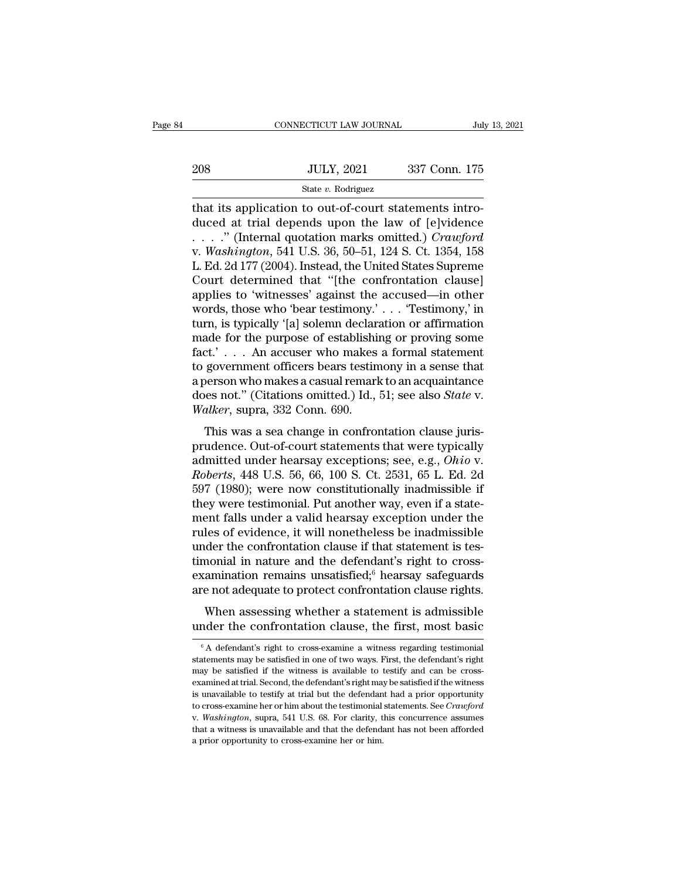that its application to out-of-court statements introduced at trial depends upon the law of [e]vidence . . . .'' (Internal quotation marks omitted.) *Crawford* v. *Washington*, 541 U.S. 36, 50–51, 124 S. Ct. 1354, 158 L. Ed. 2d 177 (2004). Instead, the United States Supreme Court determined that ''[the confrontation clause] applies to 'witnesses' against the accused—in other words, those who 'bear testimony.' . . . 'Testimony,' in turn, is typically '[a] solemn declaration or affirmation made for the purpose of establishing or proving some fact.' . . . An accuser who makes a formal statement to government officers bears testimony in a sense that a person who makes a casual remark to an acquaintance does not.'' (Citations omitted.) Id., 51; see also *State* v. *Walker*, supra, 332 Conn. 690.

This was a sea change in confrontation clause jurisprudence. Out-of-court statements that were typically admitted under hearsay exceptions; see, e.g., *Ohio* v. *Roberts*, 448 U.S. 56, 66, 100 S. Ct. 2531, 65 L. Ed. 2d 597 (1980); were now constitutionally inadmissible if they were testimonial. Put another way, even if a statement falls under a valid hearsay exception under the rules of evidence, it will nonetheless be inadmissible under the confrontation clause if that statement is testimonial in nature and the defendant's right to cross-examination remains unsatisfied;[6] hearsay safeguards are not adequate to protect confrontation clause rights.

When assessing whether a statement is admissible under the confrontation clause, the first, most basic

[6] A defendant's right to cross-examine a witness regarding testimonial statements may be satisfied in one of two ways. First, the defendant's right may be satisfied if the witness is available to testify and can be cross-examined at trial. Second, the defendant's right may be satisfied if the witness is unavailable to testify at trial but the defendant had a prior opportunity to cross-examine her or him about the testimonial statements. See *Crawford* v. *Washington*, supra, 541 U.S. 68. For clarity, this concurrence assumes that a witness is unavailable and that the defendant has not been afforded a prior opportunity to cross-examine her or him.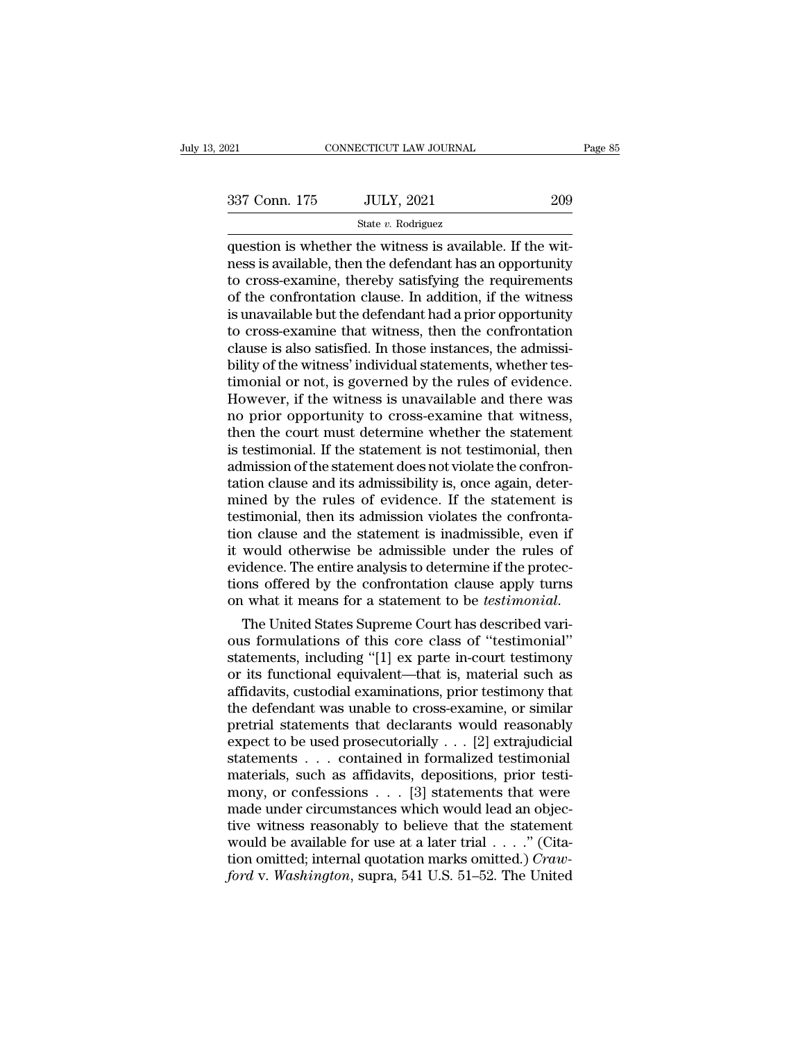question is whether the witness is available. If the witness is available, then the defendant has an opportunity to cross-examine, thereby satisfying the requirements of the confrontation clause. In addition, if the witness is unavailable but the defendant had a prior opportunity to cross-examine that witness, then the confrontation clause is also satisfied. In those instances, the admissibility of the witness' individual statements, whether testimonial or not, is governed by the rules of evidence. However, if the witness is unavailable and there was no prior opportunity to cross-examine that witness, then the court must determine whether the statement is testimonial. If the statement is not testimonial, then admission of the statement does not violate the confrontation clause and its admissibility is, once again, determined by the rules of evidence. If the statement is testimonial, then its admission violates the confrontation clause and the statement is inadmissible, even if it would otherwise be admissible under the rules of evidence. The entire analysis to determine if the protections offered by the confrontation clause apply turns on what it means for a statement to be *testimonial*.

The United States Supreme Court has described various formulations of this core class of "testimonial" statements, including "[1] ex parte in-court testimony or its functional equivalent—that is, material such as affidavits, custodial examinations, prior testimony that the defendant was unable to cross-examine, or similar pretrial statements that declarants would reasonably expect to be used prosecutorially . . . [2] extrajudicial statements . . . contained in formalized testimonial materials, such as affidavits, depositions, prior testimony, or confessions . . . [3] statements that were made under circumstances which would lead an objective witness reasonably to believe that the statement would be available for use at a later trial . . . ." (Citation omitted; internal quotation marks omitted.) *Crawford* v. *Washington*, supra, 541 U.S. 51–52. The United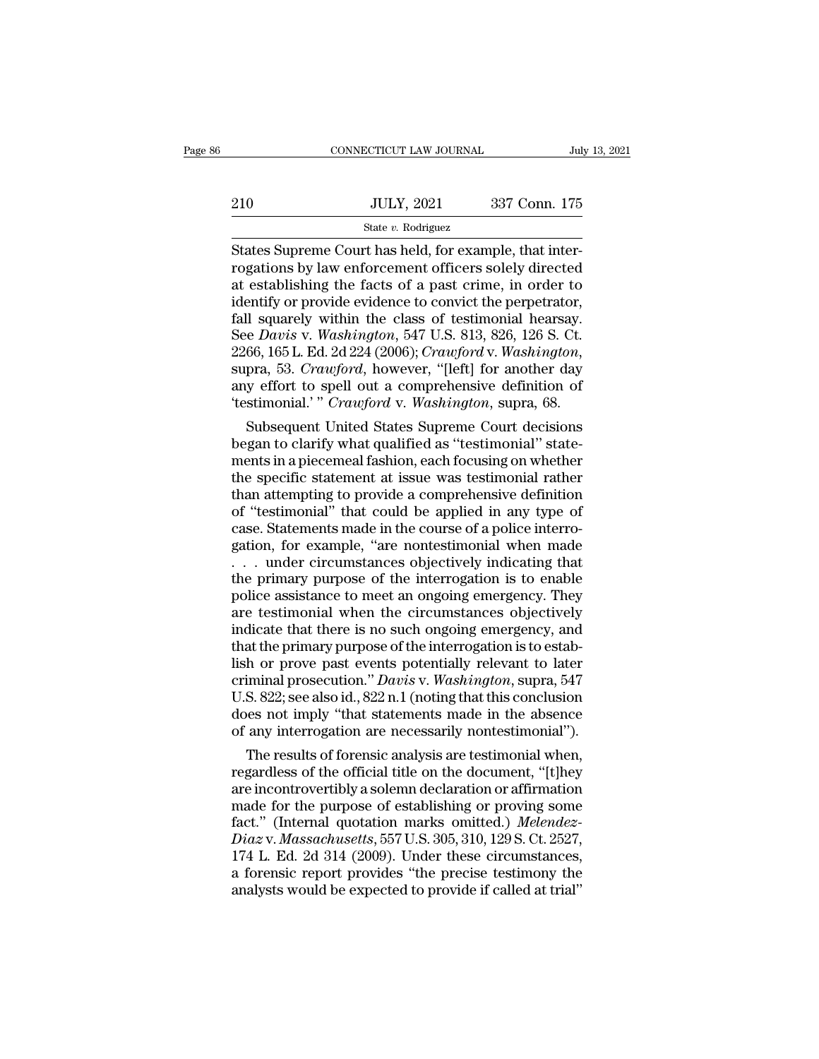States Supreme Court has held, for example, that interrogations by law enforcement officers solely directed at establishing the facts of a past crime, in order to identify or provide evidence to convict the perpetrator, fall squarely within the class of testimonial hearsay. See *Davis* v. *Washington*, 547 U.S. 813, 826, 126 S. Ct. 2266, 165 L. Ed. 2d 224 (2006); *Crawford* v. *Washington*, supra, 53. *Crawford*, however, ''[left] for another day any effort to spell out a comprehensive definition of 'testimonial.' '' *Crawford* v. *Washington*, supra, 68.

Subsequent United States Supreme Court decisions began to clarify what qualified as ''testimonial'' statements in a piecemeal fashion, each focusing on whether the specific statement at issue was testimonial rather than attempting to provide a comprehensive definition of ''testimonial'' that could be applied in any type of case. Statements made in the course of a police interrogation, for example, ''are nontestimonial when made . . . under circumstances objectively indicating that the primary purpose of the interrogation is to enable police assistance to meet an ongoing emergency. They are testimonial when the circumstances objectively indicate that there is no such ongoing emergency, and that the primary purpose of the interrogation is to establish or prove past events potentially relevant to later criminal prosecution.'' *Davis* v. *Washington*, supra, 547 U.S. 822; see also id., 822 n.1 (noting that this conclusion does not imply ''that statements made in the absence of any interrogation are necessarily nontestimonial'').

The results of forensic analysis are testimonial when, regardless of the official title on the document, ''[t]hey are incontrovertibly a solemn declaration or affirmation made for the purpose of establishing or proving some fact.'' (Internal quotation marks omitted.) *Melendez-Diaz* v. *Massachusetts*, 557 U.S. 305, 310, 129 S. Ct. 2527, 174 L. Ed. 2d 314 (2009). Under these circumstances, a forensic report provides ''the precise testimony the analysts would be expected to provide if called at trial''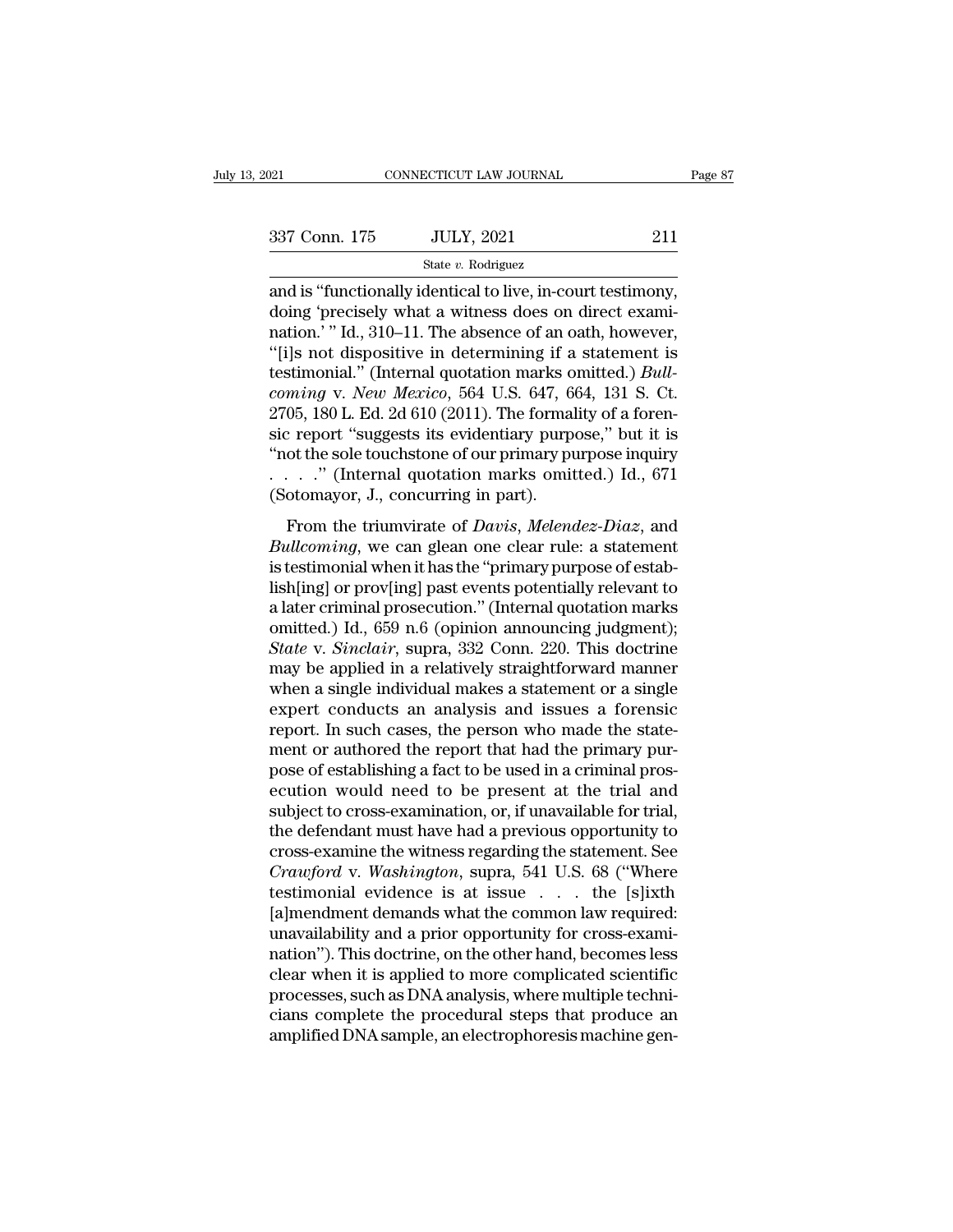and is "functionally identical to live, in-court testimony, doing 'precisely what a witness does on direct examination.' " Id., 310–11. The absence of an oath, however, "[i]s not dispositive in determining if a statement is testimonial." (Internal quotation marks omitted.) *Bullcoming* v. *New Mexico*, 564 U.S. 647, 664, 131 S. Ct. 2705, 180 L. Ed. 2d 610 (2011). The formality of a forensic report "suggests its evidentiary purpose," but it is "not the sole touchstone of our primary purpose inquiry . . . ." (Internal quotation marks omitted.) Id., 671 (Sotomayor, J., concurring in part).

From the triumvirate of *Davis*, *Melendez-Diaz*, and *Bullcoming*, we can glean one clear rule: a statement is testimonial when it has the "primary purpose of establish[ing] or prov[ing] past events potentially relevant to a later criminal prosecution." (Internal quotation marks omitted.) Id., 659 n.6 (opinion announcing judgment); *State* v. *Sinclair*, supra, 332 Conn. 220. This doctrine may be applied in a relatively straightforward manner when a single individual makes a statement or a single expert conducts an analysis and issues a forensic report. In such cases, the person who made the statement or authored the report that had the primary purpose of establishing a fact to be used in a criminal prosecution would need to be present at the trial and subject to cross-examination, or, if unavailable for trial, the defendant must have had a previous opportunity to cross-examine the witness regarding the statement. See *Crawford* v. *Washington*, supra, 541 U.S. 68 ("Where testimonial evidence is at issue . . . the [s]ixth [a]mendment demands what the common law required: unavailability and a prior opportunity for cross-examination"). This doctrine, on the other hand, becomes less clear when it is applied to more complicated scientific processes, such as DNA analysis, where multiple technicians complete the procedural steps that produce an amplified DNA sample, an electrophoresis machine gen-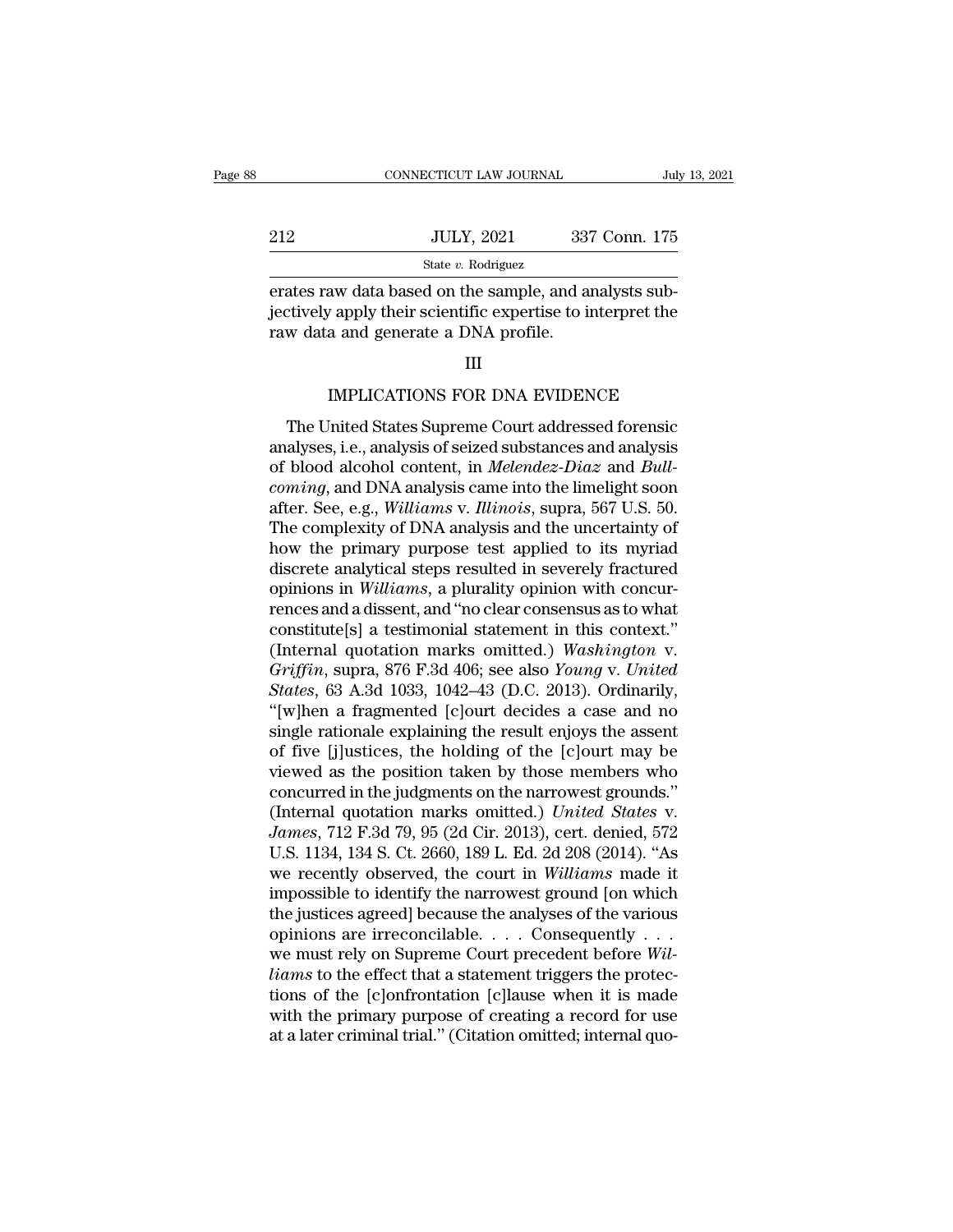erates raw data based on the sample, and analysts subjectively apply their scientific expertise to interpret the raw data and generate a DNA profile.

### III

### IMPLICATIONS FOR DNA EVIDENCE

The United States Supreme Court addressed forensic analyses, i.e., analysis of seized substances and analysis of blood alcohol content, in *Melendez-Diaz* and *Bullcoming*, and DNA analysis came into the limelight soon after. See, e.g., *Williams* v. *Illinois*, supra, 567 U.S. 50. The complexity of DNA analysis and the uncertainty of how the primary purpose test applied to its myriad discrete analytical steps resulted in severely fractured opinions in *Williams*, a plurality opinion with concurrences and a dissent, and "no clear consensus as to what constitute[s] a testimonial statement in this context." (Internal quotation marks omitted.) *Washington* v. *Griffin*, supra, 876 F.3d 406; see also *Young* v. *United States*, 63 A.3d 1033, 1042–43 (D.C. 2013). Ordinarily, "[w]hen a fragmented [c]ourt decides a case and no single rationale explaining the result enjoys the assent of five [j]ustices, the holding of the [c]ourt may be viewed as the position taken by those members who concurred in the judgments on the narrowest grounds." (Internal quotation marks omitted.) *United States* v. *James*, 712 F.3d 79, 95 (2d Cir. 2013), cert. denied, 572 U.S. 1134, 134 S. Ct. 2660, 189 L. Ed. 2d 208 (2014). "As we recently observed, the court in *Williams* made it impossible to identify the narrowest ground [on which the justices agreed] because the analyses of the various opinions are irreconcilable. . . . Consequently . . . we must rely on Supreme Court precedent before *Williams* to the effect that a statement triggers the protections of the [c]onfrontation [c]lause when it is made with the primary purpose of creating a record for use at a later criminal trial." (Citation omitted; internal quo-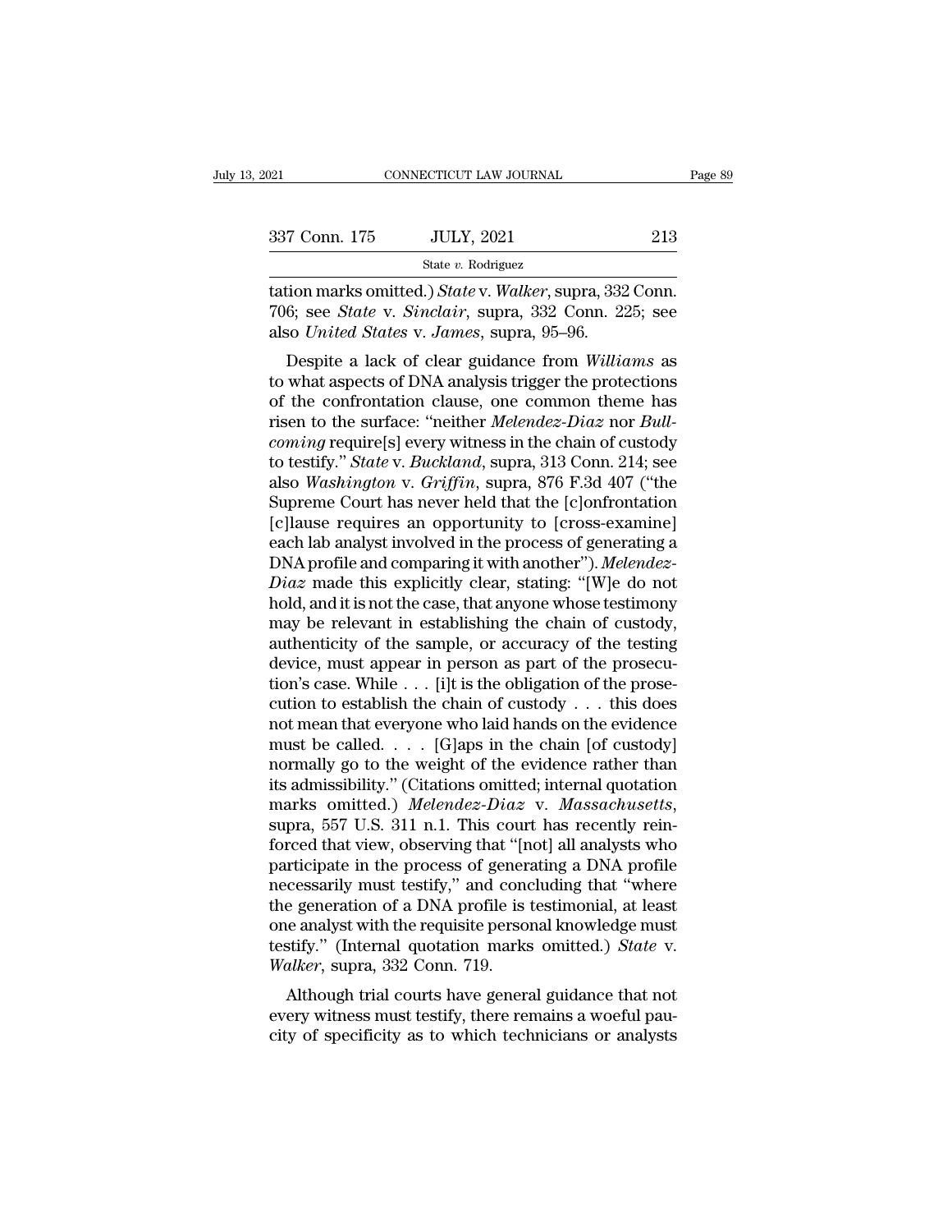tation marks omitted.) *State* v. *Walker*, supra, 332 Conn. 706; see *State* v. *Sinclair*, supra, 332 Conn. 225; see also *United States* v. *James*, supra, 95–96.

Despite a lack of clear guidance from *Williams* as to what aspects of DNA analysis trigger the protections of the confrontation clause, one common theme has risen to the surface: "neither *Melendez-Diaz* nor *Bullcoming* require[s] every witness in the chain of custody to testify." *State* v. *Buckland*, supra, 313 Conn. 214; see also *Washington* v. *Griffin*, supra, 876 F.3d 407 ("the Supreme Court has never held that the [c]onfrontation [c]lause requires an opportunity to [cross-examine] each lab analyst involved in the process of generating a DNA profile and comparing it with another"). *Melendez-Diaz* made this explicitly clear, stating: "[W]e do not hold, and it is not the case, that anyone whose testimony may be relevant in establishing the chain of custody, authenticity of the sample, or accuracy of the testing device, must appear in person as part of the prosecution's case. While . . . [i]t is the obligation of the prosecution to establish the chain of custody . . . this does not mean that everyone who laid hands on the evidence must be called. . . . [G]aps in the chain [of custody] normally go to the weight of the evidence rather than its admissibility." (Citations omitted; internal quotation marks omitted.) *Melendez-Diaz* v. *Massachusetts*, supra, 557 U.S. 311 n.1. This court has recently reinforced that view, observing that "[not] all analysts who participate in the process of generating a DNA profile necessarily must testify," and concluding that "where the generation of a DNA profile is testimonial, at least one analyst with the requisite personal knowledge must testify." (Internal quotation marks omitted.) *State* v. *Walker*, supra, 332 Conn. 719.

Although trial courts have general guidance that not every witness must testify, there remains a woeful paucity of specificity as to which technicians or analysts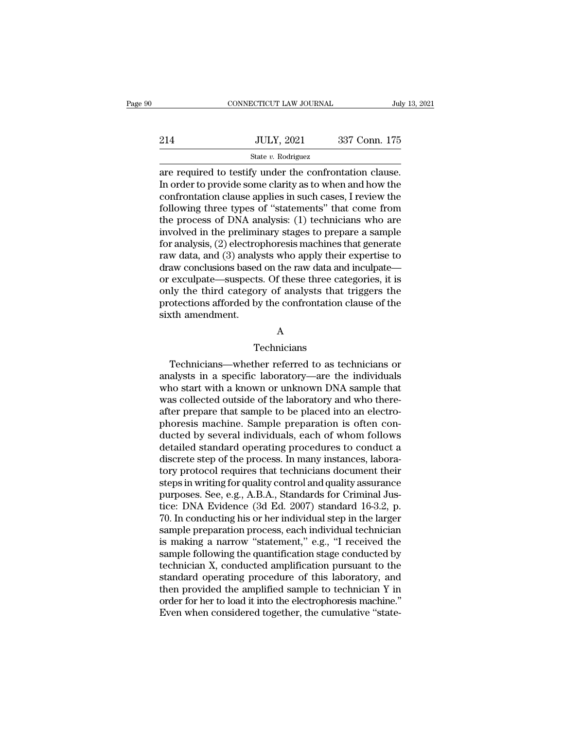are required to testify under the confrontation clause. In order to provide some clarity as to when and how the confrontation clause applies in such cases, I review the following three types of "statements" that come from the process of DNA analysis: (1) technicians who are involved in the preliminary stages to prepare a sample for analysis, (2) electrophoresis machines that generate raw data, and (3) analysts who apply their expertise to draw conclusions based on the raw data and inculpate—or exculpate—suspects. Of these three categories, it is only the third category of analysts that triggers the protections afforded by the confrontation clause of the sixth amendment.

A

Technicians

Technicians—whether referred to as technicians or analysts in a specific laboratory—are the individuals who start with a known or unknown DNA sample that was collected outside of the laboratory and who thereafter prepare that sample to be placed into an electrophoresis machine. Sample preparation is often conducted by several individuals, each of whom follows detailed standard operating procedures to conduct a discrete step of the process. In many instances, laboratory protocol requires that technicians document their steps in writing for quality control and quality assurance purposes. See, e.g., A.B.A., Standards for Criminal Justice: DNA Evidence (3d Ed. 2007) standard 16-3.2, p. 70. In conducting his or her individual step in the larger sample preparation process, each individual technician is making a narrow "statement," e.g., "I received the sample following the quantification stage conducted by technician X, conducted amplification pursuant to the standard operating procedure of this laboratory, and then provided the amplified sample to technician Y in order for her to load it into the electrophoresis machine." Even when considered together, the cumulative "state-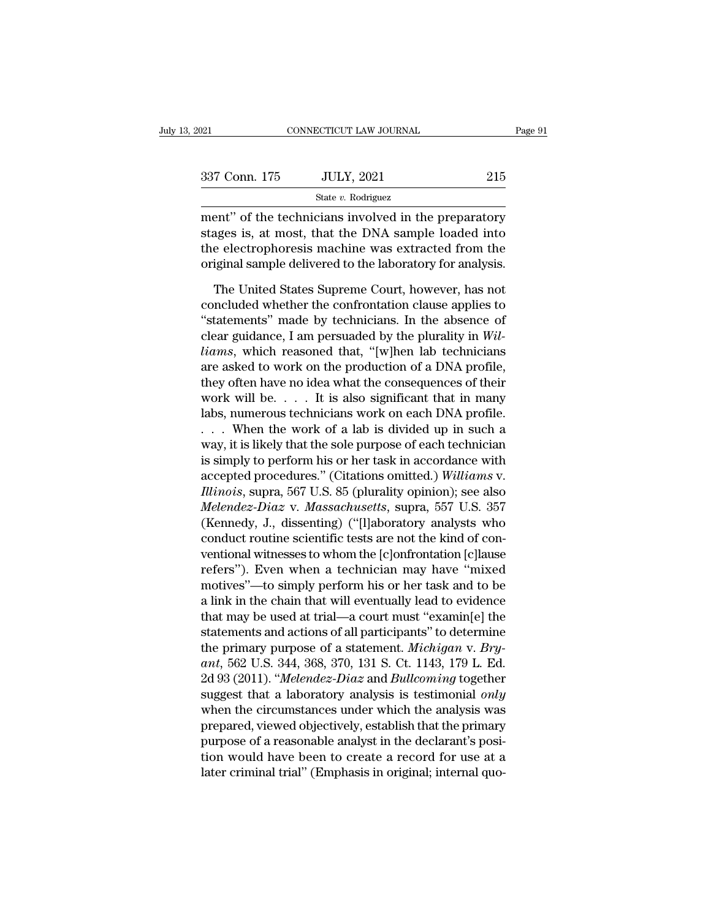ment" of the technicians involved in the preparatory stages is, at most, that the DNA sample loaded into the electrophoresis machine was extracted from the original sample delivered to the laboratory for analysis.

The United States Supreme Court, however, has not concluded whether the confrontation clause applies to "statements" made by technicians. In the absence of clear guidance, I am persuaded by the plurality in *Williams*, which reasoned that, "[w]hen lab technicians are asked to work on the production of a DNA profile, they often have no idea what the consequences of their work will be. . . . It is also significant that in many labs, numerous technicians work on each DNA profile. . . . When the work of a lab is divided up in such a way, it is likely that the sole purpose of each technician is simply to perform his or her task in accordance with accepted procedures." (Citations omitted.) *Williams* v. *Illinois*, supra, 567 U.S. 85 (plurality opinion); see also *Melendez-Diaz* v. *Massachusetts*, supra, 557 U.S. 357 (Kennedy, J., dissenting) ("[l]aboratory analysts who conduct routine scientific tests are not the kind of conventional witnesses to whom the [c]onfrontation [c]lause refers"). Even when a technician may have "mixed motives"—to simply perform his or her task and to be a link in the chain that will eventually lead to evidence that may be used at trial—a court must "examin[e] the statements and actions of all participants" to determine the primary purpose of a statement. *Michigan* v. *Bryant*, 562 U.S. 344, 368, 370, 131 S. Ct. 1143, 179 L. Ed. 2d 93 (2011). "*Melendez-Diaz* and *Bullcoming* together suggest that a laboratory analysis is testimonial *only* when the circumstances under which the analysis was prepared, viewed objectively, establish that the primary purpose of a reasonable analyst in the declarant's position would have been to create a record for use at a later criminal trial" (Emphasis in original; internal quo-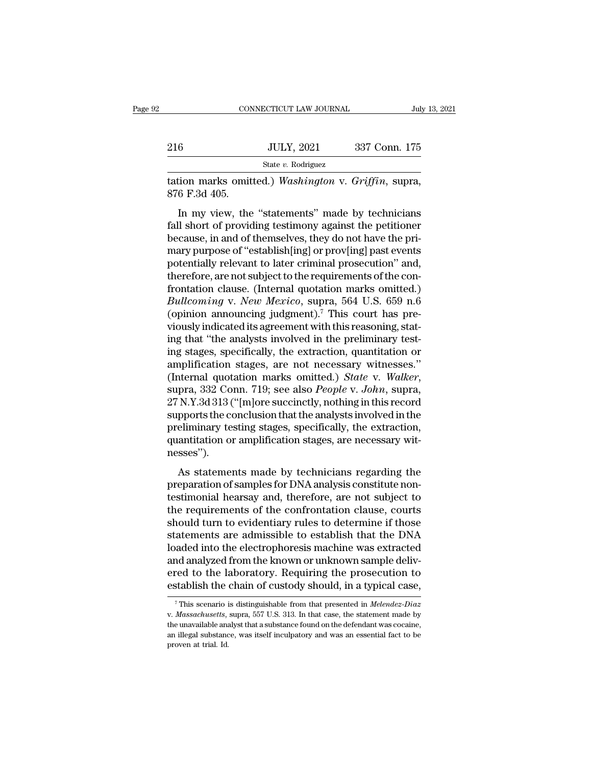tation marks omitted.) *Washington* v. *Griffin*, supra, 876 F.3d 405.

In my view, the "statements" made by technicians fall short of providing testimony against the petitioner because, in and of themselves, they do not have the primary purpose of "establish[ing] or prov[ing] past events potentially relevant to later criminal prosecution" and, therefore, are not subject to the requirements of the confrontation clause. (Internal quotation marks omitted.) *Bullcoming* v. *New Mexico*, supra, 564 U.S. 659 n.6 (opinion announcing judgment).[7] This court has previously indicated its agreement with this reasoning, stating that "the analysts involved in the preliminary testing stages, specifically, the extraction, quantitation or amplification stages, are not necessary witnesses." (Internal quotation marks omitted.) *State* v. *Walker*, supra, 332 Conn. 719; see also *People* v. *John*, supra, 27 N.Y.3d 313 ("[m]ore succinctly, nothing in this record supports the conclusion that the analysts involved in the preliminary testing stages, specifically, the extraction, quantitation or amplification stages, are necessary witnesses").

As statements made by technicians regarding the preparation of samples for DNA analysis constitute nontestimonial hearsay and, therefore, are not subject to the requirements of the confrontation clause, courts should turn to evidentiary rules to determine if those statements are admissible to establish that the DNA loaded into the electrophoresis machine was extracted and analyzed from the known or unknown sample delivered to the laboratory. Requiring the prosecution to establish the chain of custody should, in a typical case,

[7] This scenario is distinguishable from that presented in *Melendez-Diaz* v. *Massachusetts*, supra, 557 U.S. 313. In that case, the statement made by the unavailable analyst that a substance found on the defendant was cocaine, an illegal substance, was itself inculpatory and was an essential fact to be proven at trial. Id.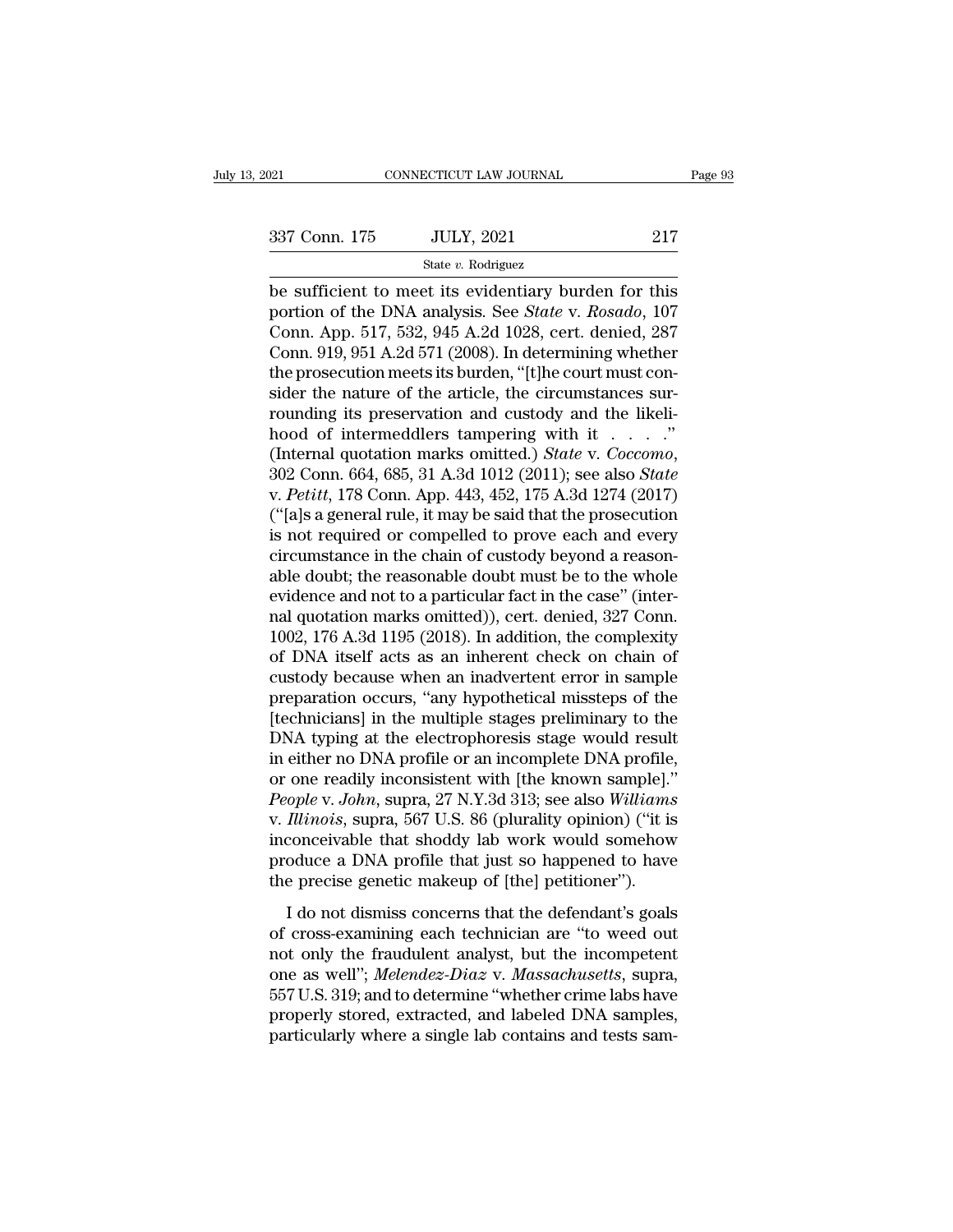be sufficient to meet its evidentiary burden for this portion of the DNA analysis. See *State* v. *Rosado*, 107 Conn. App. 517, 532, 945 A.2d 1028, cert. denied, 287 Conn. 919, 951 A.2d 571 (2008). In determining whether the prosecution meets its burden, "[t]he court must consider the nature of the article, the circumstances surrounding its preservation and custody and the likelihood of intermeddlers tampering with it . . . ." (Internal quotation marks omitted.) *State* v. *Coccomo*, 302 Conn. 664, 685, 31 A.3d 1012 (2011); see also *State* v. *Petitt*, 178 Conn. App. 443, 452, 175 A.3d 1274 (2017) ("[a]s a general rule, it may be said that the prosecution is not required or compelled to prove each and every circumstance in the chain of custody beyond a reasonable doubt; the reasonable doubt must be to the whole evidence and not to a particular fact in the case" (internal quotation marks omitted)), cert. denied, 327 Conn. 1002, 176 A.3d 1195 (2018). In addition, the complexity of DNA itself acts as an inherent check on chain of custody because when an inadvertent error in sample preparation occurs, "any hypothetical missteps of the [technicians] in the multiple stages preliminary to the DNA typing at the electrophoresis stage would result in either no DNA profile or an incomplete DNA profile, or one readily inconsistent with [the known sample]." *People* v. *John*, supra, 27 N.Y.3d 313; see also *Williams* v. *Illinois*, supra, 567 U.S. 86 (plurality opinion) ("it is inconceivable that shoddy lab work would somehow produce a DNA profile that just so happened to have the precise genetic makeup of [the] petitioner").

I do not dismiss concerns that the defendant's goals of cross-examining each technician are "to weed out not only the fraudulent analyst, but the incompetent one as well"; *Melendez-Diaz* v. *Massachusetts*, supra, 557 U.S. 319; and to determine "whether crime labs have properly stored, extracted, and labeled DNA samples, particularly where a single lab contains and tests sam-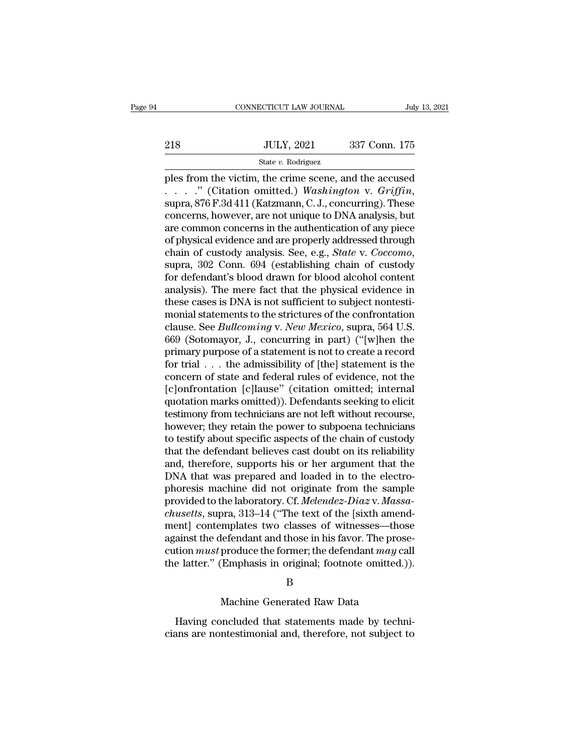ples from the victim, the crime scene, and the accused . . . .'' (Citation omitted.) *Washington* v. *Griffin*, supra, 876 F.3d 411 (Katzmann, C. J., concurring). These concerns, however, are not unique to DNA analysis, but are common concerns in the authentication of any piece of physical evidence and are properly addressed through chain of custody analysis. See, e.g., *State* v. *Coccomo*, supra, 302 Conn. 694 (establishing chain of custody for defendant's blood drawn for blood alcohol content analysis). The mere fact that the physical evidence in these cases is DNA is not sufficient to subject nontestimonial statements to the strictures of the confrontation clause. See *Bullcoming* v. *New Mexico*, supra, 564 U.S. 669 (Sotomayor, J., concurring in part) (''[w]hen the primary purpose of a statement is not to create a record for trial . . . the admissibility of [the] statement is the concern of state and federal rules of evidence, not the [c]onfrontation [c]lause'' (citation omitted; internal quotation marks omitted)). Defendants seeking to elicit testimony from technicians are not left without recourse, however; they retain the power to subpoena technicians to testify about specific aspects of the chain of custody that the defendant believes cast doubt on its reliability and, therefore, supports his or her argument that the DNA that was prepared and loaded in to the electrophoresis machine did not originate from the sample provided to the laboratory. Cf. *Melendez-Diaz* v. *Massachusetts*, supra, 313–14 (''The text of the [sixth amendment] contemplates two classes of witnesses—those against the defendant and those in his favor. The prosecution *must* produce the former; the defendant *may* call the latter.'' (Emphasis in original; footnote omitted.)).

## B

## Machine Generated Raw Data

Having concluded that statements made by technicians are nontestimonial and, therefore, not subject to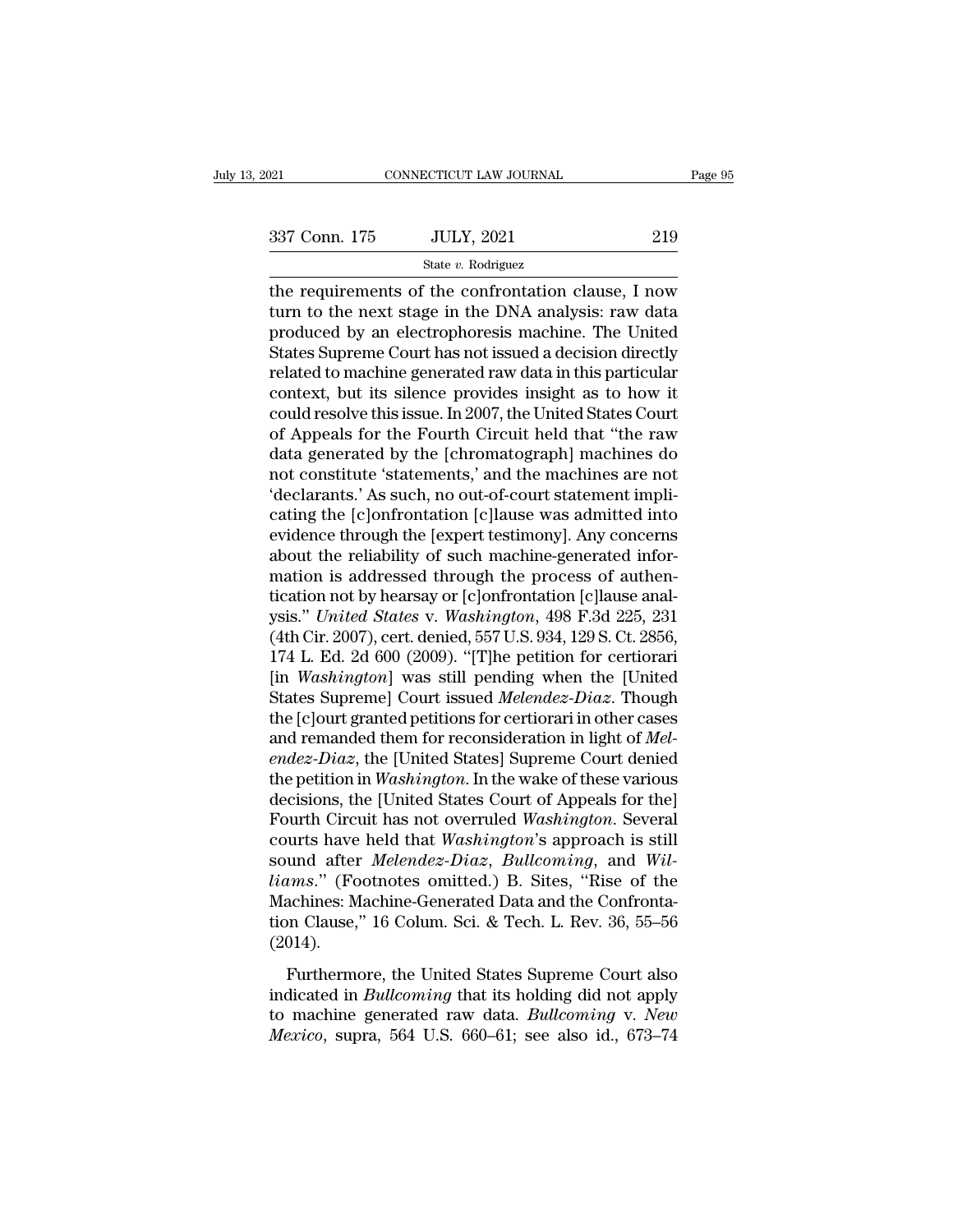the requirements of the confrontation clause, I now turn to the next stage in the DNA analysis: raw data produced by an electrophoresis machine. The United States Supreme Court has not issued a decision directly related to machine generated raw data in this particular context, but its silence provides insight as to how it could resolve this issue. In 2007, the United States Court of Appeals for the Fourth Circuit held that "the raw data generated by the [chromatograph] machines do not constitute 'statements,' and the machines are not 'declarants.' As such, no out-of-court statement implicating the [c]onfrontation [c]lause was admitted into evidence through the [expert testimony]. Any concerns about the reliability of such machine-generated information is addressed through the process of authentication not by hearsay or [c]onfrontation [c]lause analysis." *United States* v. *Washington*, 498 F.3d 225, 231 (4th Cir. 2007), cert. denied, 557 U.S. 934, 129 S. Ct. 2856, 174 L. Ed. 2d 600 (2009). "[T]he petition for certiorari [in *Washington*] was still pending when the [United States Supreme] Court issued *Melendez-Diaz*. Though the [c]ourt granted petitions for certiorari in other cases and remanded them for reconsideration in light of *Melendez-Diaz*, the [United States] Supreme Court denied the petition in *Washington*. In the wake of these various decisions, the [United States Court of Appeals for the] Fourth Circuit has not overruled *Washington*. Several courts have held that *Washington*'s approach is still sound after *Melendez-Diaz*, *Bullcoming*, and *Williams*." (Footnotes omitted.) B. Sites, "Rise of the Machines: Machine-Generated Data and the Confrontation Clause," 16 Colum. Sci. & Tech. L. Rev. 36, 55–56 (2014).

Furthermore, the United States Supreme Court also indicated in *Bullcoming* that its holding did not apply to machine generated raw data. *Bullcoming* v. *New Mexico*, supra, 564 U.S. 660–61; see also id., 673–74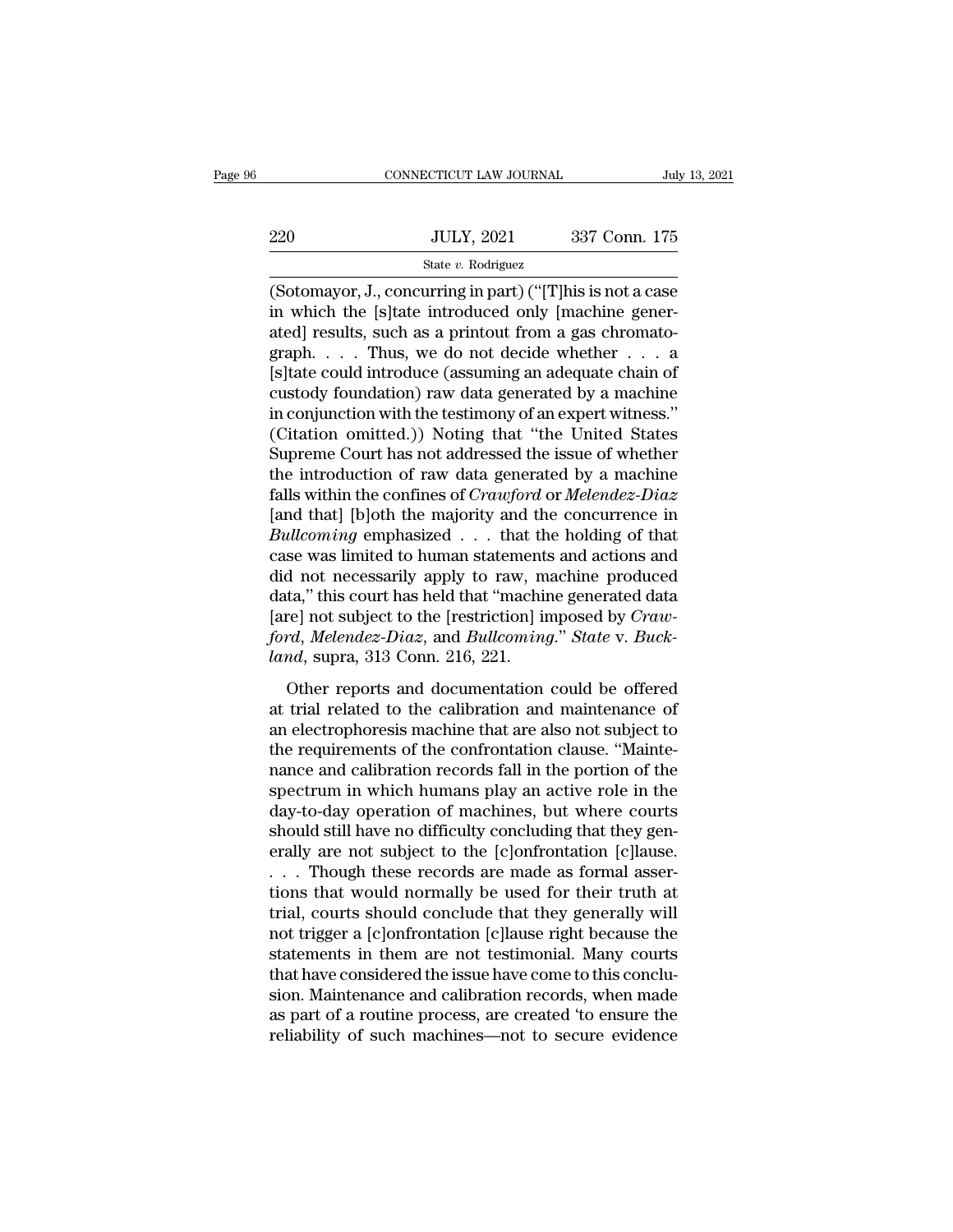(Sotomayor, J., concurring in part) ("[T]his is not a case in which the [s]tate introduced only [machine generated] results, such as a printout from a gas chromatograph. . . . Thus, we do not decide whether . . . a [s]tate could introduce (assuming an adequate chain of custody foundation) raw data generated by a machine in conjunction with the testimony of an expert witness." (Citation omitted.)) Noting that "the United States Supreme Court has not addressed the issue of whether the introduction of raw data generated by a machine falls within the confines of *Crawford* or *Melendez-Diaz* [and that] [b]oth the majority and the concurrence in *Bullcoming* emphasized . . . that the holding of that case was limited to human statements and actions and did not necessarily apply to raw, machine produced data," this court has held that "machine generated data [are] not subject to the [restriction] imposed by *Crawford*, *Melendez-Diaz*, and *Bullcoming*." *State* v. *Buckland*, supra, 313 Conn. 216, 221.

Other reports and documentation could be offered at trial related to the calibration and maintenance of an electrophoresis machine that are also not subject to the requirements of the confrontation clause. "Maintenance and calibration records fall in the portion of the spectrum in which humans play an active role in the day-to-day operation of machines, but where courts should still have no difficulty concluding that they generally are not subject to the [c]onfrontation [c]lause. . . . Though these records are made as formal assertions that would normally be used for their truth at trial, courts should conclude that they generally will not trigger a [c]onfrontation [c]lause right because the statements in them are not testimonial. Many courts that have considered the issue have come to this conclusion. Maintenance and calibration records, when made as part of a routine process, are created 'to ensure the reliability of such machines—not to secure evidence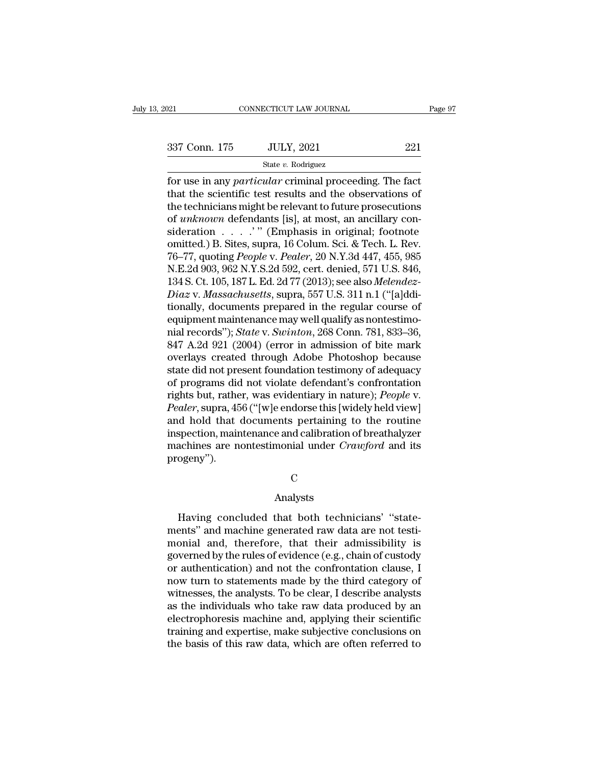for use in any *particular* criminal proceeding. The fact that the scientific test results and the observations of the technicians might be relevant to future prosecutions of *unknown* defendants [is], at most, an ancillary consideration . . . .' " (Emphasis in original; footnote omitted.) B. Sites, supra, 16 Colum. Sci. & Tech. L. Rev. 76–77, quoting *People* v. *Pealer*, 20 N.Y.3d 447, 455, 985 N.E.2d 903, 962 N.Y.S.2d 592, cert. denied, 571 U.S. 846, 134 S. Ct. 105, 187 L. Ed. 2d 77 (2013); see also *Melendez-Diaz* v. *Massachusetts*, supra, 557 U.S. 311 n.1 ("[a]dditionally, documents prepared in the regular course of equipment maintenance may well qualify as nontestimonial records"); *State* v. *Swinton*, 268 Conn. 781, 833–36, 847 A.2d 921 (2004) (error in admission of bite mark overlays created through Adobe Photoshop because state did not present foundation testimony of adequacy of programs did not violate defendant's confrontation rights but, rather, was evidentiary in nature); *People* v. *Pealer*, supra, 456 ("[w]e endorse this [widely held view] and hold that documents pertaining to the routine inspection, maintenance and calibration of breathalyzer machines are nontestimonial under *Crawford* and its progeny").

C

Analysts

Having concluded that both technicians' "statements" and machine generated raw data are not testimonial and, therefore, that their admissibility is governed by the rules of evidence (e.g., chain of custody or authentication) and not the confrontation clause, I now turn to statements made by the third category of witnesses, the analysts. To be clear, I describe analysts as the individuals who take raw data produced by an electrophoresis machine and, applying their scientific training and expertise, make subjective conclusions on the basis of this raw data, which are often referred to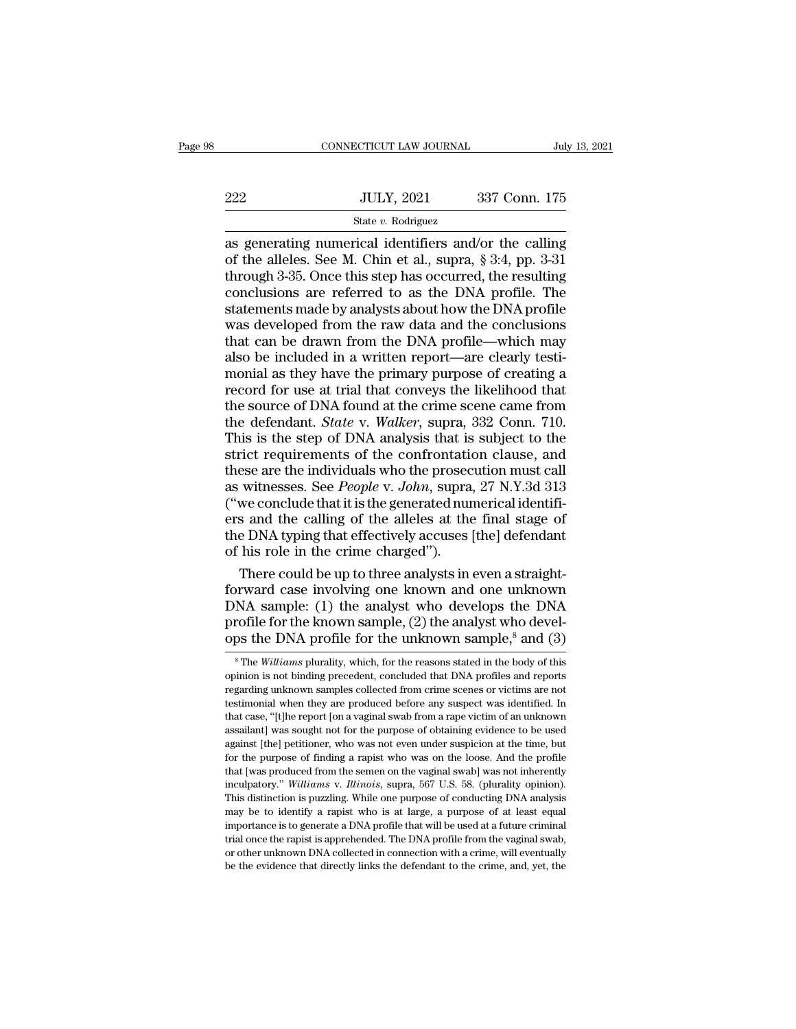as generating numerical identifiers and/or the calling of the alleles. See M. Chin et al., supra, § 3:4, pp. 3-31 through 3-35. Once this step has occurred, the resulting conclusions are referred to as the DNA profile. The statements made by analysts about how the DNA profile was developed from the raw data and the conclusions that can be drawn from the DNA profile—which may also be included in a written report—are clearly testimonial as they have the primary purpose of creating a record for use at trial that conveys the likelihood that the source of DNA found at the crime scene came from the defendant. *State* v. *Walker*, supra, 332 Conn. 710. This is the step of DNA analysis that is subject to the strict requirements of the confrontation clause, and these are the individuals who the prosecution must call as witnesses. See *People* v. *John*, supra, 27 N.Y.3d 313 ("we conclude that it is the generated numerical identifiers and the calling of the alleles at the final stage of the DNA typing that effectively accuses [the] defendant of his role in the crime charged").

There could be up to three analysts in even a straightforward case involving one known and one unknown DNA sample: (1) the analyst who develops the DNA profile for the known sample, (2) the analyst who develops the DNA profile for the unknown sample,[8] and (3)

[8] The *Williams* plurality, which, for the reasons stated in the body of this opinion is not binding precedent, concluded that DNA profiles and reports regarding unknown samples collected from crime scenes or victims are not testimonial when they are produced before any suspect was identified. In that case, "[t]he report [on a vaginal swab from a rape victim of an unknown assailant] was sought not for the purpose of obtaining evidence to be used against [the] petitioner, who was not even under suspicion at the time, but for the purpose of finding a rapist who was on the loose. And the profile that [was produced from the semen on the vaginal swab] was not inherently inculpatory." *Williams* v. *Illinois*, supra, 567 U.S. 58. (plurality opinion). This distinction is puzzling. While one purpose of conducting DNA analysis may be to identify a rapist who is at large, a purpose of at least equal importance is to generate a DNA profile that will be used at a future criminal trial once the rapist is apprehended. The DNA profile from the vaginal swab, or other unknown DNA collected in connection with a crime, will eventually be the evidence that directly links the defendant to the crime, and, yet, the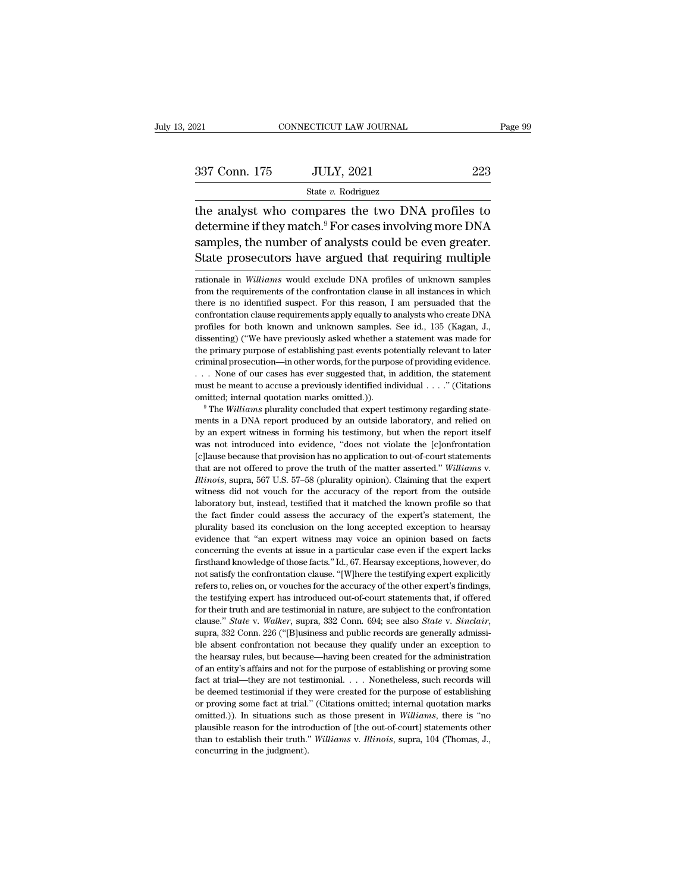the analyst who compares the two DNA profiles to determine if they match.[9] For cases involving more DNA samples, the number of analysts could be even greater. State prosecutors have argued that requiring multiple

rationale in *Williams* would exclude DNA profiles of unknown samples from the requirements of the confrontation clause in all instances in which there is no identified suspect. For this reason, I am persuaded that the confrontation clause requirements apply equally to analysts who create DNA profiles for both known and unknown samples. See id., 135 (Kagan, J., dissenting) ("We have previously asked whether a statement was made for the primary purpose of establishing past events potentially relevant to later criminal prosecution—in other words, for the purpose of providing evidence. . . . None of our cases has ever suggested that, in addition, the statement must be meant to accuse a previously identified individual . . . ." (Citations omitted; internal quotation marks omitted.)).

[9] The *Williams* plurality concluded that expert testimony regarding statements in a DNA report produced by an outside laboratory, and relied on by an expert witness in forming his testimony, but when the report itself was not introduced into evidence, "does not violate the [c]onfrontation [c]lause because that provision has no application to out-of-court statements that are not offered to prove the truth of the matter asserted." *Williams* v. *Illinois*, supra, 567 U.S. 57–58 (plurality opinion). Claiming that the expert witness did not vouch for the accuracy of the report from the outside laboratory but, instead, testified that it matched the known profile so that the fact finder could assess the accuracy of the expert's statement, the plurality based its conclusion on the long accepted exception to hearsay evidence that "an expert witness may voice an opinion based on facts concerning the events at issue in a particular case even if the expert lacks firsthand knowledge of those facts." Id., 67. Hearsay exceptions, however, do not satisfy the confrontation clause. "[W]here the testifying expert explicitly refers to, relies on, or vouches for the accuracy of the other expert's findings, the testifying expert has introduced out-of-court statements that, if offered for their truth and are testimonial in nature, are subject to the confrontation clause." *State* v. *Walker*, supra, 332 Conn. 694; see also *State* v. *Sinclair*, supra, 332 Conn. 226 ("[B]usiness and public records are generally admissible absent confrontation not because they qualify under an exception to the hearsay rules, but because—having been created for the administration of an entity's affairs and not for the purpose of establishing or proving some fact at trial—they are not testimonial. . . . Nonetheless, such records will be deemed testimonial if they were created for the purpose of establishing or proving some fact at trial." (Citations omitted; internal quotation marks omitted.)). In situations such as those present in *Williams*, there is "no plausible reason for the introduction of [the out-of-court] statements other than to establish their truth." *Williams* v. *Illinois*, supra, 104 (Thomas, J., concurring in the judgment).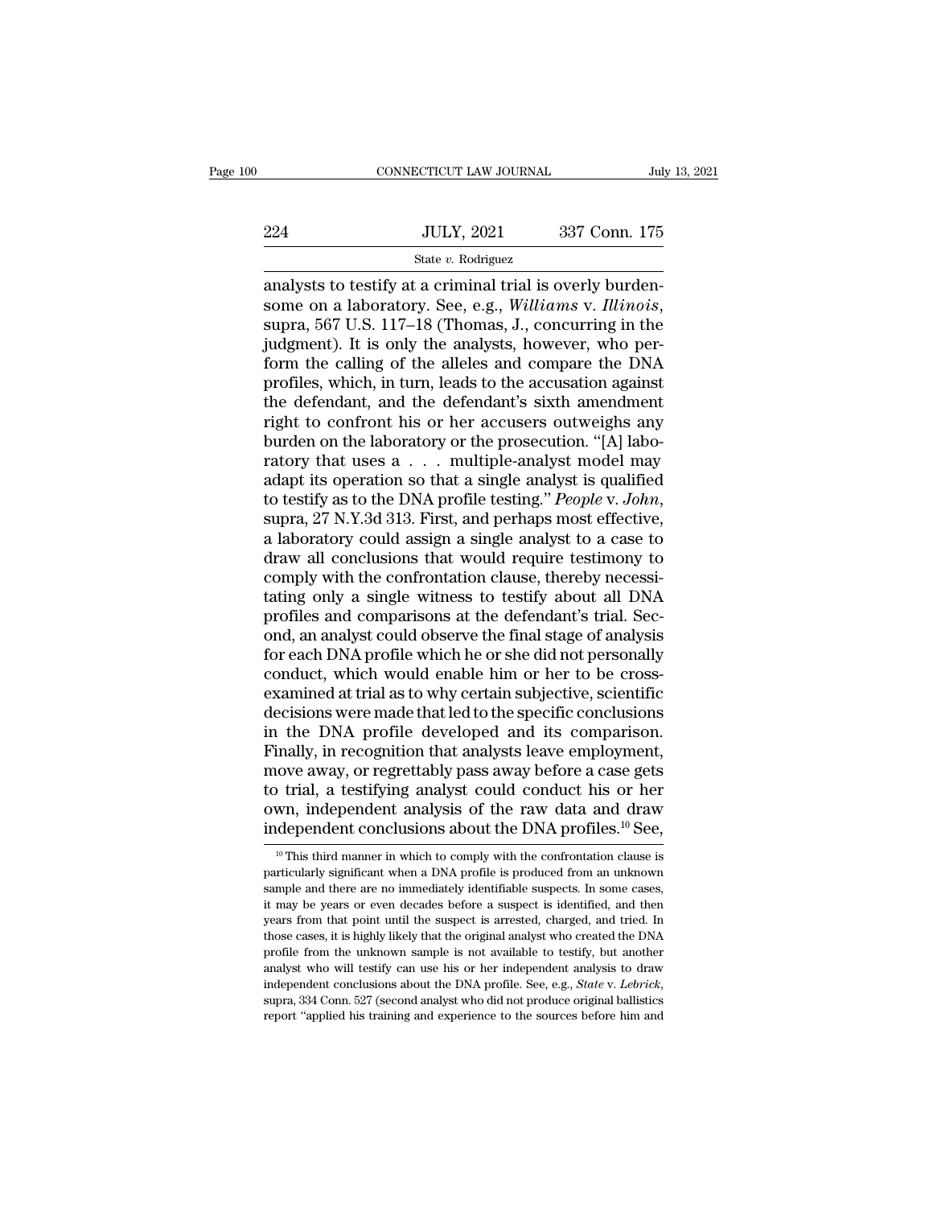analysts to testify at a criminal trial is overly burdensome on a laboratory. See, e.g., *Williams* v. *Illinois*, supra, 567 U.S. 117–18 (Thomas, J., concurring in the judgment). It is only the analysts, however, who perform the calling of the alleles and compare the DNA profiles, which, in turn, leads to the accusation against the defendant, and the defendant's sixth amendment right to confront his or her accusers outweighs any burden on the laboratory or the prosecution. "[A] laboratory that uses a . . . multiple-analyst model may adapt its operation so that a single analyst is qualified to testify as to the DNA profile testing." *People* v. *John*, supra, 27 N.Y.3d 313. First, and perhaps most effective, a laboratory could assign a single analyst to a case to draw all conclusions that would require testimony to comply with the confrontation clause, thereby necessitating only a single witness to testify about all DNA profiles and comparisons at the defendant's trial. Second, an analyst could observe the final stage of analysis for each DNA profile which he or she did not personally conduct, which would enable him or her to be cross-examined at trial as to why certain subjective, scientific decisions were made that led to the specific conclusions in the DNA profile developed and its comparison. Finally, in recognition that analysts leave employment, move away, or regrettably pass away before a case gets to trial, a testifying analyst could conduct his or her own, independent analysis of the raw data and draw independent conclusions about the DNA profiles.[10] See,

---

[10] This third manner in which to comply with the confrontation clause is particularly significant when a DNA profile is produced from an unknown sample and there are no immediately identifiable suspects. In some cases, it may be years or even decades before a suspect is identified, and then years from that point until the suspect is arrested, charged, and tried. In those cases, it is highly likely that the original analyst who created the DNA profile from the unknown sample is not available to testify, but another analyst who will testify can use his or her independent analysis to draw independent conclusions about the DNA profile. See, e.g., *State* v. *Lebrick*, supra, 334 Conn. 527 (second analyst who did not produce original ballistics report "applied his training and experience to the sources before him and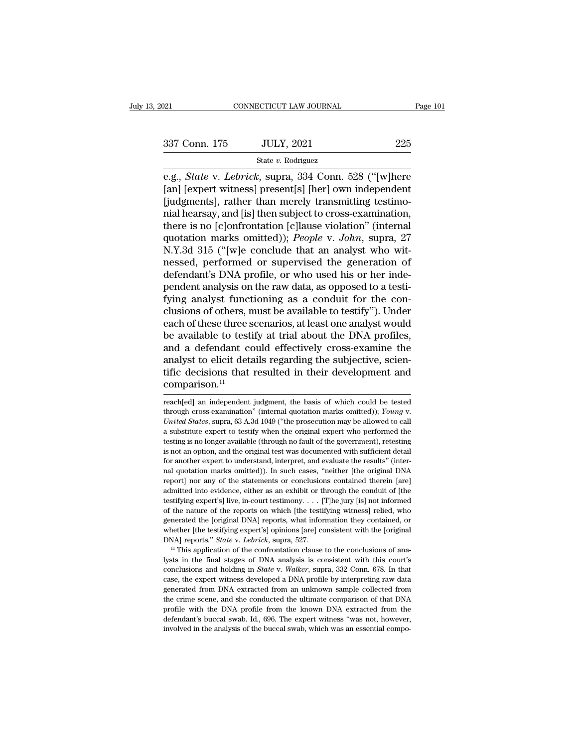e.g., *State* v. *Lebrick*, supra, 334 Conn. 528 ("[w]here [an] [expert witness] present[s] [her] own independent [judgments], rather than merely transmitting testimonial hearsay, and [is] then subject to cross-examination, there is no [c]onfrontation [c]lause violation" (internal quotation marks omitted)); *People* v. *John*, supra, 27 N.Y.3d 315 ("[w]e conclude that an analyst who witnessed, performed or supervised the generation of defendant's DNA profile, or who used his or her independent analysis on the raw data, as opposed to a testifying analyst functioning as a conduit for the conclusions of others, must be available to testify"). Under each of these three scenarios, at least one analyst would be available to testify at trial about the DNA profiles, and a defendant could effectively cross-examine the analyst to elicit details regarding the subjective, scientific decisions that resulted in their development and comparison.[11]

reach[ed] an independent judgment, the basis of which could be tested through cross-examination" (internal quotation marks omitted)); *Young* v. *United States*, supra, 63 A.3d 1049 ("the prosecution may be allowed to call a substitute expert to testify when the original expert who performed the testing is no longer available (through no fault of the government), retesting is not an option, and the original test was documented with sufficient detail for another expert to understand, interpret, and evaluate the results" (internal quotation marks omitted)). In such cases, "neither [the original DNA report] nor any of the statements or conclusions contained therein [are] admitted into evidence, either as an exhibit or through the conduit of [the testifying expert's] live, in-court testimony. . . . [T]he jury [is] not informed of the nature of the reports on which [the testifying witness] relied, who generated the [original DNA] reports, what information they contained, or whether [the testifying expert's] opinions [are] consistent with the [original DNA] reports." *State* v. *Lebrick*, supra, 527.

[11] This application of the confrontation clause to the conclusions of analysts in the final stages of DNA analysis is consistent with this court's conclusions and holding in *State* v. *Walker*, supra, 332 Conn. 678. In that case, the expert witness developed a DNA profile by interpreting raw data generated from DNA extracted from an unknown sample collected from the crime scene, and she conducted the ultimate comparison of that DNA profile with the DNA profile from the known DNA extracted from the defendant's buccal swab. Id., 696. The expert witness "was not, however, involved in the analysis of the buccal swab, which was an essential compo-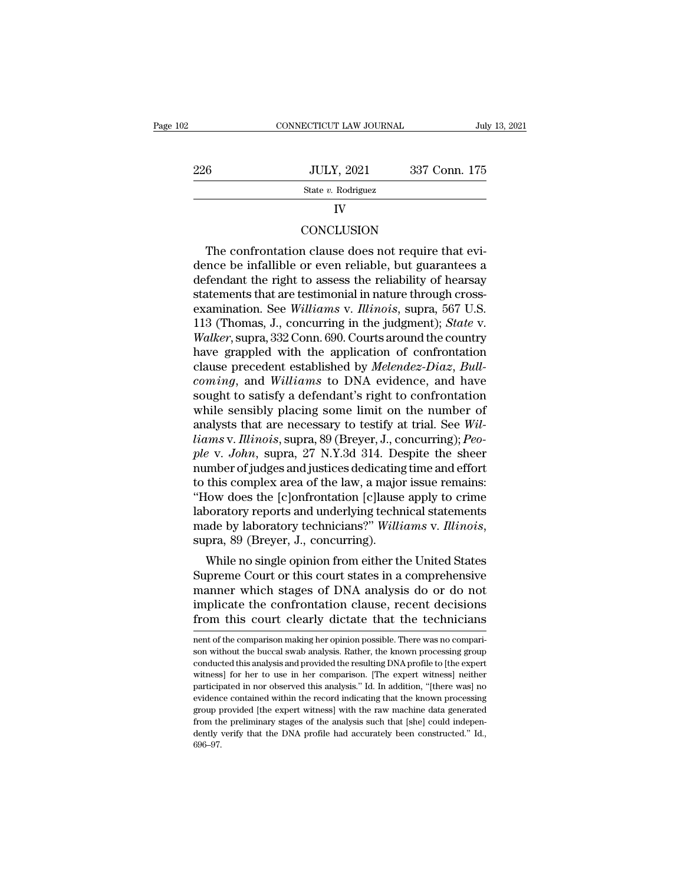## IV

## CONCLUSION

The confrontation clause does not require that evidence be infallible or even reliable, but guarantees a defendant the right to assess the reliability of hearsay statements that are testimonial in nature through cross-examination. See *Williams* v. *Illinois*, supra, 567 U.S. 113 (Thomas, J., concurring in the judgment); *State* v. *Walker*, supra, 332 Conn. 690. Courts around the country have grappled with the application of confrontation clause precedent established by *Melendez-Diaz*, *Bullcoming*, and *Williams* to DNA evidence, and have sought to satisfy a defendant's right to confrontation while sensibly placing some limit on the number of analysts that are necessary to testify at trial. See *Williams* v. *Illinois*, supra, 89 (Breyer, J., concurring); *People* v. *John*, supra, 27 N.Y.3d 314. Despite the sheer number of judges and justices dedicating time and effort to this complex area of the law, a major issue remains: "How does the [c]onfrontation [c]lause apply to crime laboratory reports and underlying technical statements made by laboratory technicians?" *Williams* v. *Illinois*, supra, 89 (Breyer, J., concurring).

While no single opinion from either the United States Supreme Court or this court states in a comprehensive manner which stages of DNA analysis do or do not implicate the confrontation clause, recent decisions from this court clearly dictate that the technicians

nent of the comparison making her opinion possible. There was no comparison without the buccal swab analysis. Rather, the known processing group conducted this analysis and provided the resulting DNA profile to [the expert witness] for her to use in her comparison. [The expert witness] neither participated in nor observed this analysis." Id. In addition, "[there was] no evidence contained within the record indicating that the known processing group provided [the expert witness] with the raw machine data generated from the preliminary stages of the analysis such that [she] could independently verify that the DNA profile had accurately been constructed." Id., 696–97.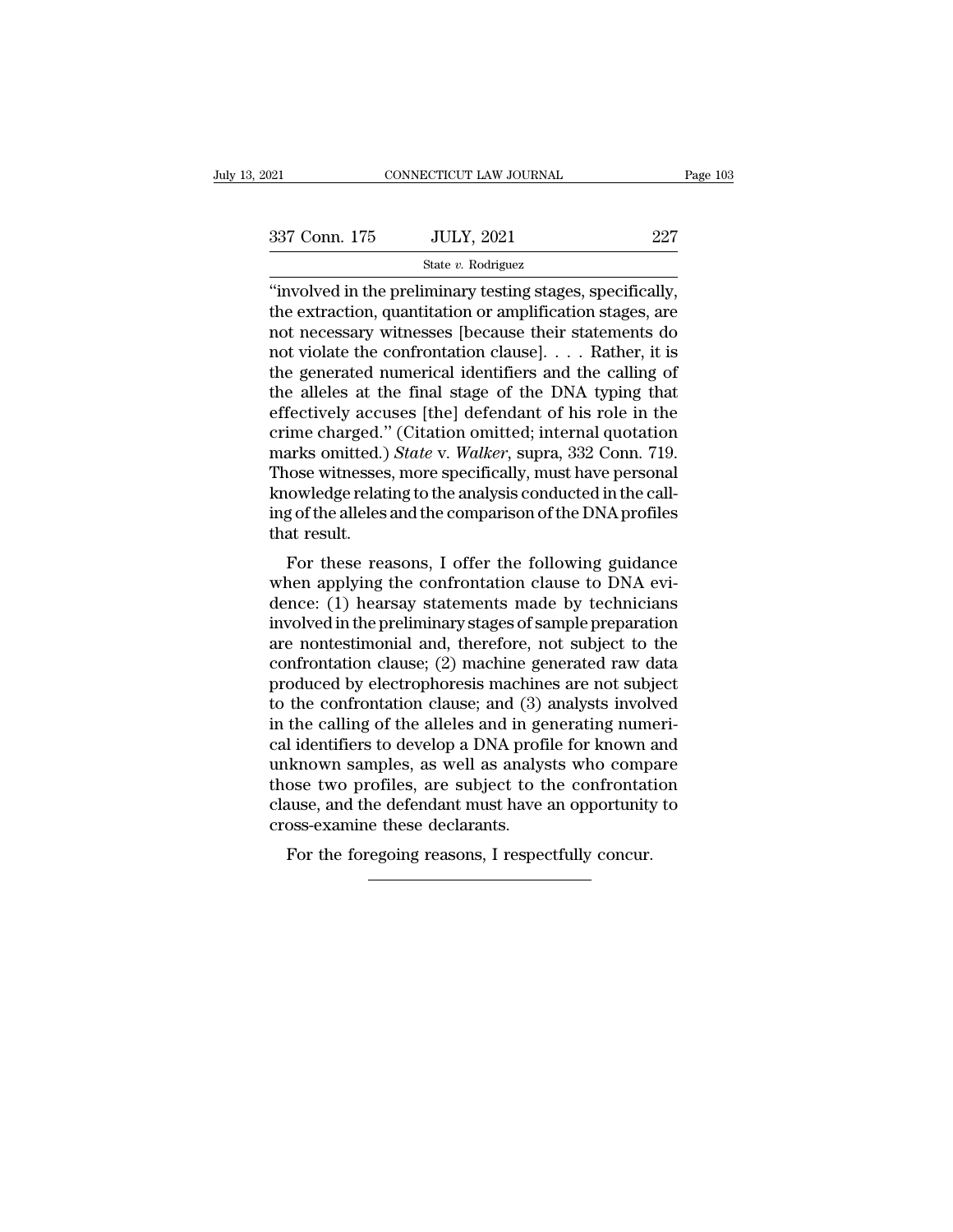"involved in the preliminary testing stages, specifically, the extraction, quantitation or amplification stages, are not necessary witnesses [because their statements do not violate the confrontation clause]. . . . Rather, it is the generated numerical identifiers and the calling of the alleles at the final stage of the DNA typing that effectively accuses [the] defendant of his role in the crime charged." (Citation omitted; internal quotation marks omitted.) *State* v. *Walker*, supra, 332 Conn. 719. Those witnesses, more specifically, must have personal knowledge relating to the analysis conducted in the calling of the alleles and the comparison of the DNA profiles that result.

For these reasons, I offer the following guidance when applying the confrontation clause to DNA evidence: (1) hearsay statements made by technicians involved in the preliminary stages of sample preparation are nontestimonial and, therefore, not subject to the confrontation clause; (2) machine generated raw data produced by electrophoresis machines are not subject to the confrontation clause; and (3) analysts involved in the calling of the alleles and in generating numerical identifiers to develop a DNA profile for known and unknown samples, as well as analysts who compare those two profiles, are subject to the confrontation clause, and the defendant must have an opportunity to cross-examine these declarants.

For the foregoing reasons, I respectfully concur.